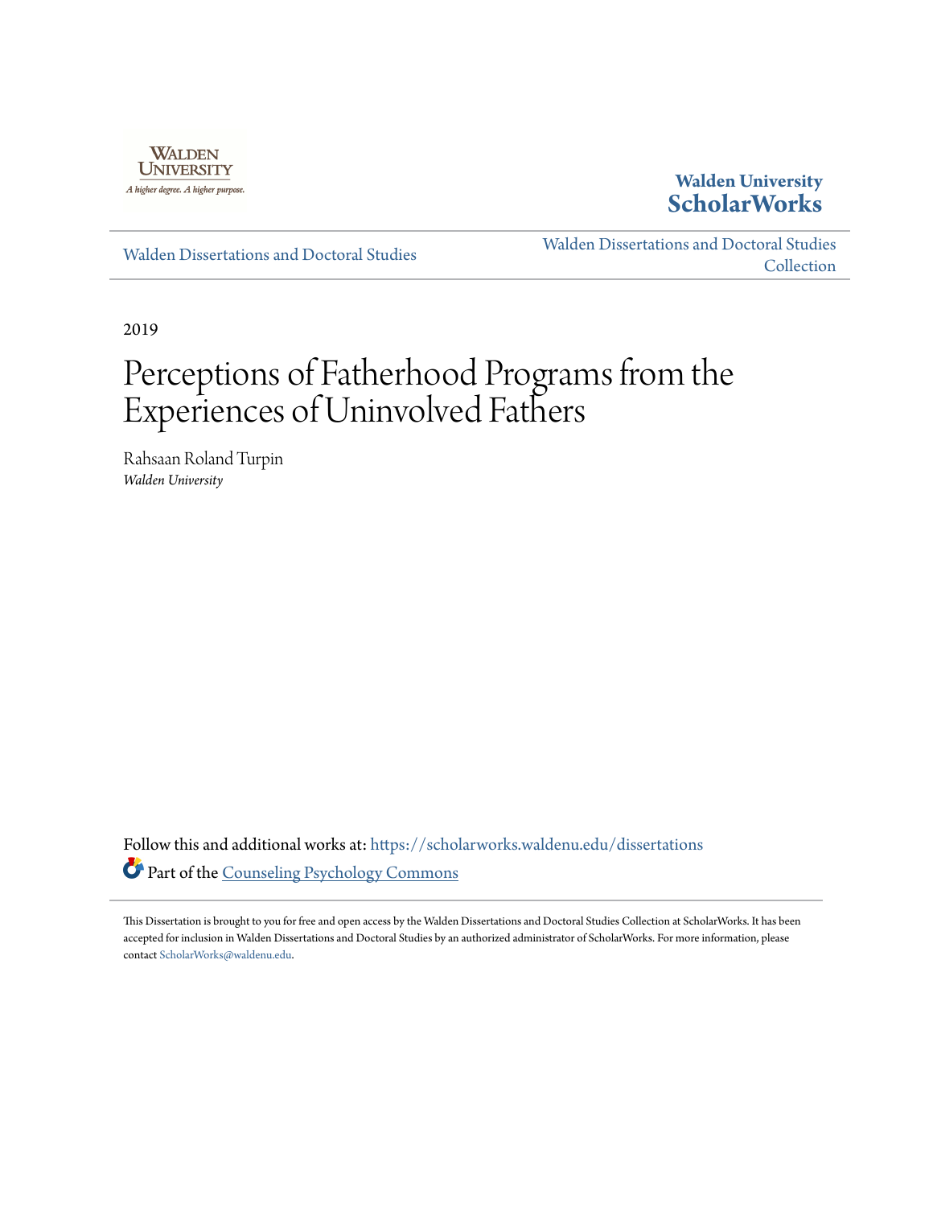Walden University
A higher degree. A higher purpose.

**Walden University ScholarWorks**

Walden Dissertations and Doctoral Studies

Walden Dissertations and Doctoral Studies Collection

2019

# Perceptions of Fatherhood Programs from the Experiences of Uninvolved Fathers

Rahsaan Roland Turpin
*Walden University*

Follow this and additional works at: https://scholarworks.waldenu.edu/dissertations

Part of the Counseling Psychology Commons

This Dissertation is brought to you for free and open access by the Walden Dissertations and Doctoral Studies Collection at ScholarWorks. It has been accepted for inclusion in Walden Dissertations and Doctoral Studies by an authorized administrator of ScholarWorks. For more information, please contact ScholarWorks@waldenu.edu.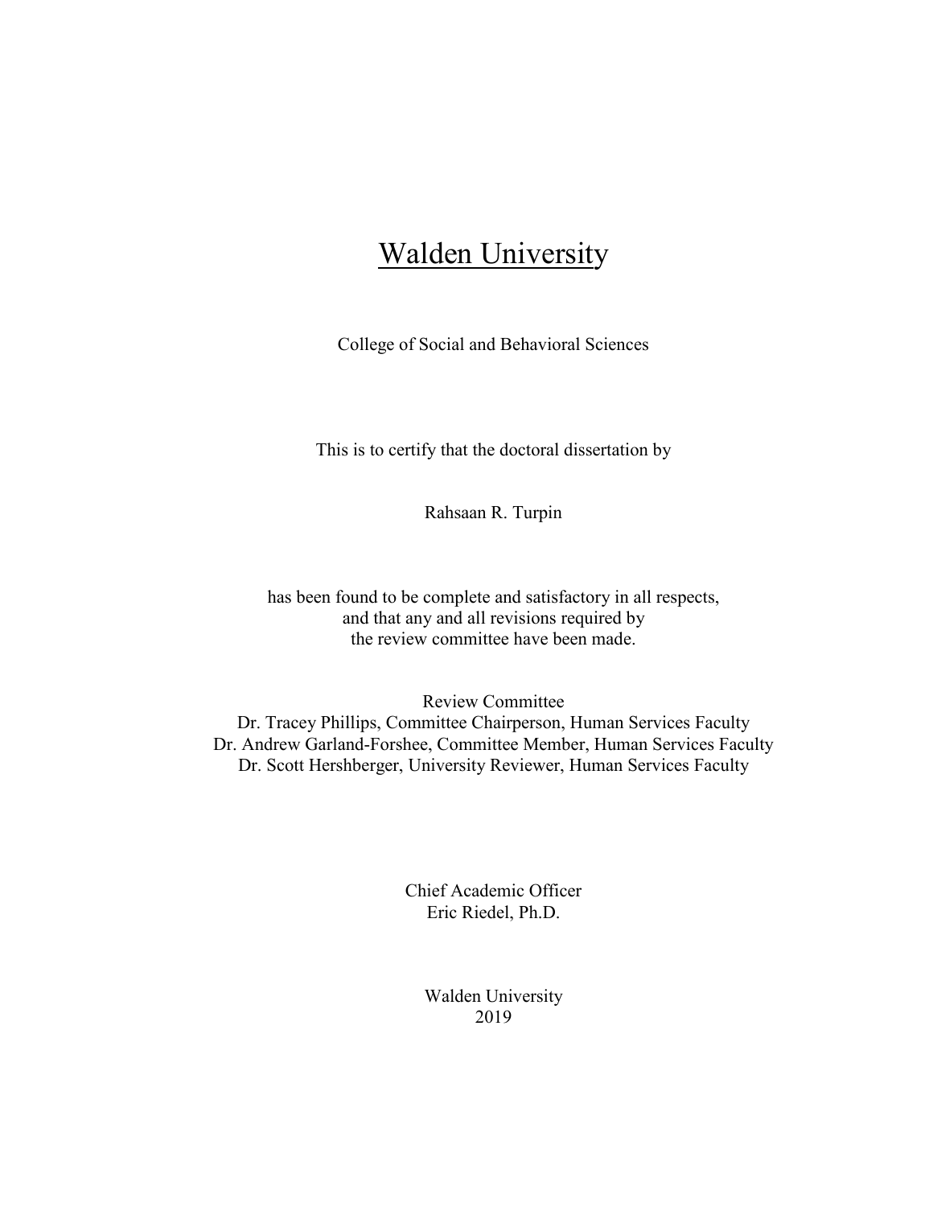# Walden University

College of Social and Behavioral Sciences

This is to certify that the doctoral dissertation by

Rahsaan R. Turpin

has been found to be complete and satisfactory in all respects,
and that any and all revisions required by
the review committee have been made.

Review Committee
Dr. Tracey Phillips, Committee Chairperson, Human Services Faculty
Dr. Andrew Garland-Forshee, Committee Member, Human Services Faculty
Dr. Scott Hershberger, University Reviewer, Human Services Faculty

Chief Academic Officer
Eric Riedel, Ph.D.

Walden University
2019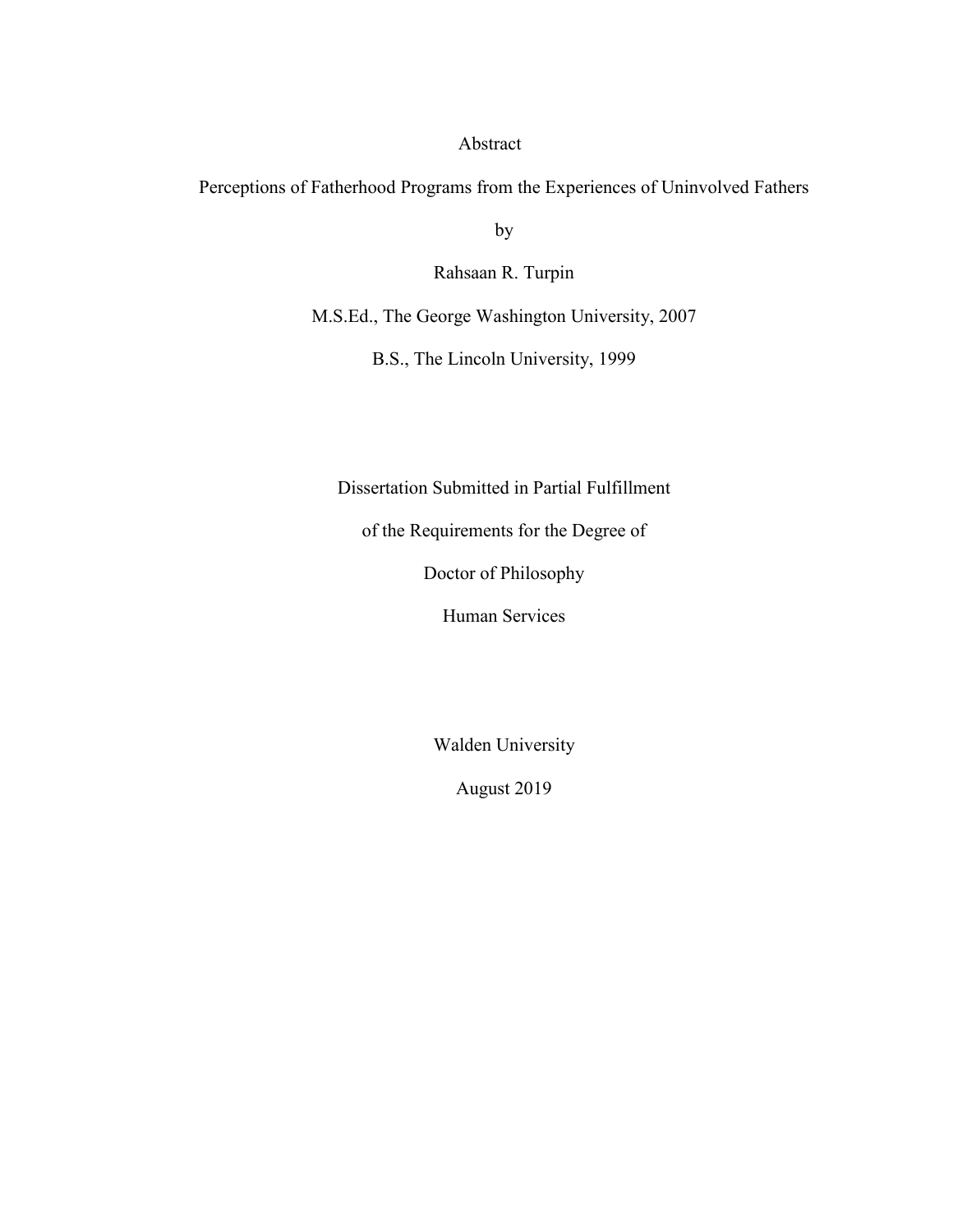Abstract

Perceptions of Fatherhood Programs from the Experiences of Uninvolved Fathers

by

Rahsaan R. Turpin

M.S.Ed., The George Washington University, 2007

B.S., The Lincoln University, 1999

Dissertation Submitted in Partial Fulfillment

of the Requirements for the Degree of

Doctor of Philosophy

Human Services

Walden University

August 2019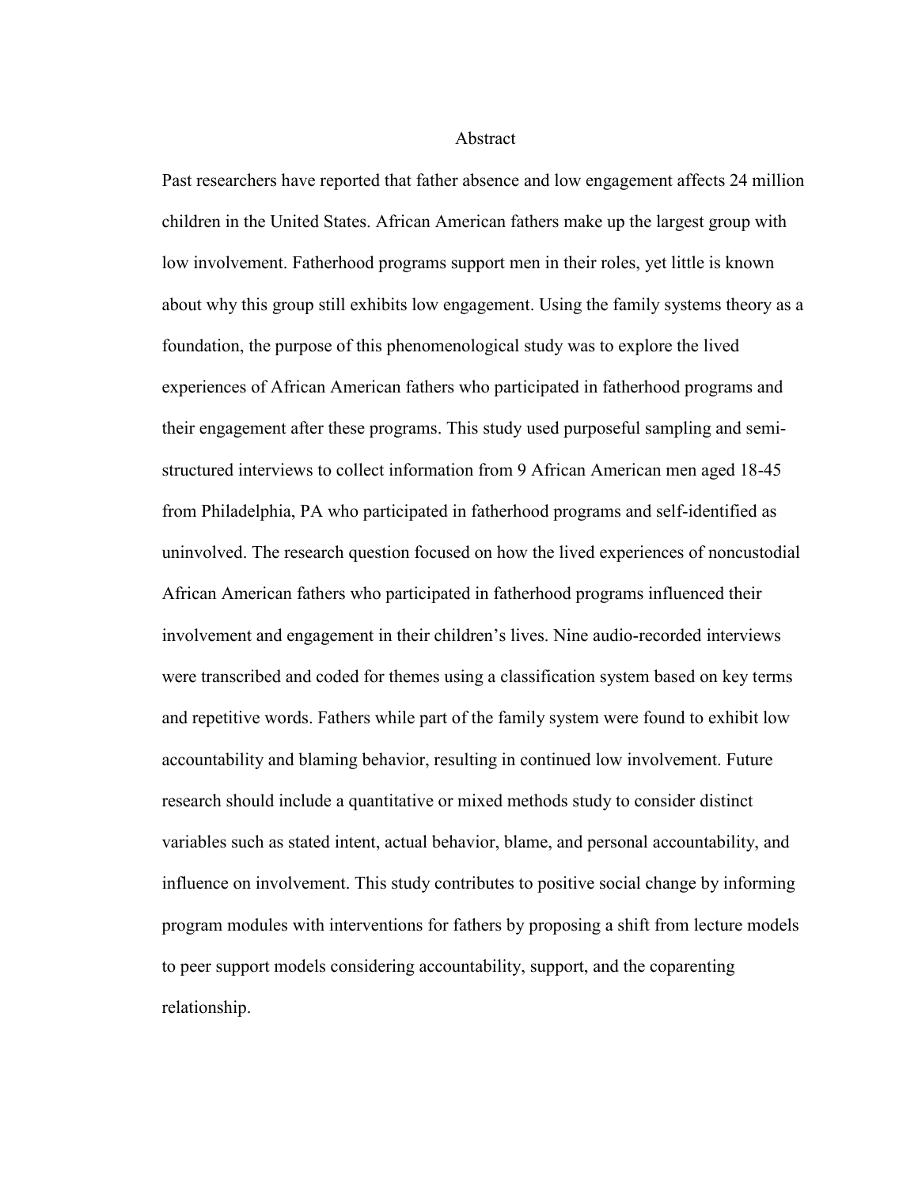# Abstract

Past researchers have reported that father absence and low engagement affects 24 million children in the United States. African American fathers make up the largest group with low involvement. Fatherhood programs support men in their roles, yet little is known about why this group still exhibits low engagement. Using the family systems theory as a foundation, the purpose of this phenomenological study was to explore the lived experiences of African American fathers who participated in fatherhood programs and their engagement after these programs. This study used purposeful sampling and semi-structured interviews to collect information from 9 African American men aged 18-45 from Philadelphia, PA who participated in fatherhood programs and self-identified as uninvolved. The research question focused on how the lived experiences of noncustodial African American fathers who participated in fatherhood programs influenced their involvement and engagement in their children's lives. Nine audio-recorded interviews were transcribed and coded for themes using a classification system based on key terms and repetitive words. Fathers while part of the family system were found to exhibit low accountability and blaming behavior, resulting in continued low involvement. Future research should include a quantitative or mixed methods study to consider distinct variables such as stated intent, actual behavior, blame, and personal accountability, and influence on involvement. This study contributes to positive social change by informing program modules with interventions for fathers by proposing a shift from lecture models to peer support models considering accountability, support, and the coparenting relationship.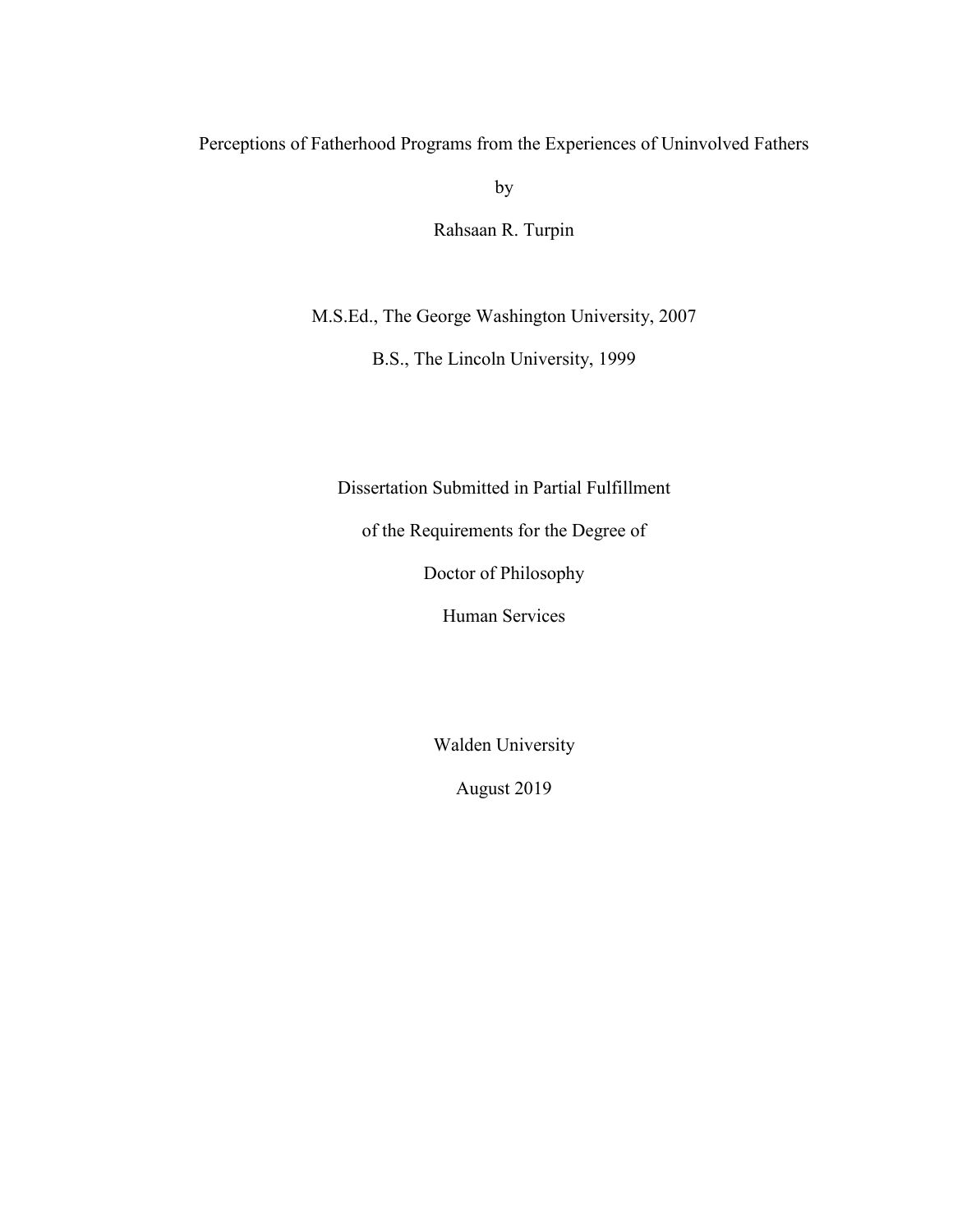Perceptions of Fatherhood Programs from the Experiences of Uninvolved Fathers

by

Rahsaan R. Turpin

M.S.Ed., The George Washington University, 2007

B.S., The Lincoln University, 1999

Dissertation Submitted in Partial Fulfillment

of the Requirements for the Degree of

Doctor of Philosophy

Human Services

Walden University

August 2019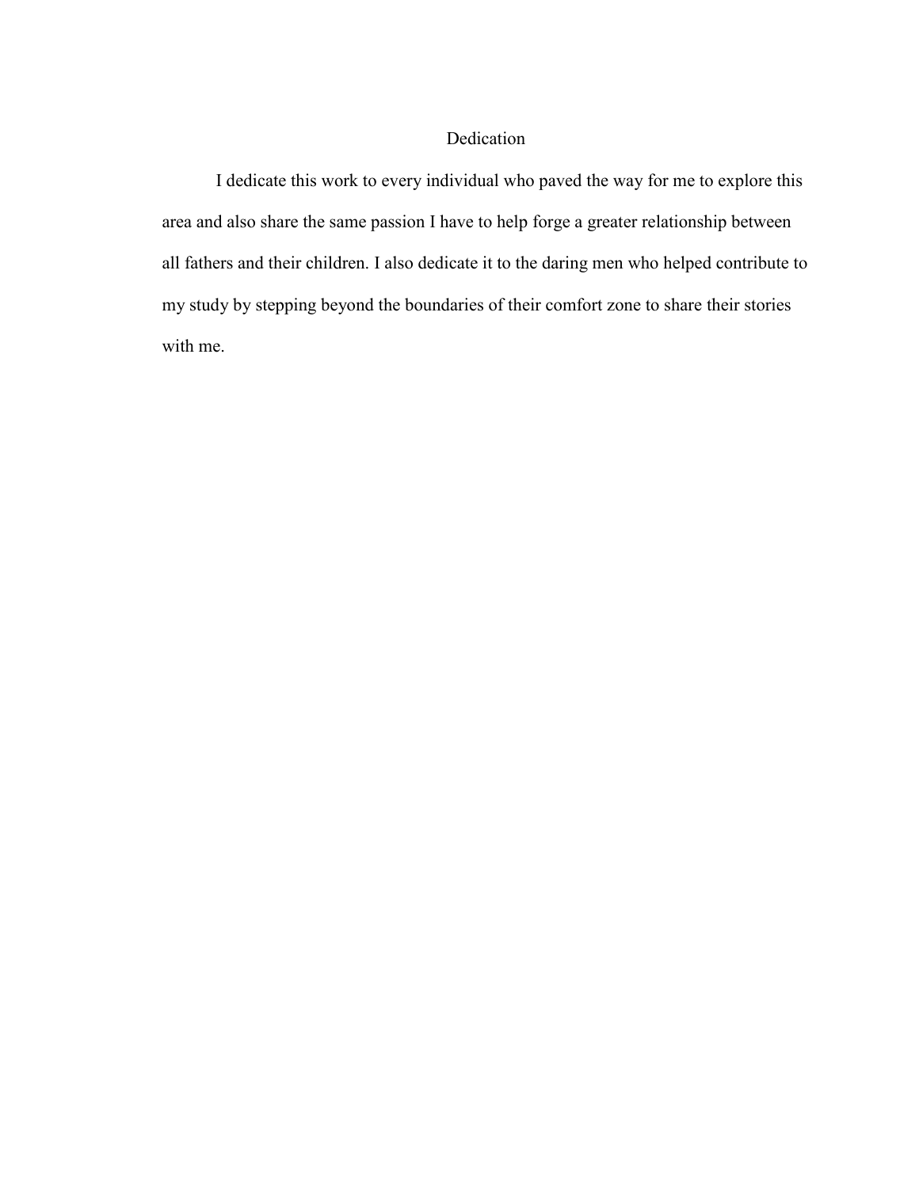# Dedication

I dedicate this work to every individual who paved the way for me to explore this area and also share the same passion I have to help forge a greater relationship between all fathers and their children. I also dedicate it to the daring men who helped contribute to my study by stepping beyond the boundaries of their comfort zone to share their stories with me.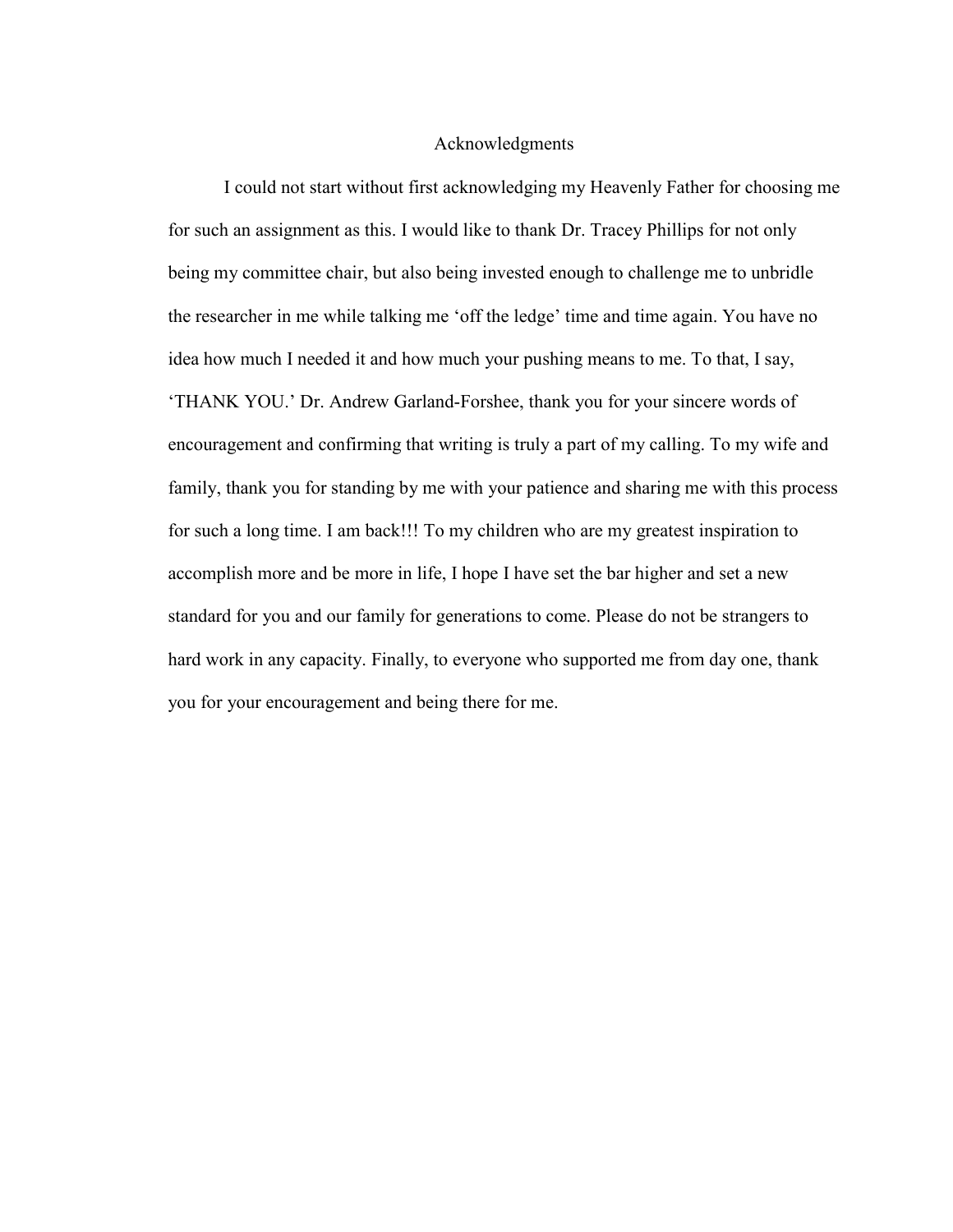# Acknowledgments

I could not start without first acknowledging my Heavenly Father for choosing me for such an assignment as this. I would like to thank Dr. Tracey Phillips for not only being my committee chair, but also being invested enough to challenge me to unbridle the researcher in me while talking me 'off the ledge' time and time again. You have no idea how much I needed it and how much your pushing means to me. To that, I say, 'THANK YOU.' Dr. Andrew Garland-Forshee, thank you for your sincere words of encouragement and confirming that writing is truly a part of my calling. To my wife and family, thank you for standing by me with your patience and sharing me with this process for such a long time. I am back!!! To my children who are my greatest inspiration to accomplish more and be more in life, I hope I have set the bar higher and set a new standard for you and our family for generations to come. Please do not be strangers to hard work in any capacity. Finally, to everyone who supported me from day one, thank you for your encouragement and being there for me.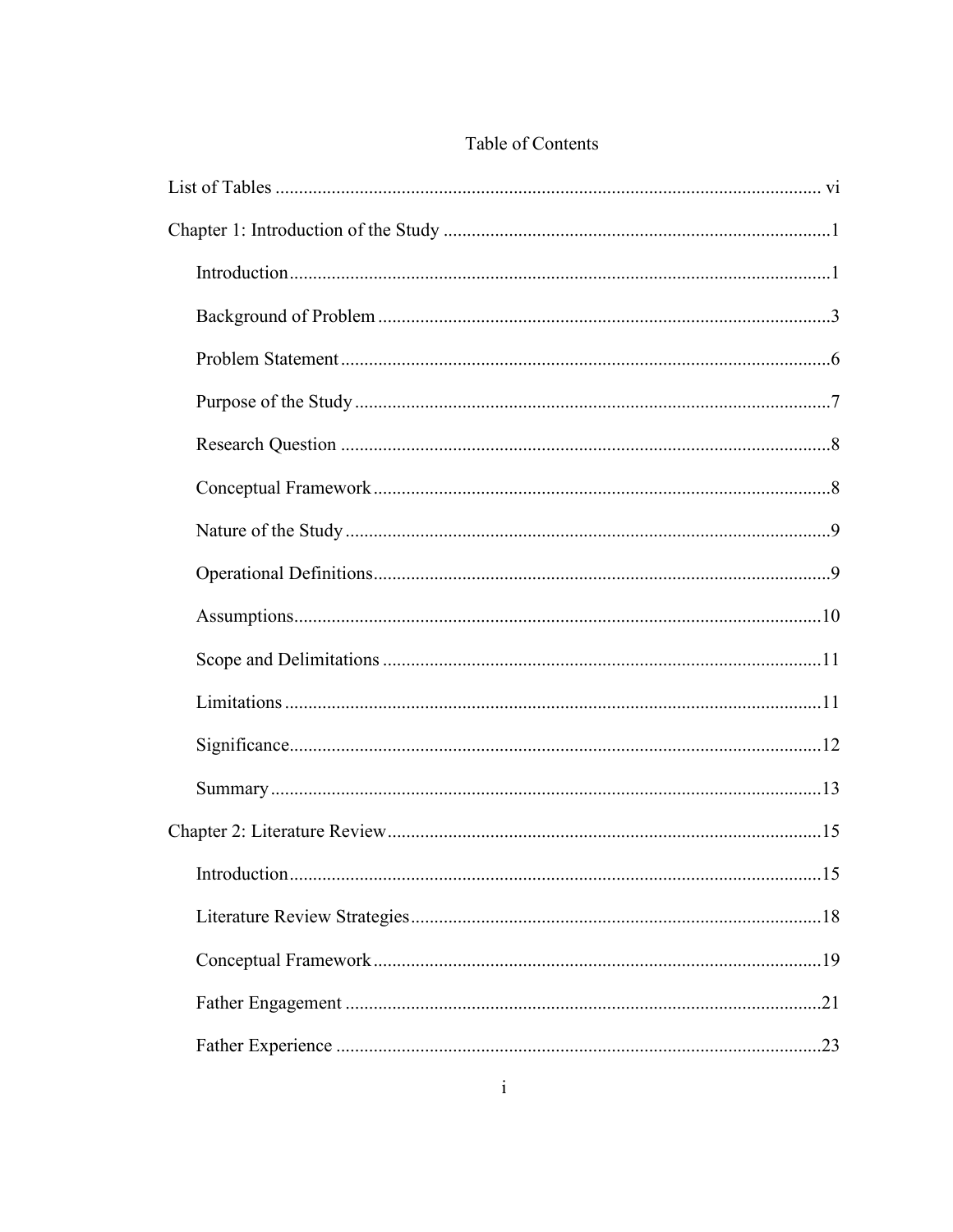# Table of Contents

List of Tables ..................................................................................................................... vi

Chapter 1: Introduction of the Study ...................................................................................1

- Introduction....................................................................................................................1
- Background of Problem .................................................................................................3
- Problem Statement .........................................................................................................6
- Purpose of the Study ......................................................................................................7
- Research Question .........................................................................................................8
- Conceptual Framework ..................................................................................................8
- Nature of the Study ........................................................................................................9
- Operational Definitions..................................................................................................9
- Assumptions.................................................................................................................10
- Scope and Delimitations ..............................................................................................11
- Limitations ...................................................................................................................11
- Significance..................................................................................................................12
- Summary ......................................................................................................................13

Chapter 2: Literature Review.............................................................................................15

- Introduction..................................................................................................................15
- Literature Review Strategies........................................................................................18
- Conceptual Framework ................................................................................................19
- Father Engagement ......................................................................................................21
- Father Experience ........................................................................................................23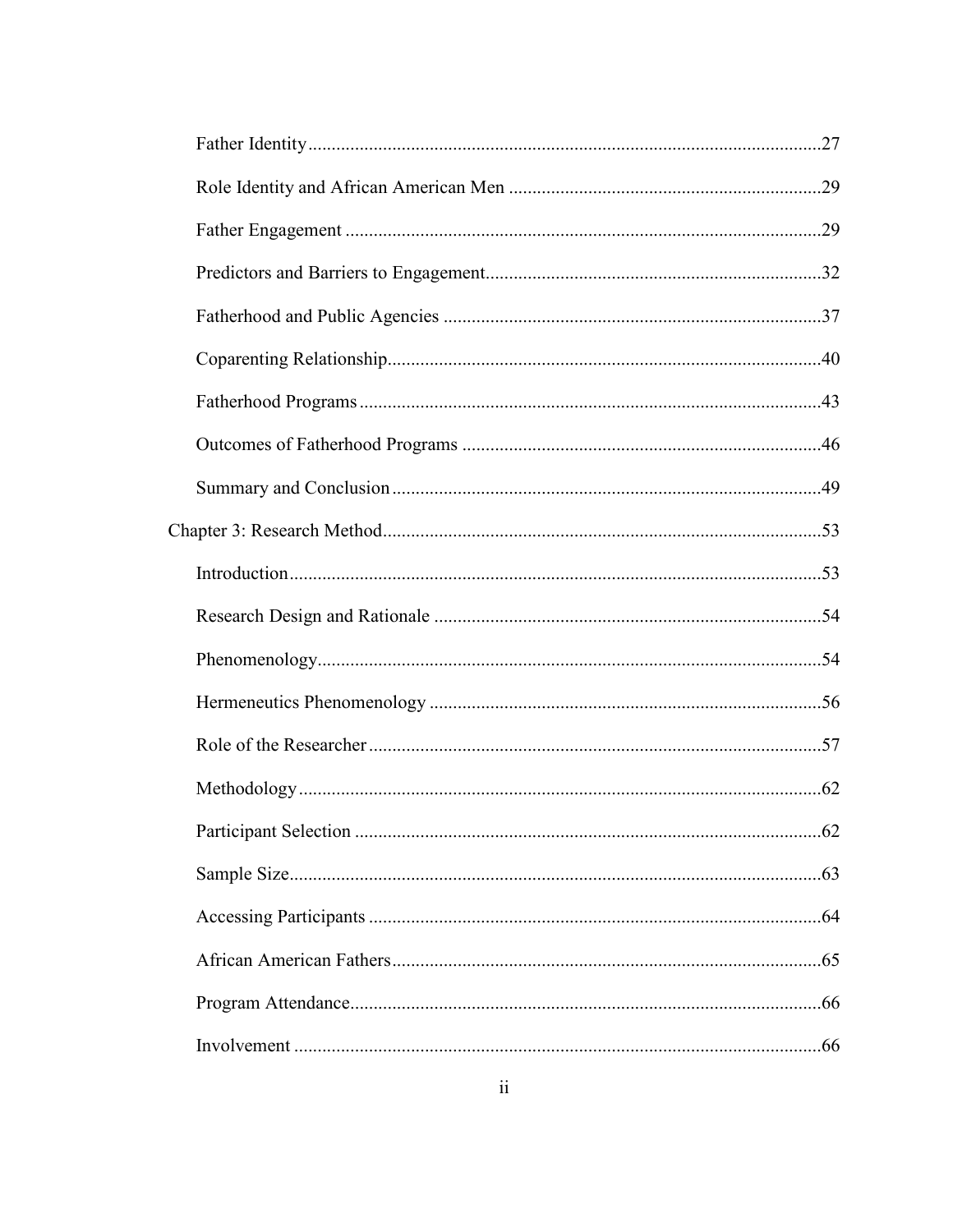Father Identity .....27

Role Identity and African American Men .....29

Father Engagement .....29

Predictors and Barriers to Engagement.....32

Fatherhood and Public Agencies .....37

Coparenting Relationship.....40

Fatherhood Programs .....43

Outcomes of Fatherhood Programs .....46

Summary and Conclusion .....49

Chapter 3: Research Method.....53

Introduction.....53

Research Design and Rationale .....54

Phenomenology.....54

Hermeneutics Phenomenology .....56

Role of the Researcher .....57

Methodology .....62

Participant Selection .....62

Sample Size.....63

Accessing Participants .....64

African American Fathers.....65

Program Attendance.....66

Involvement .....66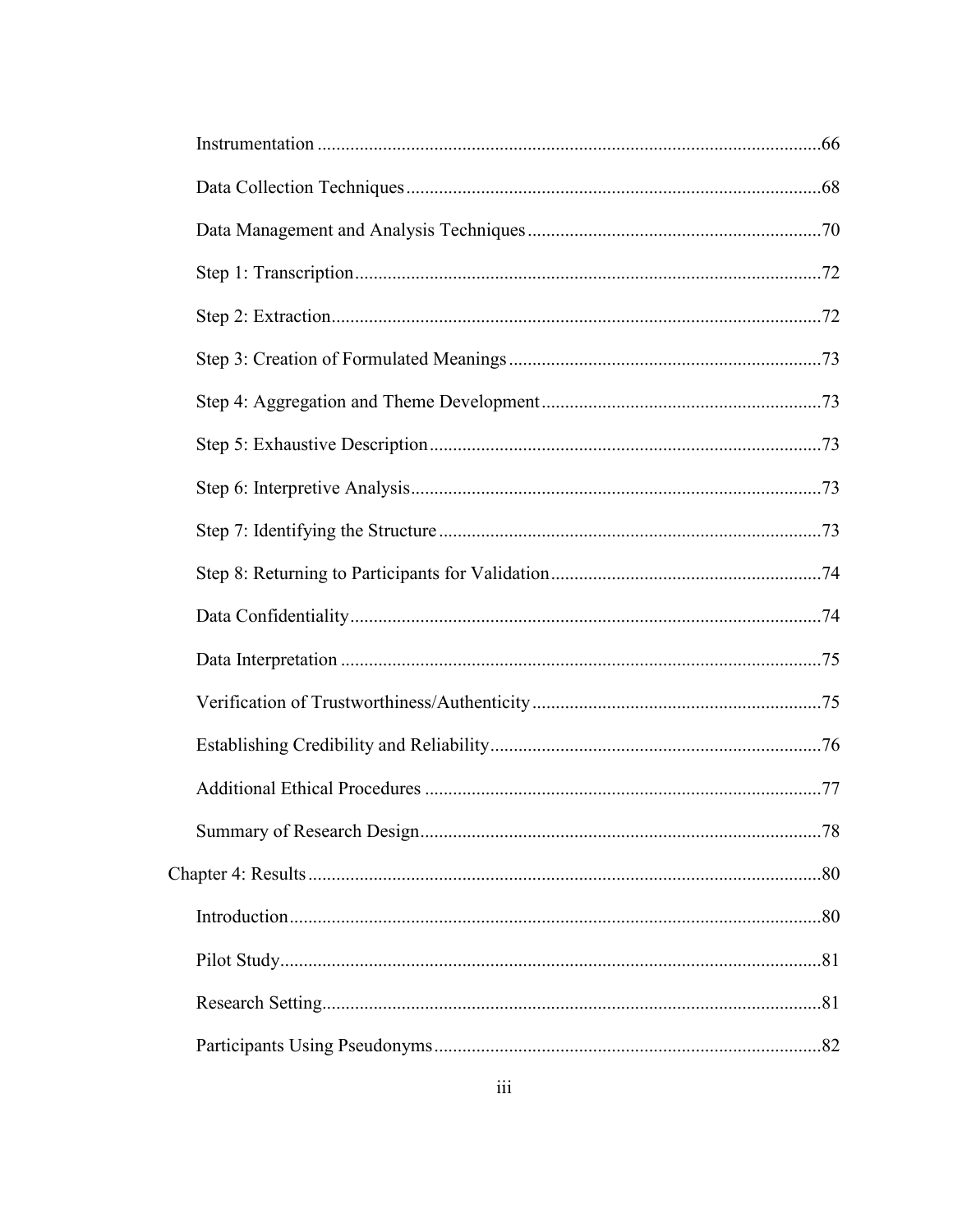Instrumentation .....66

Data Collection Techniques .....68

Data Management and Analysis Techniques .....70

Step 1: Transcription .....72

Step 2: Extraction .....72

Step 3: Creation of Formulated Meanings .....73

Step 4: Aggregation and Theme Development .....73

Step 5: Exhaustive Description .....73

Step 6: Interpretive Analysis .....73

Step 7: Identifying the Structure .....73

Step 8: Returning to Participants for Validation .....74

Data Confidentiality .....74

Data Interpretation .....75

Verification of Trustworthiness/Authenticity .....75

Establishing Credibility and Reliability .....76

Additional Ethical Procedures .....77

Summary of Research Design .....78

Chapter 4: Results .....80

Introduction .....80

Pilot Study .....81

Research Setting .....81

Participants Using Pseudonyms .....82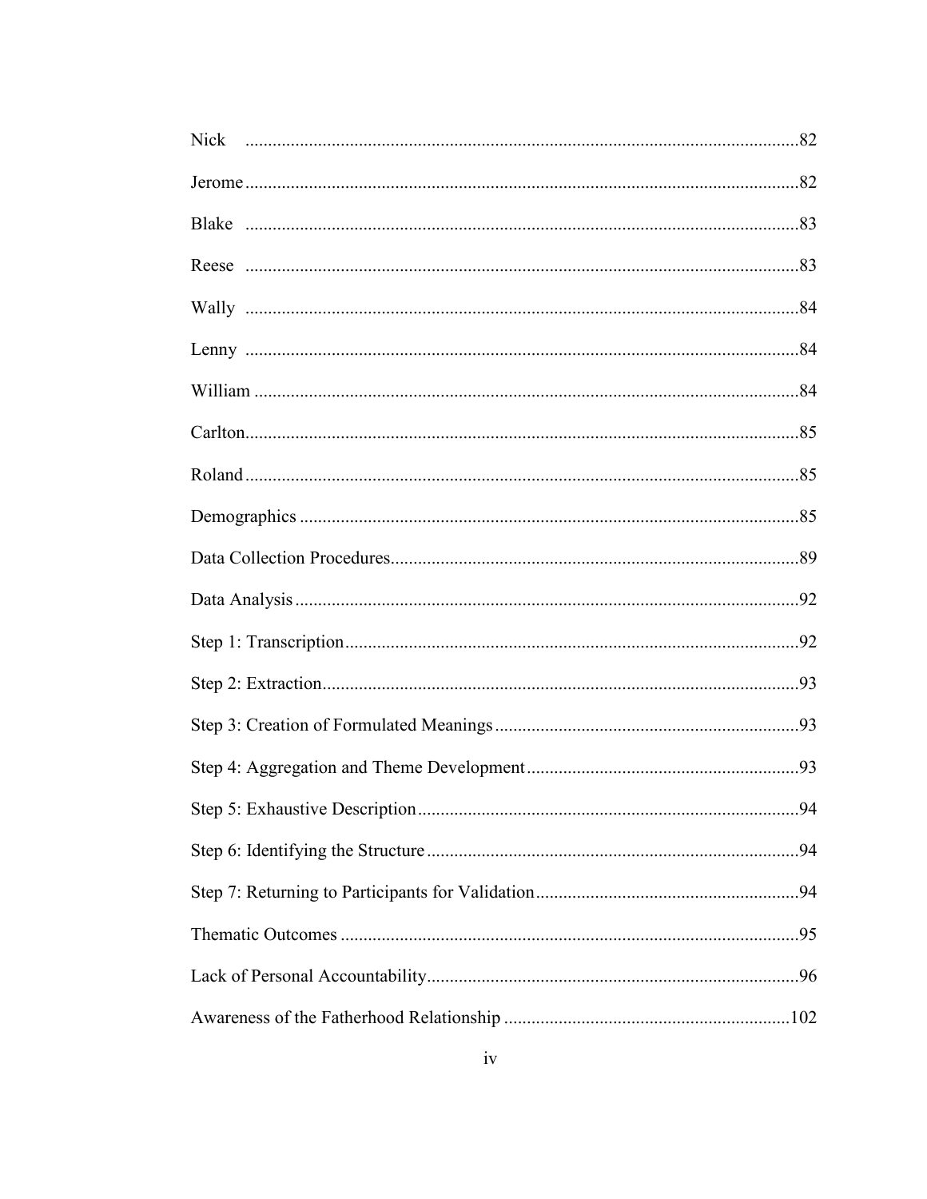Nick ........................................................................................................................82

Jerome........................................................................................................................82

Blake ........................................................................................................................83

Reese ........................................................................................................................83

Wally ........................................................................................................................84

Lenny ........................................................................................................................84

William ......................................................................................................................84

Carlton........................................................................................................................85

Roland........................................................................................................................85

Demographics ............................................................................................................85

Data Collection Procedures........................................................................................89

Data Analysis .............................................................................................................92

Step 1: Transcription..................................................................................................92

Step 2: Extraction.......................................................................................................93

Step 3: Creation of Formulated Meanings .................................................................93

Step 4: Aggregation and Theme Development ..........................................................93

Step 5: Exhaustive Description..................................................................................94

Step 6: Identifying the Structure ................................................................................94

Step 7: Returning to Participants for Validation........................................................94

Thematic Outcomes ...................................................................................................95

Lack of Personal Accountability................................................................................96

Awareness of the Fatherhood Relationship .............................................................102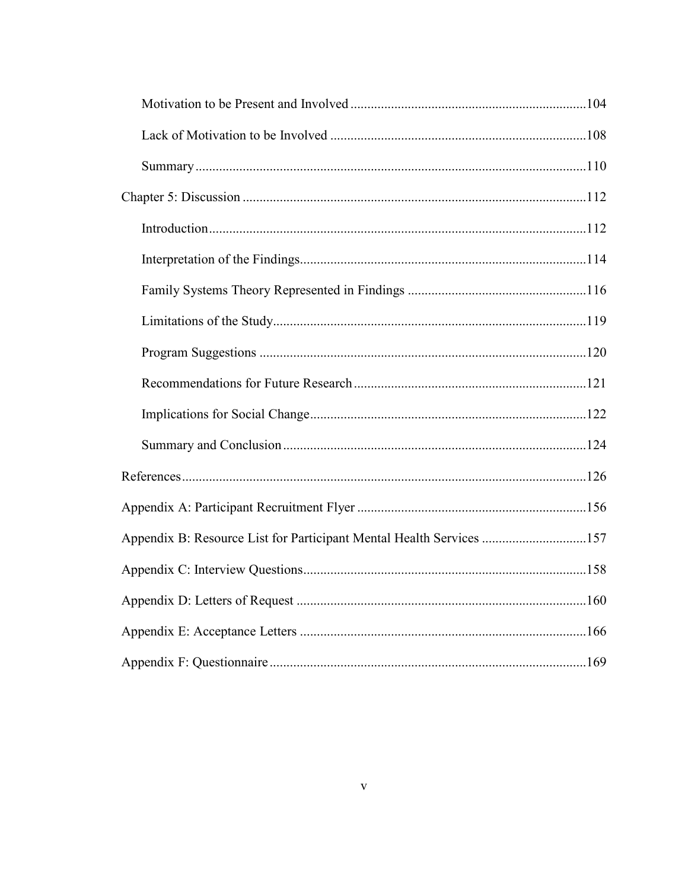Motivation to be Present and Involved ....................................................................104

Lack of Motivation to be Involved ..........................................................................108

Summary ..................................................................................................................110

Chapter 5: Discussion ....................................................................................................112

Introduction..............................................................................................................112

Interpretation of the Findings...................................................................................114

Family Systems Theory Represented in Findings ....................................................116

Limitations of the Study...........................................................................................119

Program Suggestions ...............................................................................................120

Recommendations for Future Research ...................................................................121

Implications for Social Change................................................................................122

Summary and Conclusion ........................................................................................124

References......................................................................................................................126

Appendix A: Participant Recruitment Flyer ..................................................................156

Appendix B: Resource List for Participant Mental Health Services ..............................157

Appendix C: Interview Questions...................................................................................158

Appendix D: Letters of Request .....................................................................................160

Appendix E: Acceptance Letters ....................................................................................166

Appendix F: Questionnaire ............................................................................................169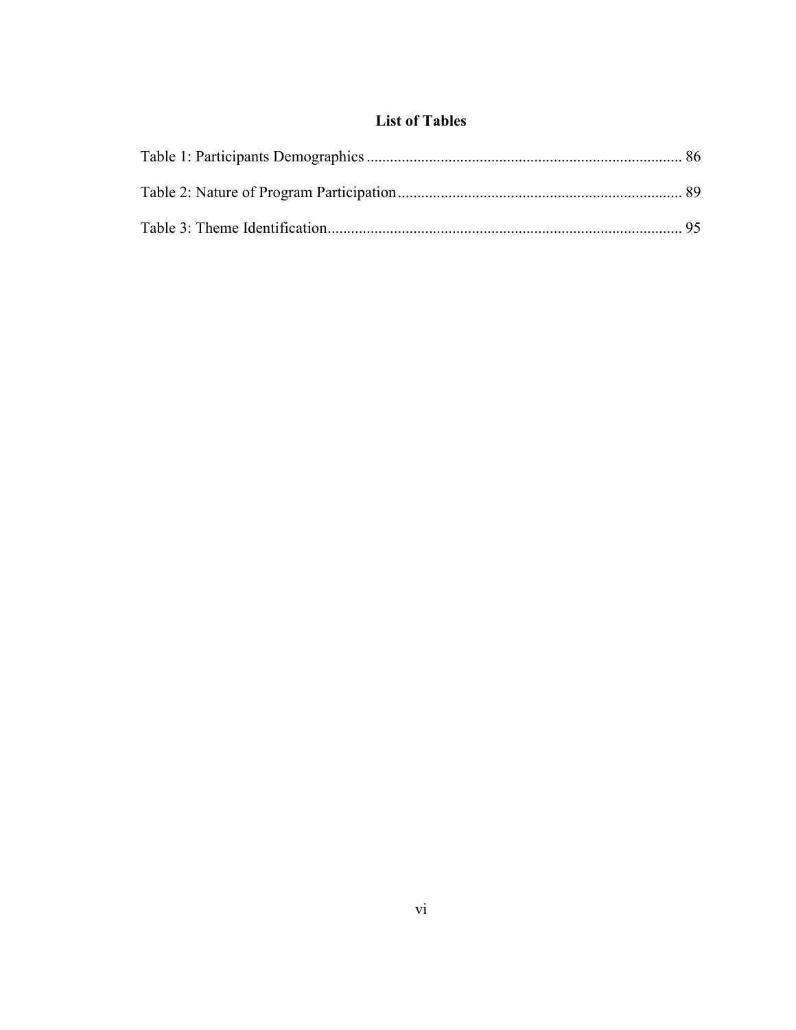# List of Tables

Table 1: Participants Demographics ................................................................................ 86

Table 2: Nature of Program Participation........................................................................ 89

Table 3: Theme Identification.......................................................................................... 95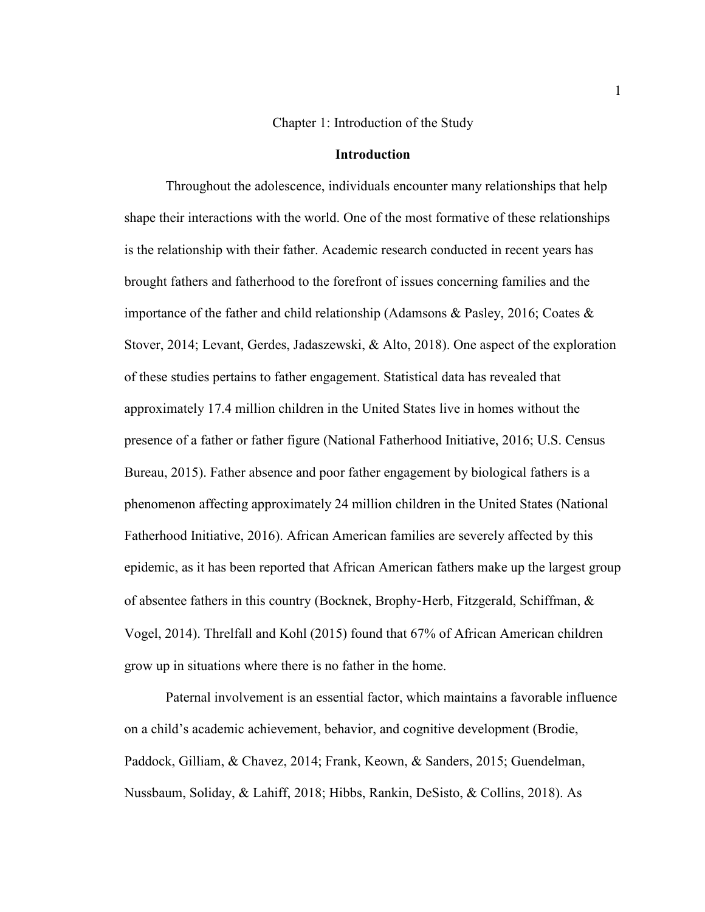# Chapter 1: Introduction of the Study

## Introduction

Throughout the adolescence, individuals encounter many relationships that help shape their interactions with the world. One of the most formative of these relationships is the relationship with their father. Academic research conducted in recent years has brought fathers and fatherhood to the forefront of issues concerning families and the importance of the father and child relationship (Adamsons & Pasley, 2016; Coates & Stover, 2014; Levant, Gerdes, Jadaszewski, & Alto, 2018). One aspect of the exploration of these studies pertains to father engagement. Statistical data has revealed that approximately 17.4 million children in the United States live in homes without the presence of a father or father figure (National Fatherhood Initiative, 2016; U.S. Census Bureau, 2015). Father absence and poor father engagement by biological fathers is a phenomenon affecting approximately 24 million children in the United States (National Fatherhood Initiative, 2016). African American families are severely affected by this epidemic, as it has been reported that African American fathers make up the largest group of absentee fathers in this country (Bocknek, Brophy-Herb, Fitzgerald, Schiffman, & Vogel, 2014). Threlfall and Kohl (2015) found that 67% of African American children grow up in situations where there is no father in the home.

Paternal involvement is an essential factor, which maintains a favorable influence on a child's academic achievement, behavior, and cognitive development (Brodie, Paddock, Gilliam, & Chavez, 2014; Frank, Keown, & Sanders, 2015; Guendelman, Nussbaum, Soliday, & Lahiff, 2018; Hibbs, Rankin, DeSisto, & Collins, 2018). As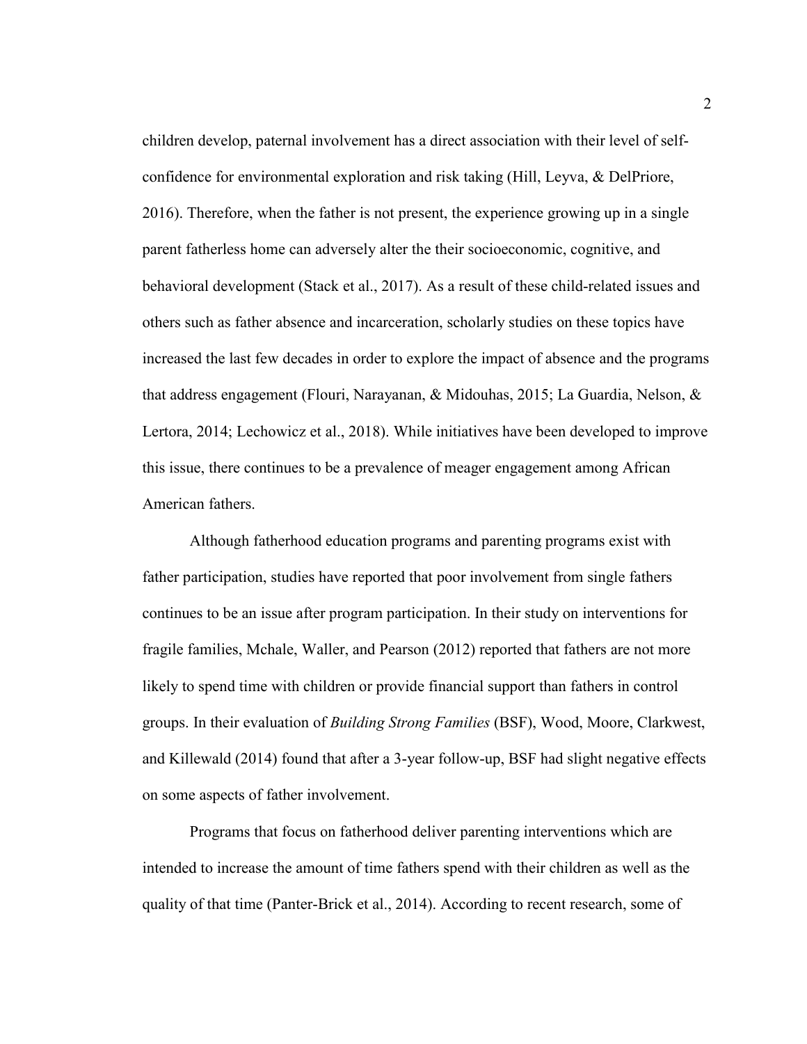children develop, paternal involvement has a direct association with their level of self-confidence for environmental exploration and risk taking (Hill, Leyva, & DelPriore, 2016). Therefore, when the father is not present, the experience growing up in a single parent fatherless home can adversely alter the their socioeconomic, cognitive, and behavioral development (Stack et al., 2017). As a result of these child-related issues and others such as father absence and incarceration, scholarly studies on these topics have increased the last few decades in order to explore the impact of absence and the programs that address engagement (Flouri, Narayanan, & Midouhas, 2015; La Guardia, Nelson, & Lertora, 2014; Lechowicz et al., 2018). While initiatives have been developed to improve this issue, there continues to be a prevalence of meager engagement among African American fathers.

Although fatherhood education programs and parenting programs exist with father participation, studies have reported that poor involvement from single fathers continues to be an issue after program participation. In their study on interventions for fragile families, Mchale, Waller, and Pearson (2012) reported that fathers are not more likely to spend time with children or provide financial support than fathers in control groups. In their evaluation of *Building Strong Families* (BSF), Wood, Moore, Clarkwest, and Killewald (2014) found that after a 3-year follow-up, BSF had slight negative effects on some aspects of father involvement.

Programs that focus on fatherhood deliver parenting interventions which are intended to increase the amount of time fathers spend with their children as well as the quality of that time (Panter-Brick et al., 2014). According to recent research, some of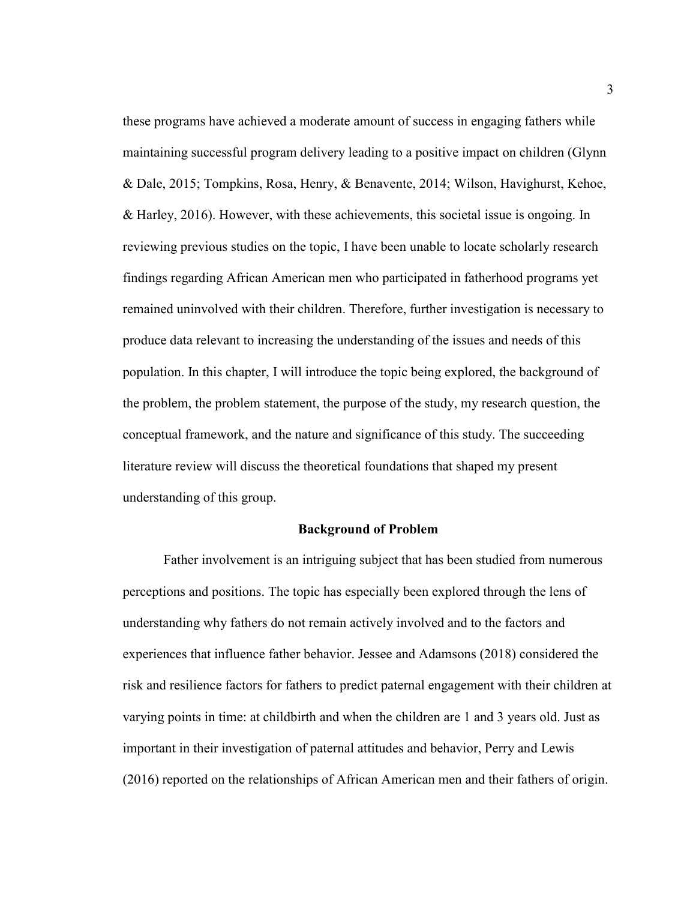these programs have achieved a moderate amount of success in engaging fathers while maintaining successful program delivery leading to a positive impact on children (Glynn & Dale, 2015; Tompkins, Rosa, Henry, & Benavente, 2014; Wilson, Havighurst, Kehoe, & Harley, 2016). However, with these achievements, this societal issue is ongoing. In reviewing previous studies on the topic, I have been unable to locate scholarly research findings regarding African American men who participated in fatherhood programs yet remained uninvolved with their children. Therefore, further investigation is necessary to produce data relevant to increasing the understanding of the issues and needs of this population. In this chapter, I will introduce the topic being explored, the background of the problem, the problem statement, the purpose of the study, my research question, the conceptual framework, and the nature and significance of this study. The succeeding literature review will discuss the theoretical foundations that shaped my present understanding of this group.

## Background of Problem

Father involvement is an intriguing subject that has been studied from numerous perceptions and positions. The topic has especially been explored through the lens of understanding why fathers do not remain actively involved and to the factors and experiences that influence father behavior. Jessee and Adamsons (2018) considered the risk and resilience factors for fathers to predict paternal engagement with their children at varying points in time: at childbirth and when the children are 1 and 3 years old. Just as important in their investigation of paternal attitudes and behavior, Perry and Lewis (2016) reported on the relationships of African American men and their fathers of origin.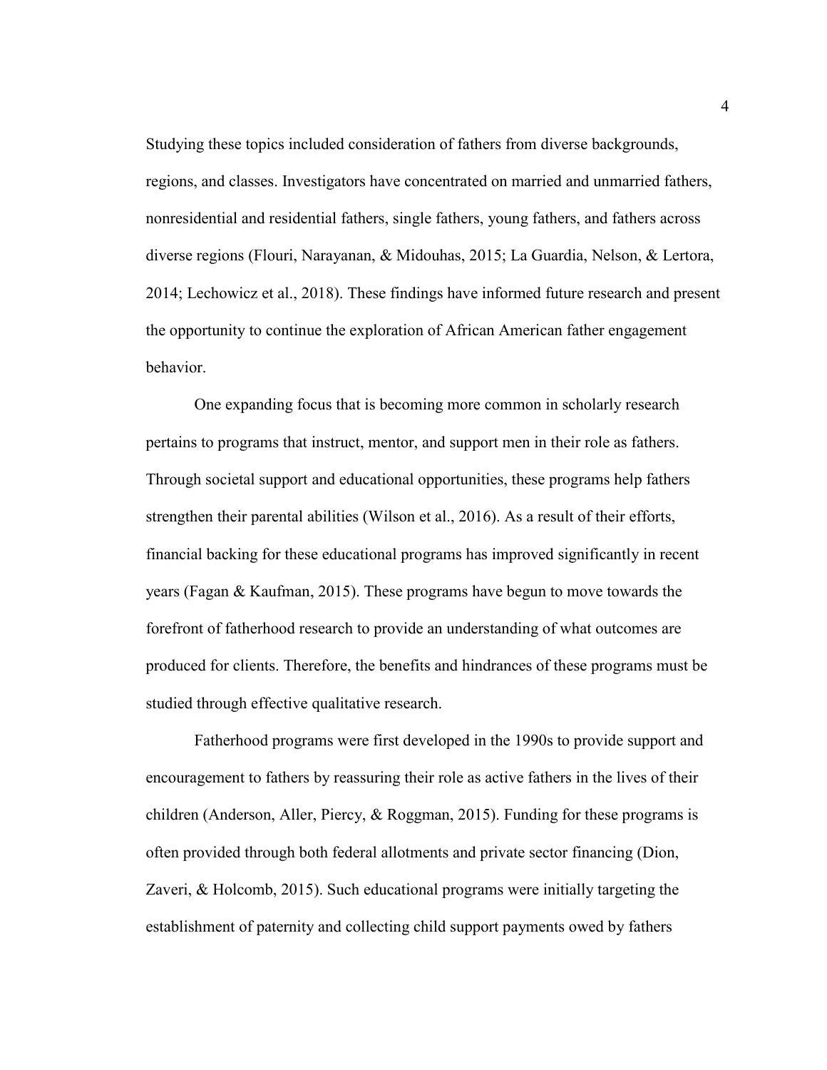Studying these topics included consideration of fathers from diverse backgrounds, regions, and classes. Investigators have concentrated on married and unmarried fathers, nonresidential and residential fathers, single fathers, young fathers, and fathers across diverse regions (Flouri, Narayanan, & Midouhas, 2015; La Guardia, Nelson, & Lertora, 2014; Lechowicz et al., 2018). These findings have informed future research and present the opportunity to continue the exploration of African American father engagement behavior.

One expanding focus that is becoming more common in scholarly research pertains to programs that instruct, mentor, and support men in their role as fathers. Through societal support and educational opportunities, these programs help fathers strengthen their parental abilities (Wilson et al., 2016). As a result of their efforts, financial backing for these educational programs has improved significantly in recent years (Fagan & Kaufman, 2015). These programs have begun to move towards the forefront of fatherhood research to provide an understanding of what outcomes are produced for clients. Therefore, the benefits and hindrances of these programs must be studied through effective qualitative research.

Fatherhood programs were first developed in the 1990s to provide support and encouragement to fathers by reassuring their role as active fathers in the lives of their children (Anderson, Aller, Piercy, & Roggman, 2015). Funding for these programs is often provided through both federal allotments and private sector financing (Dion, Zaveri, & Holcomb, 2015). Such educational programs were initially targeting the establishment of paternity and collecting child support payments owed by fathers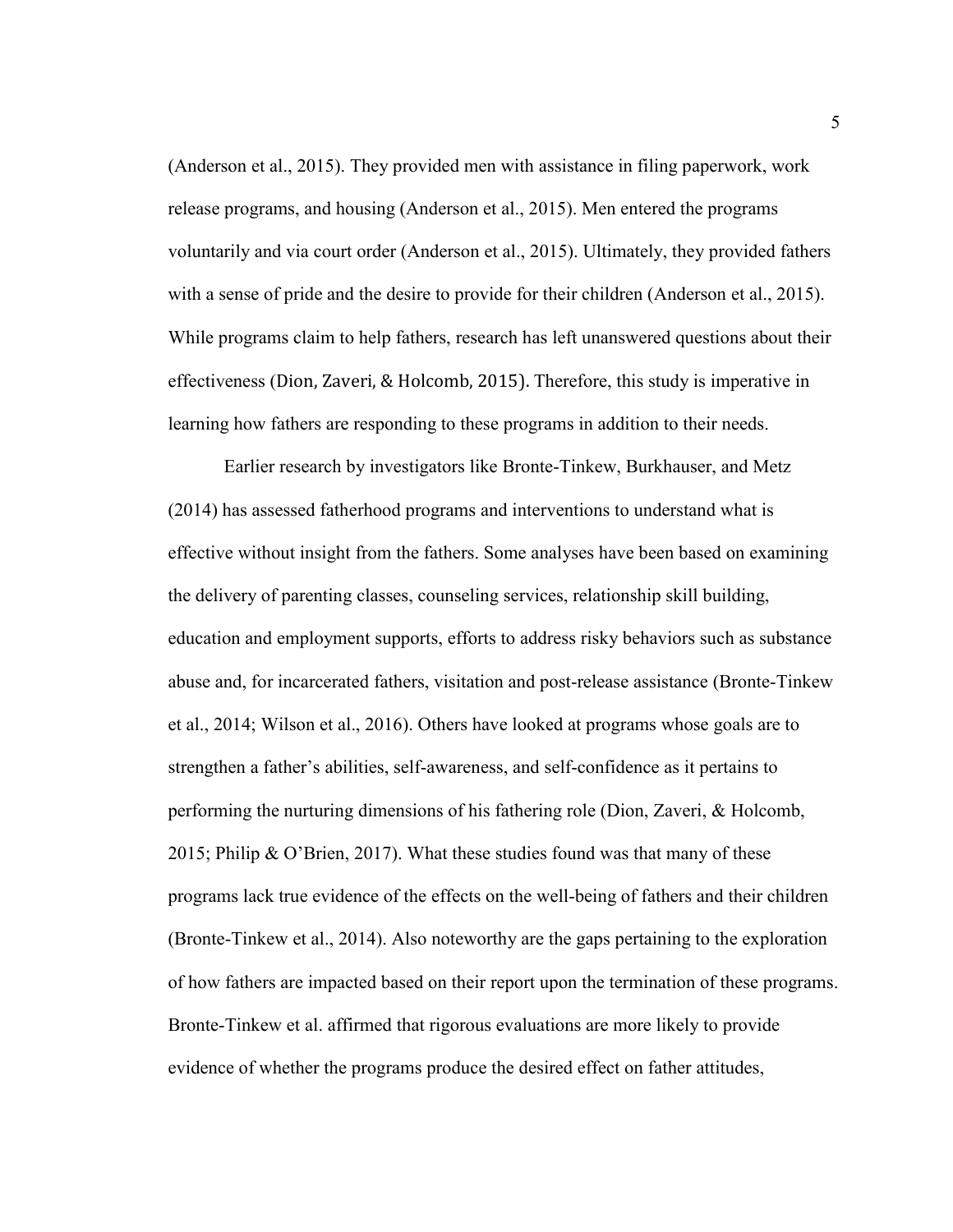(Anderson et al., 2015). They provided men with assistance in filing paperwork, work release programs, and housing (Anderson et al., 2015). Men entered the programs voluntarily and via court order (Anderson et al., 2015). Ultimately, they provided fathers with a sense of pride and the desire to provide for their children (Anderson et al., 2015). While programs claim to help fathers, research has left unanswered questions about their effectiveness (Dion, Zaveri, & Holcomb, 2015). Therefore, this study is imperative in learning how fathers are responding to these programs in addition to their needs.

Earlier research by investigators like Bronte-Tinkew, Burkhauser, and Metz (2014) has assessed fatherhood programs and interventions to understand what is effective without insight from the fathers. Some analyses have been based on examining the delivery of parenting classes, counseling services, relationship skill building, education and employment supports, efforts to address risky behaviors such as substance abuse and, for incarcerated fathers, visitation and post-release assistance (Bronte-Tinkew et al., 2014; Wilson et al., 2016). Others have looked at programs whose goals are to strengthen a father's abilities, self-awareness, and self-confidence as it pertains to performing the nurturing dimensions of his fathering role (Dion, Zaveri, & Holcomb, 2015; Philip & O'Brien, 2017). What these studies found was that many of these programs lack true evidence of the effects on the well-being of fathers and their children (Bronte-Tinkew et al., 2014). Also noteworthy are the gaps pertaining to the exploration of how fathers are impacted based on their report upon the termination of these programs. Bronte-Tinkew et al. affirmed that rigorous evaluations are more likely to provide evidence of whether the programs produce the desired effect on father attitudes,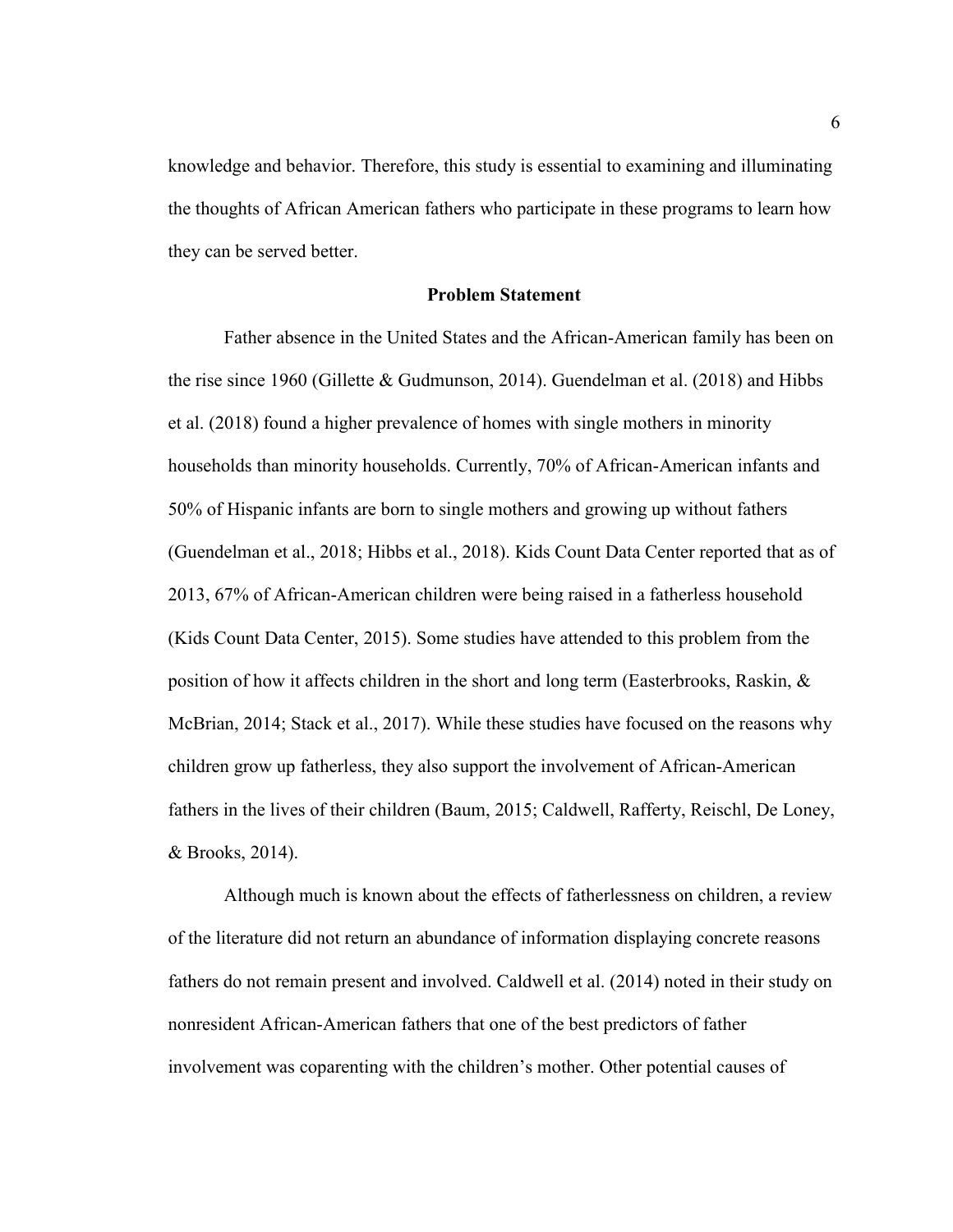knowledge and behavior. Therefore, this study is essential to examining and illuminating the thoughts of African American fathers who participate in these programs to learn how they can be served better.

## Problem Statement

Father absence in the United States and the African-American family has been on the rise since 1960 (Gillette & Gudmunson, 2014). Guendelman et al. (2018) and Hibbs et al. (2018) found a higher prevalence of homes with single mothers in minority households than minority households. Currently, 70% of African-American infants and 50% of Hispanic infants are born to single mothers and growing up without fathers (Guendelman et al., 2018; Hibbs et al., 2018). Kids Count Data Center reported that as of 2013, 67% of African-American children were being raised in a fatherless household (Kids Count Data Center, 2015). Some studies have attended to this problem from the position of how it affects children in the short and long term (Easterbrooks, Raskin, & McBrian, 2014; Stack et al., 2017). While these studies have focused on the reasons why children grow up fatherless, they also support the involvement of African-American fathers in the lives of their children (Baum, 2015; Caldwell, Rafferty, Reischl, De Loney, & Brooks, 2014).

Although much is known about the effects of fatherlessness on children, a review of the literature did not return an abundance of information displaying concrete reasons fathers do not remain present and involved. Caldwell et al. (2014) noted in their study on nonresident African-American fathers that one of the best predictors of father involvement was coparenting with the children's mother. Other potential causes of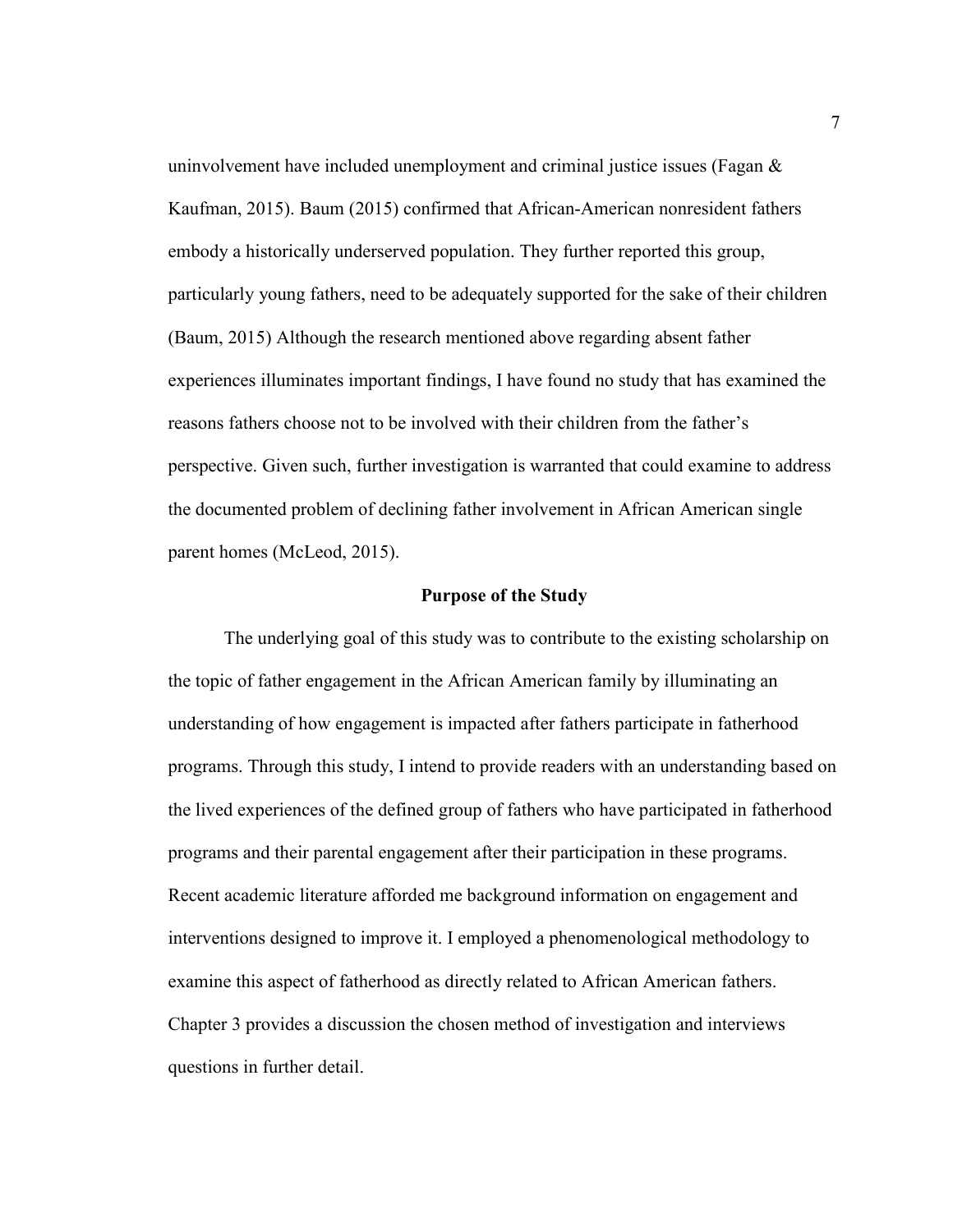uninvolvement have included unemployment and criminal justice issues (Fagan & Kaufman, 2015). Baum (2015) confirmed that African-American nonresident fathers embody a historically underserved population. They further reported this group, particularly young fathers, need to be adequately supported for the sake of their children (Baum, 2015) Although the research mentioned above regarding absent father experiences illuminates important findings, I have found no study that has examined the reasons fathers choose not to be involved with their children from the father's perspective. Given such, further investigation is warranted that could examine to address the documented problem of declining father involvement in African American single parent homes (McLeod, 2015).

## Purpose of the Study

The underlying goal of this study was to contribute to the existing scholarship on the topic of father engagement in the African American family by illuminating an understanding of how engagement is impacted after fathers participate in fatherhood programs. Through this study, I intend to provide readers with an understanding based on the lived experiences of the defined group of fathers who have participated in fatherhood programs and their parental engagement after their participation in these programs. Recent academic literature afforded me background information on engagement and interventions designed to improve it. I employed a phenomenological methodology to examine this aspect of fatherhood as directly related to African American fathers. Chapter 3 provides a discussion the chosen method of investigation and interviews questions in further detail.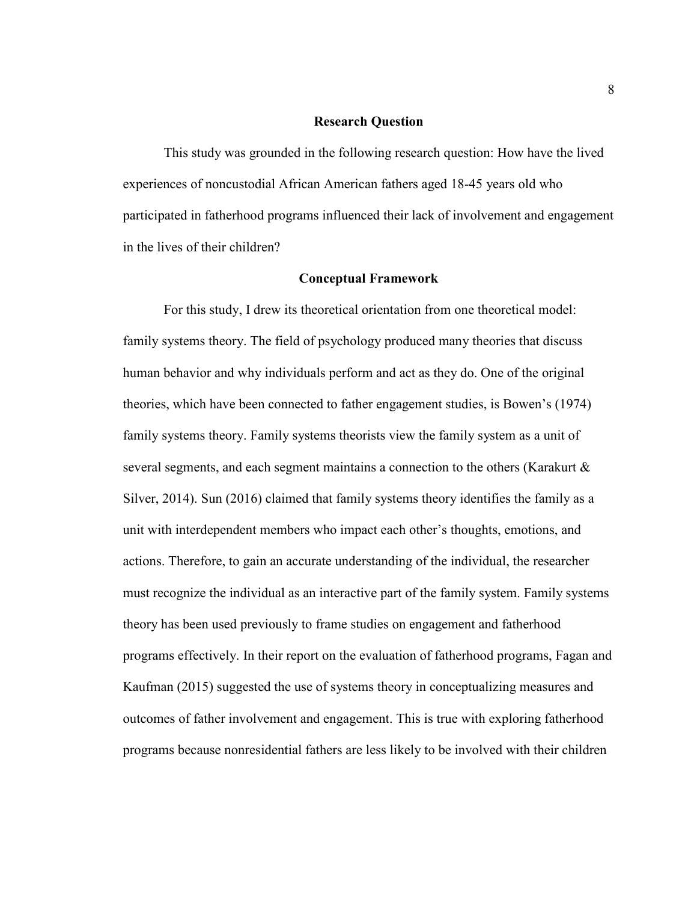## Research Question

This study was grounded in the following research question: How have the lived experiences of noncustodial African American fathers aged 18-45 years old who participated in fatherhood programs influenced their lack of involvement and engagement in the lives of their children?

## Conceptual Framework

For this study, I drew its theoretical orientation from one theoretical model: family systems theory. The field of psychology produced many theories that discuss human behavior and why individuals perform and act as they do. One of the original theories, which have been connected to father engagement studies, is Bowen's (1974) family systems theory. Family systems theorists view the family system as a unit of several segments, and each segment maintains a connection to the others (Karakurt & Silver, 2014). Sun (2016) claimed that family systems theory identifies the family as a unit with interdependent members who impact each other's thoughts, emotions, and actions. Therefore, to gain an accurate understanding of the individual, the researcher must recognize the individual as an interactive part of the family system. Family systems theory has been used previously to frame studies on engagement and fatherhood programs effectively. In their report on the evaluation of fatherhood programs, Fagan and Kaufman (2015) suggested the use of systems theory in conceptualizing measures and outcomes of father involvement and engagement. This is true with exploring fatherhood programs because nonresidential fathers are less likely to be involved with their children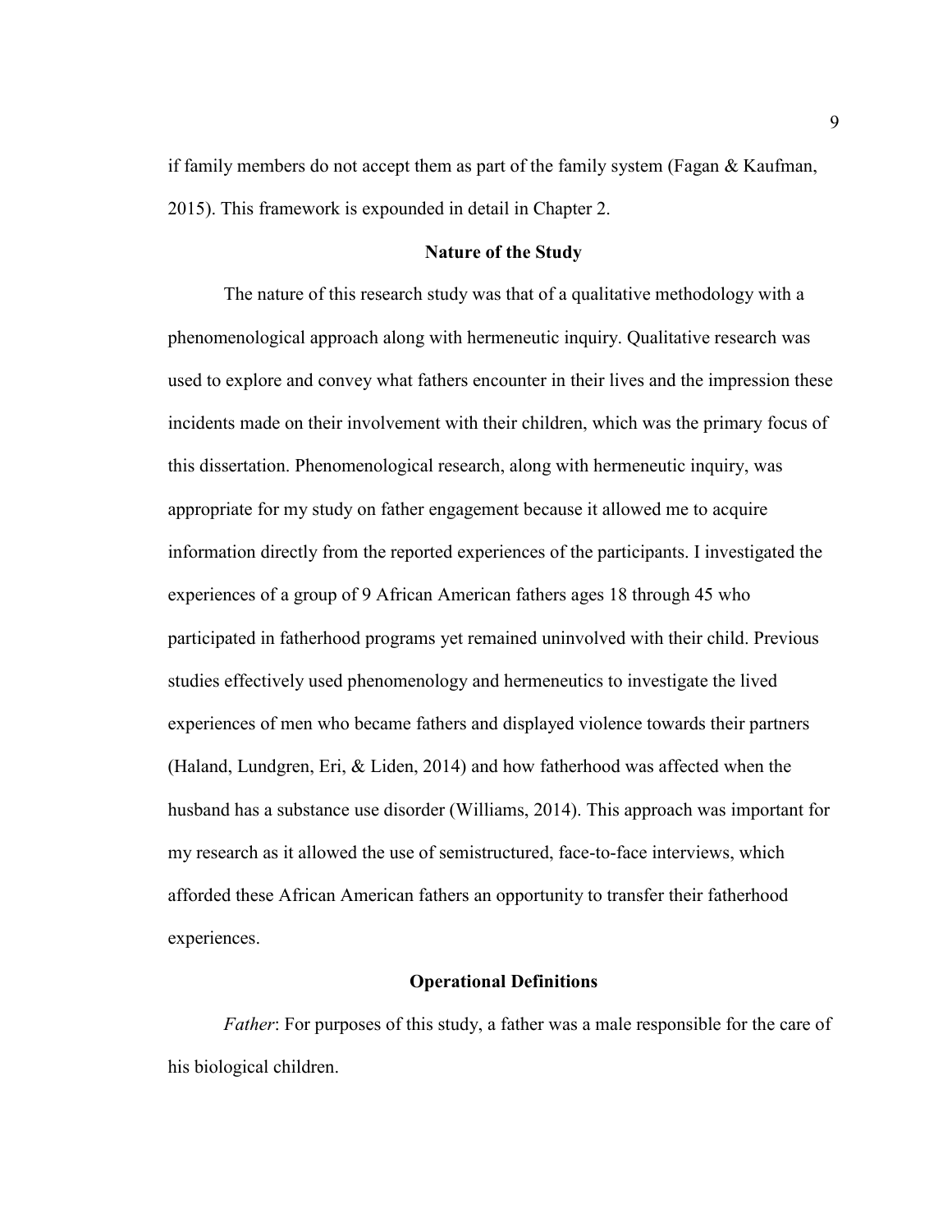if family members do not accept them as part of the family system (Fagan & Kaufman, 2015). This framework is expounded in detail in Chapter 2.

## Nature of the Study

The nature of this research study was that of a qualitative methodology with a phenomenological approach along with hermeneutic inquiry. Qualitative research was used to explore and convey what fathers encounter in their lives and the impression these incidents made on their involvement with their children, which was the primary focus of this dissertation. Phenomenological research, along with hermeneutic inquiry, was appropriate for my study on father engagement because it allowed me to acquire information directly from the reported experiences of the participants. I investigated the experiences of a group of 9 African American fathers ages 18 through 45 who participated in fatherhood programs yet remained uninvolved with their child. Previous studies effectively used phenomenology and hermeneutics to investigate the lived experiences of men who became fathers and displayed violence towards their partners (Haland, Lundgren, Eri, & Liden, 2014) and how fatherhood was affected when the husband has a substance use disorder (Williams, 2014). This approach was important for my research as it allowed the use of semistructured, face-to-face interviews, which afforded these African American fathers an opportunity to transfer their fatherhood experiences.

## Operational Definitions

*Father*: For purposes of this study, a father was a male responsible for the care of his biological children.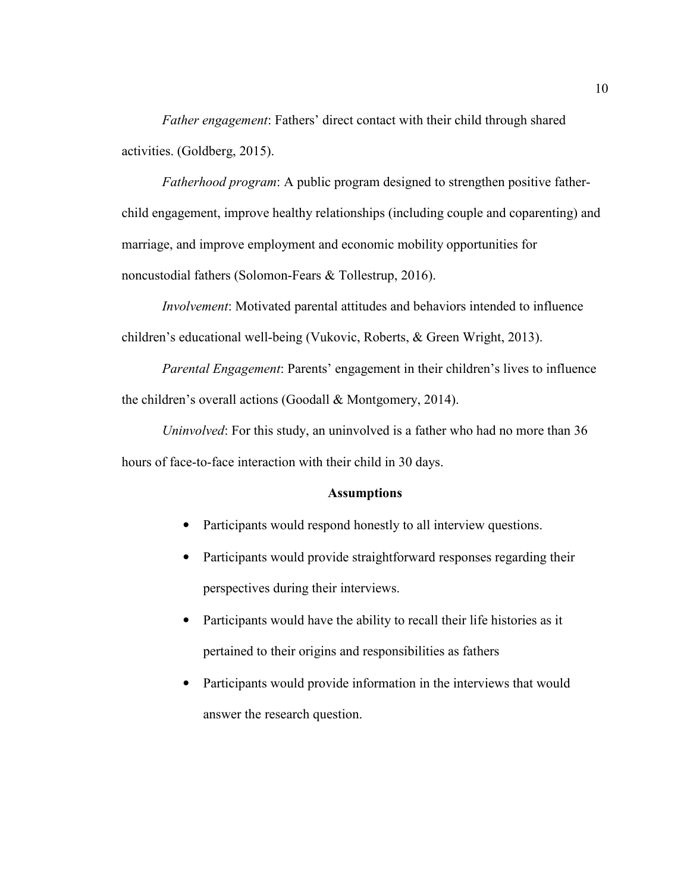*Father engagement*: Fathers' direct contact with their child through shared activities. (Goldberg, 2015).

*Fatherhood program*: A public program designed to strengthen positive father-child engagement, improve healthy relationships (including couple and coparenting) and marriage, and improve employment and economic mobility opportunities for noncustodial fathers (Solomon-Fears & Tollestrup, 2016).

*Involvement*: Motivated parental attitudes and behaviors intended to influence children's educational well-being (Vukovic, Roberts, & Green Wright, 2013).

*Parental Engagement*: Parents' engagement in their children's lives to influence the children's overall actions (Goodall & Montgomery, 2014).

*Uninvolved*: For this study, an uninvolved is a father who had no more than 36 hours of face-to-face interaction with their child in 30 days.

## Assumptions

- Participants would respond honestly to all interview questions.
- Participants would provide straightforward responses regarding their perspectives during their interviews.
- Participants would have the ability to recall their life histories as it pertained to their origins and responsibilities as fathers
- Participants would provide information in the interviews that would answer the research question.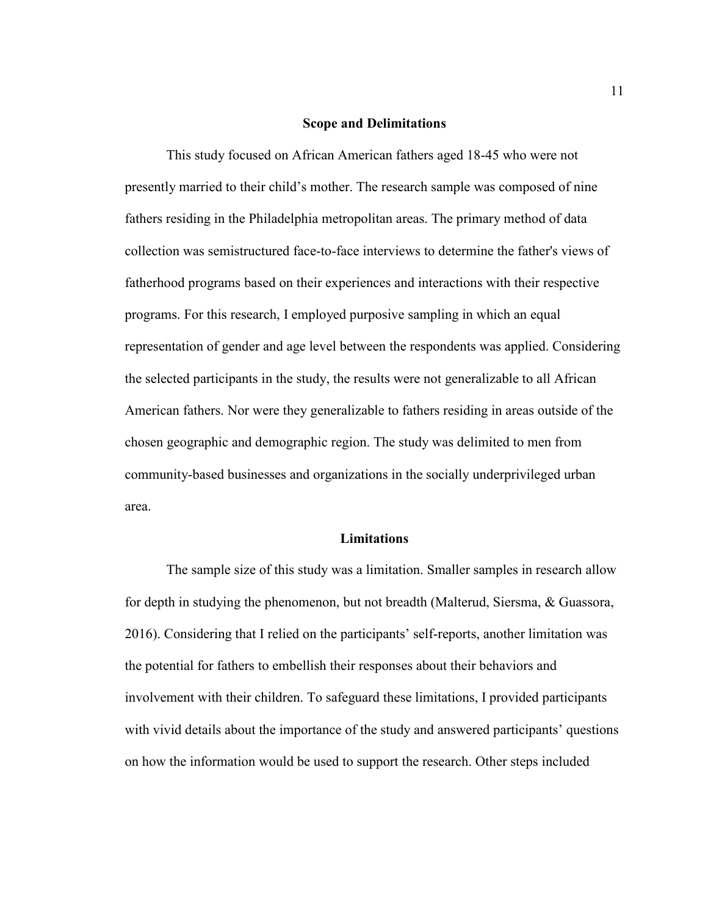## Scope and Delimitations

This study focused on African American fathers aged 18-45 who were not presently married to their child's mother. The research sample was composed of nine fathers residing in the Philadelphia metropolitan areas. The primary method of data collection was semistructured face-to-face interviews to determine the father's views of fatherhood programs based on their experiences and interactions with their respective programs. For this research, I employed purposive sampling in which an equal representation of gender and age level between the respondents was applied. Considering the selected participants in the study, the results were not generalizable to all African American fathers. Nor were they generalizable to fathers residing in areas outside of the chosen geographic and demographic region. The study was delimited to men from community-based businesses and organizations in the socially underprivileged urban area.

## Limitations

The sample size of this study was a limitation. Smaller samples in research allow for depth in studying the phenomenon, but not breadth (Malterud, Siersma, & Guassora, 2016). Considering that I relied on the participants' self-reports, another limitation was the potential for fathers to embellish their responses about their behaviors and involvement with their children. To safeguard these limitations, I provided participants with vivid details about the importance of the study and answered participants' questions on how the information would be used to support the research. Other steps included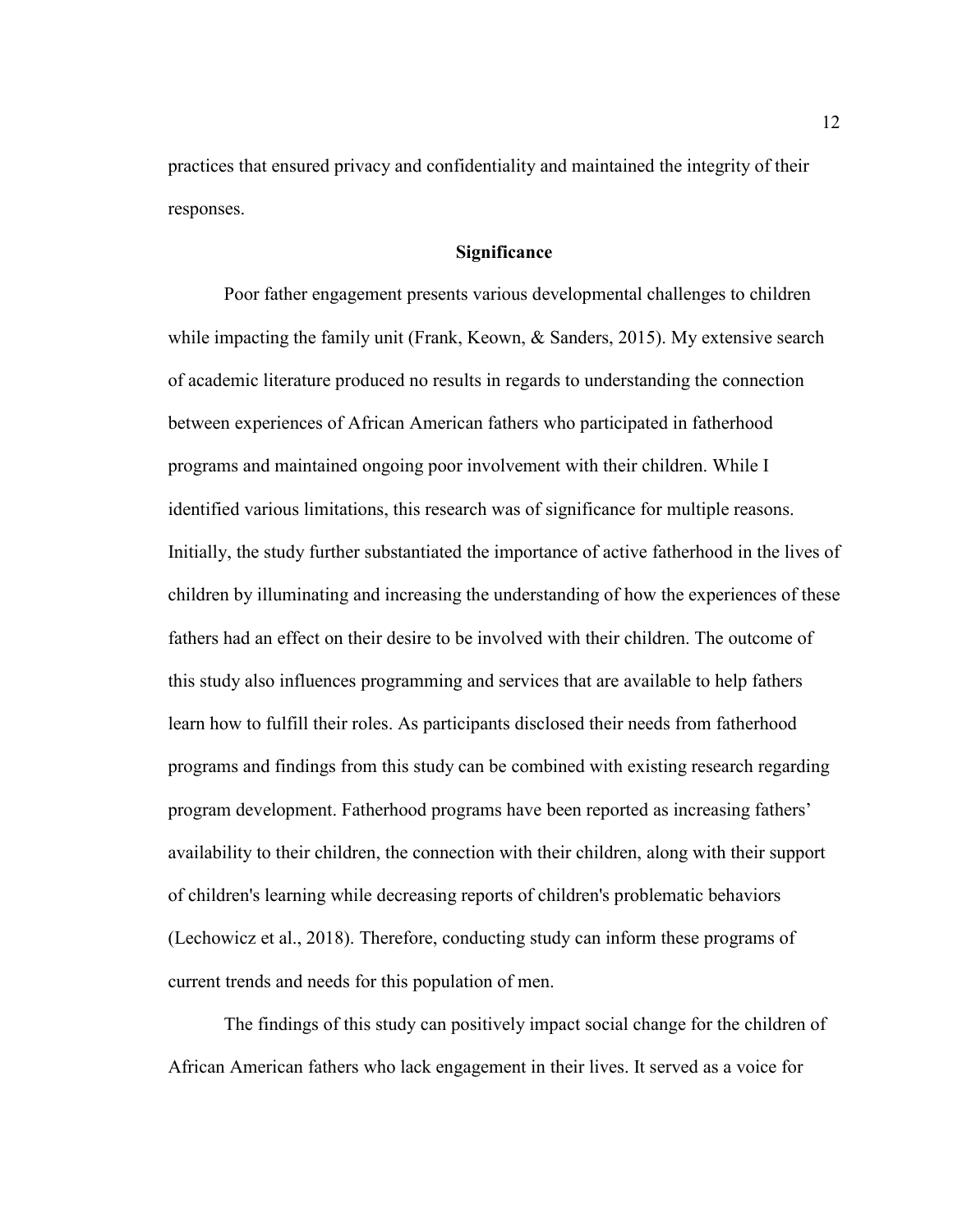practices that ensured privacy and confidentiality and maintained the integrity of their responses.

## Significance

Poor father engagement presents various developmental challenges to children while impacting the family unit (Frank, Keown, & Sanders, 2015). My extensive search of academic literature produced no results in regards to understanding the connection between experiences of African American fathers who participated in fatherhood programs and maintained ongoing poor involvement with their children. While I identified various limitations, this research was of significance for multiple reasons. Initially, the study further substantiated the importance of active fatherhood in the lives of children by illuminating and increasing the understanding of how the experiences of these fathers had an effect on their desire to be involved with their children. The outcome of this study also influences programming and services that are available to help fathers learn how to fulfill their roles. As participants disclosed their needs from fatherhood programs and findings from this study can be combined with existing research regarding program development. Fatherhood programs have been reported as increasing fathers' availability to their children, the connection with their children, along with their support of children's learning while decreasing reports of children's problematic behaviors (Lechowicz et al., 2018). Therefore, conducting study can inform these programs of current trends and needs for this population of men.

The findings of this study can positively impact social change for the children of African American fathers who lack engagement in their lives. It served as a voice for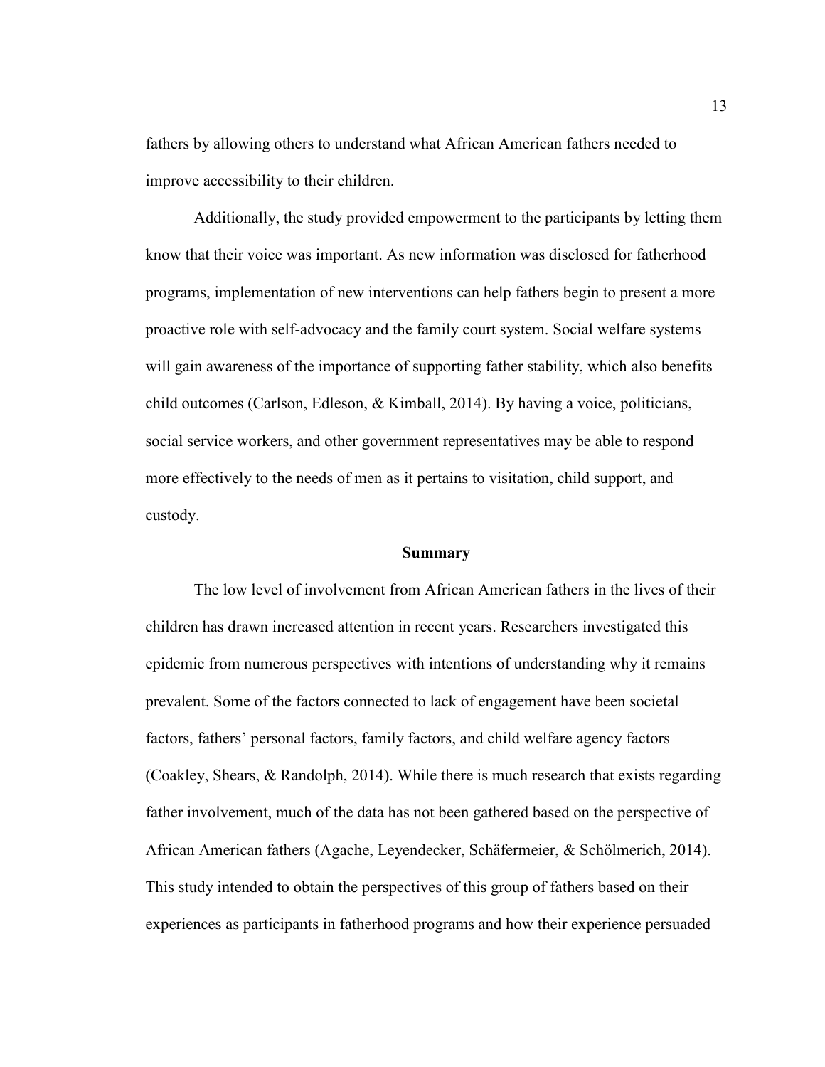fathers by allowing others to understand what African American fathers needed to improve accessibility to their children.

Additionally, the study provided empowerment to the participants by letting them know that their voice was important. As new information was disclosed for fatherhood programs, implementation of new interventions can help fathers begin to present a more proactive role with self-advocacy and the family court system. Social welfare systems will gain awareness of the importance of supporting father stability, which also benefits child outcomes (Carlson, Edleson, & Kimball, 2014). By having a voice, politicians, social service workers, and other government representatives may be able to respond more effectively to the needs of men as it pertains to visitation, child support, and custody.

## Summary

The low level of involvement from African American fathers in the lives of their children has drawn increased attention in recent years. Researchers investigated this epidemic from numerous perspectives with intentions of understanding why it remains prevalent. Some of the factors connected to lack of engagement have been societal factors, fathers' personal factors, family factors, and child welfare agency factors (Coakley, Shears, & Randolph, 2014). While there is much research that exists regarding father involvement, much of the data has not been gathered based on the perspective of African American fathers (Agache, Leyendecker, Schäfermeier, & Schölmerich, 2014). This study intended to obtain the perspectives of this group of fathers based on their experiences as participants in fatherhood programs and how their experience persuaded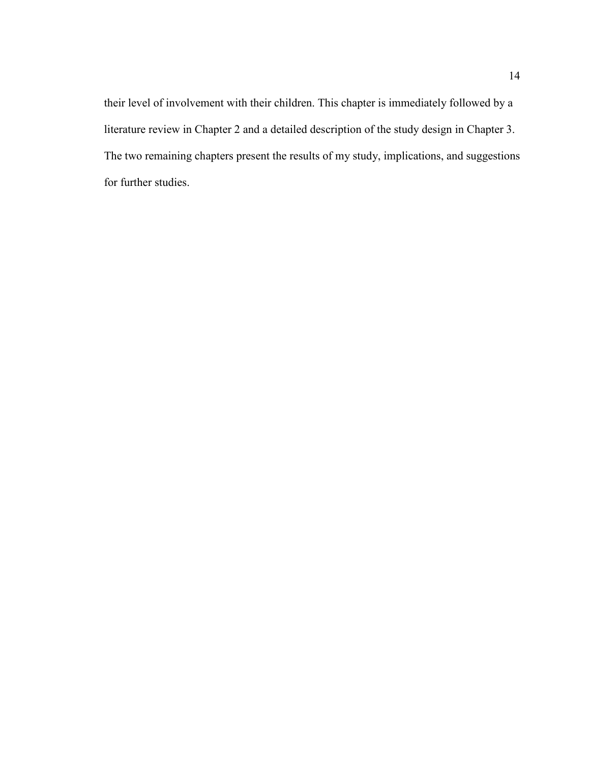their level of involvement with their children. This chapter is immediately followed by a literature review in Chapter 2 and a detailed description of the study design in Chapter 3. The two remaining chapters present the results of my study, implications, and suggestions for further studies.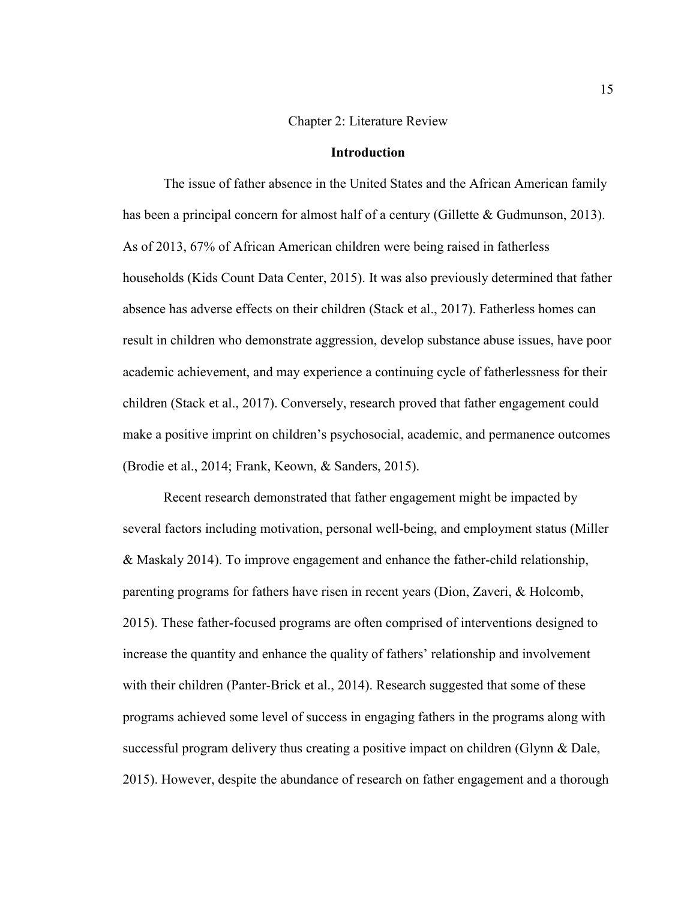# Chapter 2: Literature Review

## Introduction

The issue of father absence in the United States and the African American family has been a principal concern for almost half of a century (Gillette & Gudmunson, 2013). As of 2013, 67% of African American children were being raised in fatherless households (Kids Count Data Center, 2015). It was also previously determined that father absence has adverse effects on their children (Stack et al., 2017). Fatherless homes can result in children who demonstrate aggression, develop substance abuse issues, have poor academic achievement, and may experience a continuing cycle of fatherlessness for their children (Stack et al., 2017). Conversely, research proved that father engagement could make a positive imprint on children's psychosocial, academic, and permanence outcomes (Brodie et al., 2014; Frank, Keown, & Sanders, 2015).

Recent research demonstrated that father engagement might be impacted by several factors including motivation, personal well-being, and employment status (Miller & Maskaly 2014). To improve engagement and enhance the father-child relationship, parenting programs for fathers have risen in recent years (Dion, Zaveri, & Holcomb, 2015). These father-focused programs are often comprised of interventions designed to increase the quantity and enhance the quality of fathers' relationship and involvement with their children (Panter-Brick et al., 2014). Research suggested that some of these programs achieved some level of success in engaging fathers in the programs along with successful program delivery thus creating a positive impact on children (Glynn & Dale, 2015). However, despite the abundance of research on father engagement and a thorough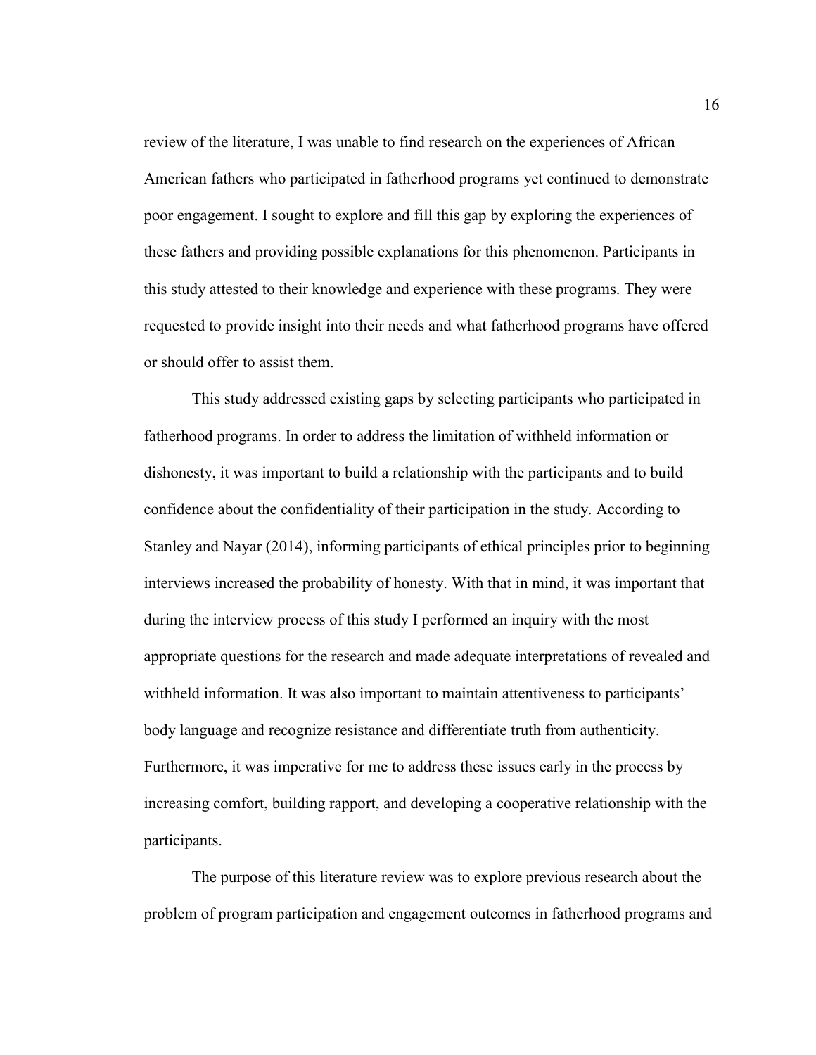review of the literature, I was unable to find research on the experiences of African American fathers who participated in fatherhood programs yet continued to demonstrate poor engagement. I sought to explore and fill this gap by exploring the experiences of these fathers and providing possible explanations for this phenomenon. Participants in this study attested to their knowledge and experience with these programs. They were requested to provide insight into their needs and what fatherhood programs have offered or should offer to assist them.

This study addressed existing gaps by selecting participants who participated in fatherhood programs. In order to address the limitation of withheld information or dishonesty, it was important to build a relationship with the participants and to build confidence about the confidentiality of their participation in the study. According to Stanley and Nayar (2014), informing participants of ethical principles prior to beginning interviews increased the probability of honesty. With that in mind, it was important that during the interview process of this study I performed an inquiry with the most appropriate questions for the research and made adequate interpretations of revealed and withheld information. It was also important to maintain attentiveness to participants' body language and recognize resistance and differentiate truth from authenticity. Furthermore, it was imperative for me to address these issues early in the process by increasing comfort, building rapport, and developing a cooperative relationship with the participants.

The purpose of this literature review was to explore previous research about the problem of program participation and engagement outcomes in fatherhood programs and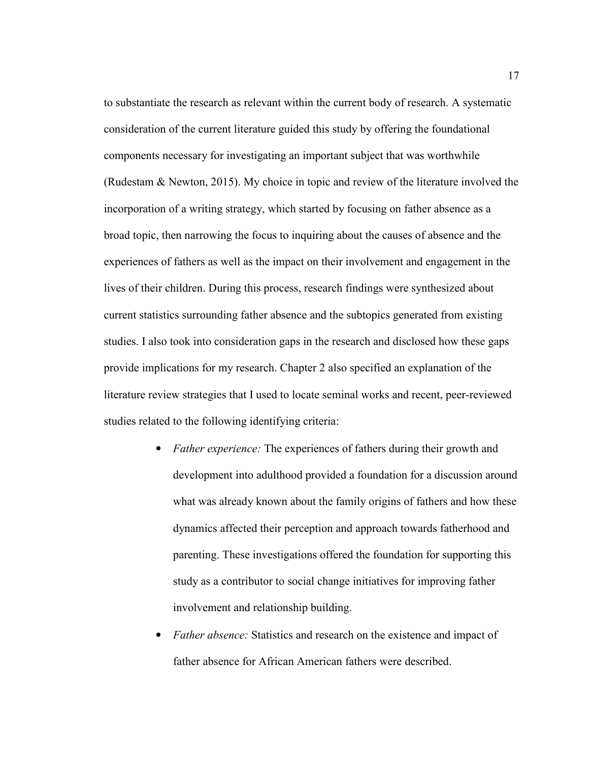to substantiate the research as relevant within the current body of research. A systematic consideration of the current literature guided this study by offering the foundational components necessary for investigating an important subject that was worthwhile (Rudestam & Newton, 2015). My choice in topic and review of the literature involved the incorporation of a writing strategy, which started by focusing on father absence as a broad topic, then narrowing the focus to inquiring about the causes of absence and the experiences of fathers as well as the impact on their involvement and engagement in the lives of their children. During this process, research findings were synthesized about current statistics surrounding father absence and the subtopics generated from existing studies. I also took into consideration gaps in the research and disclosed how these gaps provide implications for my research. Chapter 2 also specified an explanation of the literature review strategies that I used to locate seminal works and recent, peer-reviewed studies related to the following identifying criteria:

- *Father experience:* The experiences of fathers during their growth and development into adulthood provided a foundation for a discussion around what was already known about the family origins of fathers and how these dynamics affected their perception and approach towards fatherhood and parenting. These investigations offered the foundation for supporting this study as a contributor to social change initiatives for improving father involvement and relationship building.
- *Father absence:* Statistics and research on the existence and impact of father absence for African American fathers were described.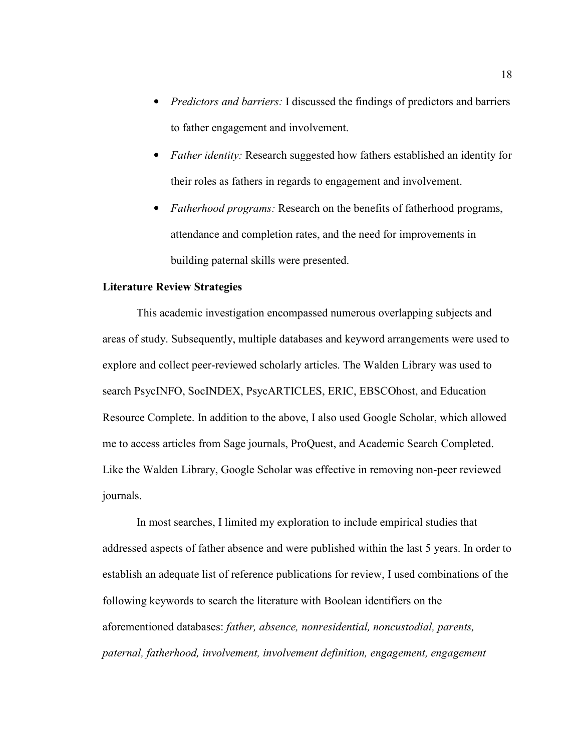- *Predictors and barriers:* I discussed the findings of predictors and barriers to father engagement and involvement.
- *Father identity:* Research suggested how fathers established an identity for their roles as fathers in regards to engagement and involvement.
- *Fatherhood programs:* Research on the benefits of fatherhood programs, attendance and completion rates, and the need for improvements in building paternal skills were presented.

**Literature Review Strategies**

This academic investigation encompassed numerous overlapping subjects and areas of study. Subsequently, multiple databases and keyword arrangements were used to explore and collect peer-reviewed scholarly articles. The Walden Library was used to search PsycINFO, SocINDEX, PsycARTICLES, ERIC, EBSCOhost, and Education Resource Complete. In addition to the above, I also used Google Scholar, which allowed me to access articles from Sage journals, ProQuest, and Academic Search Completed. Like the Walden Library, Google Scholar was effective in removing non-peer reviewed journals.

In most searches, I limited my exploration to include empirical studies that addressed aspects of father absence and were published within the last 5 years. In order to establish an adequate list of reference publications for review, I used combinations of the following keywords to search the literature with Boolean identifiers on the aforementioned databases: *father, absence, nonresidential, noncustodial, parents, paternal, fatherhood, involvement, involvement definition, engagement, engagement*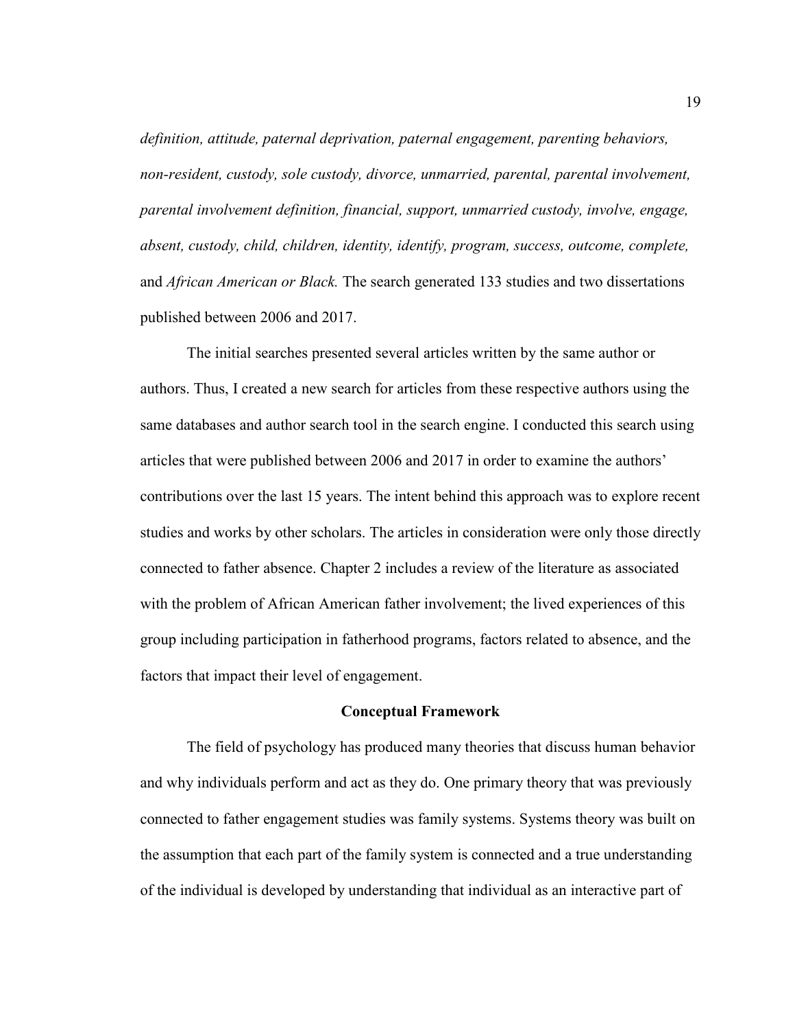*definition, attitude, paternal deprivation, paternal engagement, parenting behaviors, non-resident, custody, sole custody, divorce, unmarried, parental, parental involvement, parental involvement definition, financial, support, unmarried custody, involve, engage, absent, custody, child, children, identity, identify, program, success, outcome, complete,* and *African American or Black.* The search generated 133 studies and two dissertations published between 2006 and 2017.

The initial searches presented several articles written by the same author or authors. Thus, I created a new search for articles from these respective authors using the same databases and author search tool in the search engine. I conducted this search using articles that were published between 2006 and 2017 in order to examine the authors' contributions over the last 15 years. The intent behind this approach was to explore recent studies and works by other scholars. The articles in consideration were only those directly connected to father absence. Chapter 2 includes a review of the literature as associated with the problem of African American father involvement; the lived experiences of this group including participation in fatherhood programs, factors related to absence, and the factors that impact their level of engagement.

## Conceptual Framework

The field of psychology has produced many theories that discuss human behavior and why individuals perform and act as they do. One primary theory that was previously connected to father engagement studies was family systems. Systems theory was built on the assumption that each part of the family system is connected and a true understanding of the individual is developed by understanding that individual as an interactive part of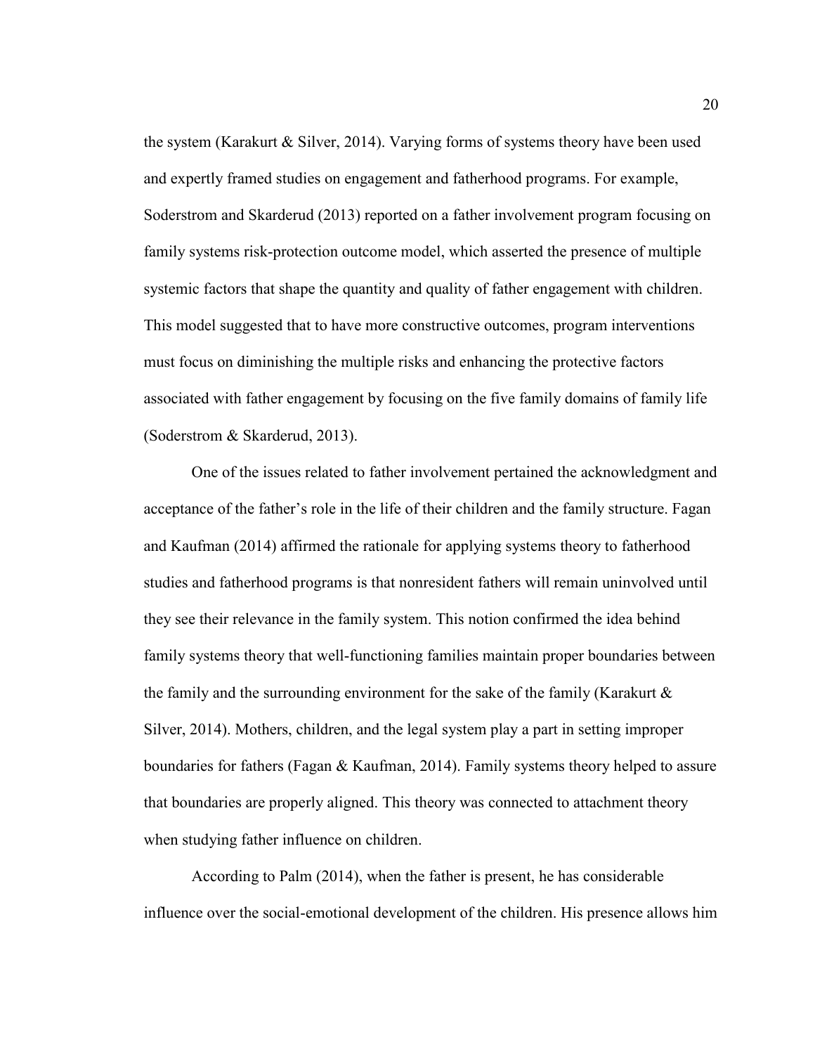the system (Karakurt & Silver, 2014). Varying forms of systems theory have been used and expertly framed studies on engagement and fatherhood programs. For example, Soderstrom and Skarderud (2013) reported on a father involvement program focusing on family systems risk-protection outcome model, which asserted the presence of multiple systemic factors that shape the quantity and quality of father engagement with children. This model suggested that to have more constructive outcomes, program interventions must focus on diminishing the multiple risks and enhancing the protective factors associated with father engagement by focusing on the five family domains of family life (Soderstrom & Skarderud, 2013).

One of the issues related to father involvement pertained the acknowledgment and acceptance of the father's role in the life of their children and the family structure. Fagan and Kaufman (2014) affirmed the rationale for applying systems theory to fatherhood studies and fatherhood programs is that nonresident fathers will remain uninvolved until they see their relevance in the family system. This notion confirmed the idea behind family systems theory that well-functioning families maintain proper boundaries between the family and the surrounding environment for the sake of the family (Karakurt & Silver, 2014). Mothers, children, and the legal system play a part in setting improper boundaries for fathers (Fagan & Kaufman, 2014). Family systems theory helped to assure that boundaries are properly aligned. This theory was connected to attachment theory when studying father influence on children.

According to Palm (2014), when the father is present, he has considerable influence over the social-emotional development of the children. His presence allows him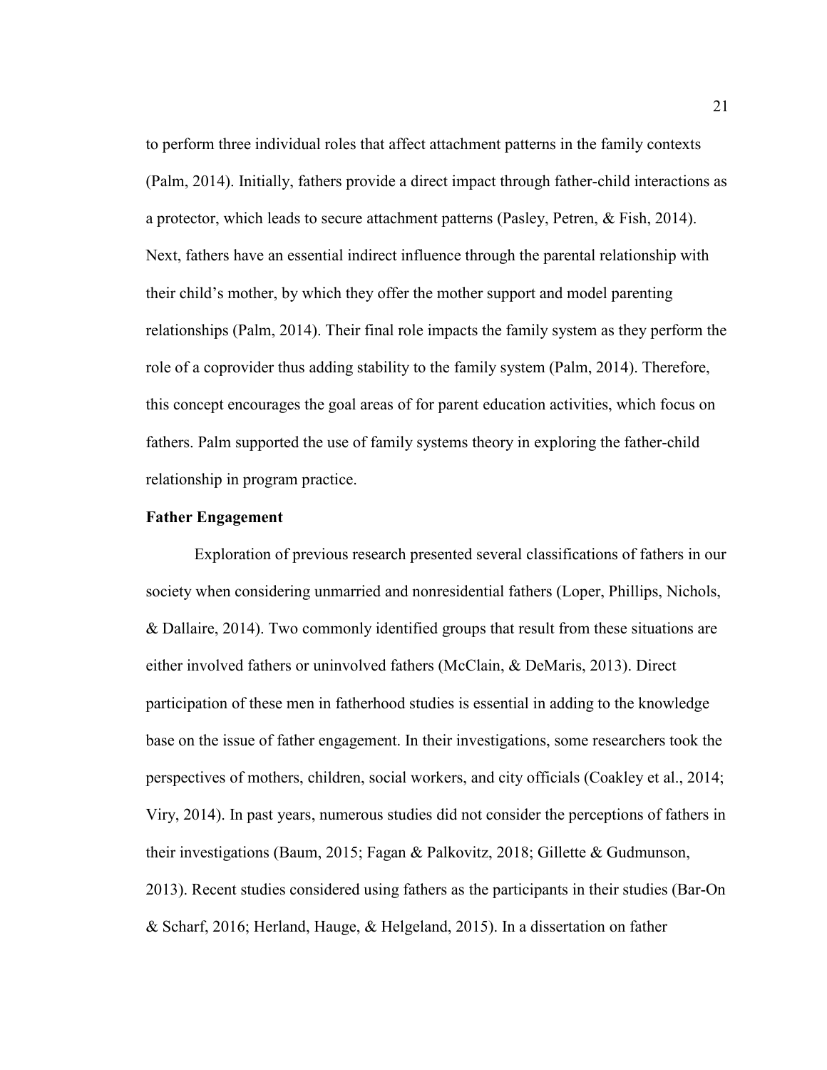to perform three individual roles that affect attachment patterns in the family contexts (Palm, 2014). Initially, fathers provide a direct impact through father-child interactions as a protector, which leads to secure attachment patterns (Pasley, Petren, & Fish, 2014). Next, fathers have an essential indirect influence through the parental relationship with their child's mother, by which they offer the mother support and model parenting relationships (Palm, 2014). Their final role impacts the family system as they perform the role of a coprovider thus adding stability to the family system (Palm, 2014). Therefore, this concept encourages the goal areas of for parent education activities, which focus on fathers. Palm supported the use of family systems theory in exploring the father-child relationship in program practice.

**Father Engagement**

Exploration of previous research presented several classifications of fathers in our society when considering unmarried and nonresidential fathers (Loper, Phillips, Nichols, & Dallaire, 2014). Two commonly identified groups that result from these situations are either involved fathers or uninvolved fathers (McClain, & DeMaris, 2013). Direct participation of these men in fatherhood studies is essential in adding to the knowledge base on the issue of father engagement. In their investigations, some researchers took the perspectives of mothers, children, social workers, and city officials (Coakley et al., 2014; Viry, 2014). In past years, numerous studies did not consider the perceptions of fathers in their investigations (Baum, 2015; Fagan & Palkovitz, 2018; Gillette & Gudmunson, 2013). Recent studies considered using fathers as the participants in their studies (Bar-On & Scharf, 2016; Herland, Hauge, & Helgeland, 2015). In a dissertation on father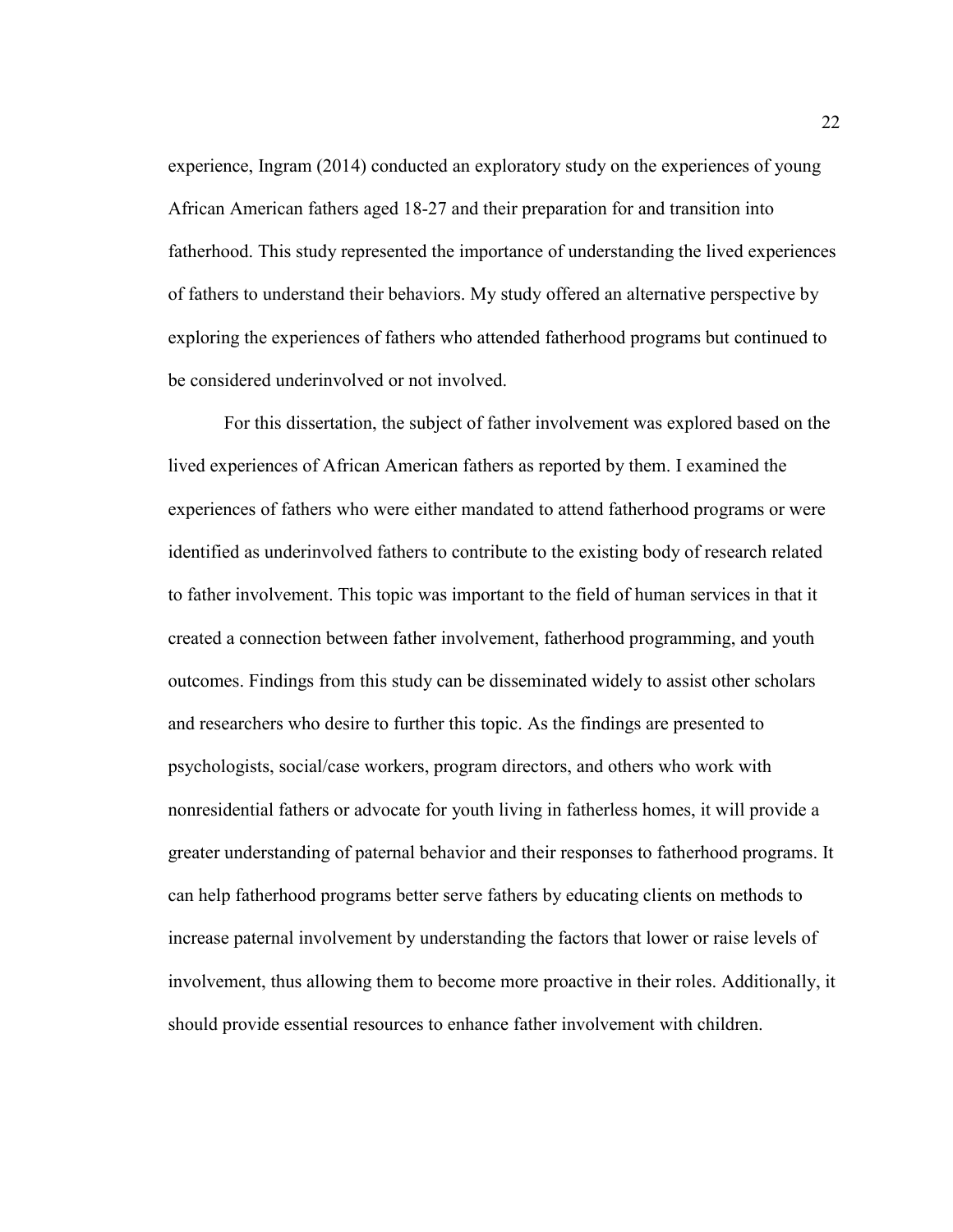experience, Ingram (2014) conducted an exploratory study on the experiences of young African American fathers aged 18-27 and their preparation for and transition into fatherhood. This study represented the importance of understanding the lived experiences of fathers to understand their behaviors. My study offered an alternative perspective by exploring the experiences of fathers who attended fatherhood programs but continued to be considered underinvolved or not involved.

For this dissertation, the subject of father involvement was explored based on the lived experiences of African American fathers as reported by them. I examined the experiences of fathers who were either mandated to attend fatherhood programs or were identified as underinvolved fathers to contribute to the existing body of research related to father involvement. This topic was important to the field of human services in that it created a connection between father involvement, fatherhood programming, and youth outcomes. Findings from this study can be disseminated widely to assist other scholars and researchers who desire to further this topic. As the findings are presented to psychologists, social/case workers, program directors, and others who work with nonresidential fathers or advocate for youth living in fatherless homes, it will provide a greater understanding of paternal behavior and their responses to fatherhood programs. It can help fatherhood programs better serve fathers by educating clients on methods to increase paternal involvement by understanding the factors that lower or raise levels of involvement, thus allowing them to become more proactive in their roles. Additionally, it should provide essential resources to enhance father involvement with children.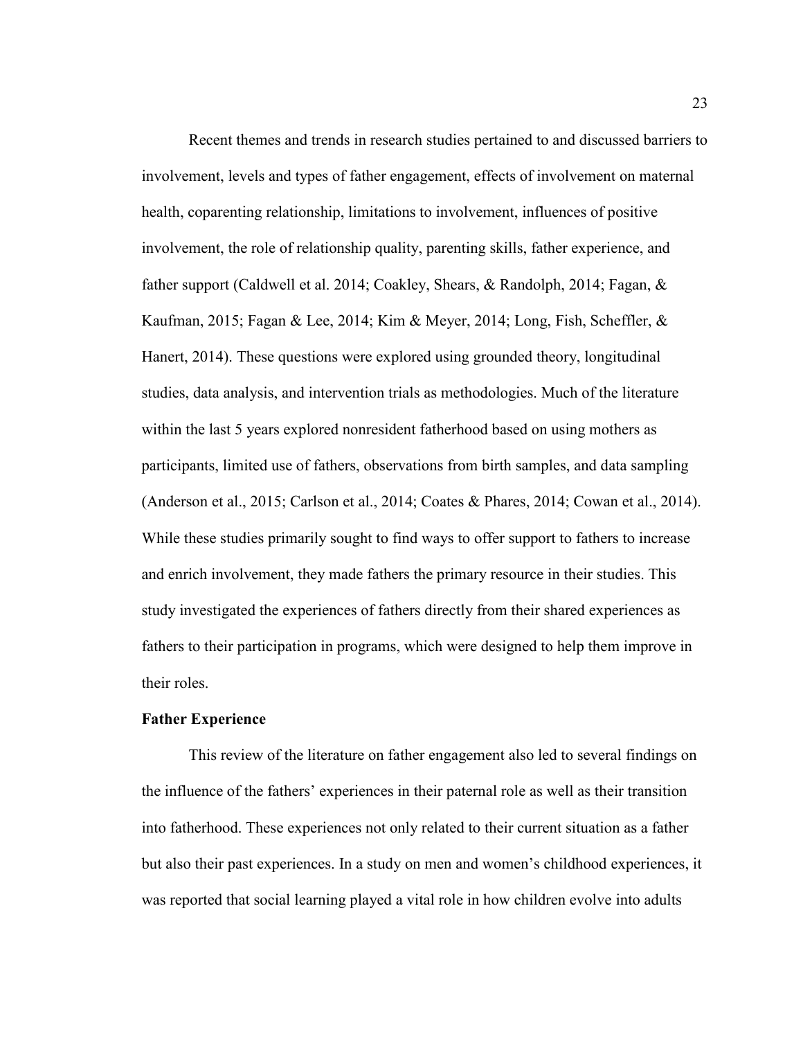Recent themes and trends in research studies pertained to and discussed barriers to involvement, levels and types of father engagement, effects of involvement on maternal health, coparenting relationship, limitations to involvement, influences of positive involvement, the role of relationship quality, parenting skills, father experience, and father support (Caldwell et al. 2014; Coakley, Shears, & Randolph, 2014; Fagan, & Kaufman, 2015; Fagan & Lee, 2014; Kim & Meyer, 2014; Long, Fish, Scheffler, & Hanert, 2014). These questions were explored using grounded theory, longitudinal studies, data analysis, and intervention trials as methodologies. Much of the literature within the last 5 years explored nonresident fatherhood based on using mothers as participants, limited use of fathers, observations from birth samples, and data sampling (Anderson et al., 2015; Carlson et al., 2014; Coates & Phares, 2014; Cowan et al., 2014). While these studies primarily sought to find ways to offer support to fathers to increase and enrich involvement, they made fathers the primary resource in their studies. This study investigated the experiences of fathers directly from their shared experiences as fathers to their participation in programs, which were designed to help them improve in their roles.

**Father Experience**

This review of the literature on father engagement also led to several findings on the influence of the fathers' experiences in their paternal role as well as their transition into fatherhood. These experiences not only related to their current situation as a father but also their past experiences. In a study on men and women's childhood experiences, it was reported that social learning played a vital role in how children evolve into adults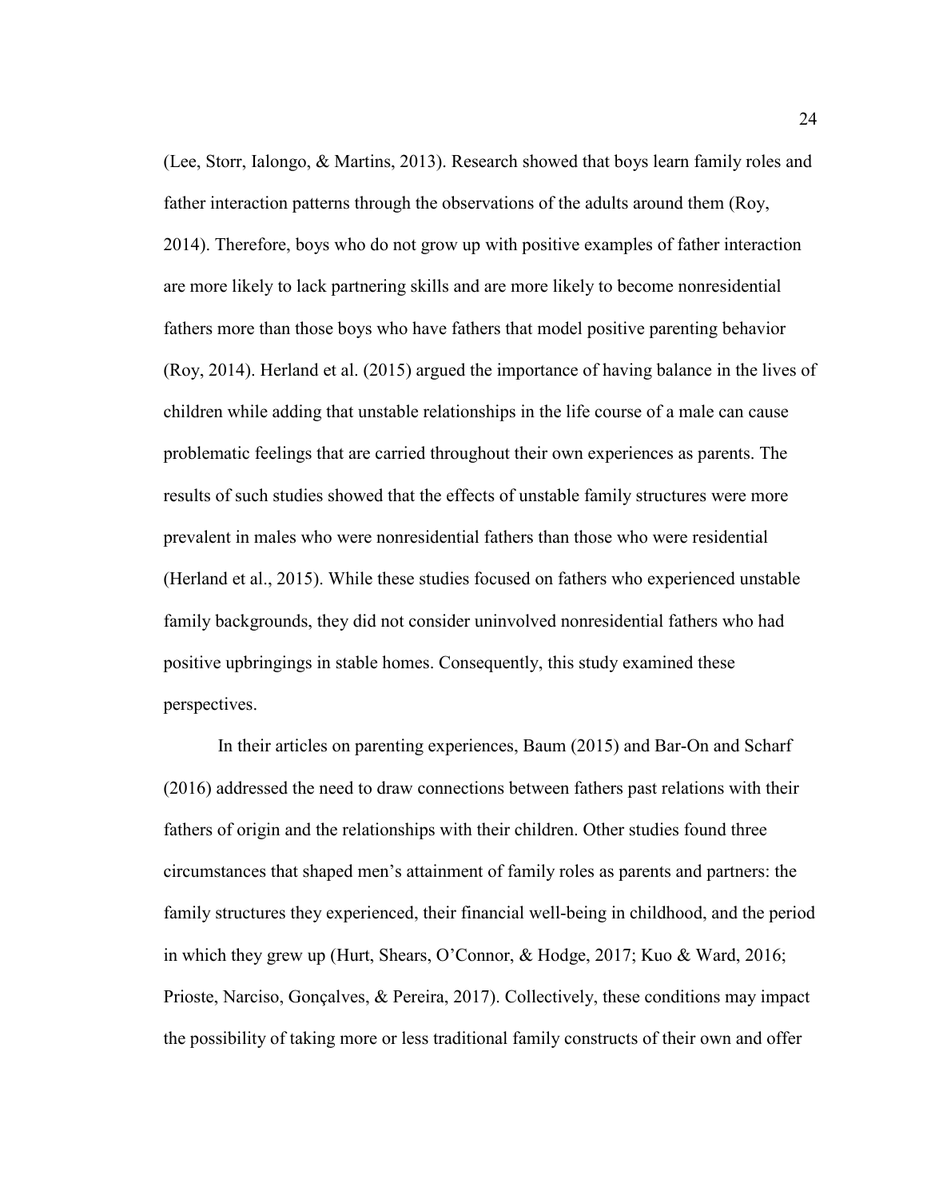(Lee, Storr, Ialongo, & Martins, 2013). Research showed that boys learn family roles and father interaction patterns through the observations of the adults around them (Roy, 2014). Therefore, boys who do not grow up with positive examples of father interaction are more likely to lack partnering skills and are more likely to become nonresidential fathers more than those boys who have fathers that model positive parenting behavior (Roy, 2014). Herland et al. (2015) argued the importance of having balance in the lives of children while adding that unstable relationships in the life course of a male can cause problematic feelings that are carried throughout their own experiences as parents. The results of such studies showed that the effects of unstable family structures were more prevalent in males who were nonresidential fathers than those who were residential (Herland et al., 2015). While these studies focused on fathers who experienced unstable family backgrounds, they did not consider uninvolved nonresidential fathers who had positive upbringings in stable homes. Consequently, this study examined these perspectives.

In their articles on parenting experiences, Baum (2015) and Bar-On and Scharf (2016) addressed the need to draw connections between fathers past relations with their fathers of origin and the relationships with their children. Other studies found three circumstances that shaped men's attainment of family roles as parents and partners: the family structures they experienced, their financial well-being in childhood, and the period in which they grew up (Hurt, Shears, O'Connor, & Hodge, 2017; Kuo & Ward, 2016; Prioste, Narciso, Gonçalves, & Pereira, 2017). Collectively, these conditions may impact the possibility of taking more or less traditional family constructs of their own and offer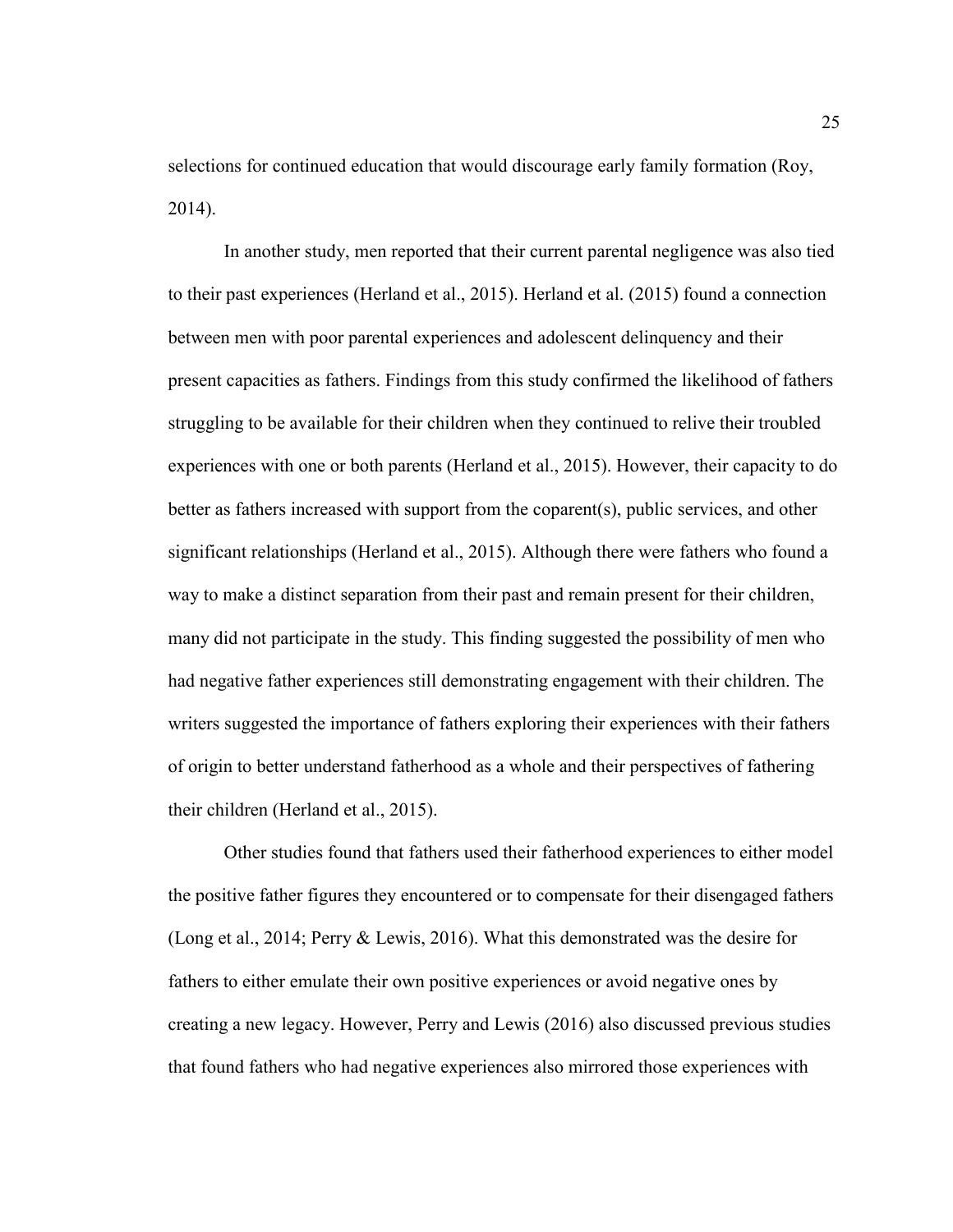selections for continued education that would discourage early family formation (Roy, 2014).

In another study, men reported that their current parental negligence was also tied to their past experiences (Herland et al., 2015). Herland et al. (2015) found a connection between men with poor parental experiences and adolescent delinquency and their present capacities as fathers. Findings from this study confirmed the likelihood of fathers struggling to be available for their children when they continued to relive their troubled experiences with one or both parents (Herland et al., 2015). However, their capacity to do better as fathers increased with support from the coparent(s), public services, and other significant relationships (Herland et al., 2015). Although there were fathers who found a way to make a distinct separation from their past and remain present for their children, many did not participate in the study. This finding suggested the possibility of men who had negative father experiences still demonstrating engagement with their children. The writers suggested the importance of fathers exploring their experiences with their fathers of origin to better understand fatherhood as a whole and their perspectives of fathering their children (Herland et al., 2015).

Other studies found that fathers used their fatherhood experiences to either model the positive father figures they encountered or to compensate for their disengaged fathers (Long et al., 2014; Perry & Lewis, 2016). What this demonstrated was the desire for fathers to either emulate their own positive experiences or avoid negative ones by creating a new legacy. However, Perry and Lewis (2016) also discussed previous studies that found fathers who had negative experiences also mirrored those experiences with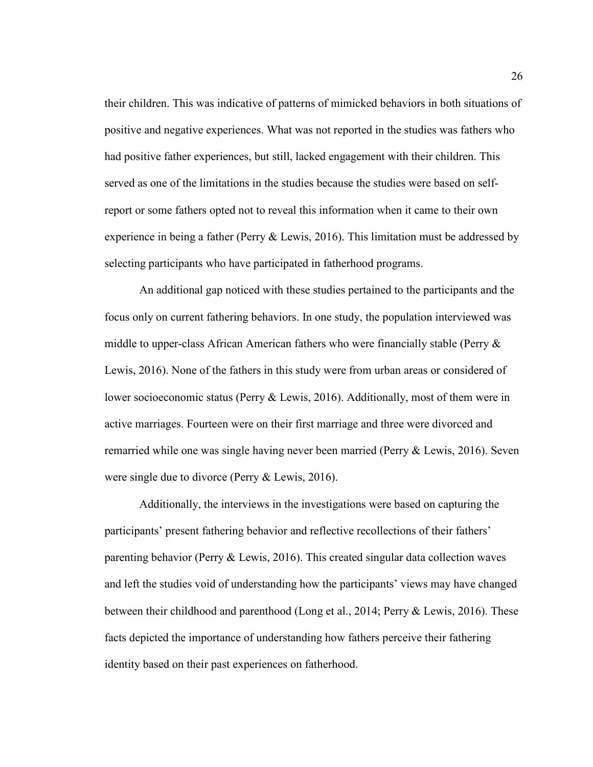their children. This was indicative of patterns of mimicked behaviors in both situations of positive and negative experiences. What was not reported in the studies was fathers who had positive father experiences, but still, lacked engagement with their children. This served as one of the limitations in the studies because the studies were based on self-report or some fathers opted not to reveal this information when it came to their own experience in being a father (Perry & Lewis, 2016). This limitation must be addressed by selecting participants who have participated in fatherhood programs.

An additional gap noticed with these studies pertained to the participants and the focus only on current fathering behaviors. In one study, the population interviewed was middle to upper-class African American fathers who were financially stable (Perry & Lewis, 2016). None of the fathers in this study were from urban areas or considered of lower socioeconomic status (Perry & Lewis, 2016). Additionally, most of them were in active marriages. Fourteen were on their first marriage and three were divorced and remarried while one was single having never been married (Perry & Lewis, 2016). Seven were single due to divorce (Perry & Lewis, 2016).

Additionally, the interviews in the investigations were based on capturing the participants' present fathering behavior and reflective recollections of their fathers' parenting behavior (Perry & Lewis, 2016). This created singular data collection waves and left the studies void of understanding how the participants' views may have changed between their childhood and parenthood (Long et al., 2014; Perry & Lewis, 2016). These facts depicted the importance of understanding how fathers perceive their fathering identity based on their past experiences on fatherhood.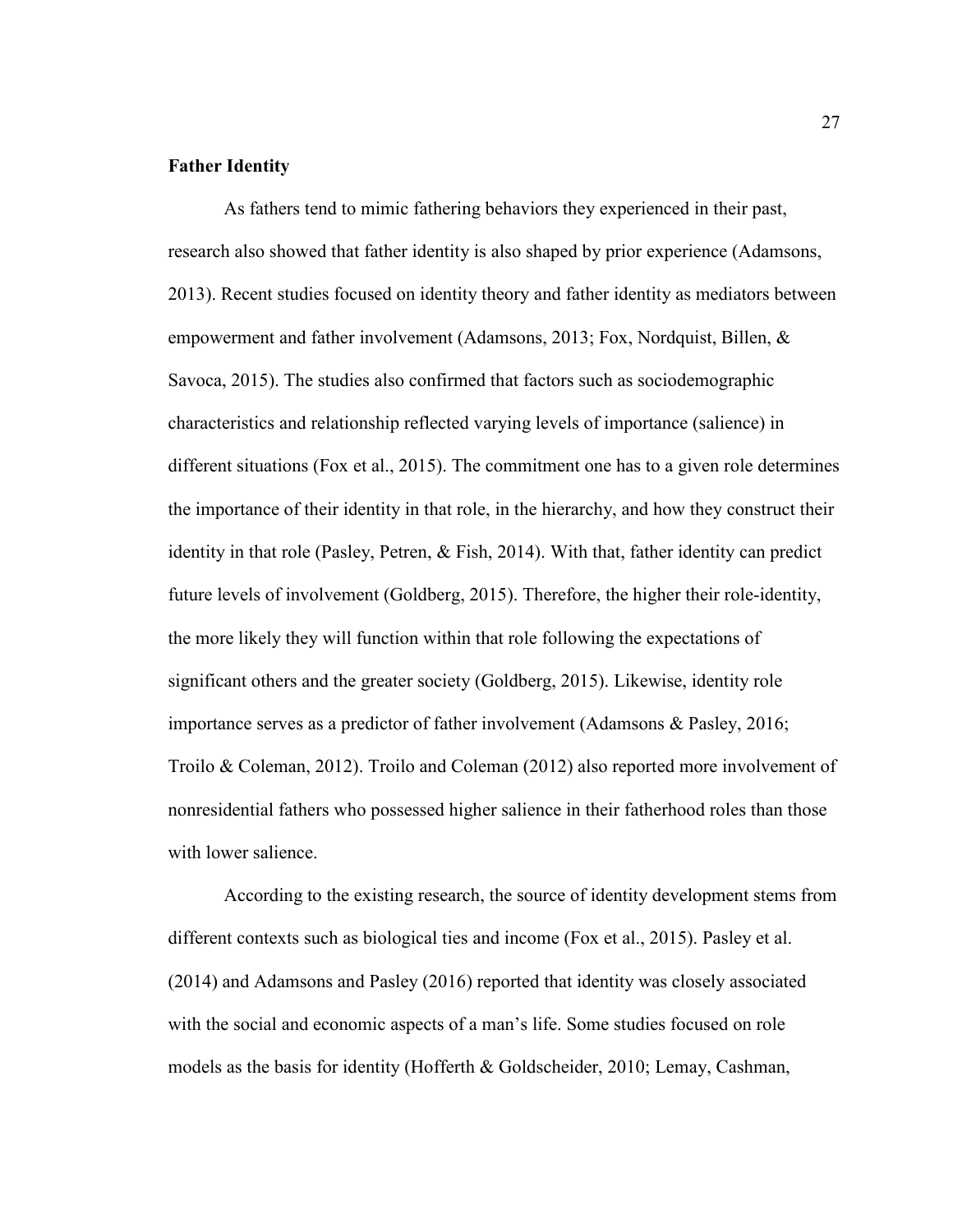**Father Identity**

As fathers tend to mimic fathering behaviors they experienced in their past, research also showed that father identity is also shaped by prior experience (Adamsons, 2013). Recent studies focused on identity theory and father identity as mediators between empowerment and father involvement (Adamsons, 2013; Fox, Nordquist, Billen, & Savoca, 2015). The studies also confirmed that factors such as sociodemographic characteristics and relationship reflected varying levels of importance (salience) in different situations (Fox et al., 2015). The commitment one has to a given role determines the importance of their identity in that role, in the hierarchy, and how they construct their identity in that role (Pasley, Petren, & Fish, 2014). With that, father identity can predict future levels of involvement (Goldberg, 2015). Therefore, the higher their role-identity, the more likely they will function within that role following the expectations of significant others and the greater society (Goldberg, 2015). Likewise, identity role importance serves as a predictor of father involvement (Adamsons & Pasley, 2016; Troilo & Coleman, 2012). Troilo and Coleman (2012) also reported more involvement of nonresidential fathers who possessed higher salience in their fatherhood roles than those with lower salience.

According to the existing research, the source of identity development stems from different contexts such as biological ties and income (Fox et al., 2015). Pasley et al. (2014) and Adamsons and Pasley (2016) reported that identity was closely associated with the social and economic aspects of a man's life. Some studies focused on role models as the basis for identity (Hofferth & Goldscheider, 2010; Lemay, Cashman,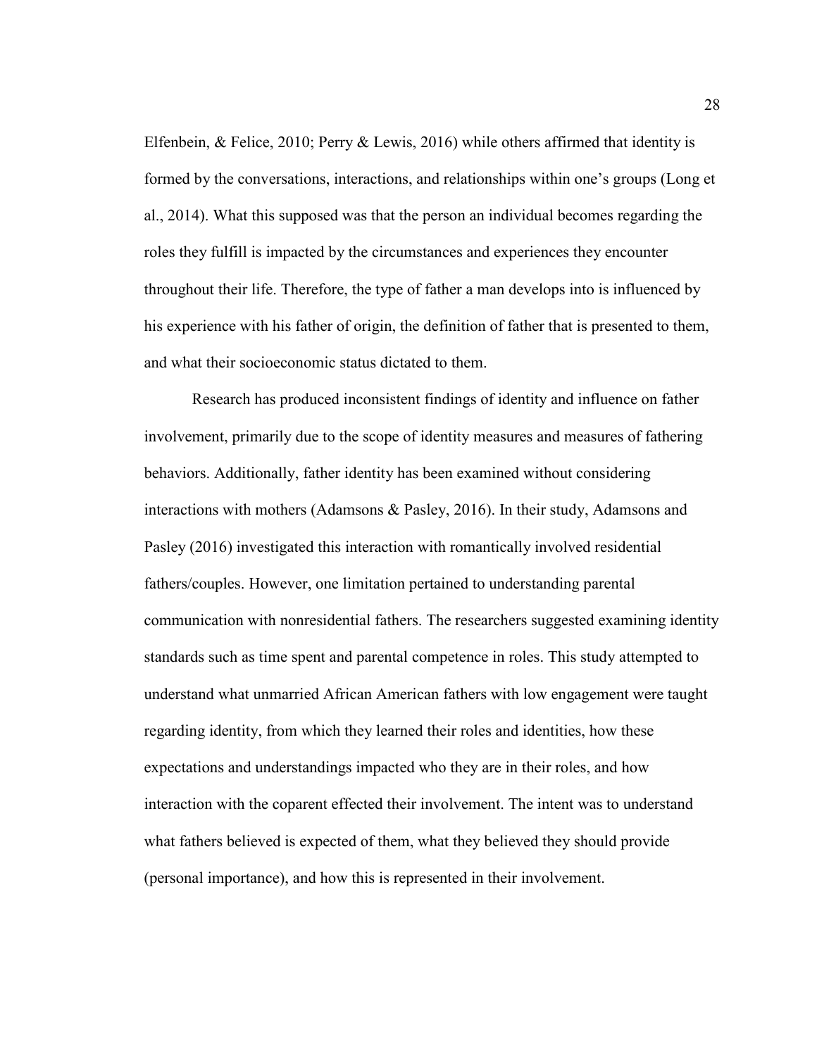Elfenbein, & Felice, 2010; Perry & Lewis, 2016) while others affirmed that identity is formed by the conversations, interactions, and relationships within one's groups (Long et al., 2014). What this supposed was that the person an individual becomes regarding the roles they fulfill is impacted by the circumstances and experiences they encounter throughout their life. Therefore, the type of father a man develops into is influenced by his experience with his father of origin, the definition of father that is presented to them, and what their socioeconomic status dictated to them.

Research has produced inconsistent findings of identity and influence on father involvement, primarily due to the scope of identity measures and measures of fathering behaviors. Additionally, father identity has been examined without considering interactions with mothers (Adamsons & Pasley, 2016). In their study, Adamsons and Pasley (2016) investigated this interaction with romantically involved residential fathers/couples. However, one limitation pertained to understanding parental communication with nonresidential fathers. The researchers suggested examining identity standards such as time spent and parental competence in roles. This study attempted to understand what unmarried African American fathers with low engagement were taught regarding identity, from which they learned their roles and identities, how these expectations and understandings impacted who they are in their roles, and how interaction with the coparent effected their involvement. The intent was to understand what fathers believed is expected of them, what they believed they should provide (personal importance), and how this is represented in their involvement.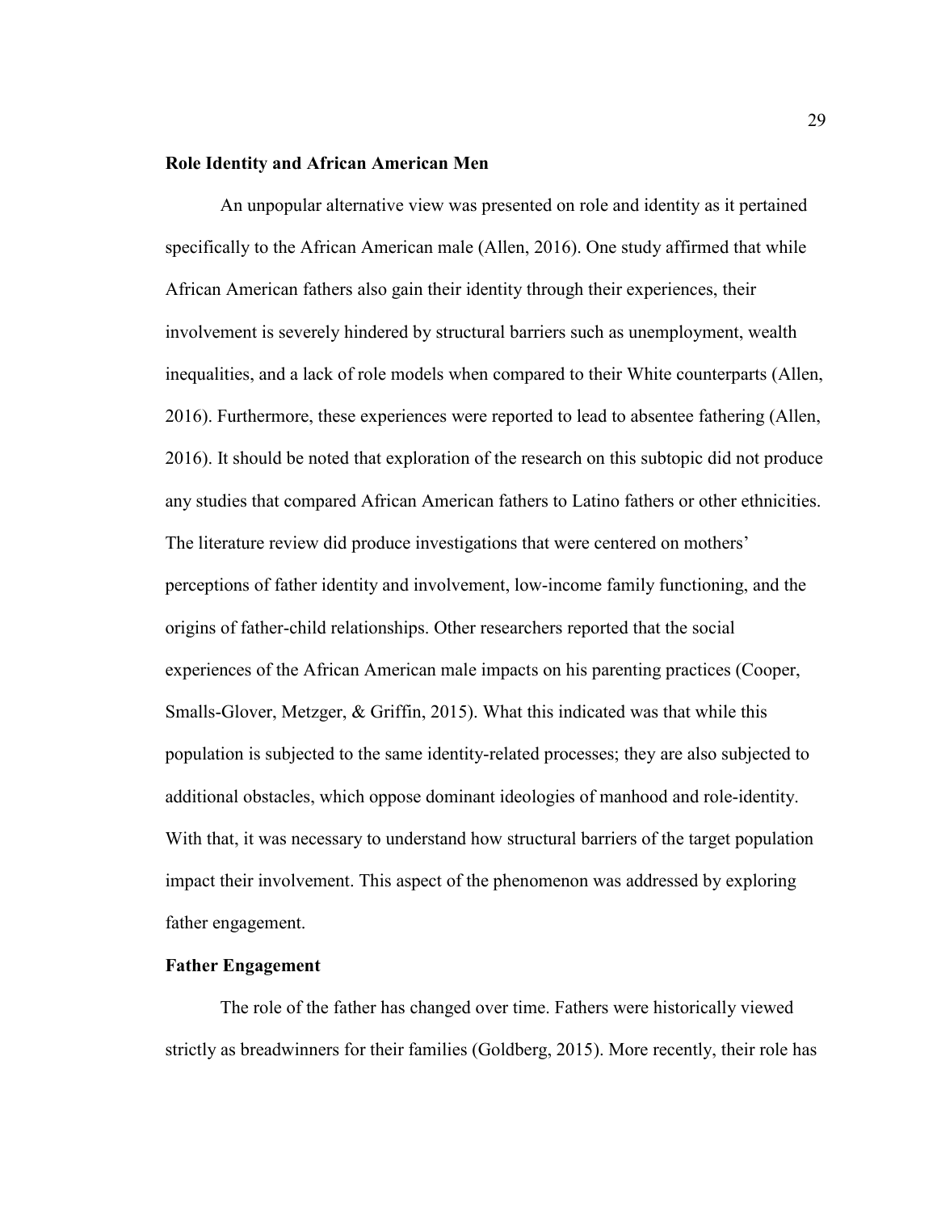### Role Identity and African American Men

An unpopular alternative view was presented on role and identity as it pertained specifically to the African American male (Allen, 2016). One study affirmed that while African American fathers also gain their identity through their experiences, their involvement is severely hindered by structural barriers such as unemployment, wealth inequalities, and a lack of role models when compared to their White counterparts (Allen, 2016). Furthermore, these experiences were reported to lead to absentee fathering (Allen, 2016). It should be noted that exploration of the research on this subtopic did not produce any studies that compared African American fathers to Latino fathers or other ethnicities. The literature review did produce investigations that were centered on mothers' perceptions of father identity and involvement, low-income family functioning, and the origins of father-child relationships. Other researchers reported that the social experiences of the African American male impacts on his parenting practices (Cooper, Smalls-Glover, Metzger, & Griffin, 2015). What this indicated was that while this population is subjected to the same identity-related processes; they are also subjected to additional obstacles, which oppose dominant ideologies of manhood and role-identity. With that, it was necessary to understand how structural barriers of the target population impact their involvement. This aspect of the phenomenon was addressed by exploring father engagement.

### Father Engagement

The role of the father has changed over time. Fathers were historically viewed strictly as breadwinners for their families (Goldberg, 2015). More recently, their role has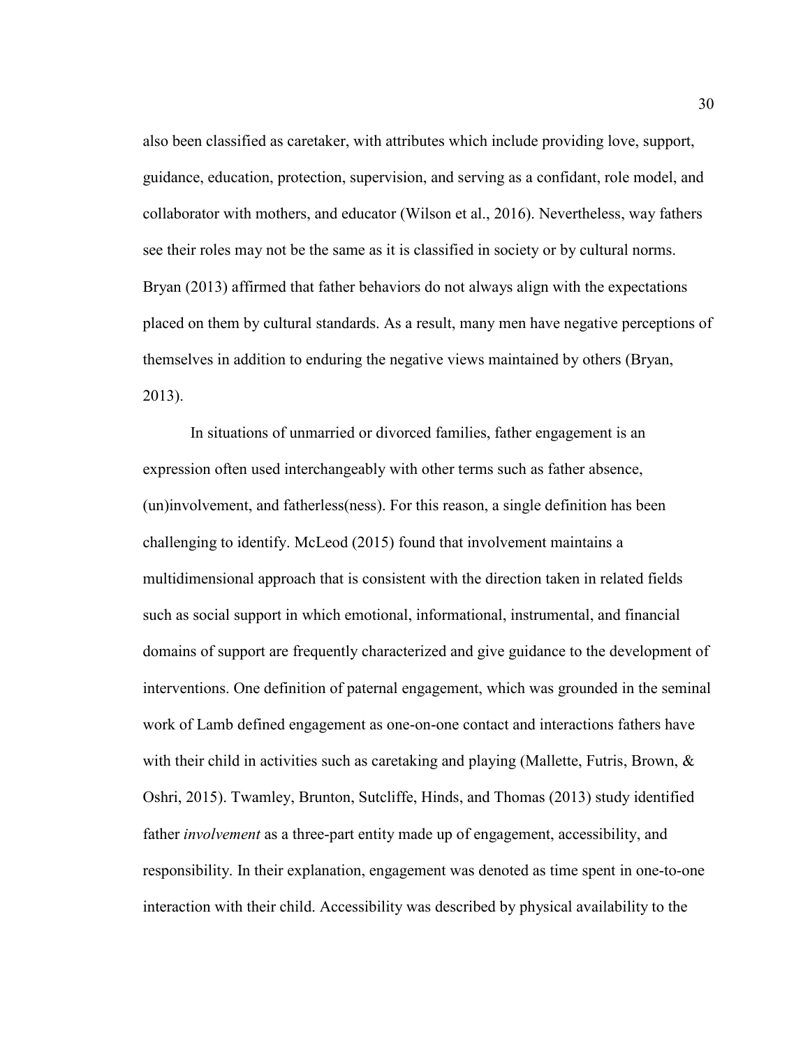also been classified as caretaker, with attributes which include providing love, support, guidance, education, protection, supervision, and serving as a confidant, role model, and collaborator with mothers, and educator (Wilson et al., 2016). Nevertheless, way fathers see their roles may not be the same as it is classified in society or by cultural norms. Bryan (2013) affirmed that father behaviors do not always align with the expectations placed on them by cultural standards. As a result, many men have negative perceptions of themselves in addition to enduring the negative views maintained by others (Bryan, 2013).

In situations of unmarried or divorced families, father engagement is an expression often used interchangeably with other terms such as father absence, (un)involvement, and fatherless(ness). For this reason, a single definition has been challenging to identify. McLeod (2015) found that involvement maintains a multidimensional approach that is consistent with the direction taken in related fields such as social support in which emotional, informational, instrumental, and financial domains of support are frequently characterized and give guidance to the development of interventions. One definition of paternal engagement, which was grounded in the seminal work of Lamb defined engagement as one-on-one contact and interactions fathers have with their child in activities such as caretaking and playing (Mallette, Futris, Brown, & Oshri, 2015). Twamley, Brunton, Sutcliffe, Hinds, and Thomas (2013) study identified father *involvement* as a three-part entity made up of engagement, accessibility, and responsibility. In their explanation, engagement was denoted as time spent in one-to-one interaction with their child. Accessibility was described by physical availability to the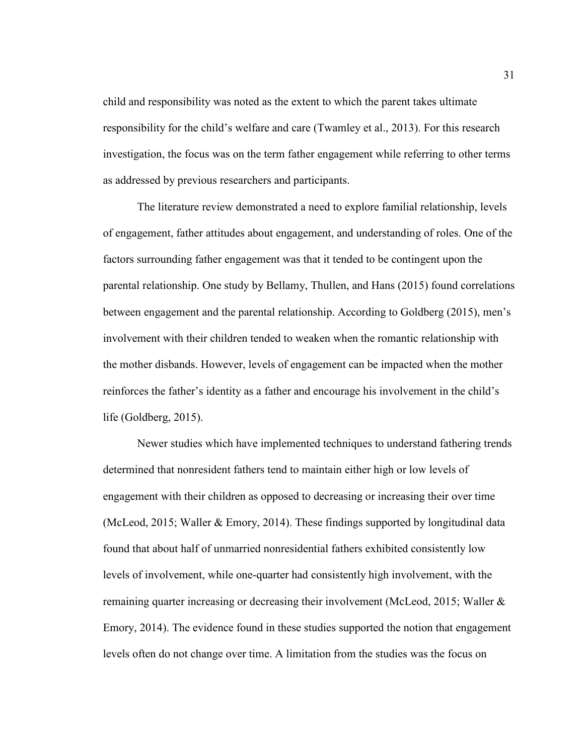child and responsibility was noted as the extent to which the parent takes ultimate responsibility for the child's welfare and care (Twamley et al., 2013). For this research investigation, the focus was on the term father engagement while referring to other terms as addressed by previous researchers and participants.

The literature review demonstrated a need to explore familial relationship, levels of engagement, father attitudes about engagement, and understanding of roles. One of the factors surrounding father engagement was that it tended to be contingent upon the parental relationship. One study by Bellamy, Thullen, and Hans (2015) found correlations between engagement and the parental relationship. According to Goldberg (2015), men's involvement with their children tended to weaken when the romantic relationship with the mother disbands. However, levels of engagement can be impacted when the mother reinforces the father's identity as a father and encourage his involvement in the child's life (Goldberg, 2015).

Newer studies which have implemented techniques to understand fathering trends determined that nonresident fathers tend to maintain either high or low levels of engagement with their children as opposed to decreasing or increasing their over time (McLeod, 2015; Waller & Emory, 2014). These findings supported by longitudinal data found that about half of unmarried nonresidential fathers exhibited consistently low levels of involvement, while one-quarter had consistently high involvement, with the remaining quarter increasing or decreasing their involvement (McLeod, 2015; Waller & Emory, 2014). The evidence found in these studies supported the notion that engagement levels often do not change over time. A limitation from the studies was the focus on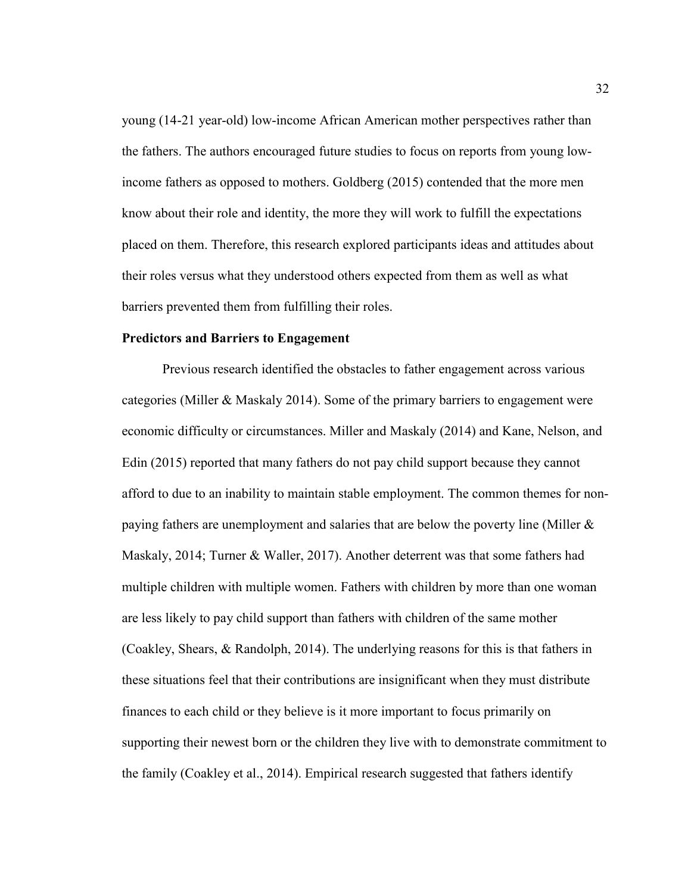young (14-21 year-old) low-income African American mother perspectives rather than the fathers. The authors encouraged future studies to focus on reports from young low-income fathers as opposed to mothers. Goldberg (2015) contended that the more men know about their role and identity, the more they will work to fulfill the expectations placed on them. Therefore, this research explored participants ideas and attitudes about their roles versus what they understood others expected from them as well as what barriers prevented them from fulfilling their roles.

**Predictors and Barriers to Engagement**

Previous research identified the obstacles to father engagement across various categories (Miller & Maskaly 2014). Some of the primary barriers to engagement were economic difficulty or circumstances. Miller and Maskaly (2014) and Kane, Nelson, and Edin (2015) reported that many fathers do not pay child support because they cannot afford to due to an inability to maintain stable employment. The common themes for non-paying fathers are unemployment and salaries that are below the poverty line (Miller & Maskaly, 2014; Turner & Waller, 2017). Another deterrent was that some fathers had multiple children with multiple women. Fathers with children by more than one woman are less likely to pay child support than fathers with children of the same mother (Coakley, Shears, & Randolph, 2014). The underlying reasons for this is that fathers in these situations feel that their contributions are insignificant when they must distribute finances to each child or they believe is it more important to focus primarily on supporting their newest born or the children they live with to demonstrate commitment to the family (Coakley et al., 2014). Empirical research suggested that fathers identify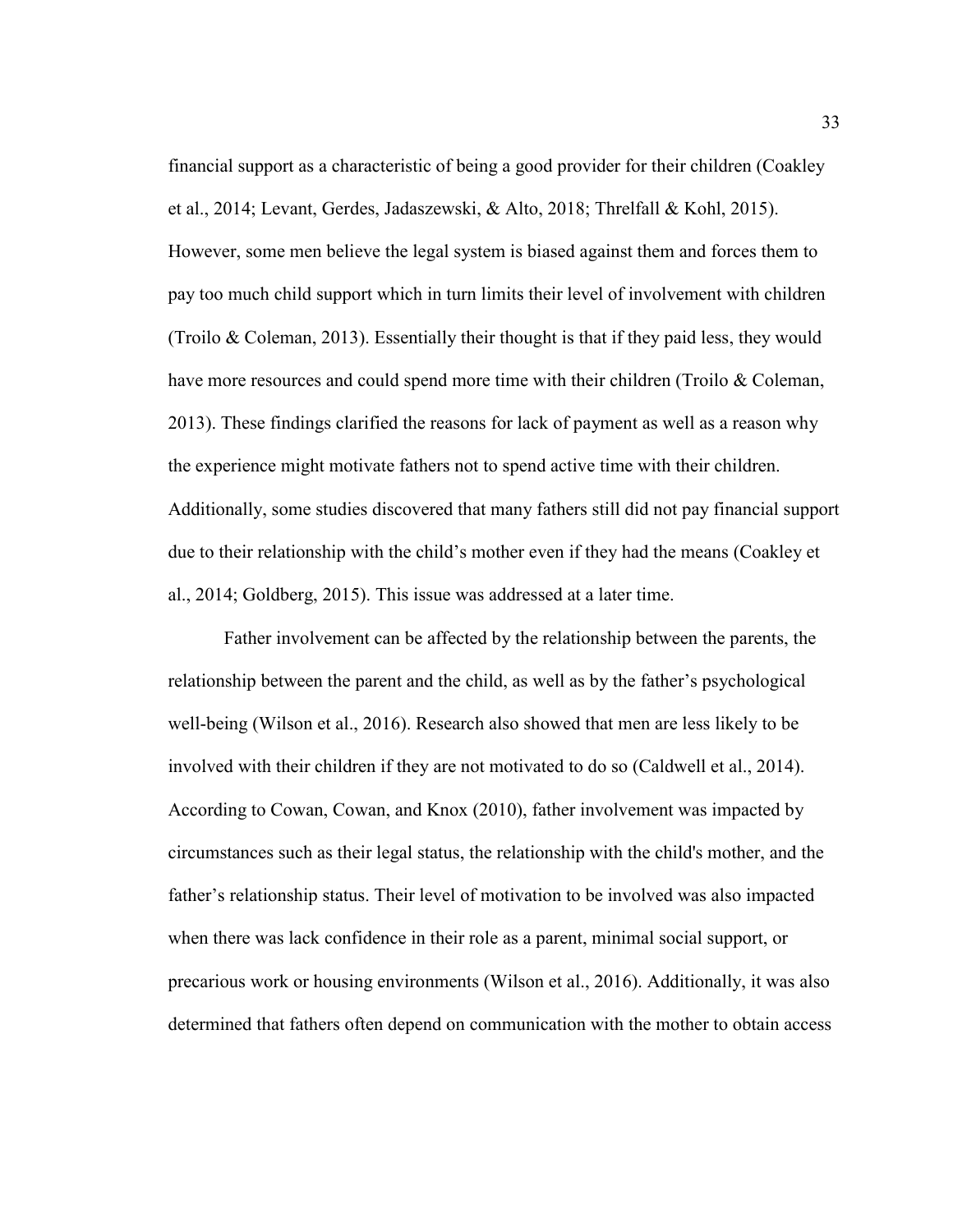financial support as a characteristic of being a good provider for their children (Coakley et al., 2014; Levant, Gerdes, Jadaszewski, & Alto, 2018; Threlfall & Kohl, 2015). However, some men believe the legal system is biased against them and forces them to pay too much child support which in turn limits their level of involvement with children (Troilo & Coleman, 2013). Essentially their thought is that if they paid less, they would have more resources and could spend more time with their children (Troilo & Coleman, 2013). These findings clarified the reasons for lack of payment as well as a reason why the experience might motivate fathers not to spend active time with their children. Additionally, some studies discovered that many fathers still did not pay financial support due to their relationship with the child's mother even if they had the means (Coakley et al., 2014; Goldberg, 2015). This issue was addressed at a later time.

Father involvement can be affected by the relationship between the parents, the relationship between the parent and the child, as well as by the father's psychological well-being (Wilson et al., 2016). Research also showed that men are less likely to be involved with their children if they are not motivated to do so (Caldwell et al., 2014). According to Cowan, Cowan, and Knox (2010), father involvement was impacted by circumstances such as their legal status, the relationship with the child's mother, and the father's relationship status. Their level of motivation to be involved was also impacted when there was lack confidence in their role as a parent, minimal social support, or precarious work or housing environments (Wilson et al., 2016). Additionally, it was also determined that fathers often depend on communication with the mother to obtain access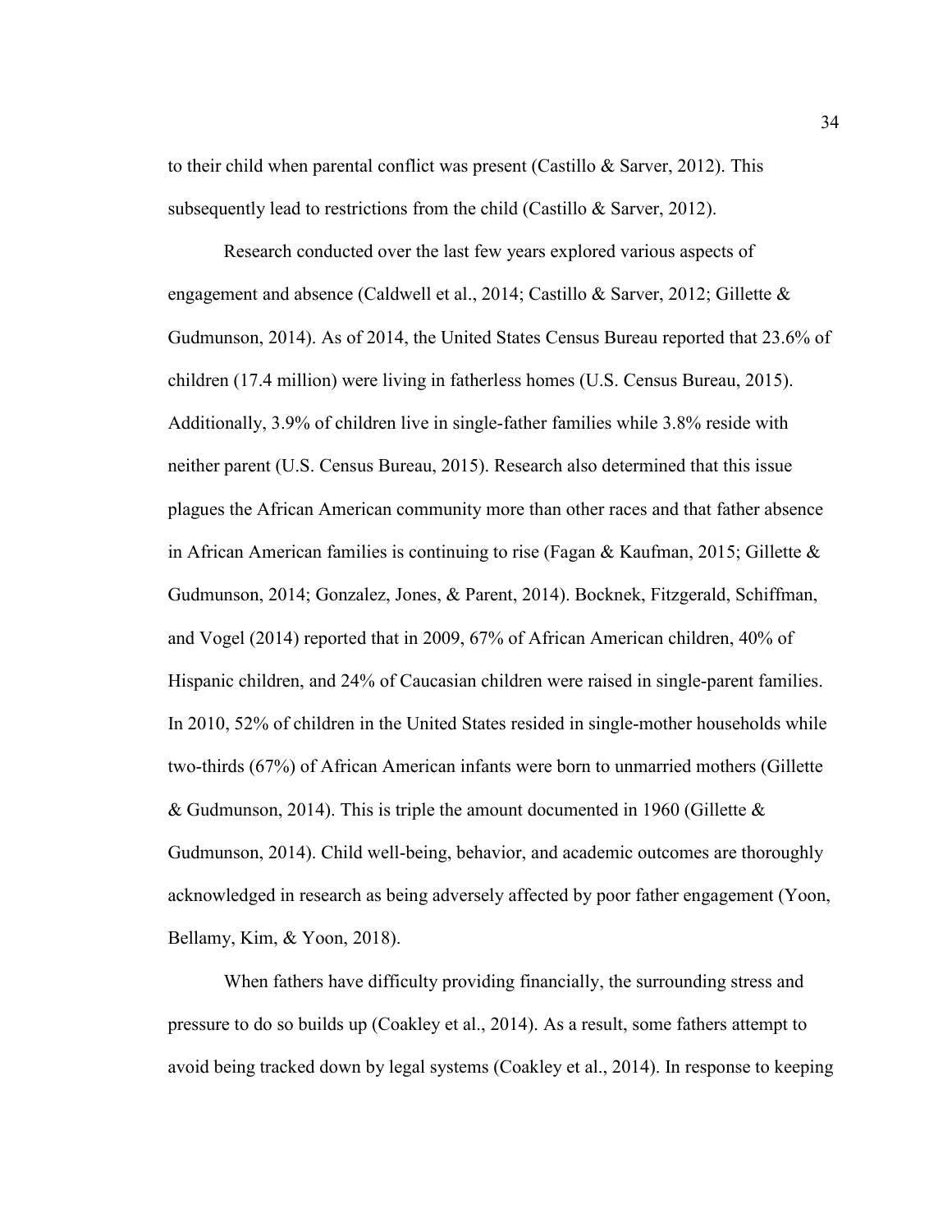to their child when parental conflict was present (Castillo & Sarver, 2012). This subsequently lead to restrictions from the child (Castillo & Sarver, 2012).

Research conducted over the last few years explored various aspects of engagement and absence (Caldwell et al., 2014; Castillo & Sarver, 2012; Gillette & Gudmunson, 2014). As of 2014, the United States Census Bureau reported that 23.6% of children (17.4 million) were living in fatherless homes (U.S. Census Bureau, 2015). Additionally, 3.9% of children live in single-father families while 3.8% reside with neither parent (U.S. Census Bureau, 2015). Research also determined that this issue plagues the African American community more than other races and that father absence in African American families is continuing to rise (Fagan & Kaufman, 2015; Gillette & Gudmunson, 2014; Gonzalez, Jones, & Parent, 2014). Bocknek, Fitzgerald, Schiffman, and Vogel (2014) reported that in 2009, 67% of African American children, 40% of Hispanic children, and 24% of Caucasian children were raised in single-parent families. In 2010, 52% of children in the United States resided in single-mother households while two-thirds (67%) of African American infants were born to unmarried mothers (Gillette & Gudmunson, 2014). This is triple the amount documented in 1960 (Gillette & Gudmunson, 2014). Child well-being, behavior, and academic outcomes are thoroughly acknowledged in research as being adversely affected by poor father engagement (Yoon, Bellamy, Kim, & Yoon, 2018).

When fathers have difficulty providing financially, the surrounding stress and pressure to do so builds up (Coakley et al., 2014). As a result, some fathers attempt to avoid being tracked down by legal systems (Coakley et al., 2014). In response to keeping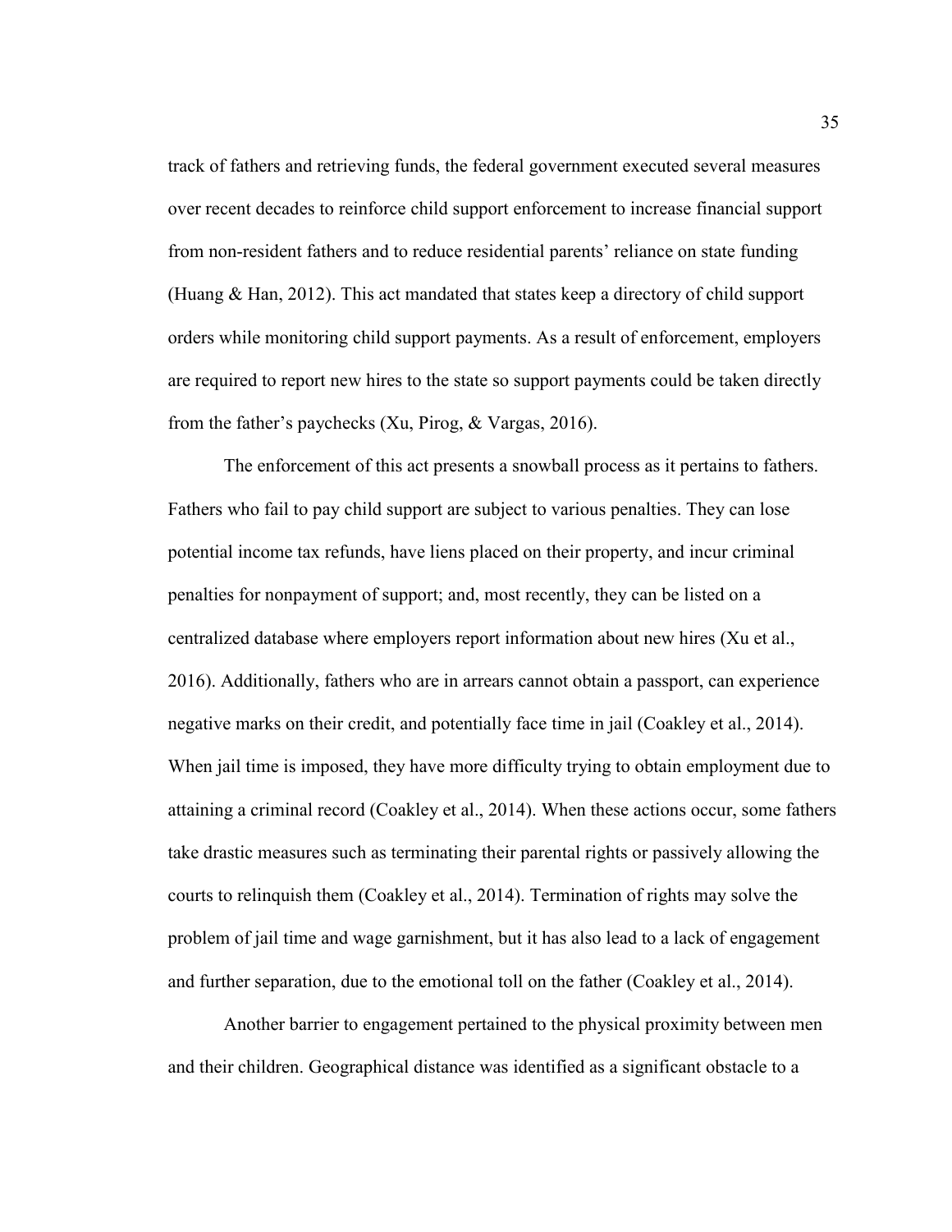track of fathers and retrieving funds, the federal government executed several measures over recent decades to reinforce child support enforcement to increase financial support from non-resident fathers and to reduce residential parents' reliance on state funding (Huang & Han, 2012). This act mandated that states keep a directory of child support orders while monitoring child support payments. As a result of enforcement, employers are required to report new hires to the state so support payments could be taken directly from the father's paychecks (Xu, Pirog, & Vargas, 2016).

The enforcement of this act presents a snowball process as it pertains to fathers. Fathers who fail to pay child support are subject to various penalties. They can lose potential income tax refunds, have liens placed on their property, and incur criminal penalties for nonpayment of support; and, most recently, they can be listed on a centralized database where employers report information about new hires (Xu et al., 2016). Additionally, fathers who are in arrears cannot obtain a passport, can experience negative marks on their credit, and potentially face time in jail (Coakley et al., 2014). When jail time is imposed, they have more difficulty trying to obtain employment due to attaining a criminal record (Coakley et al., 2014). When these actions occur, some fathers take drastic measures such as terminating their parental rights or passively allowing the courts to relinquish them (Coakley et al., 2014). Termination of rights may solve the problem of jail time and wage garnishment, but it has also lead to a lack of engagement and further separation, due to the emotional toll on the father (Coakley et al., 2014).

Another barrier to engagement pertained to the physical proximity between men and their children. Geographical distance was identified as a significant obstacle to a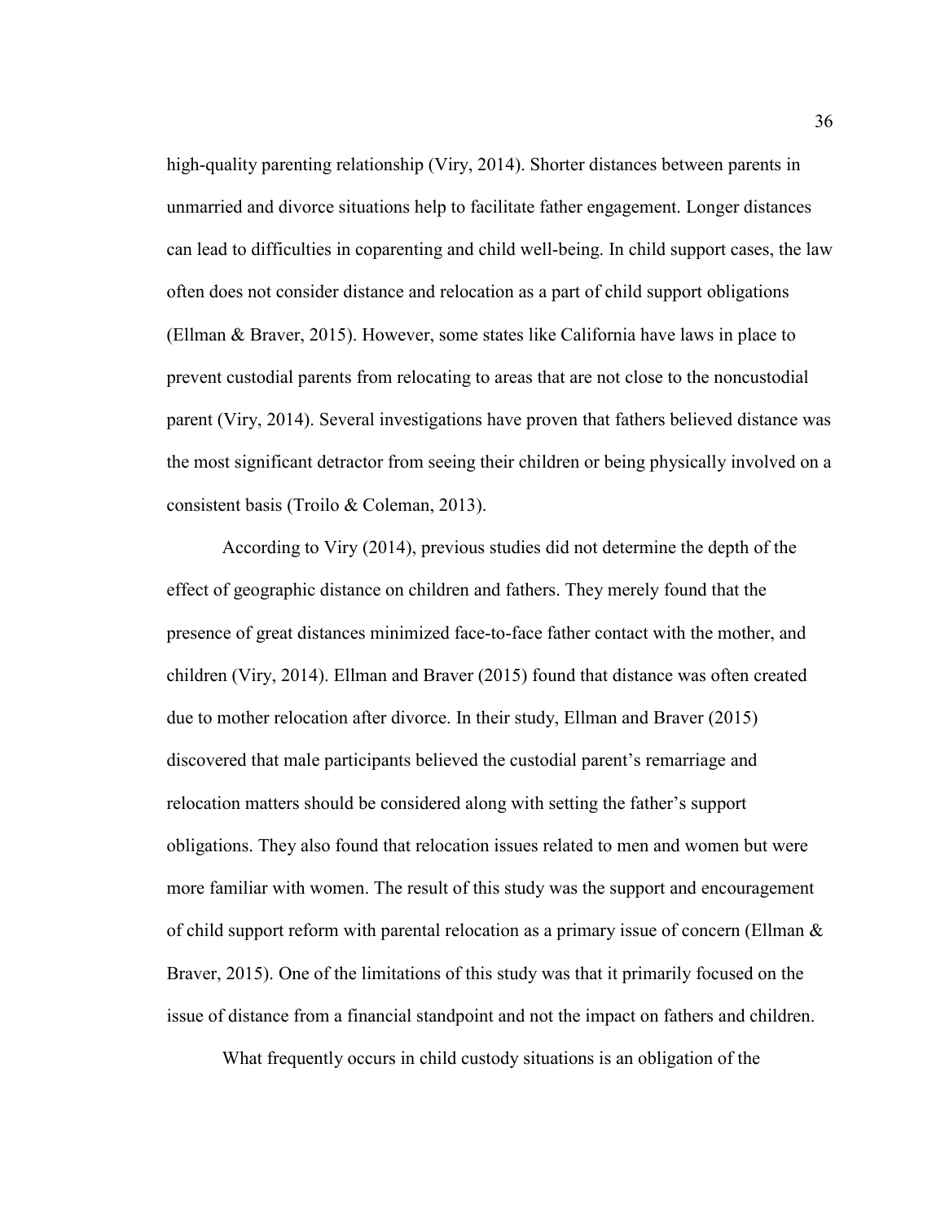high-quality parenting relationship (Viry, 2014). Shorter distances between parents in unmarried and divorce situations help to facilitate father engagement. Longer distances can lead to difficulties in coparenting and child well-being. In child support cases, the law often does not consider distance and relocation as a part of child support obligations (Ellman & Braver, 2015). However, some states like California have laws in place to prevent custodial parents from relocating to areas that are not close to the noncustodial parent (Viry, 2014). Several investigations have proven that fathers believed distance was the most significant detractor from seeing their children or being physically involved on a consistent basis (Troilo & Coleman, 2013).

According to Viry (2014), previous studies did not determine the depth of the effect of geographic distance on children and fathers. They merely found that the presence of great distances minimized face-to-face father contact with the mother, and children (Viry, 2014). Ellman and Braver (2015) found that distance was often created due to mother relocation after divorce. In their study, Ellman and Braver (2015) discovered that male participants believed the custodial parent's remarriage and relocation matters should be considered along with setting the father's support obligations. They also found that relocation issues related to men and women but were more familiar with women. The result of this study was the support and encouragement of child support reform with parental relocation as a primary issue of concern (Ellman & Braver, 2015). One of the limitations of this study was that it primarily focused on the issue of distance from a financial standpoint and not the impact on fathers and children.

What frequently occurs in child custody situations is an obligation of the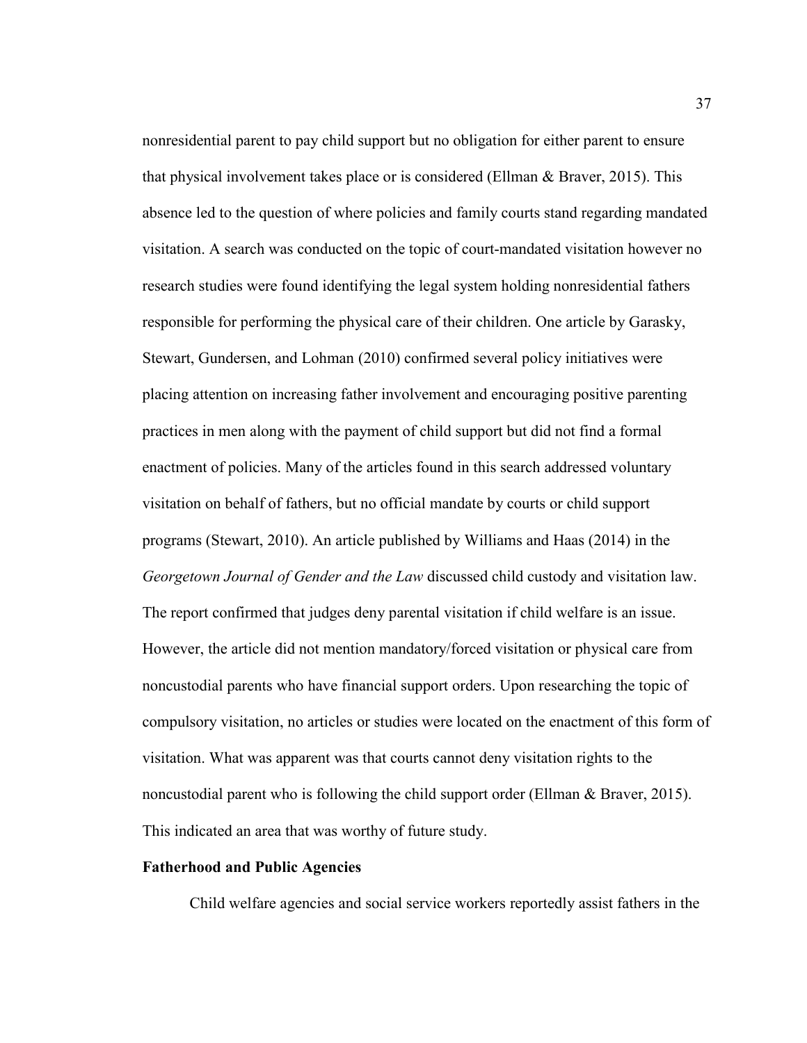nonresidential parent to pay child support but no obligation for either parent to ensure that physical involvement takes place or is considered (Ellman & Braver, 2015). This absence led to the question of where policies and family courts stand regarding mandated visitation. A search was conducted on the topic of court-mandated visitation however no research studies were found identifying the legal system holding nonresidential fathers responsible for performing the physical care of their children. One article by Garasky, Stewart, Gundersen, and Lohman (2010) confirmed several policy initiatives were placing attention on increasing father involvement and encouraging positive parenting practices in men along with the payment of child support but did not find a formal enactment of policies. Many of the articles found in this search addressed voluntary visitation on behalf of fathers, but no official mandate by courts or child support programs (Stewart, 2010). An article published by Williams and Haas (2014) in the *Georgetown Journal of Gender and the Law* discussed child custody and visitation law. The report confirmed that judges deny parental visitation if child welfare is an issue. However, the article did not mention mandatory/forced visitation or physical care from noncustodial parents who have financial support orders. Upon researching the topic of compulsory visitation, no articles or studies were located on the enactment of this form of visitation. What was apparent was that courts cannot deny visitation rights to the noncustodial parent who is following the child support order (Ellman & Braver, 2015). This indicated an area that was worthy of future study.

**Fatherhood and Public Agencies**

Child welfare agencies and social service workers reportedly assist fathers in the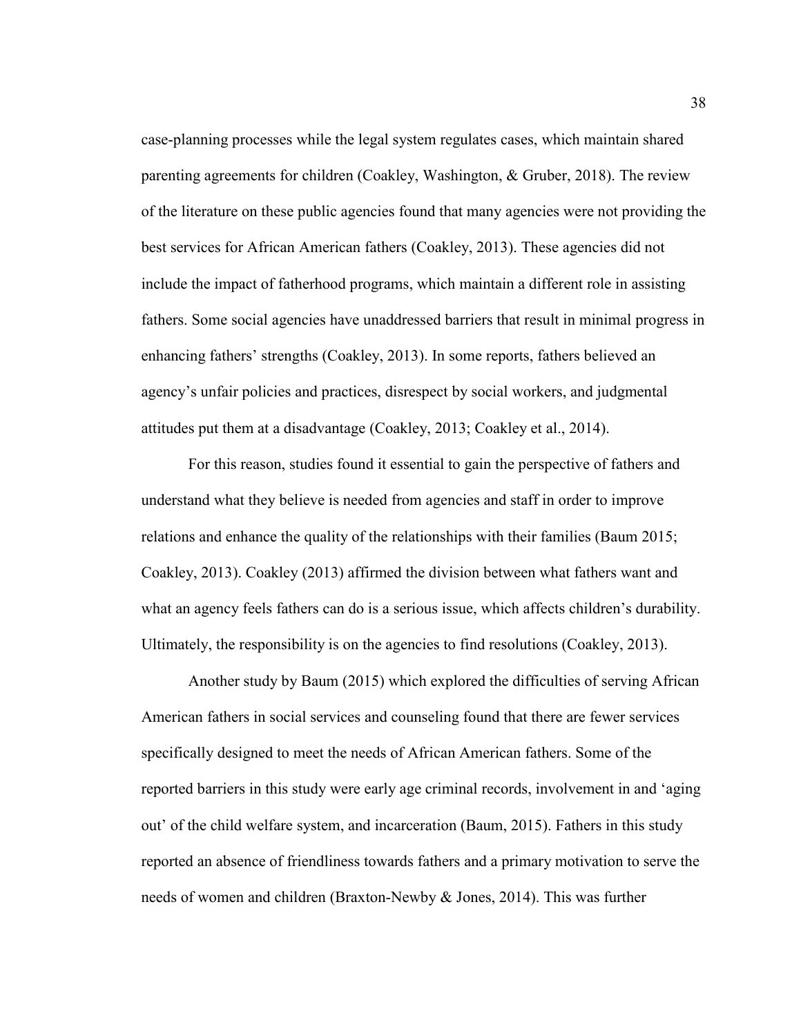case-planning processes while the legal system regulates cases, which maintain shared parenting agreements for children (Coakley, Washington, & Gruber, 2018). The review of the literature on these public agencies found that many agencies were not providing the best services for African American fathers (Coakley, 2013). These agencies did not include the impact of fatherhood programs, which maintain a different role in assisting fathers. Some social agencies have unaddressed barriers that result in minimal progress in enhancing fathers' strengths (Coakley, 2013). In some reports, fathers believed an agency's unfair policies and practices, disrespect by social workers, and judgmental attitudes put them at a disadvantage (Coakley, 2013; Coakley et al., 2014).

For this reason, studies found it essential to gain the perspective of fathers and understand what they believe is needed from agencies and staff in order to improve relations and enhance the quality of the relationships with their families (Baum 2015; Coakley, 2013). Coakley (2013) affirmed the division between what fathers want and what an agency feels fathers can do is a serious issue, which affects children's durability. Ultimately, the responsibility is on the agencies to find resolutions (Coakley, 2013).

Another study by Baum (2015) which explored the difficulties of serving African American fathers in social services and counseling found that there are fewer services specifically designed to meet the needs of African American fathers. Some of the reported barriers in this study were early age criminal records, involvement in and 'aging out' of the child welfare system, and incarceration (Baum, 2015). Fathers in this study reported an absence of friendliness towards fathers and a primary motivation to serve the needs of women and children (Braxton-Newby & Jones, 2014). This was further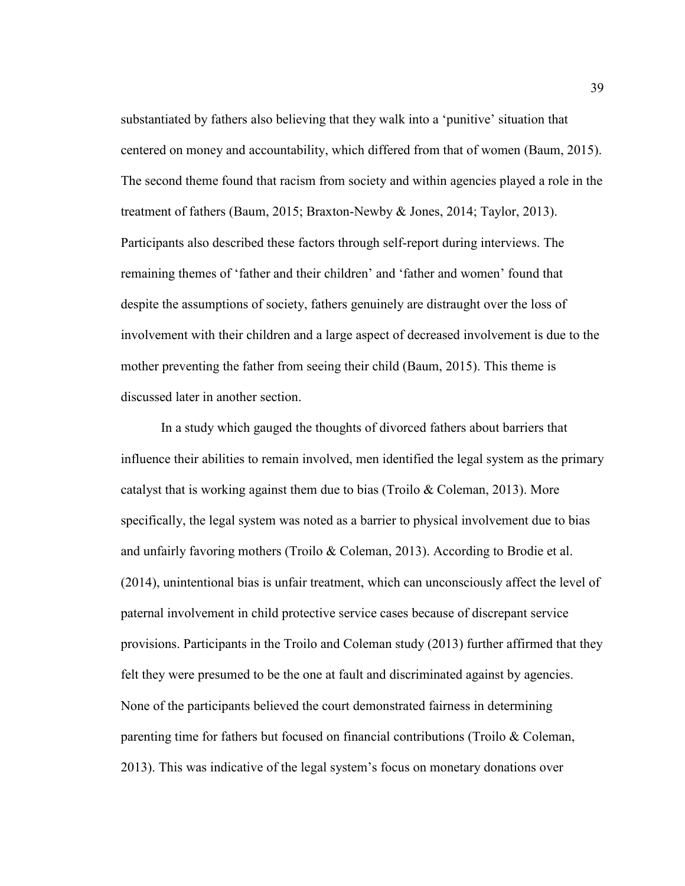substantiated by fathers also believing that they walk into a 'punitive' situation that centered on money and accountability, which differed from that of women (Baum, 2015). The second theme found that racism from society and within agencies played a role in the treatment of fathers (Baum, 2015; Braxton-Newby & Jones, 2014; Taylor, 2013). Participants also described these factors through self-report during interviews. The remaining themes of 'father and their children' and 'father and women' found that despite the assumptions of society, fathers genuinely are distraught over the loss of involvement with their children and a large aspect of decreased involvement is due to the mother preventing the father from seeing their child (Baum, 2015). This theme is discussed later in another section.

In a study which gauged the thoughts of divorced fathers about barriers that influence their abilities to remain involved, men identified the legal system as the primary catalyst that is working against them due to bias (Troilo & Coleman, 2013). More specifically, the legal system was noted as a barrier to physical involvement due to bias and unfairly favoring mothers (Troilo & Coleman, 2013). According to Brodie et al. (2014), unintentional bias is unfair treatment, which can unconsciously affect the level of paternal involvement in child protective service cases because of discrepant service provisions. Participants in the Troilo and Coleman study (2013) further affirmed that they felt they were presumed to be the one at fault and discriminated against by agencies. None of the participants believed the court demonstrated fairness in determining parenting time for fathers but focused on financial contributions (Troilo & Coleman, 2013). This was indicative of the legal system's focus on monetary donations over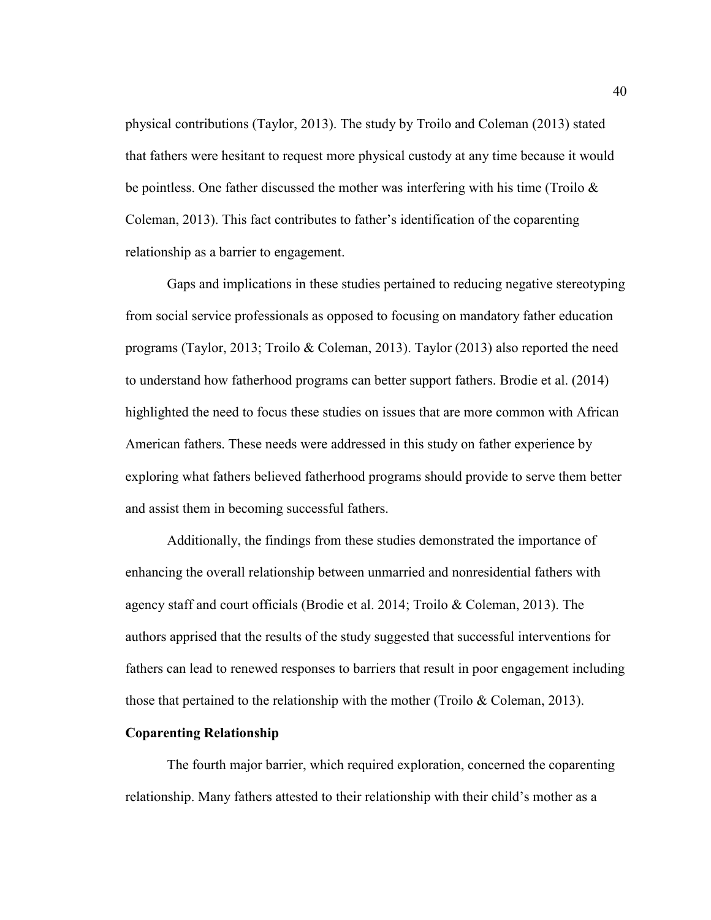physical contributions (Taylor, 2013). The study by Troilo and Coleman (2013) stated that fathers were hesitant to request more physical custody at any time because it would be pointless. One father discussed the mother was interfering with his time (Troilo & Coleman, 2013). This fact contributes to father's identification of the coparenting relationship as a barrier to engagement.

Gaps and implications in these studies pertained to reducing negative stereotyping from social service professionals as opposed to focusing on mandatory father education programs (Taylor, 2013; Troilo & Coleman, 2013). Taylor (2013) also reported the need to understand how fatherhood programs can better support fathers. Brodie et al. (2014) highlighted the need to focus these studies on issues that are more common with African American fathers. These needs were addressed in this study on father experience by exploring what fathers believed fatherhood programs should provide to serve them better and assist them in becoming successful fathers.

Additionally, the findings from these studies demonstrated the importance of enhancing the overall relationship between unmarried and nonresidential fathers with agency staff and court officials (Brodie et al. 2014; Troilo & Coleman, 2013). The authors apprised that the results of the study suggested that successful interventions for fathers can lead to renewed responses to barriers that result in poor engagement including those that pertained to the relationship with the mother (Troilo & Coleman, 2013).

### Coparenting Relationship

The fourth major barrier, which required exploration, concerned the coparenting relationship. Many fathers attested to their relationship with their child's mother as a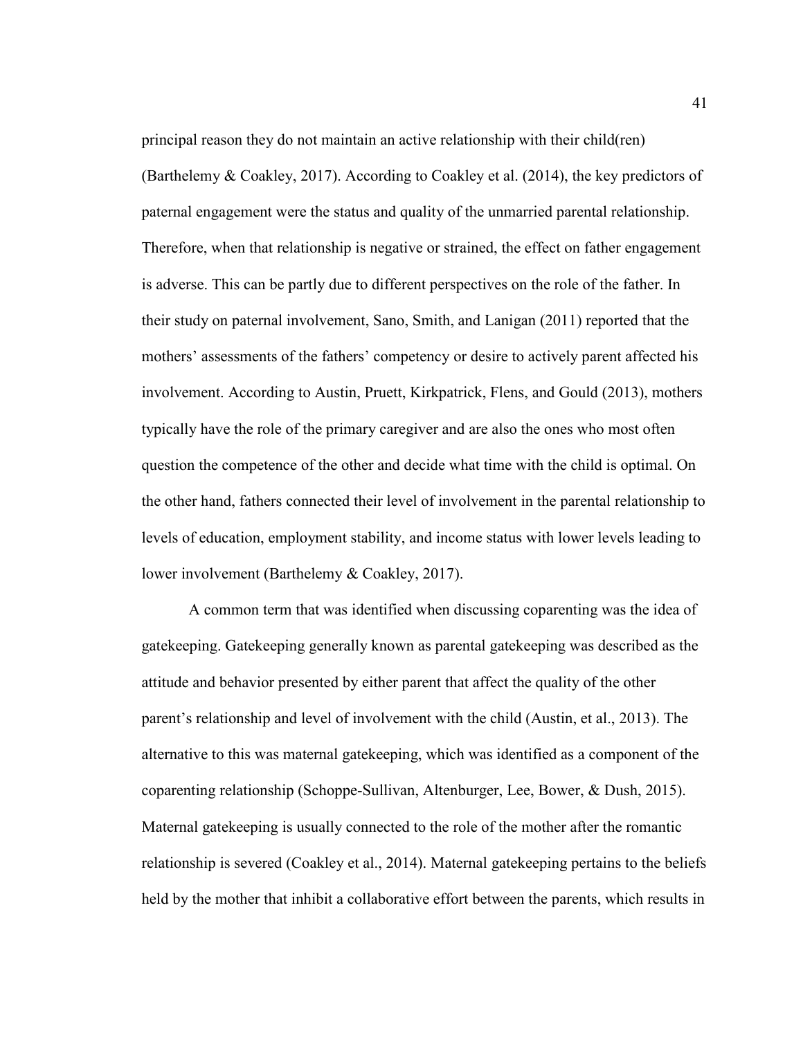principal reason they do not maintain an active relationship with their child(ren) (Barthelemy & Coakley, 2017). According to Coakley et al. (2014), the key predictors of paternal engagement were the status and quality of the unmarried parental relationship. Therefore, when that relationship is negative or strained, the effect on father engagement is adverse. This can be partly due to different perspectives on the role of the father. In their study on paternal involvement, Sano, Smith, and Lanigan (2011) reported that the mothers' assessments of the fathers' competency or desire to actively parent affected his involvement. According to Austin, Pruett, Kirkpatrick, Flens, and Gould (2013), mothers typically have the role of the primary caregiver and are also the ones who most often question the competence of the other and decide what time with the child is optimal. On the other hand, fathers connected their level of involvement in the parental relationship to levels of education, employment stability, and income status with lower levels leading to lower involvement (Barthelemy & Coakley, 2017).

A common term that was identified when discussing coparenting was the idea of gatekeeping. Gatekeeping generally known as parental gatekeeping was described as the attitude and behavior presented by either parent that affect the quality of the other parent's relationship and level of involvement with the child (Austin, et al., 2013). The alternative to this was maternal gatekeeping, which was identified as a component of the coparenting relationship (Schoppe-Sullivan, Altenburger, Lee, Bower, & Dush, 2015). Maternal gatekeeping is usually connected to the role of the mother after the romantic relationship is severed (Coakley et al., 2014). Maternal gatekeeping pertains to the beliefs held by the mother that inhibit a collaborative effort between the parents, which results in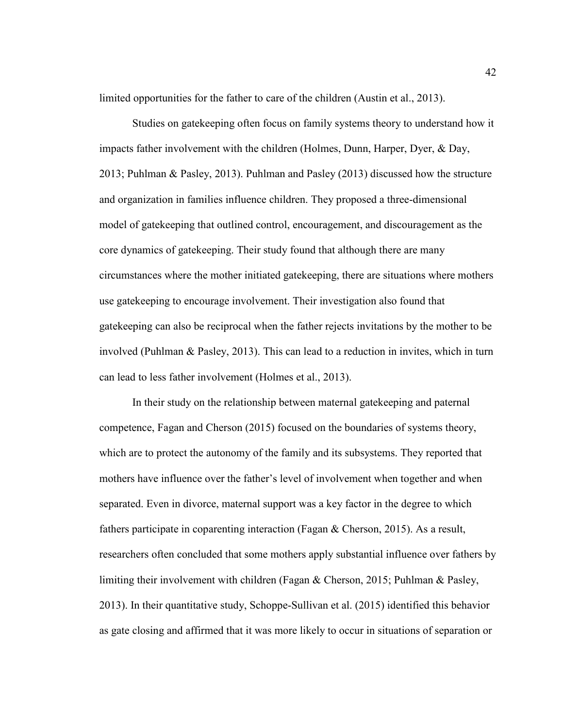limited opportunities for the father to care of the children (Austin et al., 2013).

Studies on gatekeeping often focus on family systems theory to understand how it impacts father involvement with the children (Holmes, Dunn, Harper, Dyer, & Day, 2013; Puhlman & Pasley, 2013). Puhlman and Pasley (2013) discussed how the structure and organization in families influence children. They proposed a three-dimensional model of gatekeeping that outlined control, encouragement, and discouragement as the core dynamics of gatekeeping. Their study found that although there are many circumstances where the mother initiated gatekeeping, there are situations where mothers use gatekeeping to encourage involvement. Their investigation also found that gatekeeping can also be reciprocal when the father rejects invitations by the mother to be involved (Puhlman & Pasley, 2013). This can lead to a reduction in invites, which in turn can lead to less father involvement (Holmes et al., 2013).

In their study on the relationship between maternal gatekeeping and paternal competence, Fagan and Cherson (2015) focused on the boundaries of systems theory, which are to protect the autonomy of the family and its subsystems. They reported that mothers have influence over the father's level of involvement when together and when separated. Even in divorce, maternal support was a key factor in the degree to which fathers participate in coparenting interaction (Fagan & Cherson, 2015). As a result, researchers often concluded that some mothers apply substantial influence over fathers by limiting their involvement with children (Fagan & Cherson, 2015; Puhlman & Pasley, 2013). In their quantitative study, Schoppe-Sullivan et al. (2015) identified this behavior as gate closing and affirmed that it was more likely to occur in situations of separation or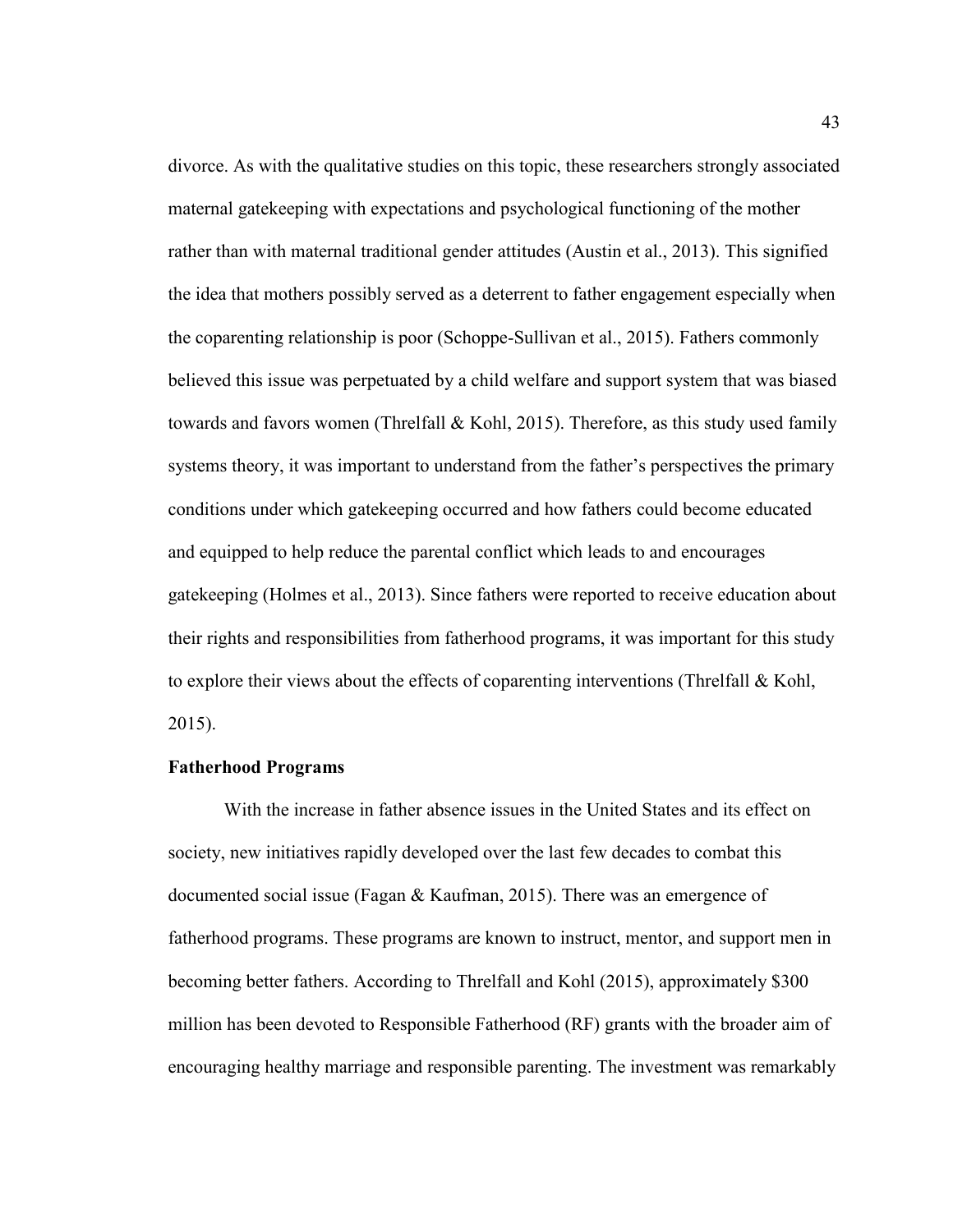divorce. As with the qualitative studies on this topic, these researchers strongly associated maternal gatekeeping with expectations and psychological functioning of the mother rather than with maternal traditional gender attitudes (Austin et al., 2013). This signified the idea that mothers possibly served as a deterrent to father engagement especially when the coparenting relationship is poor (Schoppe-Sullivan et al., 2015). Fathers commonly believed this issue was perpetuated by a child welfare and support system that was biased towards and favors women (Threlfall & Kohl, 2015). Therefore, as this study used family systems theory, it was important to understand from the father's perspectives the primary conditions under which gatekeeping occurred and how fathers could become educated and equipped to help reduce the parental conflict which leads to and encourages gatekeeping (Holmes et al., 2013). Since fathers were reported to receive education about their rights and responsibilities from fatherhood programs, it was important for this study to explore their views about the effects of coparenting interventions (Threlfall & Kohl, 2015).

## Fatherhood Programs

With the increase in father absence issues in the United States and its effect on society, new initiatives rapidly developed over the last few decades to combat this documented social issue (Fagan & Kaufman, 2015). There was an emergence of fatherhood programs. These programs are known to instruct, mentor, and support men in becoming better fathers. According to Threlfall and Kohl (2015), approximately $300 million has been devoted to Responsible Fatherhood (RF) grants with the broader aim of encouraging healthy marriage and responsible parenting. The investment was remarkably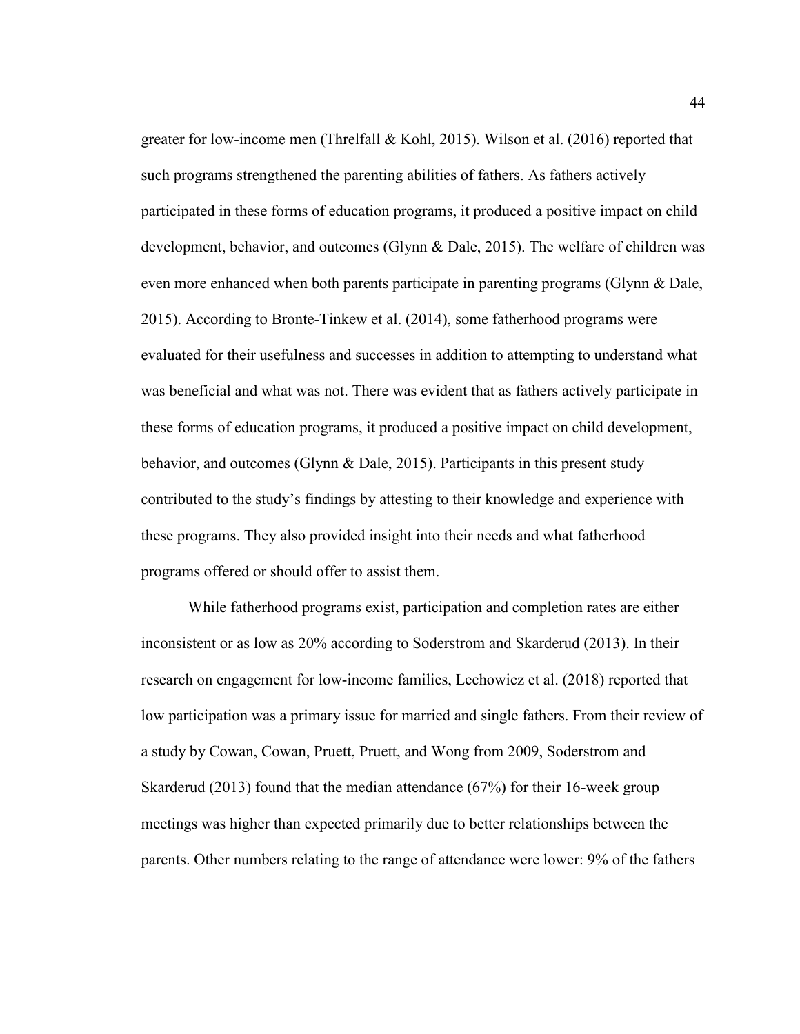greater for low-income men (Threlfall & Kohl, 2015). Wilson et al. (2016) reported that such programs strengthened the parenting abilities of fathers. As fathers actively participated in these forms of education programs, it produced a positive impact on child development, behavior, and outcomes (Glynn & Dale, 2015). The welfare of children was even more enhanced when both parents participate in parenting programs (Glynn & Dale, 2015). According to Bronte-Tinkew et al. (2014), some fatherhood programs were evaluated for their usefulness and successes in addition to attempting to understand what was beneficial and what was not. There was evident that as fathers actively participate in these forms of education programs, it produced a positive impact on child development, behavior, and outcomes (Glynn & Dale, 2015). Participants in this present study contributed to the study's findings by attesting to their knowledge and experience with these programs. They also provided insight into their needs and what fatherhood programs offered or should offer to assist them.

While fatherhood programs exist, participation and completion rates are either inconsistent or as low as 20% according to Soderstrom and Skarderud (2013). In their research on engagement for low-income families, Lechowicz et al. (2018) reported that low participation was a primary issue for married and single fathers. From their review of a study by Cowan, Cowan, Pruett, Pruett, and Wong from 2009, Soderstrom and Skarderud (2013) found that the median attendance (67%) for their 16-week group meetings was higher than expected primarily due to better relationships between the parents. Other numbers relating to the range of attendance were lower: 9% of the fathers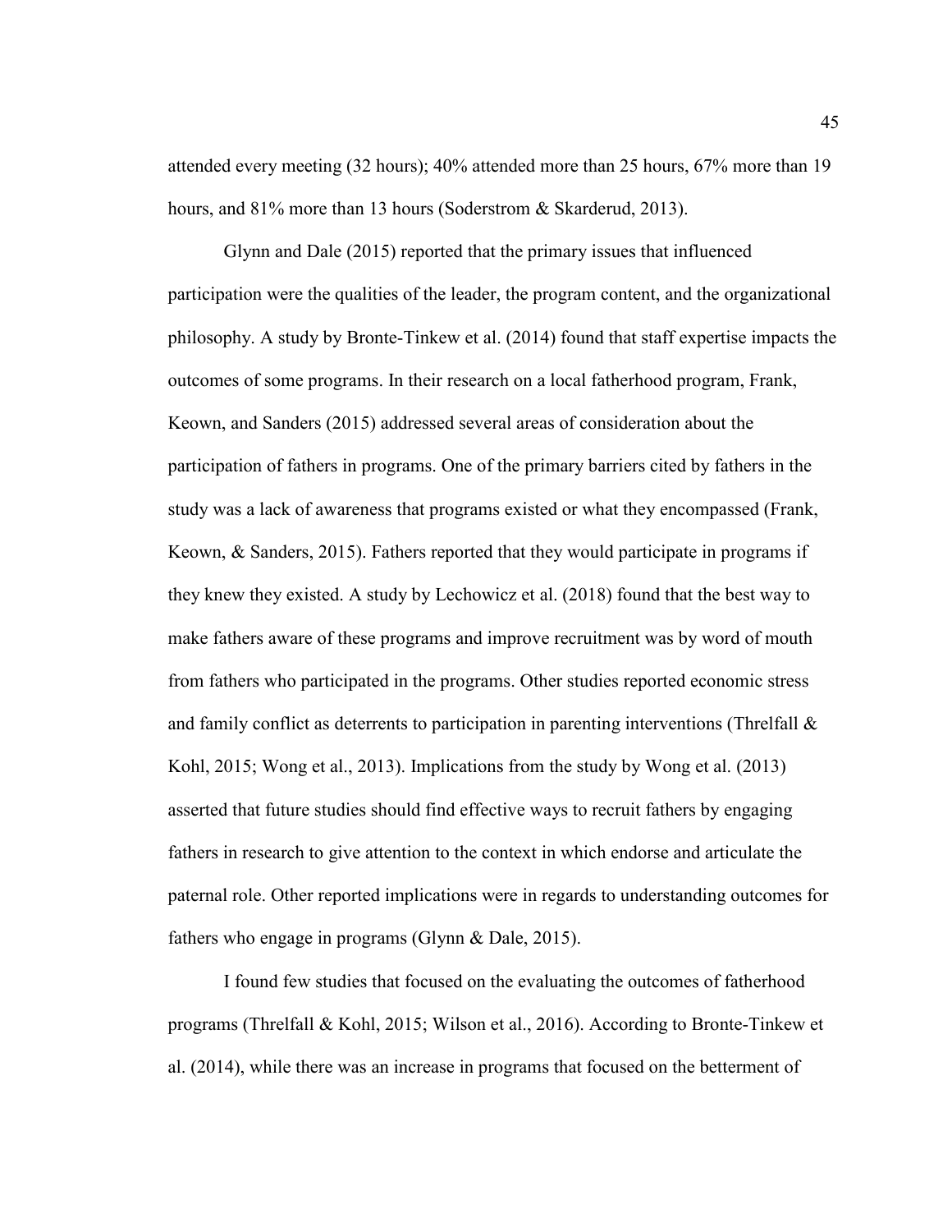attended every meeting (32 hours); 40% attended more than 25 hours, 67% more than 19 hours, and 81% more than 13 hours (Soderstrom & Skarderud, 2013).

Glynn and Dale (2015) reported that the primary issues that influenced participation were the qualities of the leader, the program content, and the organizational philosophy. A study by Bronte-Tinkew et al. (2014) found that staff expertise impacts the outcomes of some programs. In their research on a local fatherhood program, Frank, Keown, and Sanders (2015) addressed several areas of consideration about the participation of fathers in programs. One of the primary barriers cited by fathers in the study was a lack of awareness that programs existed or what they encompassed (Frank, Keown, & Sanders, 2015). Fathers reported that they would participate in programs if they knew they existed. A study by Lechowicz et al. (2018) found that the best way to make fathers aware of these programs and improve recruitment was by word of mouth from fathers who participated in the programs. Other studies reported economic stress and family conflict as deterrents to participation in parenting interventions (Threlfall & Kohl, 2015; Wong et al., 2013). Implications from the study by Wong et al. (2013) asserted that future studies should find effective ways to recruit fathers by engaging fathers in research to give attention to the context in which endorse and articulate the paternal role. Other reported implications were in regards to understanding outcomes for fathers who engage in programs (Glynn & Dale, 2015).

I found few studies that focused on the evaluating the outcomes of fatherhood programs (Threlfall & Kohl, 2015; Wilson et al., 2016). According to Bronte-Tinkew et al. (2014), while there was an increase in programs that focused on the betterment of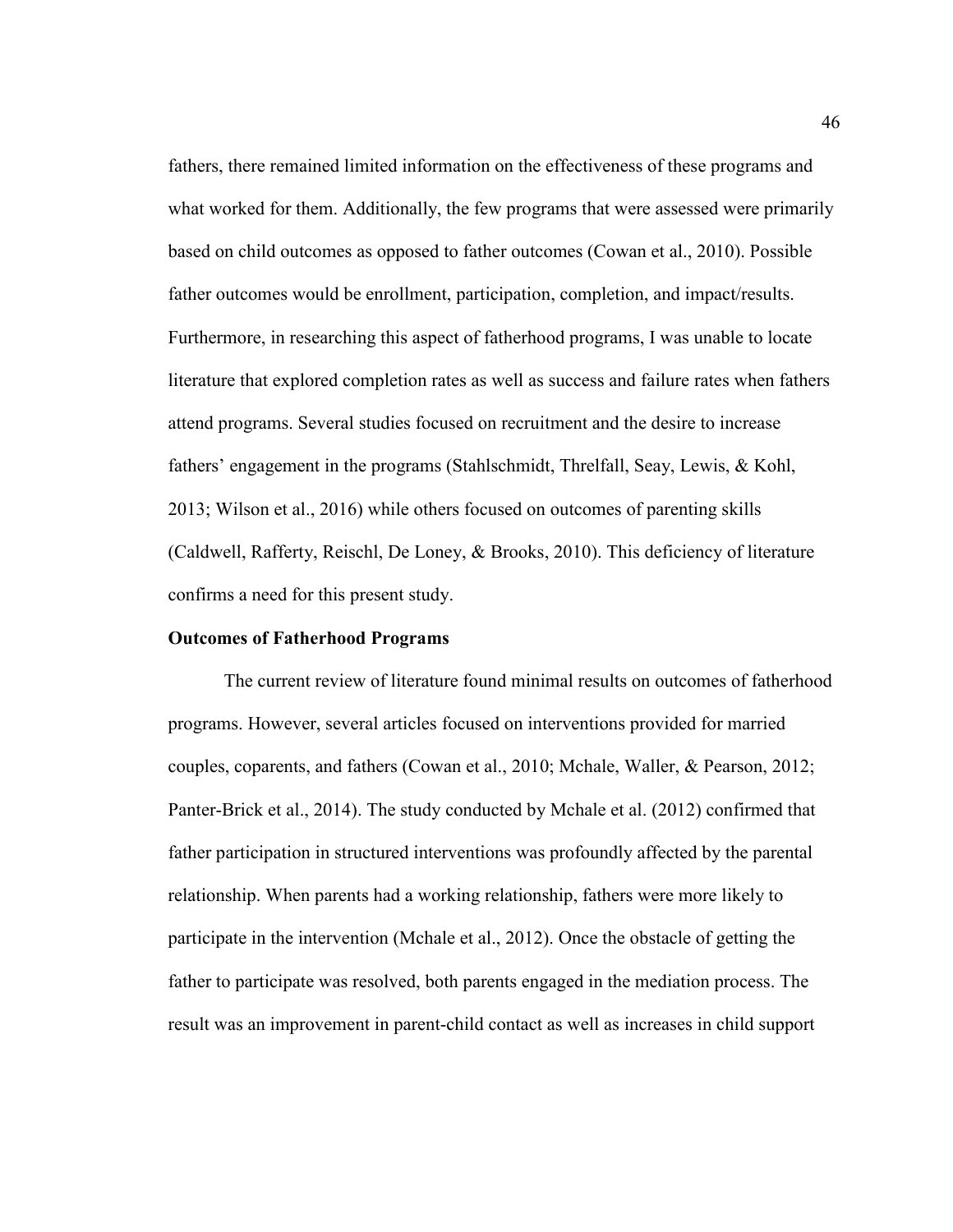fathers, there remained limited information on the effectiveness of these programs and what worked for them. Additionally, the few programs that were assessed were primarily based on child outcomes as opposed to father outcomes (Cowan et al., 2010). Possible father outcomes would be enrollment, participation, completion, and impact/results. Furthermore, in researching this aspect of fatherhood programs, I was unable to locate literature that explored completion rates as well as success and failure rates when fathers attend programs. Several studies focused on recruitment and the desire to increase fathers' engagement in the programs (Stahlschmidt, Threlfall, Seay, Lewis, & Kohl, 2013; Wilson et al., 2016) while others focused on outcomes of parenting skills (Caldwell, Rafferty, Reischl, De Loney, & Brooks, 2010). This deficiency of literature confirms a need for this present study.

**Outcomes of Fatherhood Programs**

The current review of literature found minimal results on outcomes of fatherhood programs. However, several articles focused on interventions provided for married couples, coparents, and fathers (Cowan et al., 2010; Mchale, Waller, & Pearson, 2012; Panter-Brick et al., 2014). The study conducted by Mchale et al. (2012) confirmed that father participation in structured interventions was profoundly affected by the parental relationship. When parents had a working relationship, fathers were more likely to participate in the intervention (Mchale et al., 2012). Once the obstacle of getting the father to participate was resolved, both parents engaged in the mediation process. The result was an improvement in parent-child contact as well as increases in child support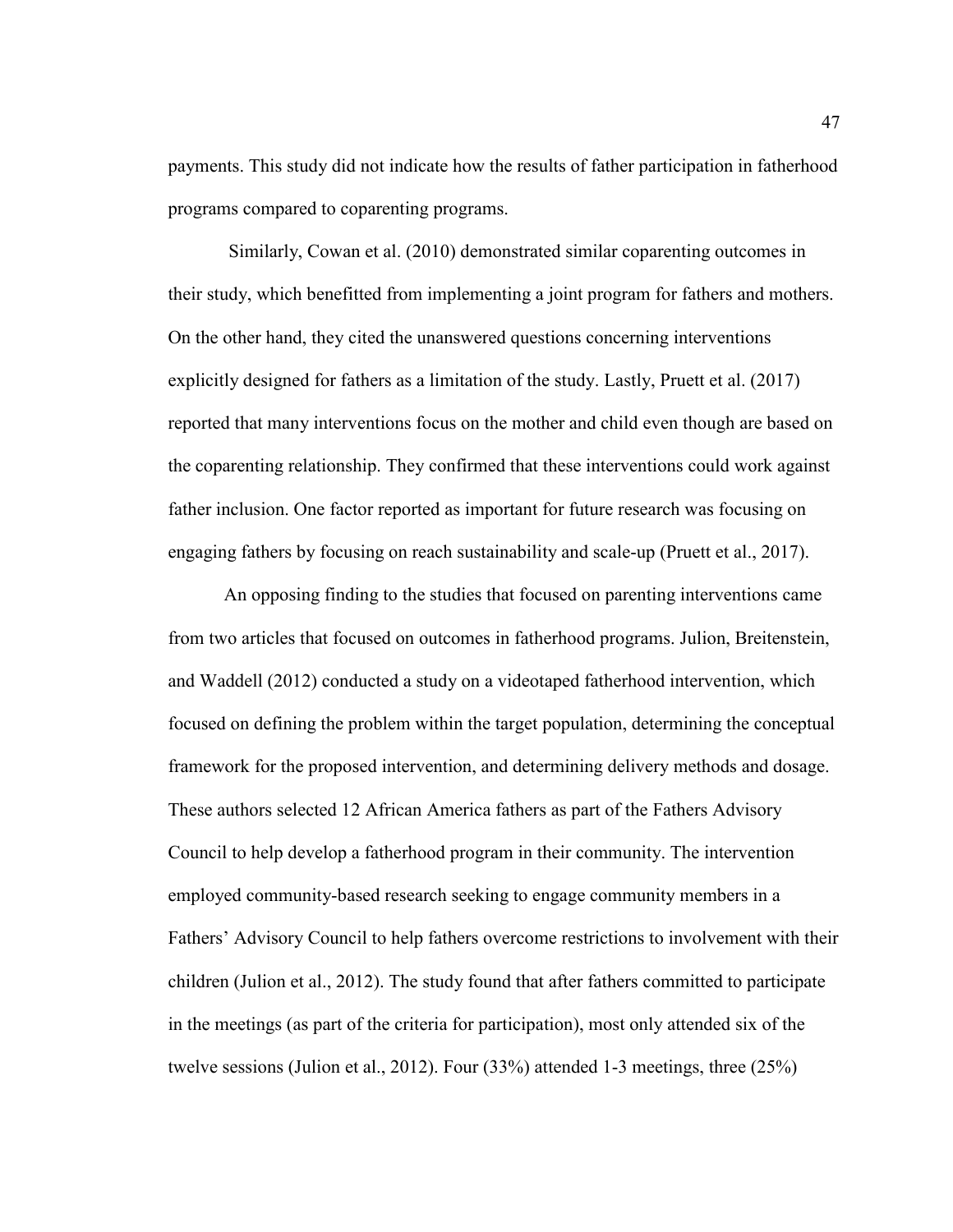payments. This study did not indicate how the results of father participation in fatherhood programs compared to coparenting programs.

Similarly, Cowan et al. (2010) demonstrated similar coparenting outcomes in their study, which benefitted from implementing a joint program for fathers and mothers. On the other hand, they cited the unanswered questions concerning interventions explicitly designed for fathers as a limitation of the study. Lastly, Pruett et al. (2017) reported that many interventions focus on the mother and child even though are based on the coparenting relationship. They confirmed that these interventions could work against father inclusion. One factor reported as important for future research was focusing on engaging fathers by focusing on reach sustainability and scale-up (Pruett et al., 2017).

An opposing finding to the studies that focused on parenting interventions came from two articles that focused on outcomes in fatherhood programs. Julion, Breitenstein, and Waddell (2012) conducted a study on a videotaped fatherhood intervention, which focused on defining the problem within the target population, determining the conceptual framework for the proposed intervention, and determining delivery methods and dosage. These authors selected 12 African America fathers as part of the Fathers Advisory Council to help develop a fatherhood program in their community. The intervention employed community-based research seeking to engage community members in a Fathers' Advisory Council to help fathers overcome restrictions to involvement with their children (Julion et al., 2012). The study found that after fathers committed to participate in the meetings (as part of the criteria for participation), most only attended six of the twelve sessions (Julion et al., 2012). Four (33%) attended 1-3 meetings, three (25%)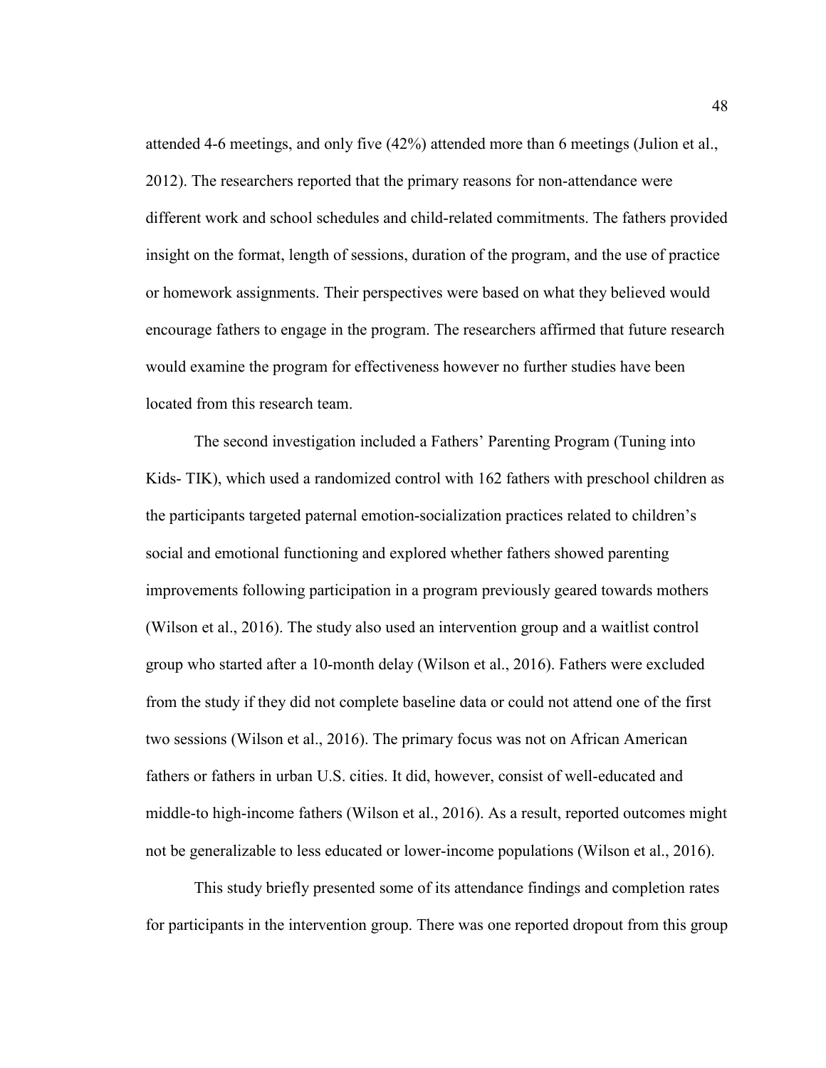attended 4-6 meetings, and only five (42%) attended more than 6 meetings (Julion et al., 2012). The researchers reported that the primary reasons for non-attendance were different work and school schedules and child-related commitments. The fathers provided insight on the format, length of sessions, duration of the program, and the use of practice or homework assignments. Their perspectives were based on what they believed would encourage fathers to engage in the program. The researchers affirmed that future research would examine the program for effectiveness however no further studies have been located from this research team.

The second investigation included a Fathers' Parenting Program (Tuning into Kids- TIK), which used a randomized control with 162 fathers with preschool children as the participants targeted paternal emotion-socialization practices related to children's social and emotional functioning and explored whether fathers showed parenting improvements following participation in a program previously geared towards mothers (Wilson et al., 2016). The study also used an intervention group and a waitlist control group who started after a 10-month delay (Wilson et al., 2016). Fathers were excluded from the study if they did not complete baseline data or could not attend one of the first two sessions (Wilson et al., 2016). The primary focus was not on African American fathers or fathers in urban U.S. cities. It did, however, consist of well-educated and middle-to high-income fathers (Wilson et al., 2016). As a result, reported outcomes might not be generalizable to less educated or lower-income populations (Wilson et al., 2016).

This study briefly presented some of its attendance findings and completion rates for participants in the intervention group. There was one reported dropout from this group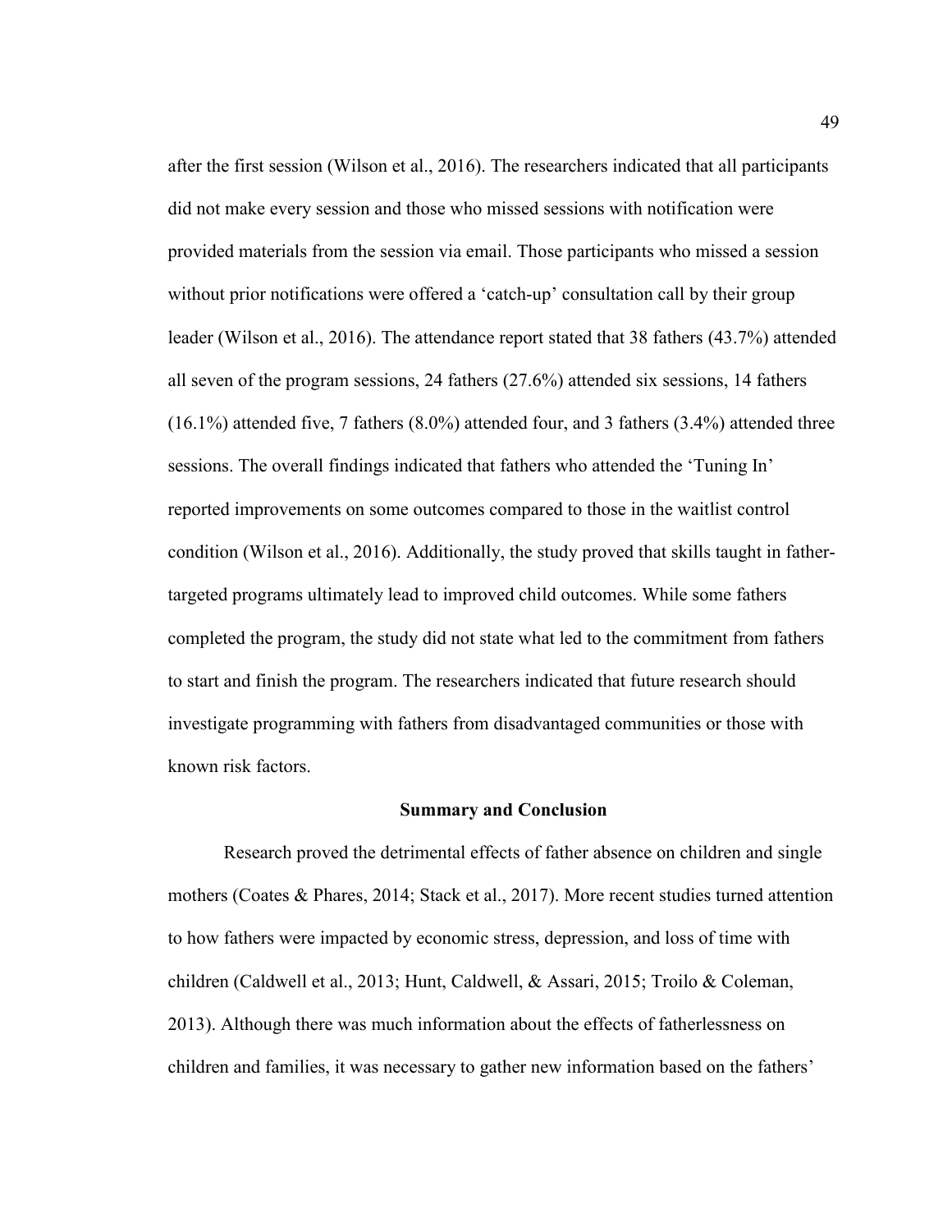after the first session (Wilson et al., 2016). The researchers indicated that all participants did not make every session and those who missed sessions with notification were provided materials from the session via email. Those participants who missed a session without prior notifications were offered a 'catch-up' consultation call by their group leader (Wilson et al., 2016). The attendance report stated that 38 fathers (43.7%) attended all seven of the program sessions, 24 fathers (27.6%) attended six sessions, 14 fathers (16.1%) attended five, 7 fathers (8.0%) attended four, and 3 fathers (3.4%) attended three sessions. The overall findings indicated that fathers who attended the 'Tuning In' reported improvements on some outcomes compared to those in the waitlist control condition (Wilson et al., 2016). Additionally, the study proved that skills taught in father-targeted programs ultimately lead to improved child outcomes. While some fathers completed the program, the study did not state what led to the commitment from fathers to start and finish the program. The researchers indicated that future research should investigate programming with fathers from disadvantaged communities or those with known risk factors.

## Summary and Conclusion

Research proved the detrimental effects of father absence on children and single mothers (Coates & Phares, 2014; Stack et al., 2017). More recent studies turned attention to how fathers were impacted by economic stress, depression, and loss of time with children (Caldwell et al., 2013; Hunt, Caldwell, & Assari, 2015; Troilo & Coleman, 2013). Although there was much information about the effects of fatherlessness on children and families, it was necessary to gather new information based on the fathers'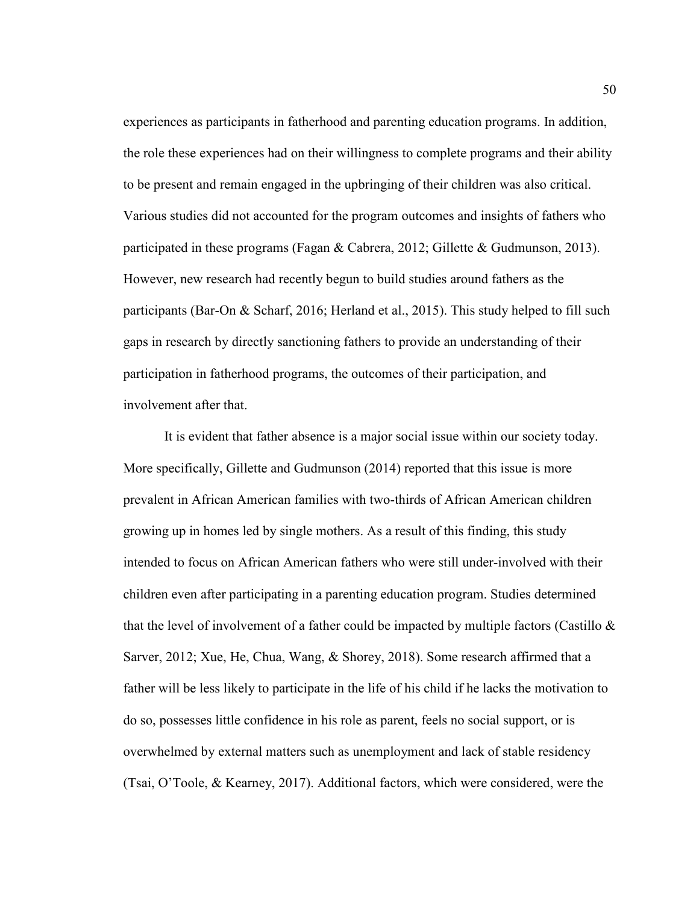experiences as participants in fatherhood and parenting education programs. In addition, the role these experiences had on their willingness to complete programs and their ability to be present and remain engaged in the upbringing of their children was also critical. Various studies did not accounted for the program outcomes and insights of fathers who participated in these programs (Fagan & Cabrera, 2012; Gillette & Gudmunson, 2013). However, new research had recently begun to build studies around fathers as the participants (Bar-On & Scharf, 2016; Herland et al., 2015). This study helped to fill such gaps in research by directly sanctioning fathers to provide an understanding of their participation in fatherhood programs, the outcomes of their participation, and involvement after that.

It is evident that father absence is a major social issue within our society today. More specifically, Gillette and Gudmunson (2014) reported that this issue is more prevalent in African American families with two-thirds of African American children growing up in homes led by single mothers. As a result of this finding, this study intended to focus on African American fathers who were still under-involved with their children even after participating in a parenting education program. Studies determined that the level of involvement of a father could be impacted by multiple factors (Castillo & Sarver, 2012; Xue, He, Chua, Wang, & Shorey, 2018). Some research affirmed that a father will be less likely to participate in the life of his child if he lacks the motivation to do so, possesses little confidence in his role as parent, feels no social support, or is overwhelmed by external matters such as unemployment and lack of stable residency (Tsai, O'Toole, & Kearney, 2017). Additional factors, which were considered, were the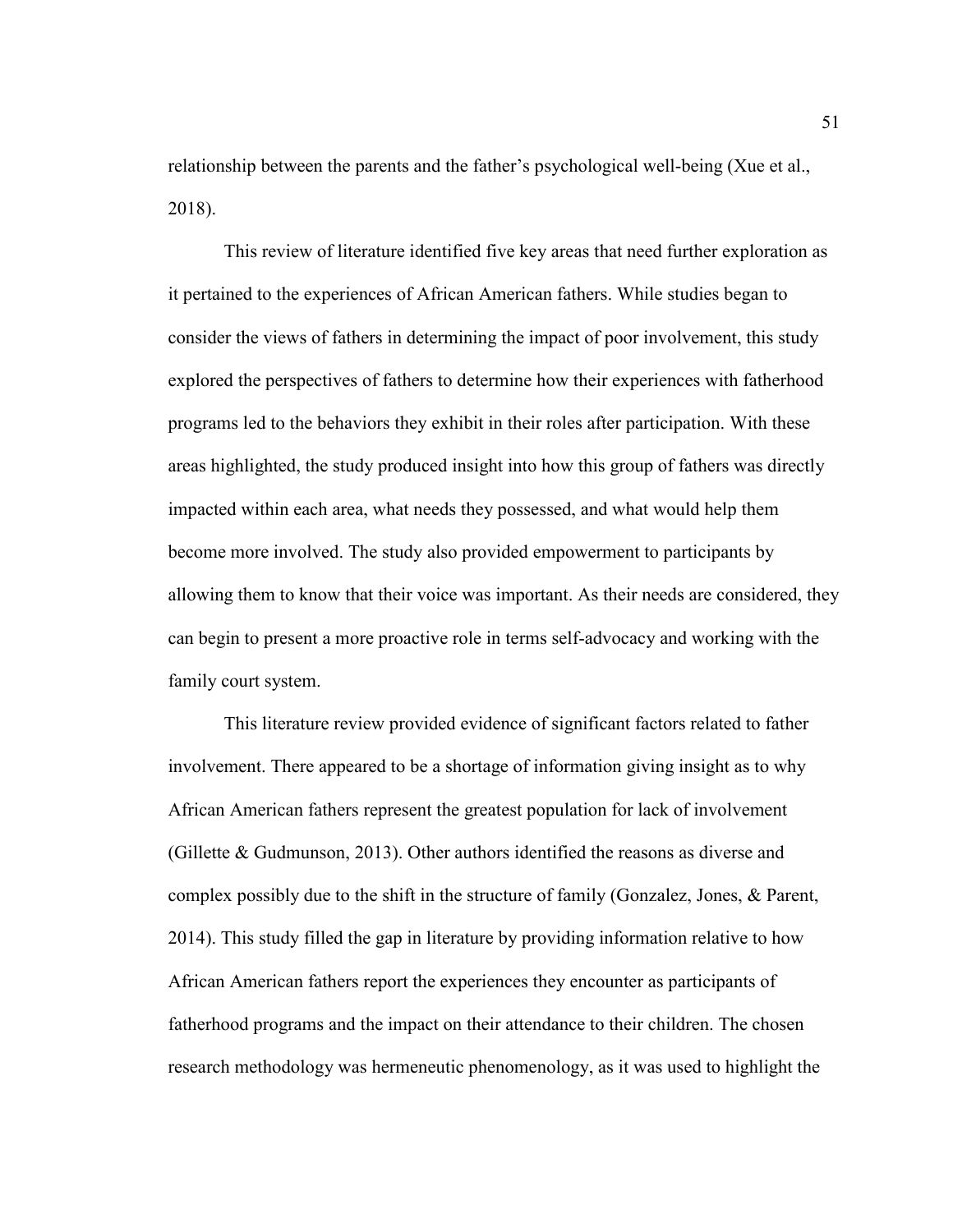relationship between the parents and the father's psychological well-being (Xue et al., 2018).

This review of literature identified five key areas that need further exploration as it pertained to the experiences of African American fathers. While studies began to consider the views of fathers in determining the impact of poor involvement, this study explored the perspectives of fathers to determine how their experiences with fatherhood programs led to the behaviors they exhibit in their roles after participation. With these areas highlighted, the study produced insight into how this group of fathers was directly impacted within each area, what needs they possessed, and what would help them become more involved. The study also provided empowerment to participants by allowing them to know that their voice was important. As their needs are considered, they can begin to present a more proactive role in terms self-advocacy and working with the family court system.

This literature review provided evidence of significant factors related to father involvement. There appeared to be a shortage of information giving insight as to why African American fathers represent the greatest population for lack of involvement (Gillette & Gudmunson, 2013). Other authors identified the reasons as diverse and complex possibly due to the shift in the structure of family (Gonzalez, Jones, & Parent, 2014). This study filled the gap in literature by providing information relative to how African American fathers report the experiences they encounter as participants of fatherhood programs and the impact on their attendance to their children. The chosen research methodology was hermeneutic phenomenology, as it was used to highlight the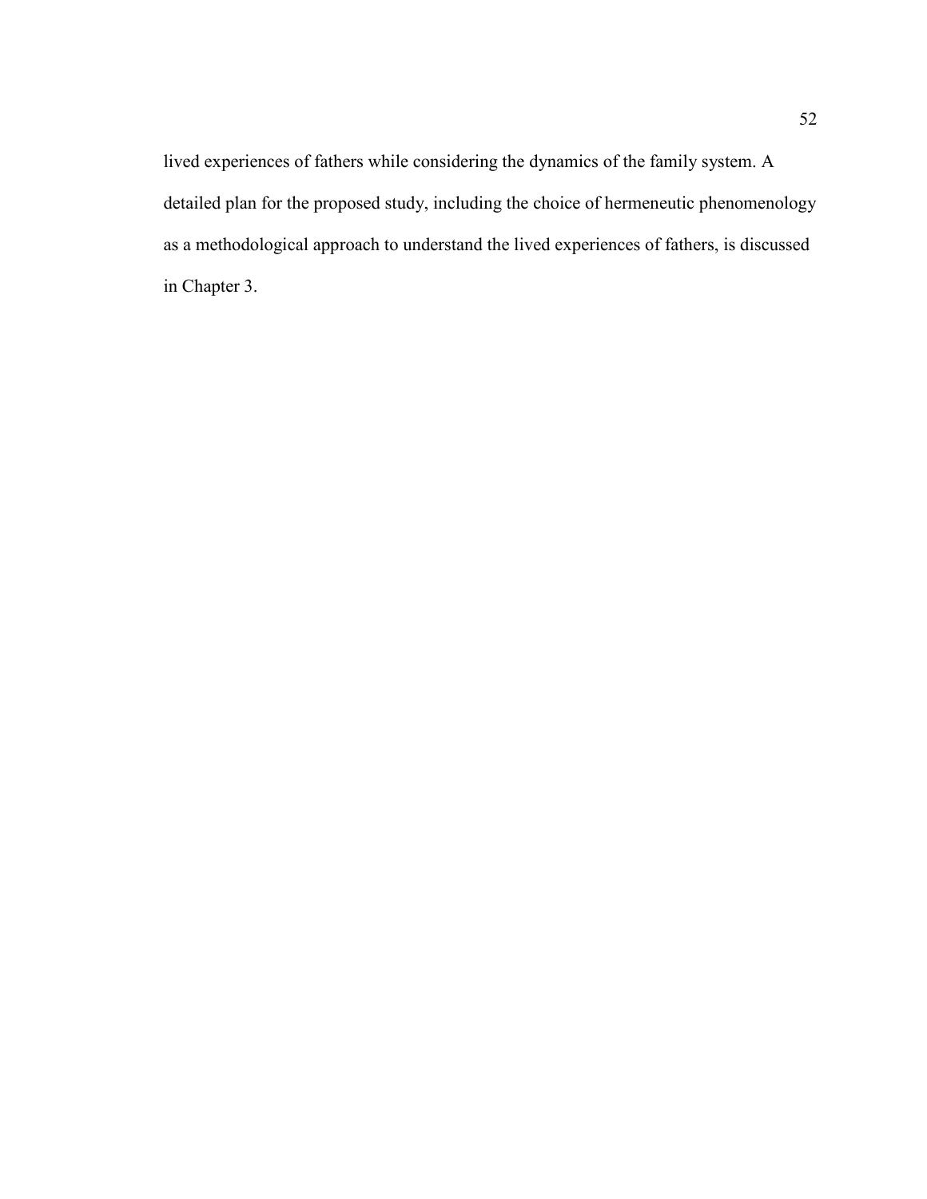lived experiences of fathers while considering the dynamics of the family system. A detailed plan for the proposed study, including the choice of hermeneutic phenomenology as a methodological approach to understand the lived experiences of fathers, is discussed in Chapter 3.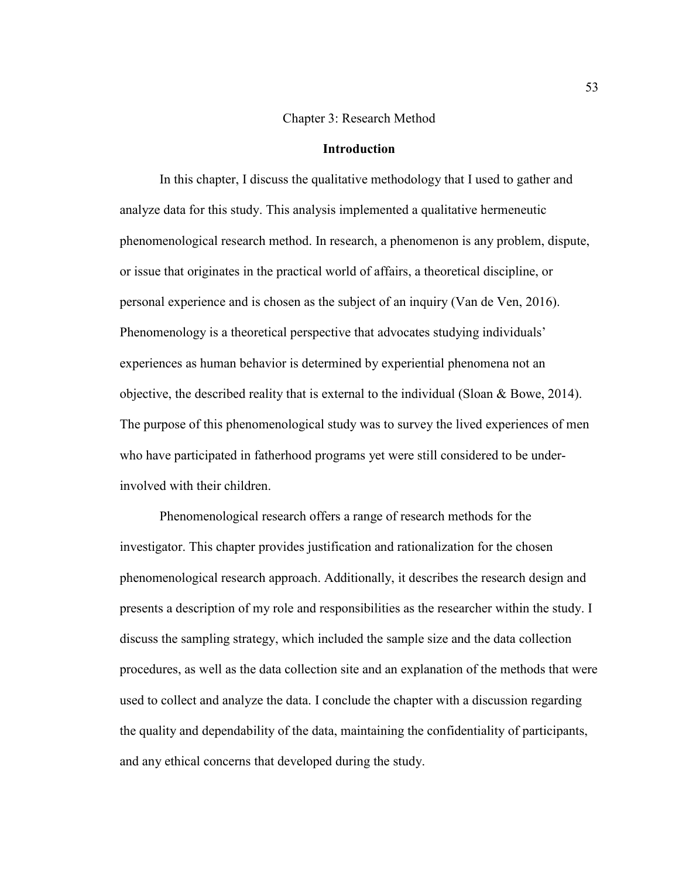# Chapter 3: Research Method

## Introduction

In this chapter, I discuss the qualitative methodology that I used to gather and analyze data for this study. This analysis implemented a qualitative hermeneutic phenomenological research method. In research, a phenomenon is any problem, dispute, or issue that originates in the practical world of affairs, a theoretical discipline, or personal experience and is chosen as the subject of an inquiry (Van de Ven, 2016). Phenomenology is a theoretical perspective that advocates studying individuals' experiences as human behavior is determined by experiential phenomena not an objective, the described reality that is external to the individual (Sloan & Bowe, 2014). The purpose of this phenomenological study was to survey the lived experiences of men who have participated in fatherhood programs yet were still considered to be under-involved with their children.

Phenomenological research offers a range of research methods for the investigator. This chapter provides justification and rationalization for the chosen phenomenological research approach. Additionally, it describes the research design and presents a description of my role and responsibilities as the researcher within the study. I discuss the sampling strategy, which included the sample size and the data collection procedures, as well as the data collection site and an explanation of the methods that were used to collect and analyze the data. I conclude the chapter with a discussion regarding the quality and dependability of the data, maintaining the confidentiality of participants, and any ethical concerns that developed during the study.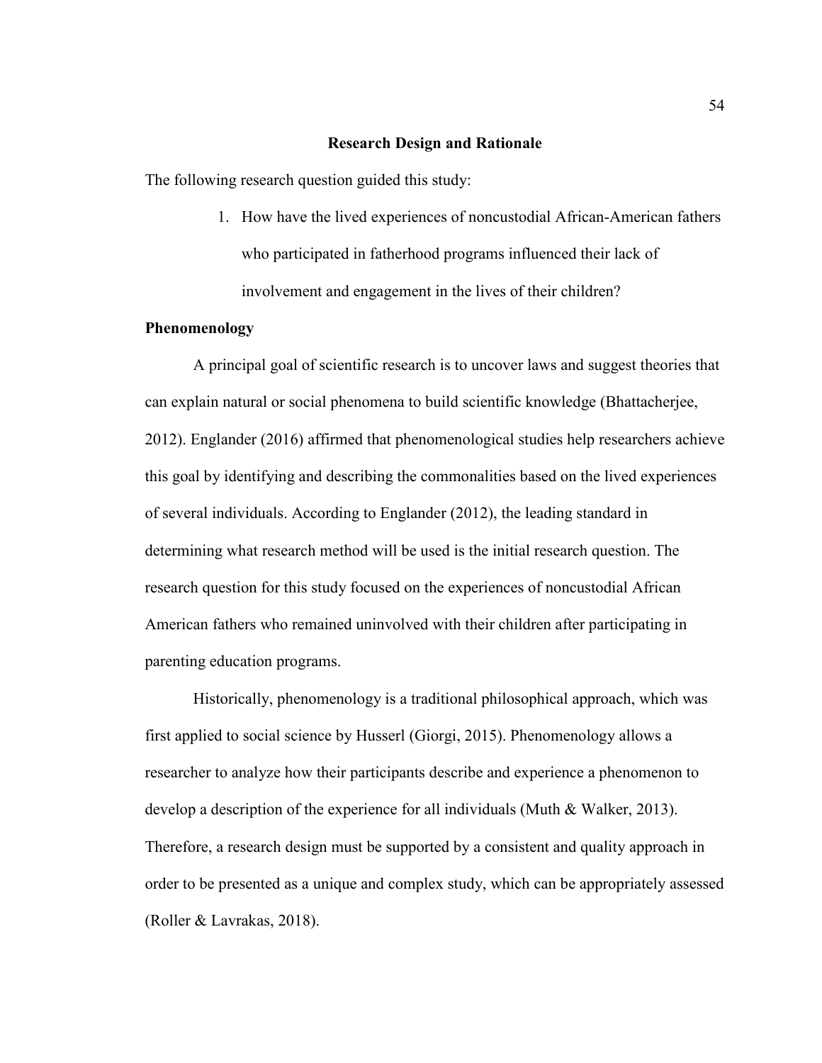## Research Design and Rationale

The following research question guided this study:

1. How have the lived experiences of noncustodial African-American fathers who participated in fatherhood programs influenced their lack of involvement and engagement in the lives of their children?

### Phenomenology

A principal goal of scientific research is to uncover laws and suggest theories that can explain natural or social phenomena to build scientific knowledge (Bhattacherjee, 2012). Englander (2016) affirmed that phenomenological studies help researchers achieve this goal by identifying and describing the commonalities based on the lived experiences of several individuals. According to Englander (2012), the leading standard in determining what research method will be used is the initial research question. The research question for this study focused on the experiences of noncustodial African American fathers who remained uninvolved with their children after participating in parenting education programs.

Historically, phenomenology is a traditional philosophical approach, which was first applied to social science by Husserl (Giorgi, 2015). Phenomenology allows a researcher to analyze how their participants describe and experience a phenomenon to develop a description of the experience for all individuals (Muth & Walker, 2013). Therefore, a research design must be supported by a consistent and quality approach in order to be presented as a unique and complex study, which can be appropriately assessed (Roller & Lavrakas, 2018).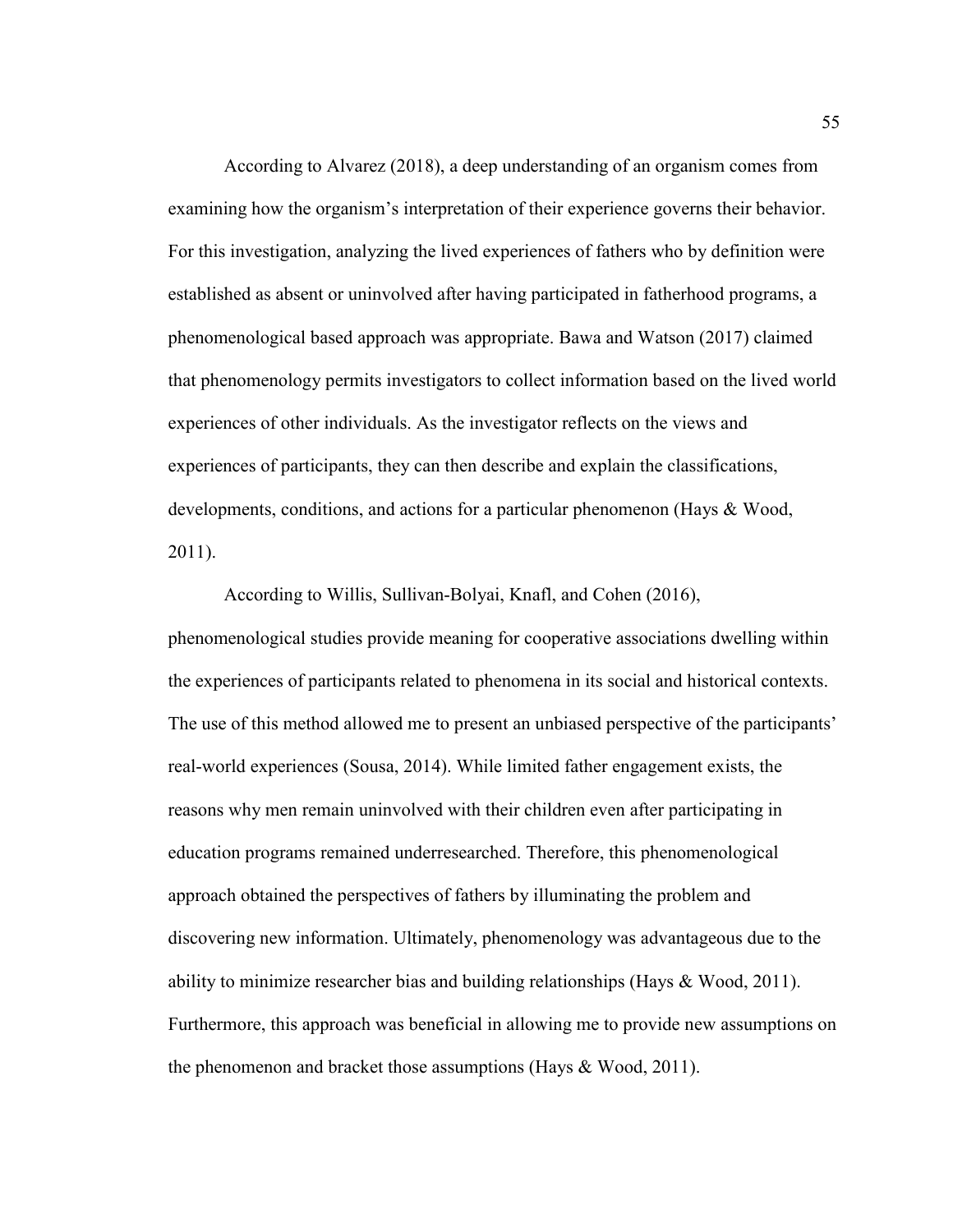According to Alvarez (2018), a deep understanding of an organism comes from examining how the organism's interpretation of their experience governs their behavior. For this investigation, analyzing the lived experiences of fathers who by definition were established as absent or uninvolved after having participated in fatherhood programs, a phenomenological based approach was appropriate. Bawa and Watson (2017) claimed that phenomenology permits investigators to collect information based on the lived world experiences of other individuals. As the investigator reflects on the views and experiences of participants, they can then describe and explain the classifications, developments, conditions, and actions for a particular phenomenon (Hays & Wood, 2011).

According to Willis, Sullivan-Bolyai, Knafl, and Cohen (2016), phenomenological studies provide meaning for cooperative associations dwelling within the experiences of participants related to phenomena in its social and historical contexts. The use of this method allowed me to present an unbiased perspective of the participants' real-world experiences (Sousa, 2014). While limited father engagement exists, the reasons why men remain uninvolved with their children even after participating in education programs remained underresearched. Therefore, this phenomenological approach obtained the perspectives of fathers by illuminating the problem and discovering new information. Ultimately, phenomenology was advantageous due to the ability to minimize researcher bias and building relationships (Hays & Wood, 2011). Furthermore, this approach was beneficial in allowing me to provide new assumptions on the phenomenon and bracket those assumptions (Hays & Wood, 2011).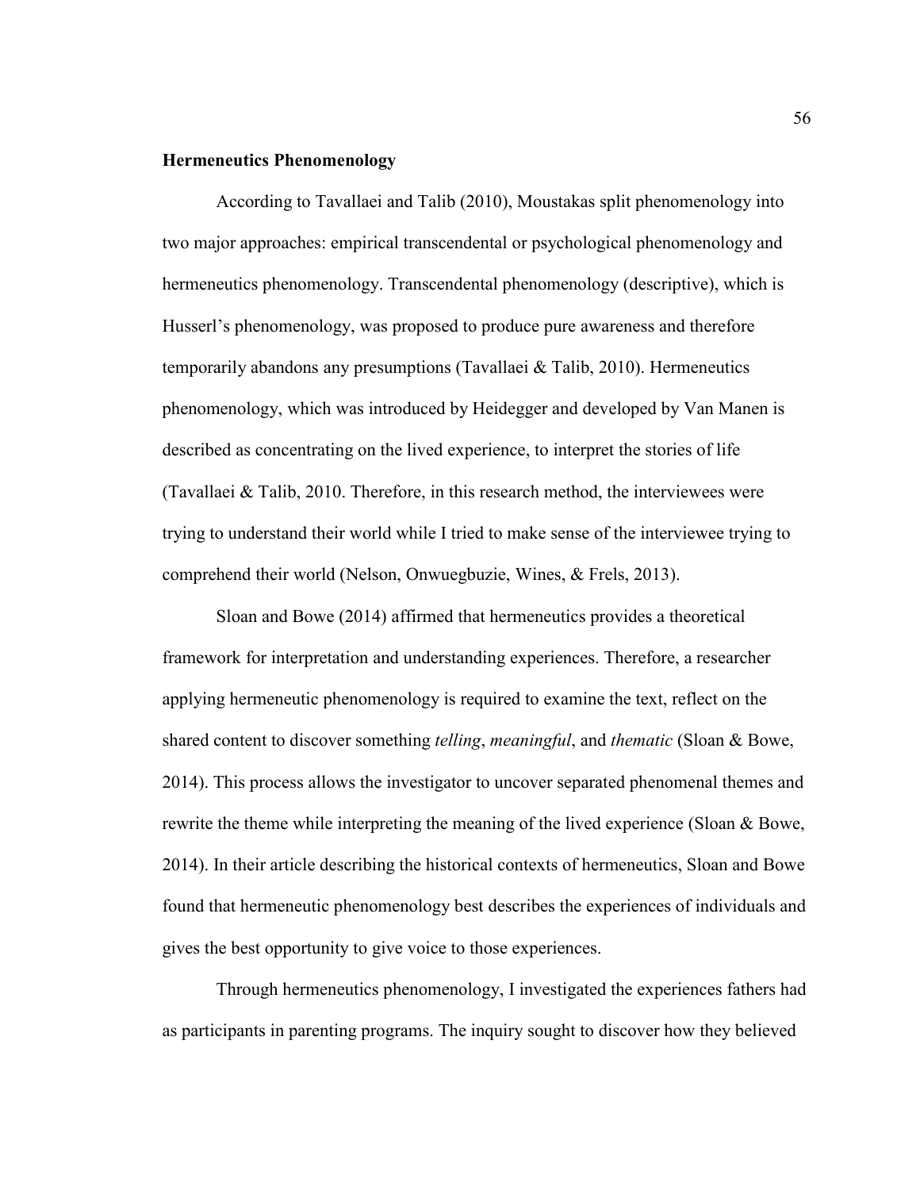**Hermeneutics Phenomenology**

According to Tavallaei and Talib (2010), Moustakas split phenomenology into two major approaches: empirical transcendental or psychological phenomenology and hermeneutics phenomenology. Transcendental phenomenology (descriptive), which is Husserl's phenomenology, was proposed to produce pure awareness and therefore temporarily abandons any presumptions (Tavallaei & Talib, 2010). Hermeneutics phenomenology, which was introduced by Heidegger and developed by Van Manen is described as concentrating on the lived experience, to interpret the stories of life (Tavallaei & Talib, 2010. Therefore, in this research method, the interviewees were trying to understand their world while I tried to make sense of the interviewee trying to comprehend their world (Nelson, Onwuegbuzie, Wines, & Frels, 2013).

Sloan and Bowe (2014) affirmed that hermeneutics provides a theoretical framework for interpretation and understanding experiences. Therefore, a researcher applying hermeneutic phenomenology is required to examine the text, reflect on the shared content to discover something *telling*, *meaningful*, and *thematic* (Sloan & Bowe, 2014). This process allows the investigator to uncover separated phenomenal themes and rewrite the theme while interpreting the meaning of the lived experience (Sloan & Bowe, 2014). In their article describing the historical contexts of hermeneutics, Sloan and Bowe found that hermeneutic phenomenology best describes the experiences of individuals and gives the best opportunity to give voice to those experiences.

Through hermeneutics phenomenology, I investigated the experiences fathers had as participants in parenting programs. The inquiry sought to discover how they believed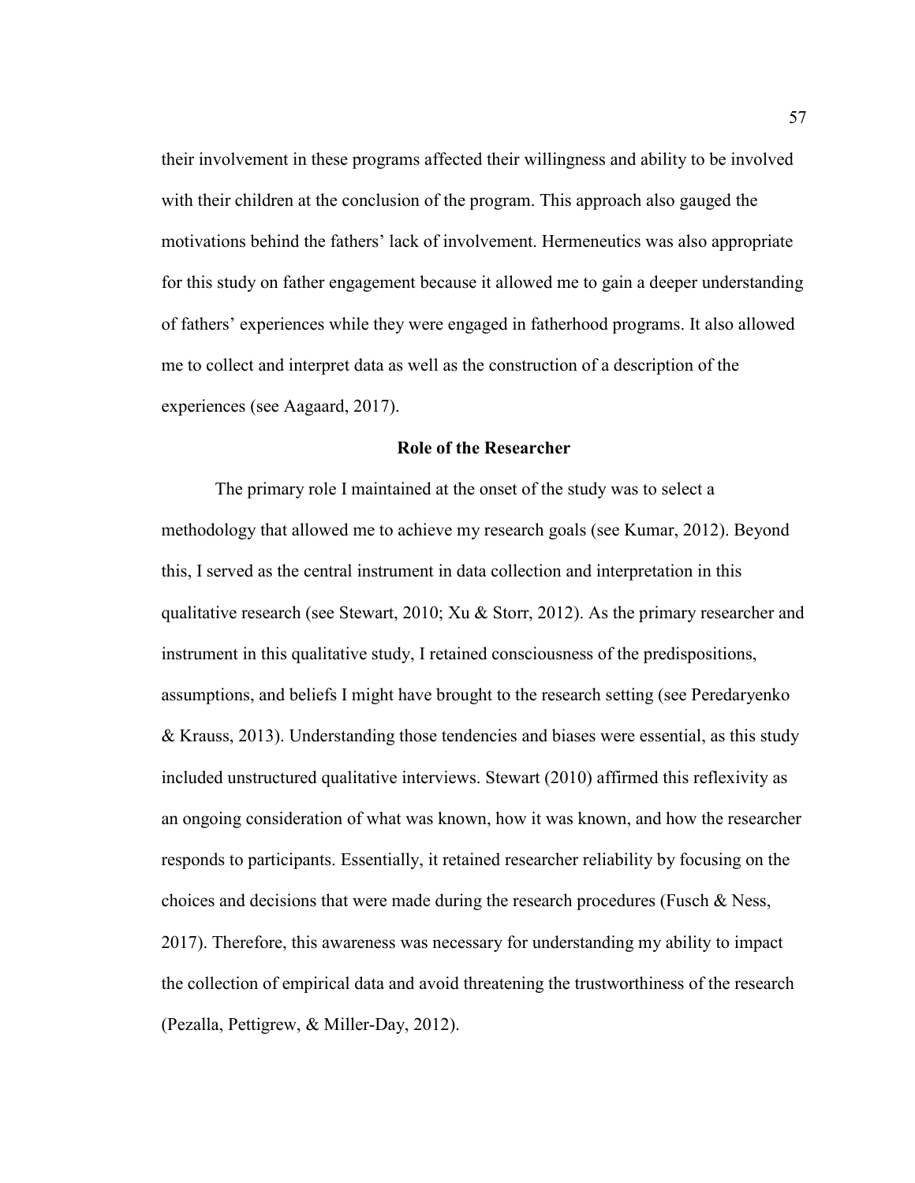their involvement in these programs affected their willingness and ability to be involved with their children at the conclusion of the program. This approach also gauged the motivations behind the fathers' lack of involvement. Hermeneutics was also appropriate for this study on father engagement because it allowed me to gain a deeper understanding of fathers' experiences while they were engaged in fatherhood programs. It also allowed me to collect and interpret data as well as the construction of a description of the experiences (see Aagaard, 2017).

## Role of the Researcher

The primary role I maintained at the onset of the study was to select a methodology that allowed me to achieve my research goals (see Kumar, 2012). Beyond this, I served as the central instrument in data collection and interpretation in this qualitative research (see Stewart, 2010; Xu & Storr, 2012). As the primary researcher and instrument in this qualitative study, I retained consciousness of the predispositions, assumptions, and beliefs I might have brought to the research setting (see Peredaryenko & Krauss, 2013). Understanding those tendencies and biases were essential, as this study included unstructured qualitative interviews. Stewart (2010) affirmed this reflexivity as an ongoing consideration of what was known, how it was known, and how the researcher responds to participants. Essentially, it retained researcher reliability by focusing on the choices and decisions that were made during the research procedures (Fusch & Ness, 2017). Therefore, this awareness was necessary for understanding my ability to impact the collection of empirical data and avoid threatening the trustworthiness of the research (Pezalla, Pettigrew, & Miller-Day, 2012).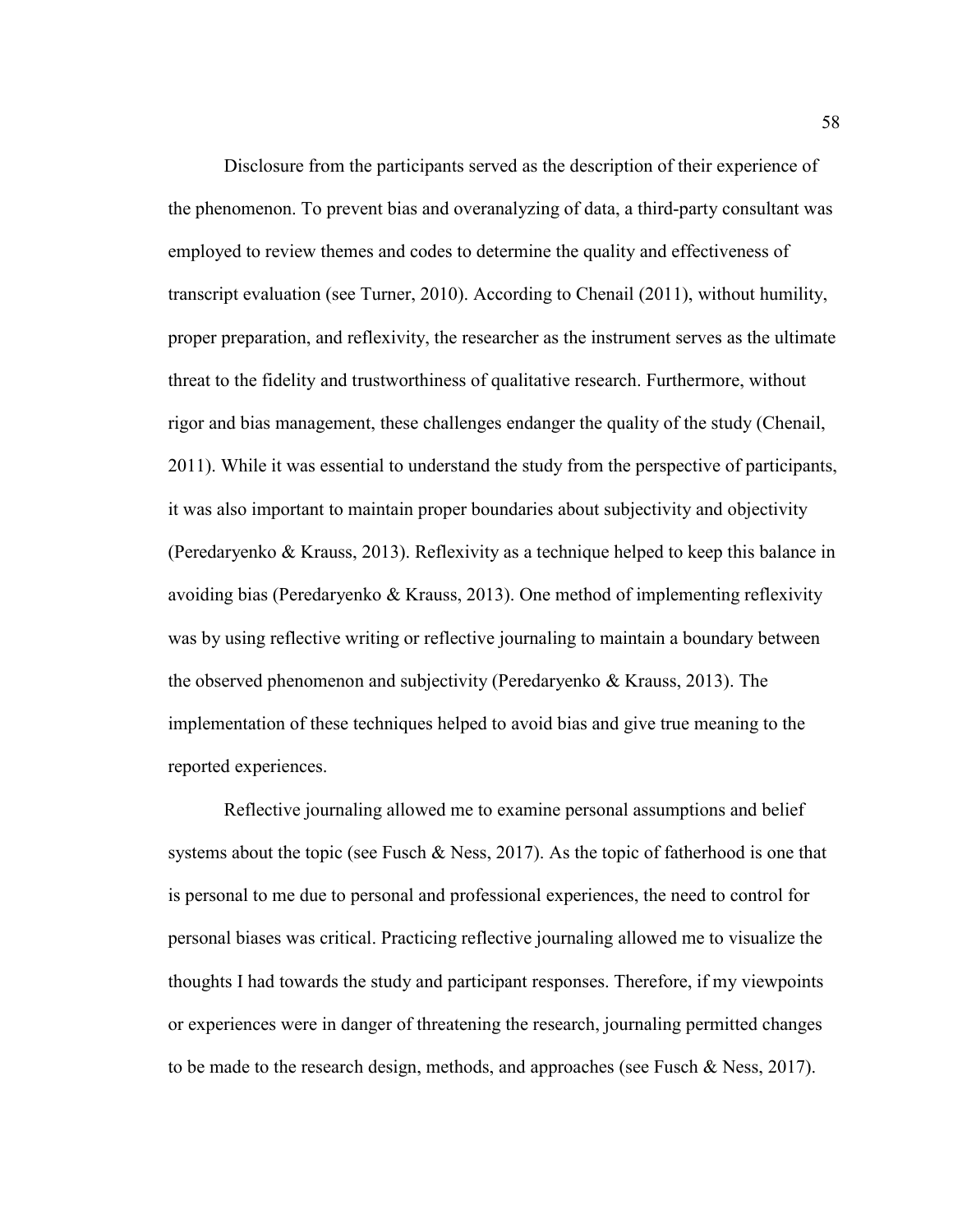Disclosure from the participants served as the description of their experience of the phenomenon. To prevent bias and overanalyzing of data, a third-party consultant was employed to review themes and codes to determine the quality and effectiveness of transcript evaluation (see Turner, 2010). According to Chenail (2011), without humility, proper preparation, and reflexivity, the researcher as the instrument serves as the ultimate threat to the fidelity and trustworthiness of qualitative research. Furthermore, without rigor and bias management, these challenges endanger the quality of the study (Chenail, 2011). While it was essential to understand the study from the perspective of participants, it was also important to maintain proper boundaries about subjectivity and objectivity (Peredaryenko & Krauss, 2013). Reflexivity as a technique helped to keep this balance in avoiding bias (Peredaryenko & Krauss, 2013). One method of implementing reflexivity was by using reflective writing or reflective journaling to maintain a boundary between the observed phenomenon and subjectivity (Peredaryenko & Krauss, 2013). The implementation of these techniques helped to avoid bias and give true meaning to the reported experiences.

Reflective journaling allowed me to examine personal assumptions and belief systems about the topic (see Fusch & Ness, 2017). As the topic of fatherhood is one that is personal to me due to personal and professional experiences, the need to control for personal biases was critical. Practicing reflective journaling allowed me to visualize the thoughts I had towards the study and participant responses. Therefore, if my viewpoints or experiences were in danger of threatening the research, journaling permitted changes to be made to the research design, methods, and approaches (see Fusch & Ness, 2017).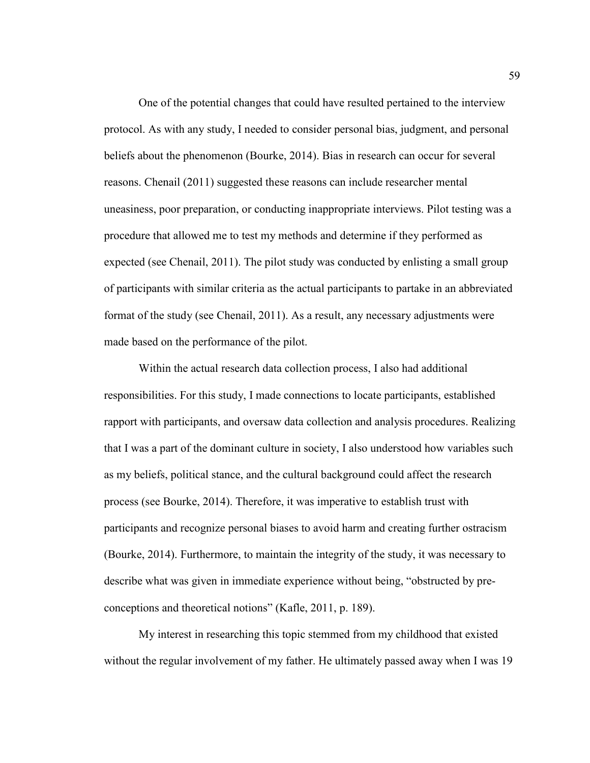One of the potential changes that could have resulted pertained to the interview protocol. As with any study, I needed to consider personal bias, judgment, and personal beliefs about the phenomenon (Bourke, 2014). Bias in research can occur for several reasons. Chenail (2011) suggested these reasons can include researcher mental uneasiness, poor preparation, or conducting inappropriate interviews. Pilot testing was a procedure that allowed me to test my methods and determine if they performed as expected (see Chenail, 2011). The pilot study was conducted by enlisting a small group of participants with similar criteria as the actual participants to partake in an abbreviated format of the study (see Chenail, 2011). As a result, any necessary adjustments were made based on the performance of the pilot.

Within the actual research data collection process, I also had additional responsibilities. For this study, I made connections to locate participants, established rapport with participants, and oversaw data collection and analysis procedures. Realizing that I was a part of the dominant culture in society, I also understood how variables such as my beliefs, political stance, and the cultural background could affect the research process (see Bourke, 2014). Therefore, it was imperative to establish trust with participants and recognize personal biases to avoid harm and creating further ostracism (Bourke, 2014). Furthermore, to maintain the integrity of the study, it was necessary to describe what was given in immediate experience without being, "obstructed by pre-conceptions and theoretical notions" (Kafle, 2011, p. 189).

My interest in researching this topic stemmed from my childhood that existed without the regular involvement of my father. He ultimately passed away when I was 19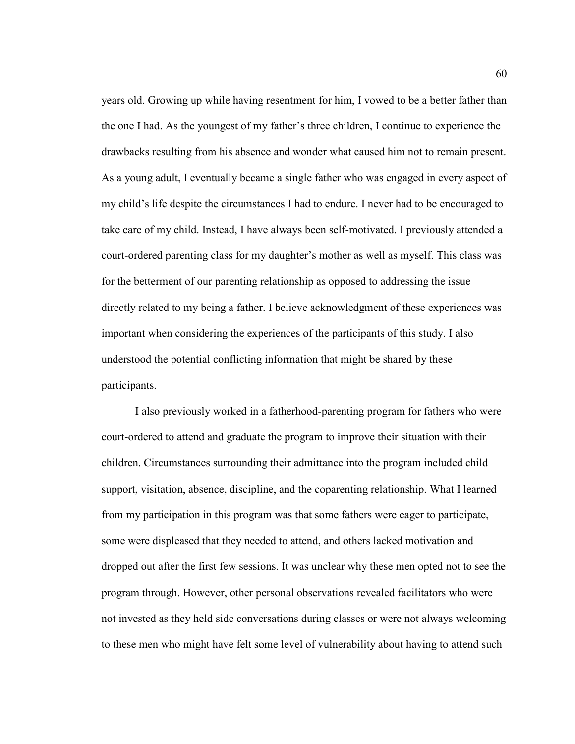years old. Growing up while having resentment for him, I vowed to be a better father than the one I had. As the youngest of my father's three children, I continue to experience the drawbacks resulting from his absence and wonder what caused him not to remain present. As a young adult, I eventually became a single father who was engaged in every aspect of my child's life despite the circumstances I had to endure. I never had to be encouraged to take care of my child. Instead, I have always been self-motivated. I previously attended a court-ordered parenting class for my daughter's mother as well as myself. This class was for the betterment of our parenting relationship as opposed to addressing the issue directly related to my being a father. I believe acknowledgment of these experiences was important when considering the experiences of the participants of this study. I also understood the potential conflicting information that might be shared by these participants.

I also previously worked in a fatherhood-parenting program for fathers who were court-ordered to attend and graduate the program to improve their situation with their children. Circumstances surrounding their admittance into the program included child support, visitation, absence, discipline, and the coparenting relationship. What I learned from my participation in this program was that some fathers were eager to participate, some were displeased that they needed to attend, and others lacked motivation and dropped out after the first few sessions. It was unclear why these men opted not to see the program through. However, other personal observations revealed facilitators who were not invested as they held side conversations during classes or were not always welcoming to these men who might have felt some level of vulnerability about having to attend such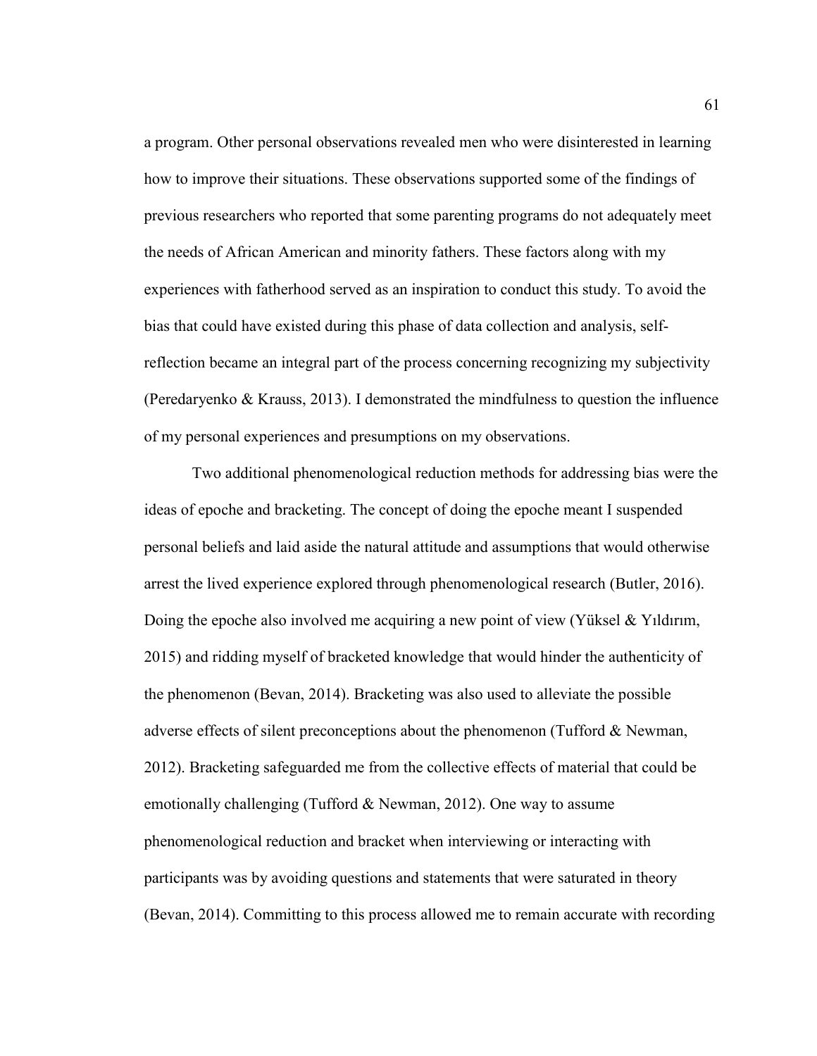a program. Other personal observations revealed men who were disinterested in learning how to improve their situations. These observations supported some of the findings of previous researchers who reported that some parenting programs do not adequately meet the needs of African American and minority fathers. These factors along with my experiences with fatherhood served as an inspiration to conduct this study. To avoid the bias that could have existed during this phase of data collection and analysis, self-reflection became an integral part of the process concerning recognizing my subjectivity (Peredaryenko & Krauss, 2013). I demonstrated the mindfulness to question the influence of my personal experiences and presumptions on my observations.

Two additional phenomenological reduction methods for addressing bias were the ideas of epoche and bracketing. The concept of doing the epoche meant I suspended personal beliefs and laid aside the natural attitude and assumptions that would otherwise arrest the lived experience explored through phenomenological research (Butler, 2016). Doing the epoche also involved me acquiring a new point of view (Yüksel & Yıldırım, 2015) and ridding myself of bracketed knowledge that would hinder the authenticity of the phenomenon (Bevan, 2014). Bracketing was also used to alleviate the possible adverse effects of silent preconceptions about the phenomenon (Tufford & Newman, 2012). Bracketing safeguarded me from the collective effects of material that could be emotionally challenging (Tufford & Newman, 2012). One way to assume phenomenological reduction and bracket when interviewing or interacting with participants was by avoiding questions and statements that were saturated in theory (Bevan, 2014). Committing to this process allowed me to remain accurate with recording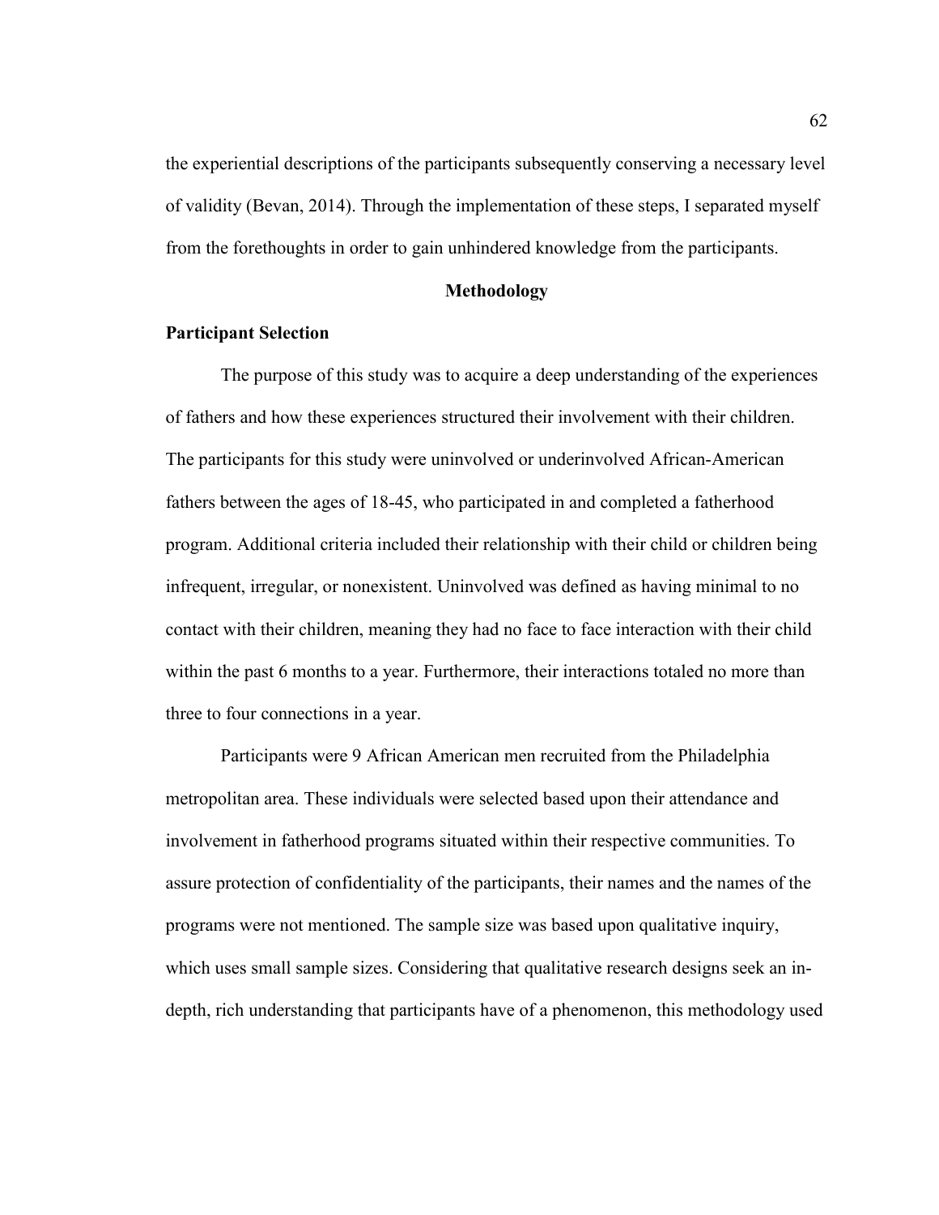the experiential descriptions of the participants subsequently conserving a necessary level of validity (Bevan, 2014). Through the implementation of these steps, I separated myself from the forethoughts in order to gain unhindered knowledge from the participants.

## Methodology

### Participant Selection

The purpose of this study was to acquire a deep understanding of the experiences of fathers and how these experiences structured their involvement with their children. The participants for this study were uninvolved or underinvolved African-American fathers between the ages of 18-45, who participated in and completed a fatherhood program. Additional criteria included their relationship with their child or children being infrequent, irregular, or nonexistent. Uninvolved was defined as having minimal to no contact with their children, meaning they had no face to face interaction with their child within the past 6 months to a year. Furthermore, their interactions totaled no more than three to four connections in a year.

Participants were 9 African American men recruited from the Philadelphia metropolitan area. These individuals were selected based upon their attendance and involvement in fatherhood programs situated within their respective communities. To assure protection of confidentiality of the participants, their names and the names of the programs were not mentioned. The sample size was based upon qualitative inquiry, which uses small sample sizes. Considering that qualitative research designs seek an in-depth, rich understanding that participants have of a phenomenon, this methodology used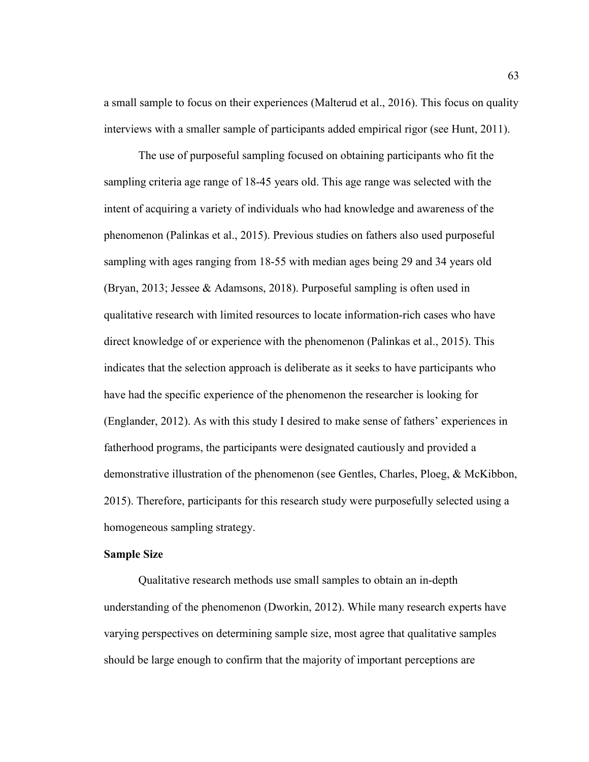a small sample to focus on their experiences (Malterud et al., 2016). This focus on quality interviews with a smaller sample of participants added empirical rigor (see Hunt, 2011).

The use of purposeful sampling focused on obtaining participants who fit the sampling criteria age range of 18-45 years old. This age range was selected with the intent of acquiring a variety of individuals who had knowledge and awareness of the phenomenon (Palinkas et al., 2015). Previous studies on fathers also used purposeful sampling with ages ranging from 18-55 with median ages being 29 and 34 years old (Bryan, 2013; Jessee & Adamsons, 2018). Purposeful sampling is often used in qualitative research with limited resources to locate information-rich cases who have direct knowledge of or experience with the phenomenon (Palinkas et al., 2015). This indicates that the selection approach is deliberate as it seeks to have participants who have had the specific experience of the phenomenon the researcher is looking for (Englander, 2012). As with this study I desired to make sense of fathers' experiences in fatherhood programs, the participants were designated cautiously and provided a demonstrative illustration of the phenomenon (see Gentles, Charles, Ploeg, & McKibbon, 2015). Therefore, participants for this research study were purposefully selected using a homogeneous sampling strategy.

**Sample Size**

Qualitative research methods use small samples to obtain an in-depth understanding of the phenomenon (Dworkin, 2012). While many research experts have varying perspectives on determining sample size, most agree that qualitative samples should be large enough to confirm that the majority of important perceptions are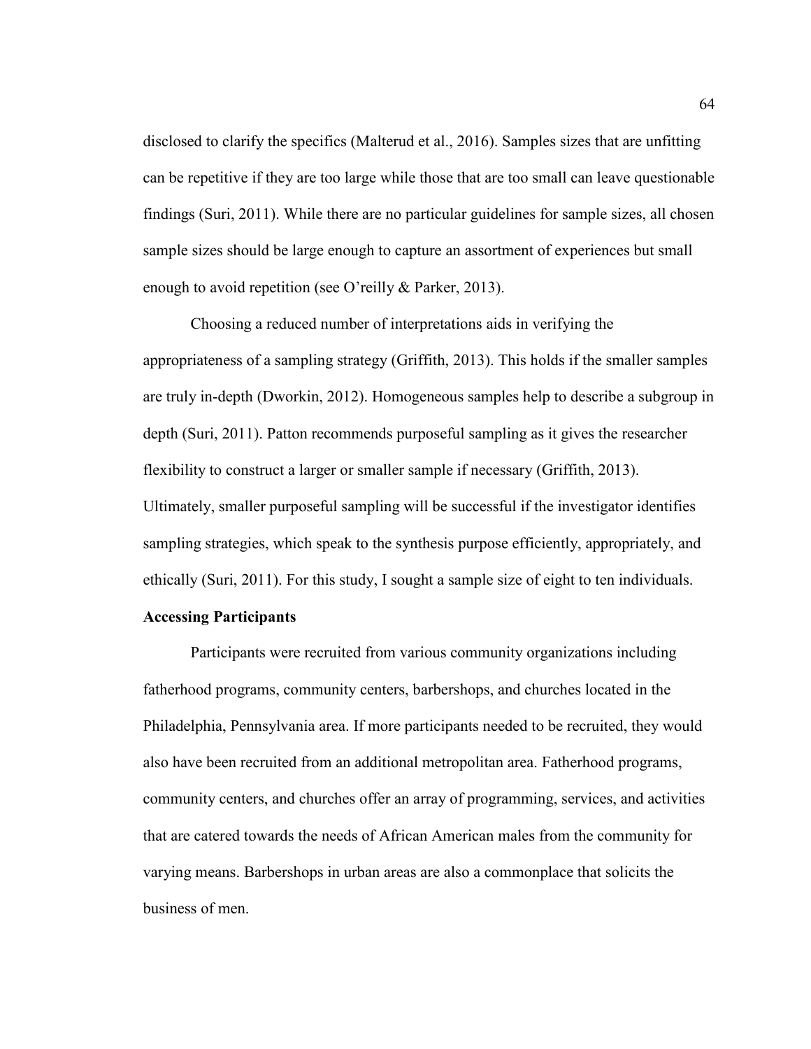disclosed to clarify the specifics (Malterud et al., 2016). Samples sizes that are unfitting can be repetitive if they are too large while those that are too small can leave questionable findings (Suri, 2011). While there are no particular guidelines for sample sizes, all chosen sample sizes should be large enough to capture an assortment of experiences but small enough to avoid repetition (see O'reilly & Parker, 2013).

Choosing a reduced number of interpretations aids in verifying the appropriateness of a sampling strategy (Griffith, 2013). This holds if the smaller samples are truly in-depth (Dworkin, 2012). Homogeneous samples help to describe a subgroup in depth (Suri, 2011). Patton recommends purposeful sampling as it gives the researcher flexibility to construct a larger or smaller sample if necessary (Griffith, 2013). Ultimately, smaller purposeful sampling will be successful if the investigator identifies sampling strategies, which speak to the synthesis purpose efficiently, appropriately, and ethically (Suri, 2011). For this study, I sought a sample size of eight to ten individuals.

**Accessing Participants**

Participants were recruited from various community organizations including fatherhood programs, community centers, barbershops, and churches located in the Philadelphia, Pennsylvania area. If more participants needed to be recruited, they would also have been recruited from an additional metropolitan area. Fatherhood programs, community centers, and churches offer an array of programming, services, and activities that are catered towards the needs of African American males from the community for varying means. Barbershops in urban areas are also a commonplace that solicits the business of men.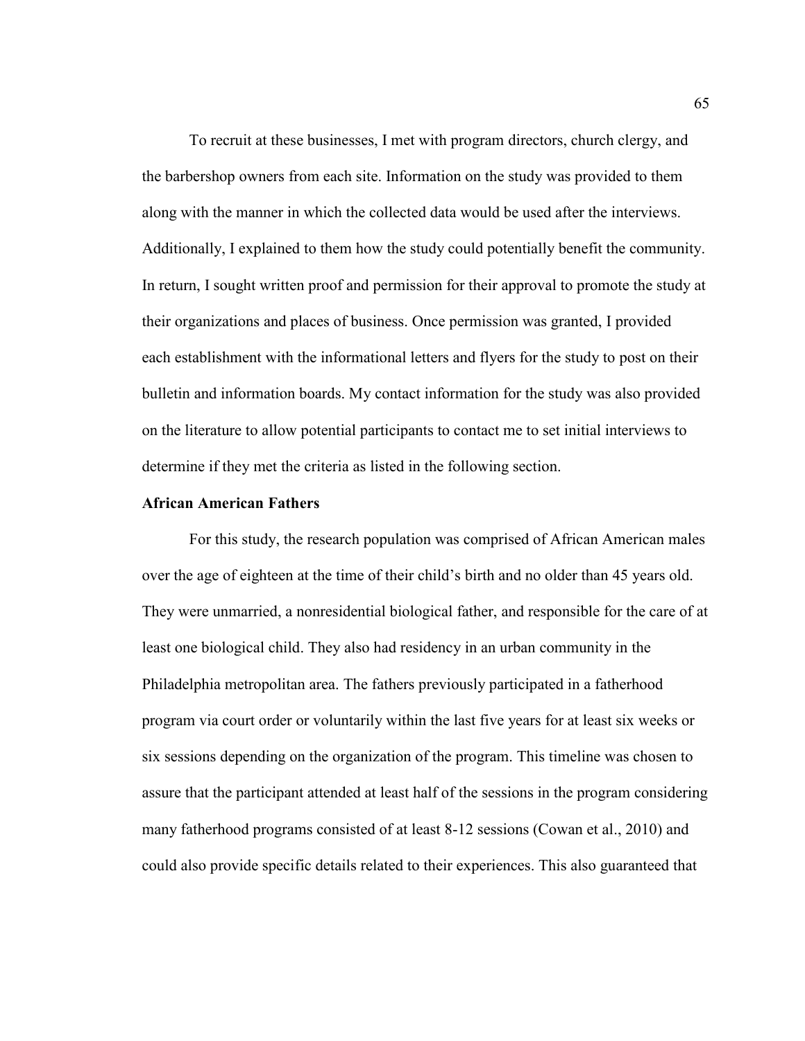To recruit at these businesses, I met with program directors, church clergy, and the barbershop owners from each site. Information on the study was provided to them along with the manner in which the collected data would be used after the interviews. Additionally, I explained to them how the study could potentially benefit the community. In return, I sought written proof and permission for their approval to promote the study at their organizations and places of business. Once permission was granted, I provided each establishment with the informational letters and flyers for the study to post on their bulletin and information boards. My contact information for the study was also provided on the literature to allow potential participants to contact me to set initial interviews to determine if they met the criteria as listed in the following section.

**African American Fathers**

For this study, the research population was comprised of African American males over the age of eighteen at the time of their child's birth and no older than 45 years old. They were unmarried, a nonresidential biological father, and responsible for the care of at least one biological child. They also had residency in an urban community in the Philadelphia metropolitan area. The fathers previously participated in a fatherhood program via court order or voluntarily within the last five years for at least six weeks or six sessions depending on the organization of the program. This timeline was chosen to assure that the participant attended at least half of the sessions in the program considering many fatherhood programs consisted of at least 8-12 sessions (Cowan et al., 2010) and could also provide specific details related to their experiences. This also guaranteed that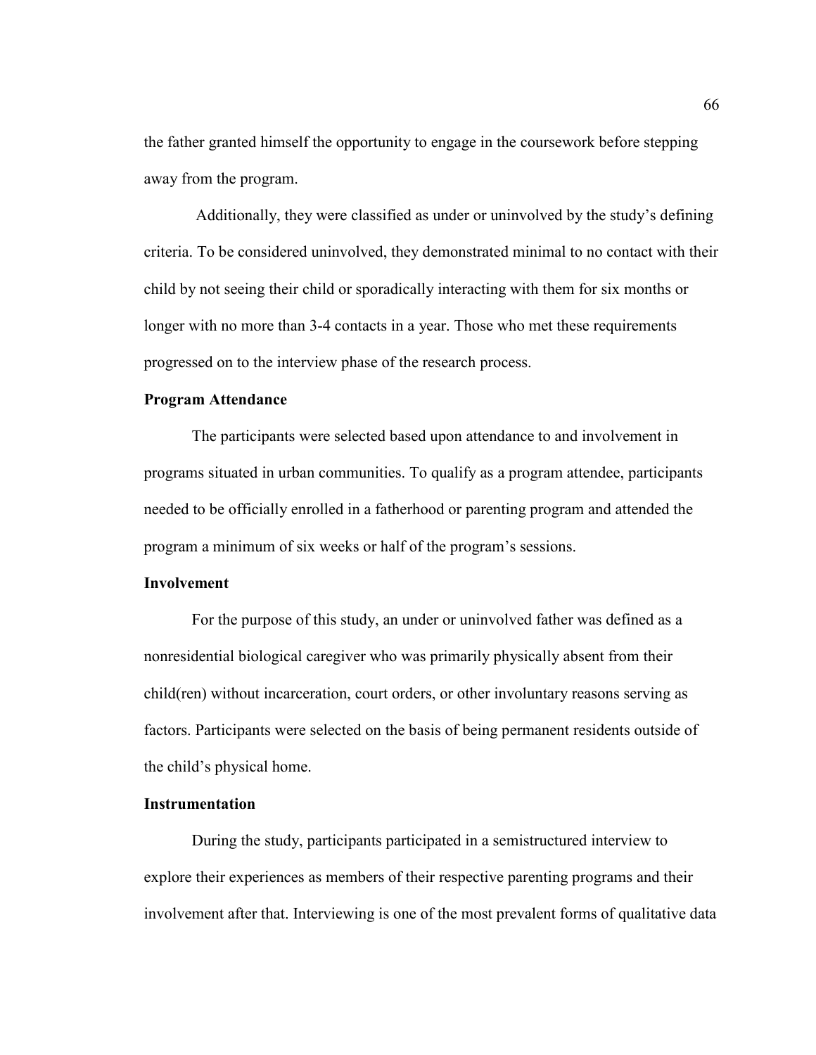the father granted himself the opportunity to engage in the coursework before stepping away from the program.

Additionally, they were classified as under or uninvolved by the study's defining criteria. To be considered uninvolved, they demonstrated minimal to no contact with their child by not seeing their child or sporadically interacting with them for six months or longer with no more than 3-4 contacts in a year. Those who met these requirements progressed on to the interview phase of the research process.

### Program Attendance

The participants were selected based upon attendance to and involvement in programs situated in urban communities. To qualify as a program attendee, participants needed to be officially enrolled in a fatherhood or parenting program and attended the program a minimum of six weeks or half of the program's sessions.

### Involvement

For the purpose of this study, an under or uninvolved father was defined as a nonresidential biological caregiver who was primarily physically absent from their child(ren) without incarceration, court orders, or other involuntary reasons serving as factors. Participants were selected on the basis of being permanent residents outside of the child's physical home.

### Instrumentation

During the study, participants participated in a semistructured interview to explore their experiences as members of their respective parenting programs and their involvement after that. Interviewing is one of the most prevalent forms of qualitative data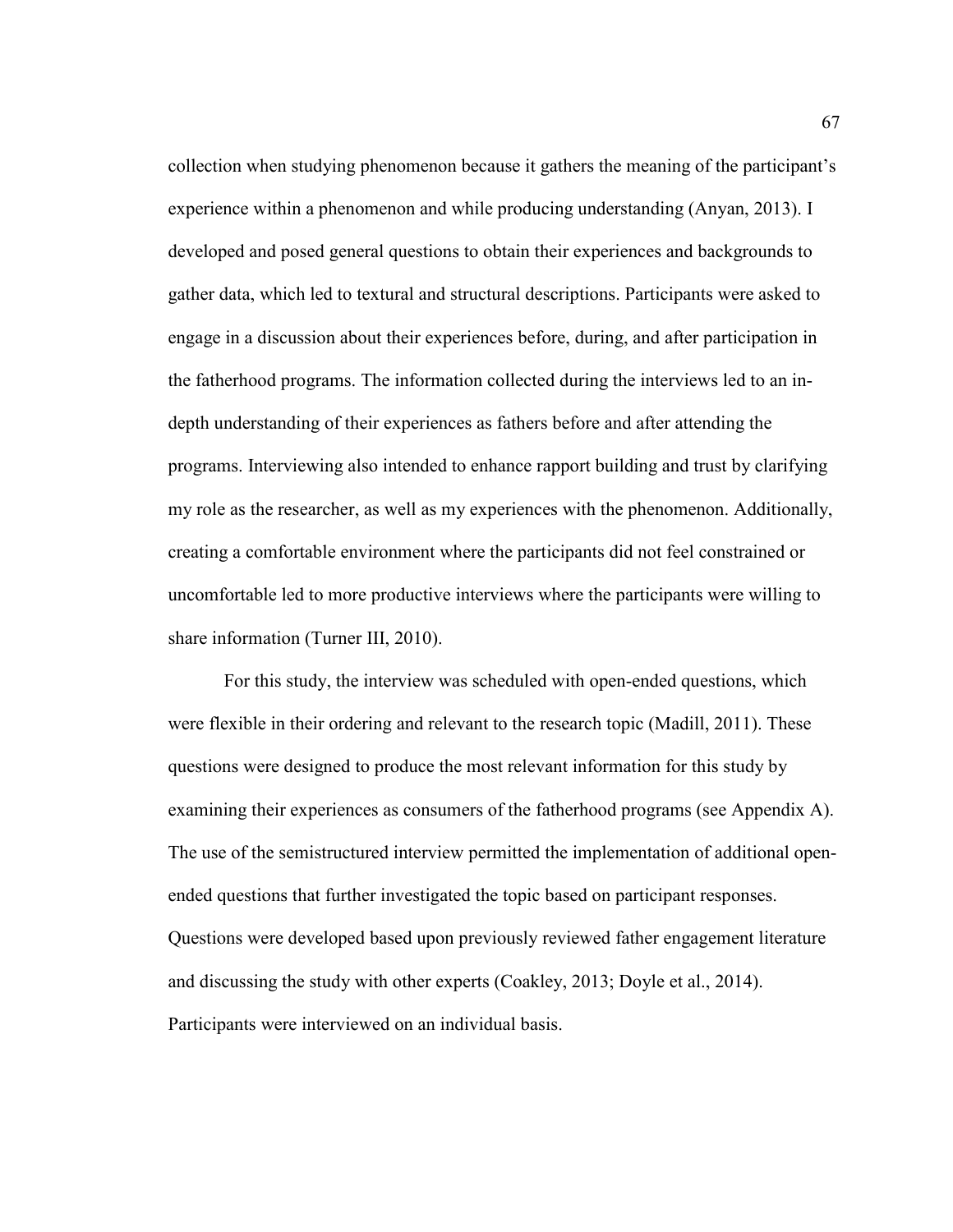collection when studying phenomenon because it gathers the meaning of the participant's experience within a phenomenon and while producing understanding (Anyan, 2013). I developed and posed general questions to obtain their experiences and backgrounds to gather data, which led to textural and structural descriptions. Participants were asked to engage in a discussion about their experiences before, during, and after participation in the fatherhood programs. The information collected during the interviews led to an in-depth understanding of their experiences as fathers before and after attending the programs. Interviewing also intended to enhance rapport building and trust by clarifying my role as the researcher, as well as my experiences with the phenomenon. Additionally, creating a comfortable environment where the participants did not feel constrained or uncomfortable led to more productive interviews where the participants were willing to share information (Turner III, 2010).

For this study, the interview was scheduled with open-ended questions, which were flexible in their ordering and relevant to the research topic (Madill, 2011). These questions were designed to produce the most relevant information for this study by examining their experiences as consumers of the fatherhood programs (see Appendix A). The use of the semistructured interview permitted the implementation of additional open-ended questions that further investigated the topic based on participant responses. Questions were developed based upon previously reviewed father engagement literature and discussing the study with other experts (Coakley, 2013; Doyle et al., 2014). Participants were interviewed on an individual basis.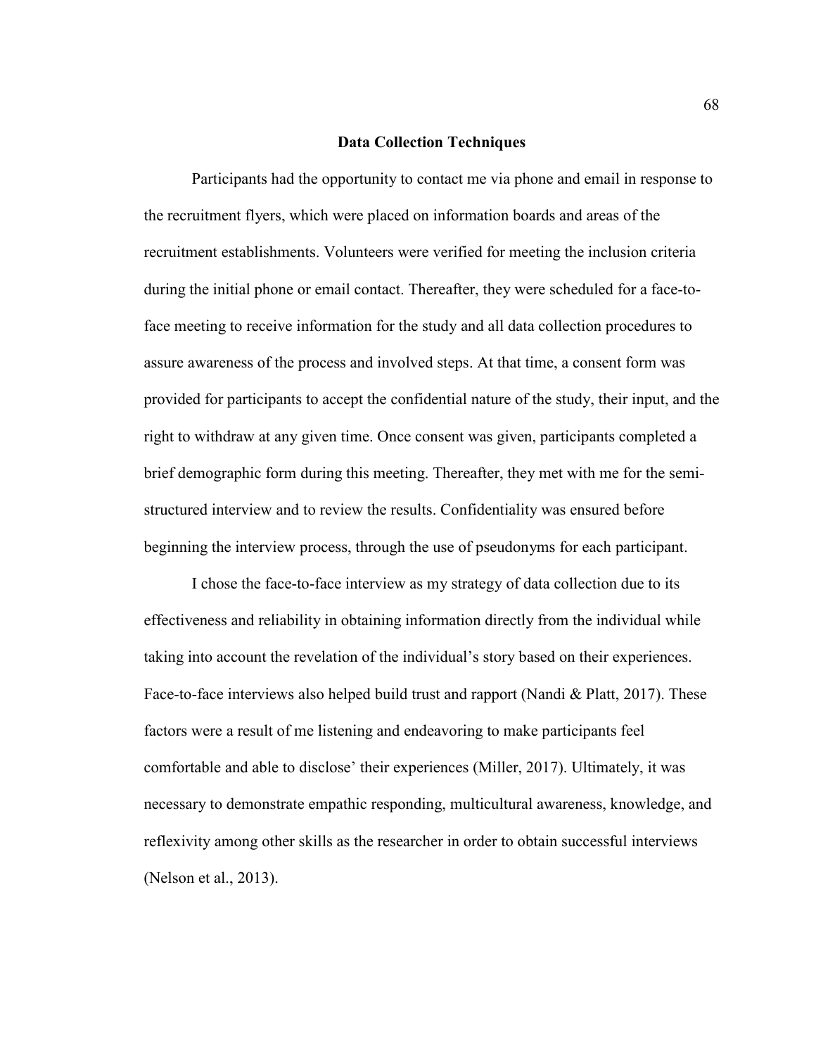## Data Collection Techniques

Participants had the opportunity to contact me via phone and email in response to the recruitment flyers, which were placed on information boards and areas of the recruitment establishments. Volunteers were verified for meeting the inclusion criteria during the initial phone or email contact. Thereafter, they were scheduled for a face-to-face meeting to receive information for the study and all data collection procedures to assure awareness of the process and involved steps. At that time, a consent form was provided for participants to accept the confidential nature of the study, their input, and the right to withdraw at any given time. Once consent was given, participants completed a brief demographic form during this meeting. Thereafter, they met with me for the semi-structured interview and to review the results. Confidentiality was ensured before beginning the interview process, through the use of pseudonyms for each participant.

I chose the face-to-face interview as my strategy of data collection due to its effectiveness and reliability in obtaining information directly from the individual while taking into account the revelation of the individual's story based on their experiences. Face-to-face interviews also helped build trust and rapport (Nandi & Platt, 2017). These factors were a result of me listening and endeavoring to make participants feel comfortable and able to disclose' their experiences (Miller, 2017). Ultimately, it was necessary to demonstrate empathic responding, multicultural awareness, knowledge, and reflexivity among other skills as the researcher in order to obtain successful interviews (Nelson et al., 2013).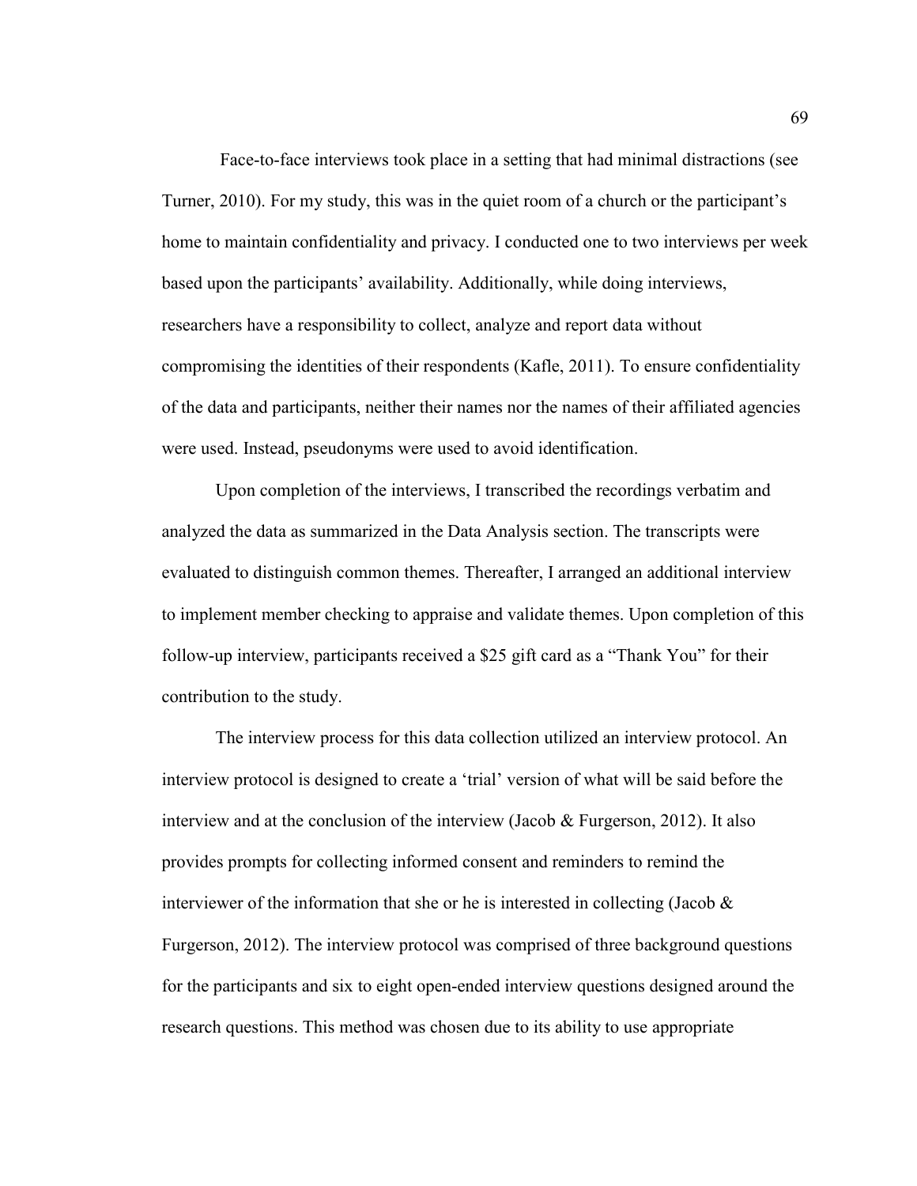Face-to-face interviews took place in a setting that had minimal distractions (see Turner, 2010). For my study, this was in the quiet room of a church or the participant's home to maintain confidentiality and privacy. I conducted one to two interviews per week based upon the participants' availability. Additionally, while doing interviews, researchers have a responsibility to collect, analyze and report data without compromising the identities of their respondents (Kafle, 2011). To ensure confidentiality of the data and participants, neither their names nor the names of their affiliated agencies were used. Instead, pseudonyms were used to avoid identification.

Upon completion of the interviews, I transcribed the recordings verbatim and analyzed the data as summarized in the Data Analysis section. The transcripts were evaluated to distinguish common themes. Thereafter, I arranged an additional interview to implement member checking to appraise and validate themes. Upon completion of this follow-up interview, participants received a $25 gift card as a "Thank You" for their contribution to the study.

The interview process for this data collection utilized an interview protocol. An interview protocol is designed to create a 'trial' version of what will be said before the interview and at the conclusion of the interview (Jacob & Furgerson, 2012). It also provides prompts for collecting informed consent and reminders to remind the interviewer of the information that she or he is interested in collecting (Jacob & Furgerson, 2012). The interview protocol was comprised of three background questions for the participants and six to eight open-ended interview questions designed around the research questions. This method was chosen due to its ability to use appropriate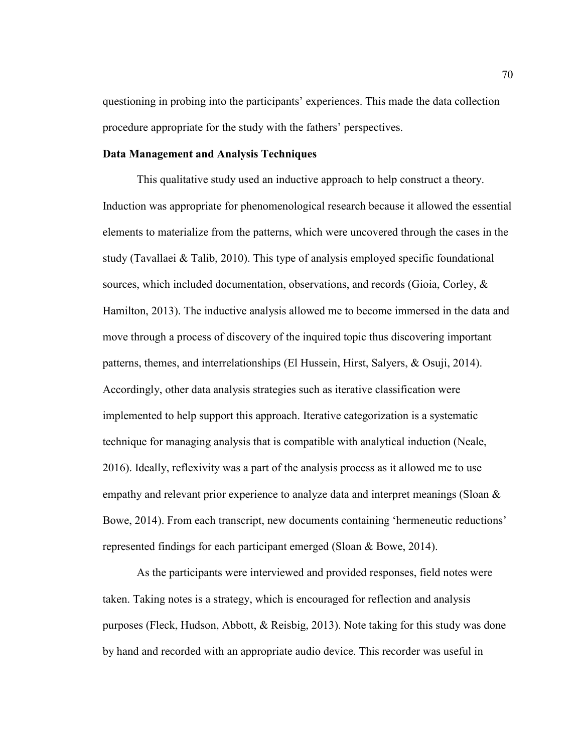questioning in probing into the participants' experiences. This made the data collection procedure appropriate for the study with the fathers' perspectives.

**Data Management and Analysis Techniques**

This qualitative study used an inductive approach to help construct a theory. Induction was appropriate for phenomenological research because it allowed the essential elements to materialize from the patterns, which were uncovered through the cases in the study (Tavallaei & Talib, 2010). This type of analysis employed specific foundational sources, which included documentation, observations, and records (Gioia, Corley, & Hamilton, 2013). The inductive analysis allowed me to become immersed in the data and move through a process of discovery of the inquired topic thus discovering important patterns, themes, and interrelationships (El Hussein, Hirst, Salyers, & Osuji, 2014). Accordingly, other data analysis strategies such as iterative classification were implemented to help support this approach. Iterative categorization is a systematic technique for managing analysis that is compatible with analytical induction (Neale, 2016). Ideally, reflexivity was a part of the analysis process as it allowed me to use empathy and relevant prior experience to analyze data and interpret meanings (Sloan & Bowe, 2014). From each transcript, new documents containing 'hermeneutic reductions' represented findings for each participant emerged (Sloan & Bowe, 2014).

As the participants were interviewed and provided responses, field notes were taken. Taking notes is a strategy, which is encouraged for reflection and analysis purposes (Fleck, Hudson, Abbott, & Reisbig, 2013). Note taking for this study was done by hand and recorded with an appropriate audio device. This recorder was useful in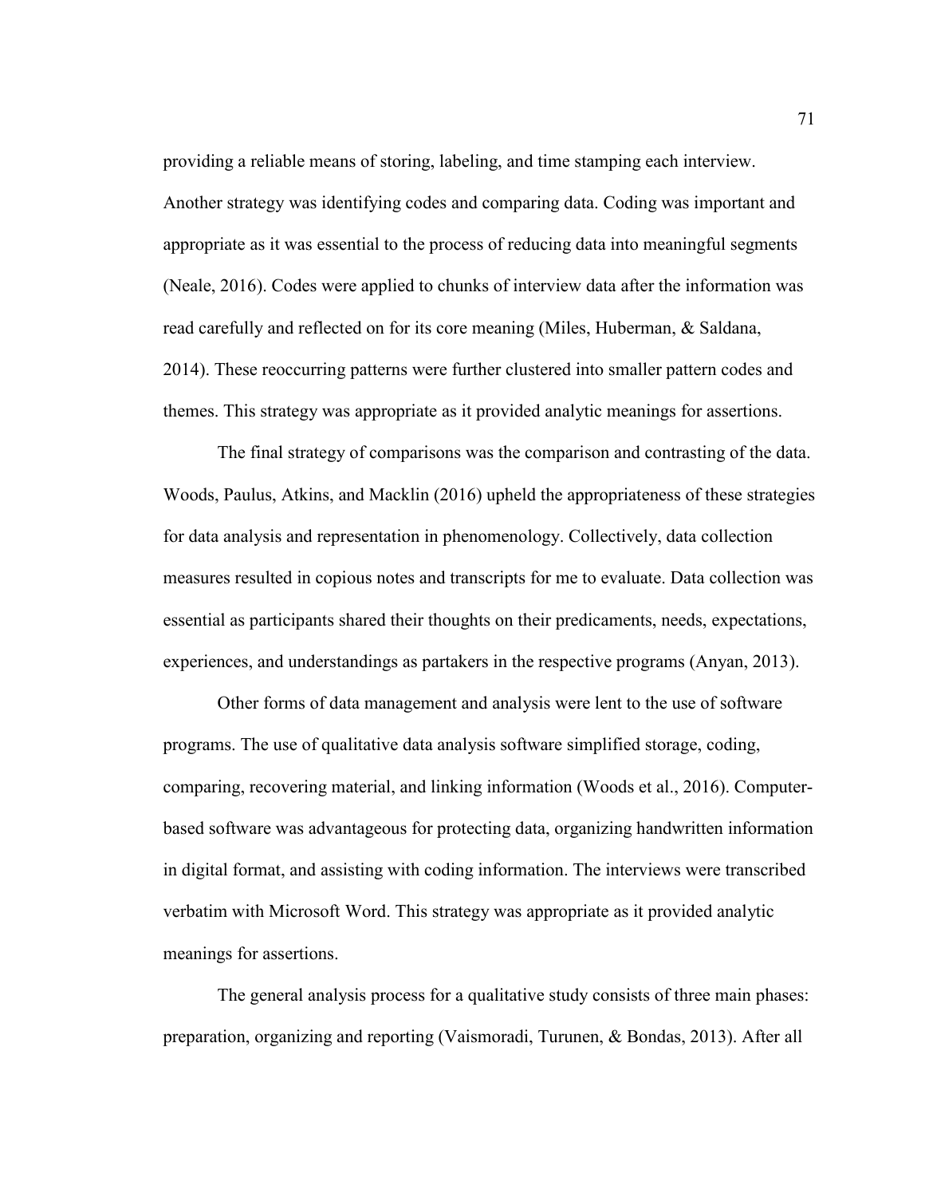providing a reliable means of storing, labeling, and time stamping each interview. Another strategy was identifying codes and comparing data. Coding was important and appropriate as it was essential to the process of reducing data into meaningful segments (Neale, 2016). Codes were applied to chunks of interview data after the information was read carefully and reflected on for its core meaning (Miles, Huberman, & Saldana, 2014). These reoccurring patterns were further clustered into smaller pattern codes and themes. This strategy was appropriate as it provided analytic meanings for assertions.

The final strategy of comparisons was the comparison and contrasting of the data. Woods, Paulus, Atkins, and Macklin (2016) upheld the appropriateness of these strategies for data analysis and representation in phenomenology. Collectively, data collection measures resulted in copious notes and transcripts for me to evaluate. Data collection was essential as participants shared their thoughts on their predicaments, needs, expectations, experiences, and understandings as partakers in the respective programs (Anyan, 2013).

Other forms of data management and analysis were lent to the use of software programs. The use of qualitative data analysis software simplified storage, coding, comparing, recovering material, and linking information (Woods et al., 2016). Computer-based software was advantageous for protecting data, organizing handwritten information in digital format, and assisting with coding information. The interviews were transcribed verbatim with Microsoft Word. This strategy was appropriate as it provided analytic meanings for assertions.

The general analysis process for a qualitative study consists of three main phases: preparation, organizing and reporting (Vaismoradi, Turunen, & Bondas, 2013). After all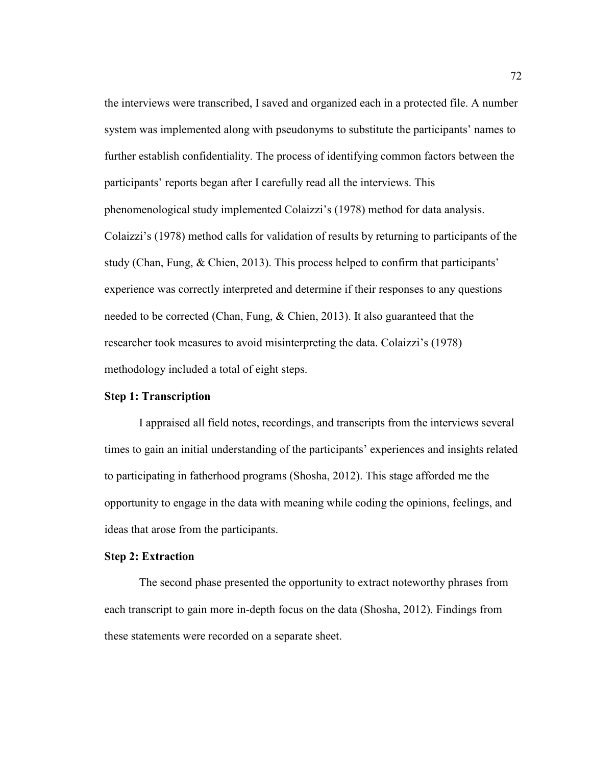the interviews were transcribed, I saved and organized each in a protected file. A number system was implemented along with pseudonyms to substitute the participants' names to further establish confidentiality. The process of identifying common factors between the participants' reports began after I carefully read all the interviews. This phenomenological study implemented Colaizzi's (1978) method for data analysis. Colaizzi's (1978) method calls for validation of results by returning to participants of the study (Chan, Fung, & Chien, 2013). This process helped to confirm that participants' experience was correctly interpreted and determine if their responses to any questions needed to be corrected (Chan, Fung, & Chien, 2013). It also guaranteed that the researcher took measures to avoid misinterpreting the data. Colaizzi's (1978) methodology included a total of eight steps.

### Step 1: Transcription

I appraised all field notes, recordings, and transcripts from the interviews several times to gain an initial understanding of the participants' experiences and insights related to participating in fatherhood programs (Shosha, 2012). This stage afforded me the opportunity to engage in the data with meaning while coding the opinions, feelings, and ideas that arose from the participants.

### Step 2: Extraction

The second phase presented the opportunity to extract noteworthy phrases from each transcript to gain more in-depth focus on the data (Shosha, 2012). Findings from these statements were recorded on a separate sheet.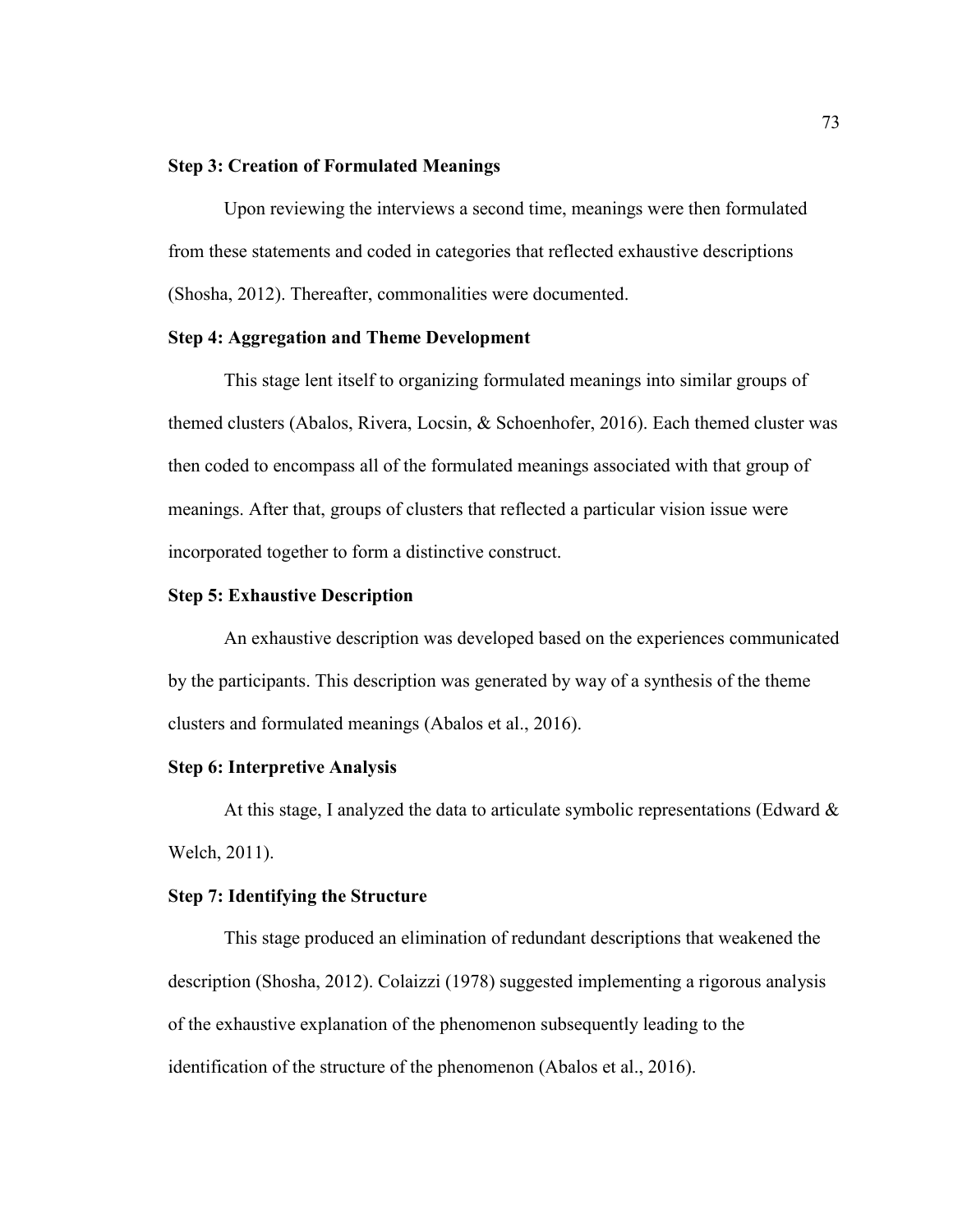### Step 3: Creation of Formulated Meanings

Upon reviewing the interviews a second time, meanings were then formulated from these statements and coded in categories that reflected exhaustive descriptions (Shosha, 2012). Thereafter, commonalities were documented.

### Step 4: Aggregation and Theme Development

This stage lent itself to organizing formulated meanings into similar groups of themed clusters (Abalos, Rivera, Locsin, & Schoenhofer, 2016). Each themed cluster was then coded to encompass all of the formulated meanings associated with that group of meanings. After that, groups of clusters that reflected a particular vision issue were incorporated together to form a distinctive construct.

### Step 5: Exhaustive Description

An exhaustive description was developed based on the experiences communicated by the participants. This description was generated by way of a synthesis of the theme clusters and formulated meanings (Abalos et al., 2016).

### Step 6: Interpretive Analysis

At this stage, I analyzed the data to articulate symbolic representations (Edward & Welch, 2011).

### Step 7: Identifying the Structure

This stage produced an elimination of redundant descriptions that weakened the description (Shosha, 2012). Colaizzi (1978) suggested implementing a rigorous analysis of the exhaustive explanation of the phenomenon subsequently leading to the identification of the structure of the phenomenon (Abalos et al., 2016).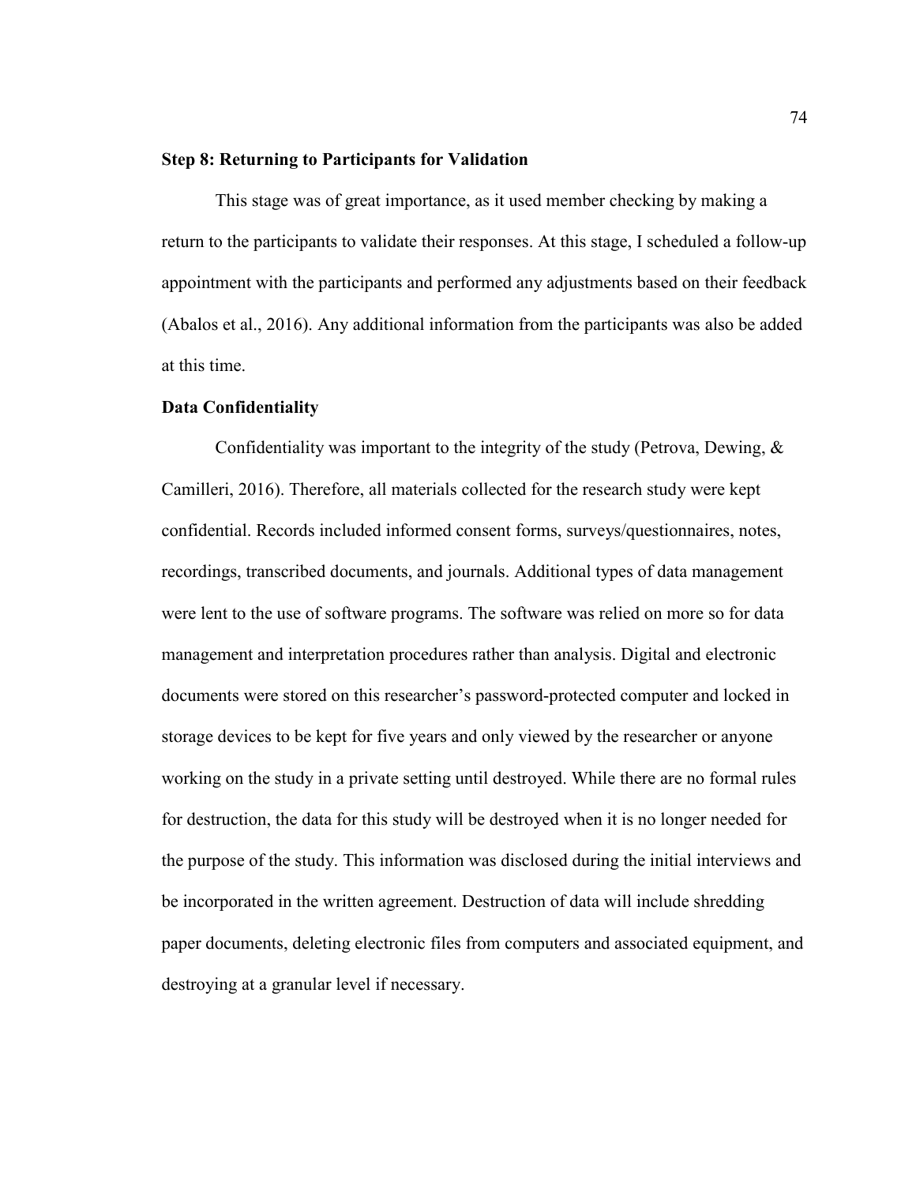**Step 8: Returning to Participants for Validation**

This stage was of great importance, as it used member checking by making a return to the participants to validate their responses. At this stage, I scheduled a follow-up appointment with the participants and performed any adjustments based on their feedback (Abalos et al., 2016). Any additional information from the participants was also be added at this time.

**Data Confidentiality**

Confidentiality was important to the integrity of the study (Petrova, Dewing, & Camilleri, 2016). Therefore, all materials collected for the research study were kept confidential. Records included informed consent forms, surveys/questionnaires, notes, recordings, transcribed documents, and journals. Additional types of data management were lent to the use of software programs. The software was relied on more so for data management and interpretation procedures rather than analysis. Digital and electronic documents were stored on this researcher's password-protected computer and locked in storage devices to be kept for five years and only viewed by the researcher or anyone working on the study in a private setting until destroyed. While there are no formal rules for destruction, the data for this study will be destroyed when it is no longer needed for the purpose of the study. This information was disclosed during the initial interviews and be incorporated in the written agreement. Destruction of data will include shredding paper documents, deleting electronic files from computers and associated equipment, and destroying at a granular level if necessary.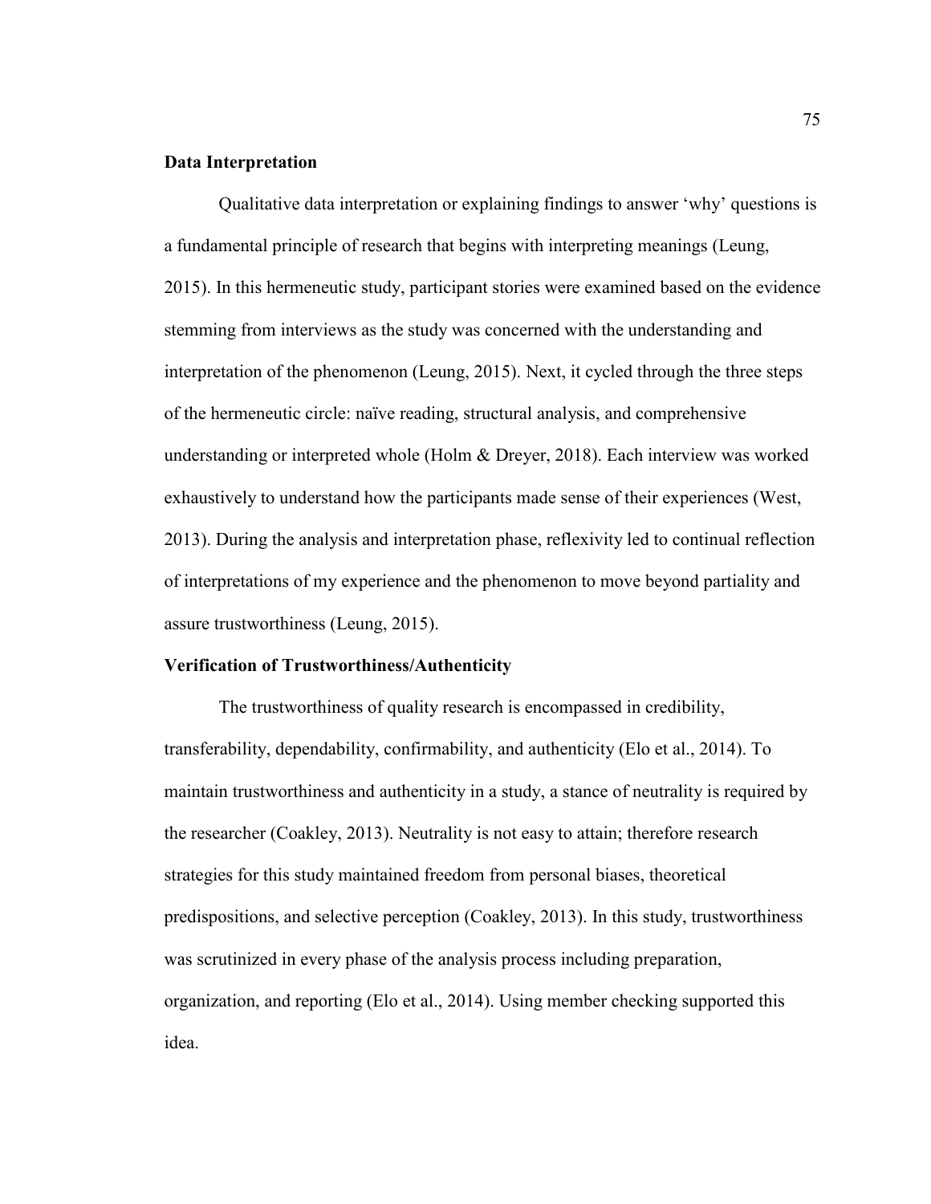## Data Interpretation

Qualitative data interpretation or explaining findings to answer 'why' questions is a fundamental principle of research that begins with interpreting meanings (Leung, 2015). In this hermeneutic study, participant stories were examined based on the evidence stemming from interviews as the study was concerned with the understanding and interpretation of the phenomenon (Leung, 2015). Next, it cycled through the three steps of the hermeneutic circle: naïve reading, structural analysis, and comprehensive understanding or interpreted whole (Holm & Dreyer, 2018). Each interview was worked exhaustively to understand how the participants made sense of their experiences (West, 2013). During the analysis and interpretation phase, reflexivity led to continual reflection of interpretations of my experience and the phenomenon to move beyond partiality and assure trustworthiness (Leung, 2015).

## Verification of Trustworthiness/Authenticity

The trustworthiness of quality research is encompassed in credibility, transferability, dependability, confirmability, and authenticity (Elo et al., 2014). To maintain trustworthiness and authenticity in a study, a stance of neutrality is required by the researcher (Coakley, 2013). Neutrality is not easy to attain; therefore research strategies for this study maintained freedom from personal biases, theoretical predispositions, and selective perception (Coakley, 2013). In this study, trustworthiness was scrutinized in every phase of the analysis process including preparation, organization, and reporting (Elo et al., 2014). Using member checking supported this idea.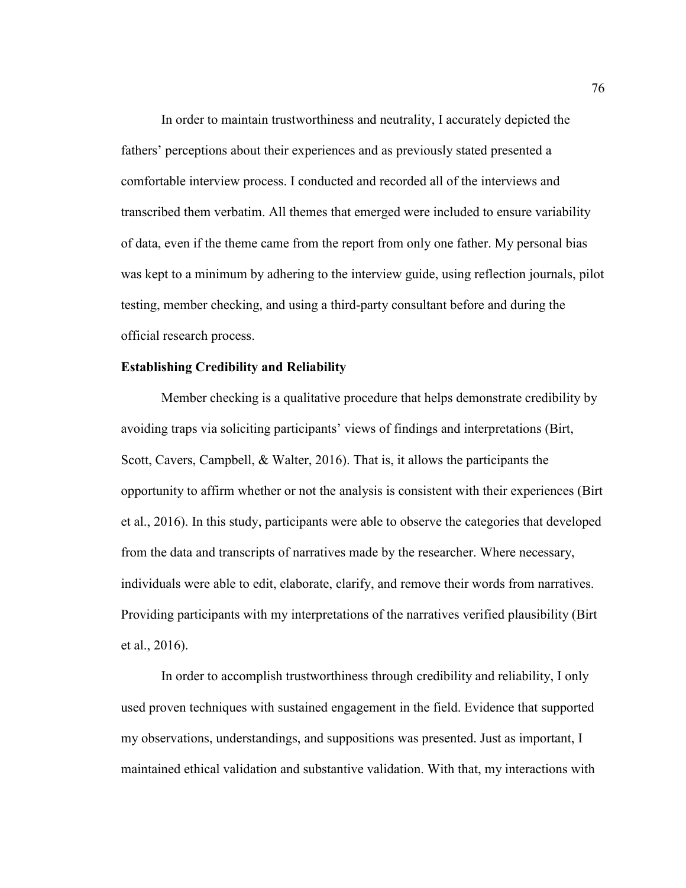In order to maintain trustworthiness and neutrality, I accurately depicted the fathers' perceptions about their experiences and as previously stated presented a comfortable interview process. I conducted and recorded all of the interviews and transcribed them verbatim. All themes that emerged were included to ensure variability of data, even if the theme came from the report from only one father. My personal bias was kept to a minimum by adhering to the interview guide, using reflection journals, pilot testing, member checking, and using a third-party consultant before and during the official research process.

**Establishing Credibility and Reliability**

Member checking is a qualitative procedure that helps demonstrate credibility by avoiding traps via soliciting participants' views of findings and interpretations (Birt, Scott, Cavers, Campbell, & Walter, 2016). That is, it allows the participants the opportunity to affirm whether or not the analysis is consistent with their experiences (Birt et al., 2016). In this study, participants were able to observe the categories that developed from the data and transcripts of narratives made by the researcher. Where necessary, individuals were able to edit, elaborate, clarify, and remove their words from narratives. Providing participants with my interpretations of the narratives verified plausibility (Birt et al., 2016).

In order to accomplish trustworthiness through credibility and reliability, I only used proven techniques with sustained engagement in the field. Evidence that supported my observations, understandings, and suppositions was presented. Just as important, I maintained ethical validation and substantive validation. With that, my interactions with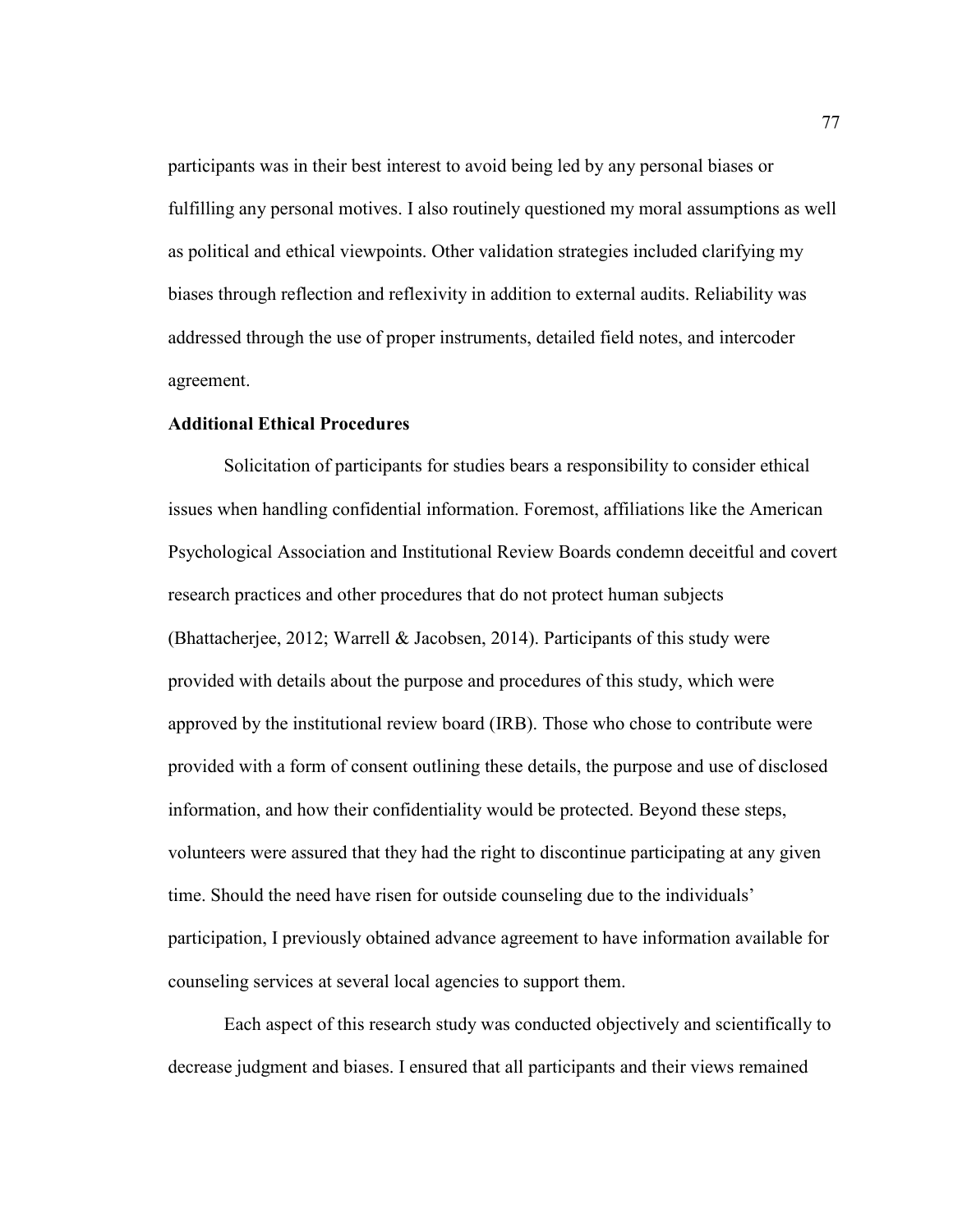participants was in their best interest to avoid being led by any personal biases or fulfilling any personal motives. I also routinely questioned my moral assumptions as well as political and ethical viewpoints. Other validation strategies included clarifying my biases through reflection and reflexivity in addition to external audits. Reliability was addressed through the use of proper instruments, detailed field notes, and intercoder agreement.

### Additional Ethical Procedures

Solicitation of participants for studies bears a responsibility to consider ethical issues when handling confidential information. Foremost, affiliations like the American Psychological Association and Institutional Review Boards condemn deceitful and covert research practices and other procedures that do not protect human subjects (Bhattacherjee, 2012; Warrell & Jacobsen, 2014). Participants of this study were provided with details about the purpose and procedures of this study, which were approved by the institutional review board (IRB). Those who chose to contribute were provided with a form of consent outlining these details, the purpose and use of disclosed information, and how their confidentiality would be protected. Beyond these steps, volunteers were assured that they had the right to discontinue participating at any given time. Should the need have risen for outside counseling due to the individuals' participation, I previously obtained advance agreement to have information available for counseling services at several local agencies to support them.

Each aspect of this research study was conducted objectively and scientifically to decrease judgment and biases. I ensured that all participants and their views remained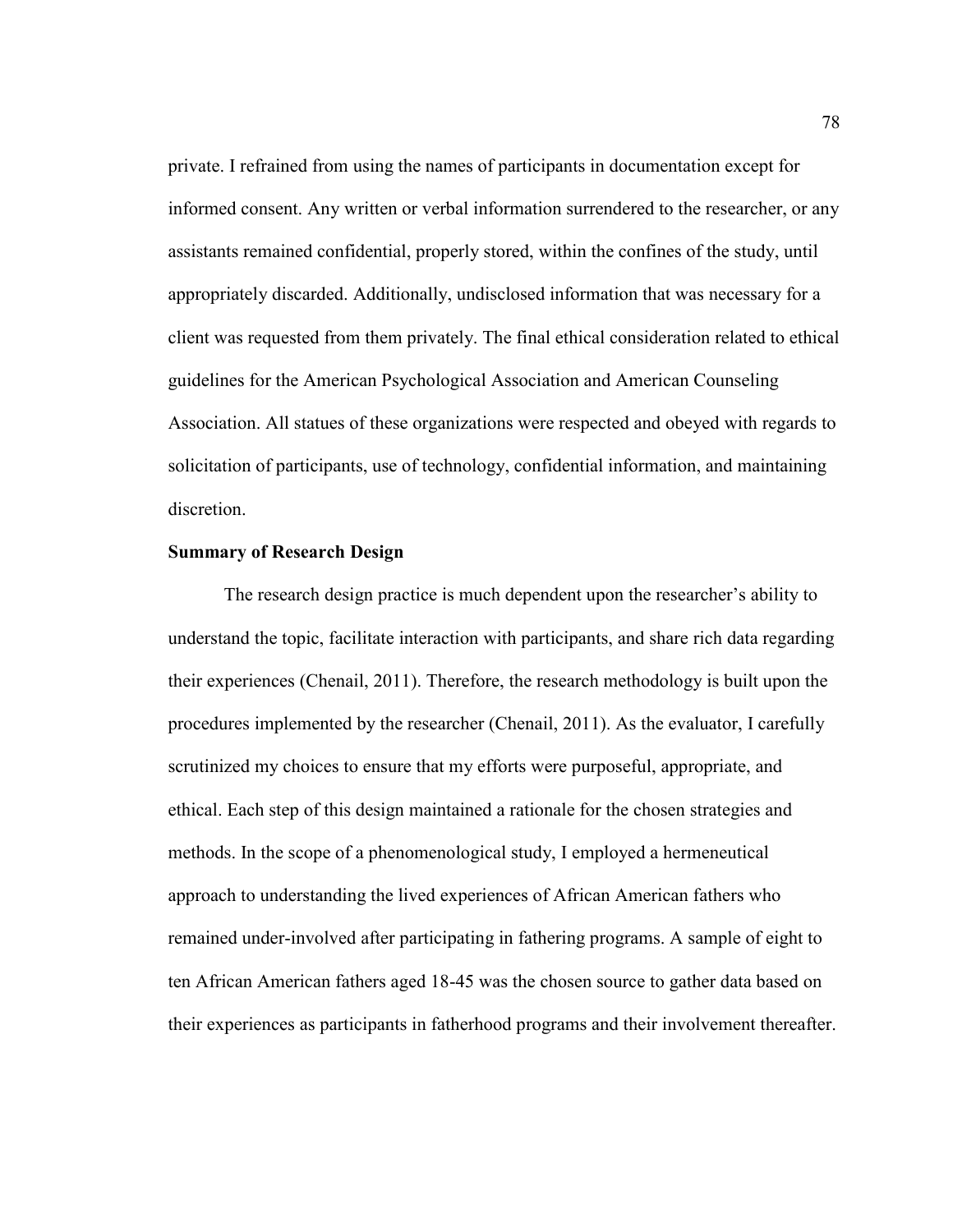private. I refrained from using the names of participants in documentation except for informed consent. Any written or verbal information surrendered to the researcher, or any assistants remained confidential, properly stored, within the confines of the study, until appropriately discarded. Additionally, undisclosed information that was necessary for a client was requested from them privately. The final ethical consideration related to ethical guidelines for the American Psychological Association and American Counseling Association. All statues of these organizations were respected and obeyed with regards to solicitation of participants, use of technology, confidential information, and maintaining discretion.

**Summary of Research Design**

The research design practice is much dependent upon the researcher's ability to understand the topic, facilitate interaction with participants, and share rich data regarding their experiences (Chenail, 2011). Therefore, the research methodology is built upon the procedures implemented by the researcher (Chenail, 2011). As the evaluator, I carefully scrutinized my choices to ensure that my efforts were purposeful, appropriate, and ethical. Each step of this design maintained a rationale for the chosen strategies and methods. In the scope of a phenomenological study, I employed a hermeneutical approach to understanding the lived experiences of African American fathers who remained under-involved after participating in fathering programs. A sample of eight to ten African American fathers aged 18-45 was the chosen source to gather data based on their experiences as participants in fatherhood programs and their involvement thereafter.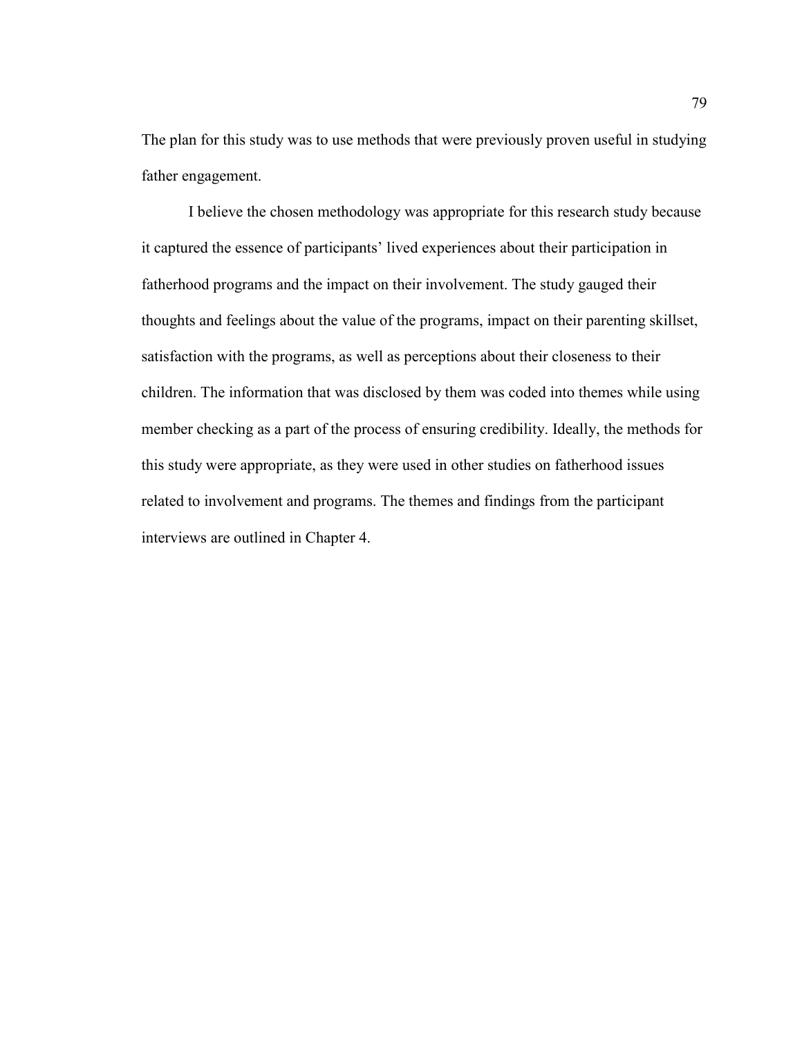The plan for this study was to use methods that were previously proven useful in studying father engagement.

I believe the chosen methodology was appropriate for this research study because it captured the essence of participants' lived experiences about their participation in fatherhood programs and the impact on their involvement. The study gauged their thoughts and feelings about the value of the programs, impact on their parenting skillset, satisfaction with the programs, as well as perceptions about their closeness to their children. The information that was disclosed by them was coded into themes while using member checking as a part of the process of ensuring credibility. Ideally, the methods for this study were appropriate, as they were used in other studies on fatherhood issues related to involvement and programs. The themes and findings from the participant interviews are outlined in Chapter 4.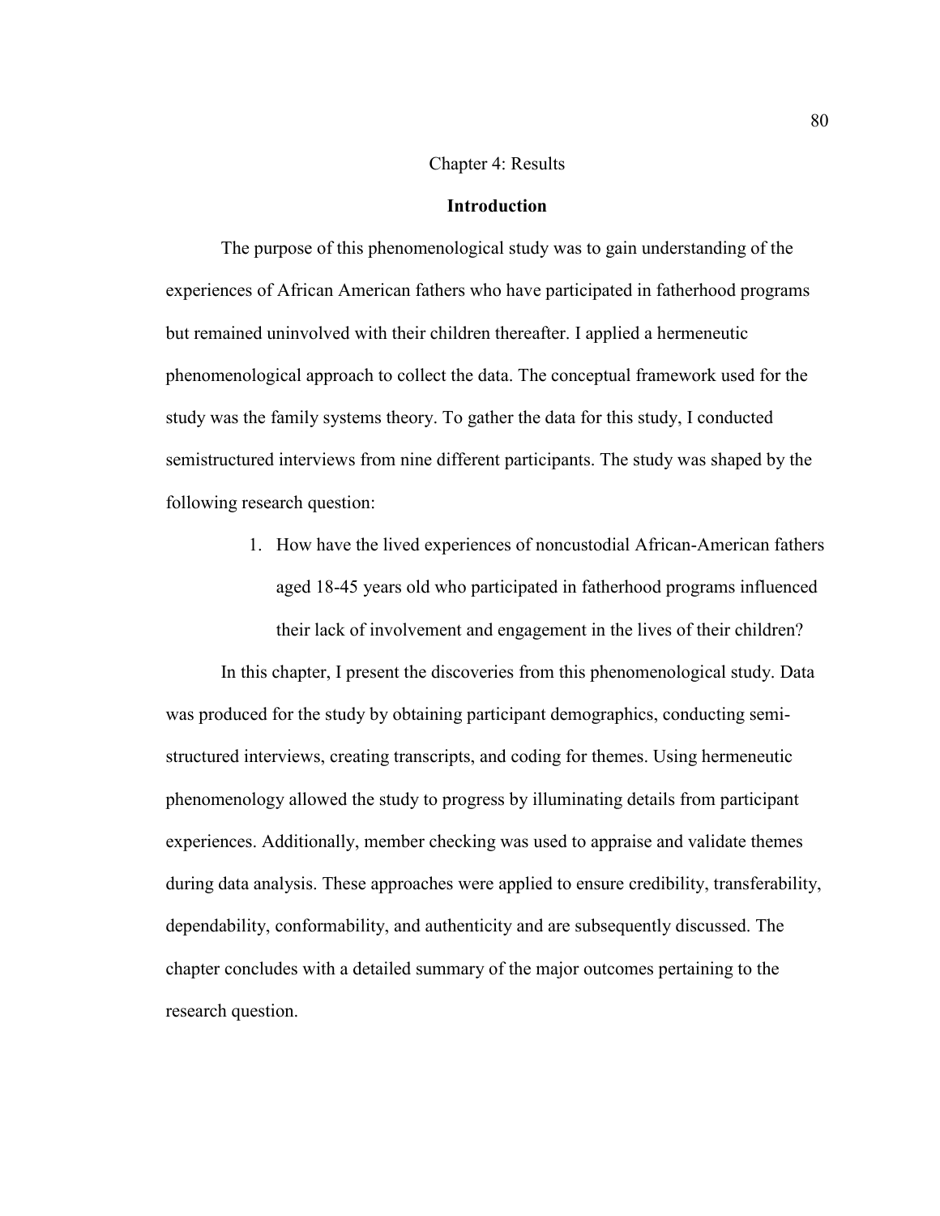# Chapter 4: Results

## Introduction

The purpose of this phenomenological study was to gain understanding of the experiences of African American fathers who have participated in fatherhood programs but remained uninvolved with their children thereafter. I applied a hermeneutic phenomenological approach to collect the data. The conceptual framework used for the study was the family systems theory. To gather the data for this study, I conducted semistructured interviews from nine different participants. The study was shaped by the following research question:

1. How have the lived experiences of noncustodial African-American fathers aged 18-45 years old who participated in fatherhood programs influenced their lack of involvement and engagement in the lives of their children?

In this chapter, I present the discoveries from this phenomenological study. Data was produced for the study by obtaining participant demographics, conducting semi-structured interviews, creating transcripts, and coding for themes. Using hermeneutic phenomenology allowed the study to progress by illuminating details from participant experiences. Additionally, member checking was used to appraise and validate themes during data analysis. These approaches were applied to ensure credibility, transferability, dependability, conformability, and authenticity and are subsequently discussed. The chapter concludes with a detailed summary of the major outcomes pertaining to the research question.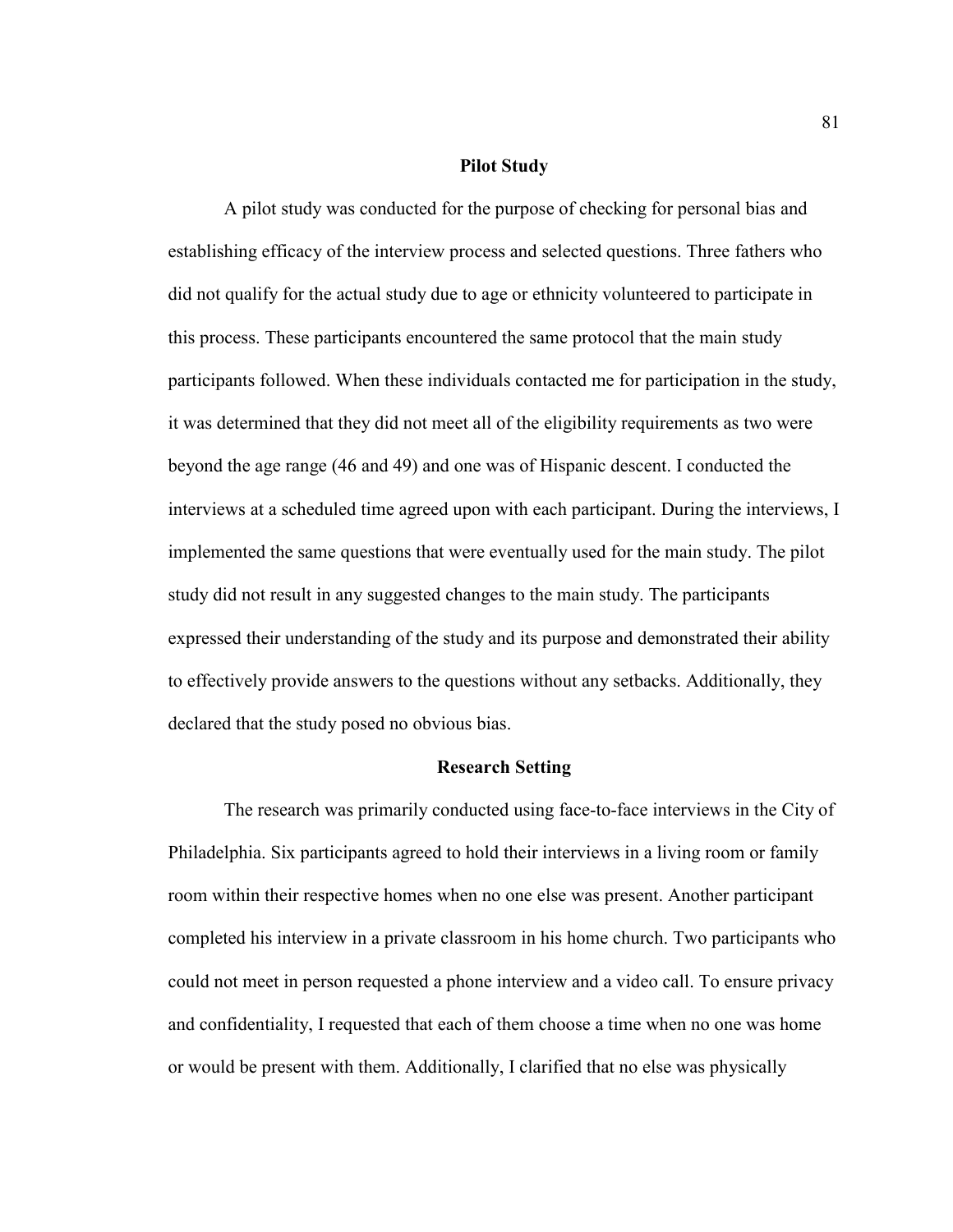## Pilot Study

A pilot study was conducted for the purpose of checking for personal bias and establishing efficacy of the interview process and selected questions. Three fathers who did not qualify for the actual study due to age or ethnicity volunteered to participate in this process. These participants encountered the same protocol that the main study participants followed. When these individuals contacted me for participation in the study, it was determined that they did not meet all of the eligibility requirements as two were beyond the age range (46 and 49) and one was of Hispanic descent. I conducted the interviews at a scheduled time agreed upon with each participant. During the interviews, I implemented the same questions that were eventually used for the main study. The pilot study did not result in any suggested changes to the main study. The participants expressed their understanding of the study and its purpose and demonstrated their ability to effectively provide answers to the questions without any setbacks. Additionally, they declared that the study posed no obvious bias.

## Research Setting

The research was primarily conducted using face-to-face interviews in the City of Philadelphia. Six participants agreed to hold their interviews in a living room or family room within their respective homes when no one else was present. Another participant completed his interview in a private classroom in his home church. Two participants who could not meet in person requested a phone interview and a video call. To ensure privacy and confidentiality, I requested that each of them choose a time when no one was home or would be present with them. Additionally, I clarified that no else was physically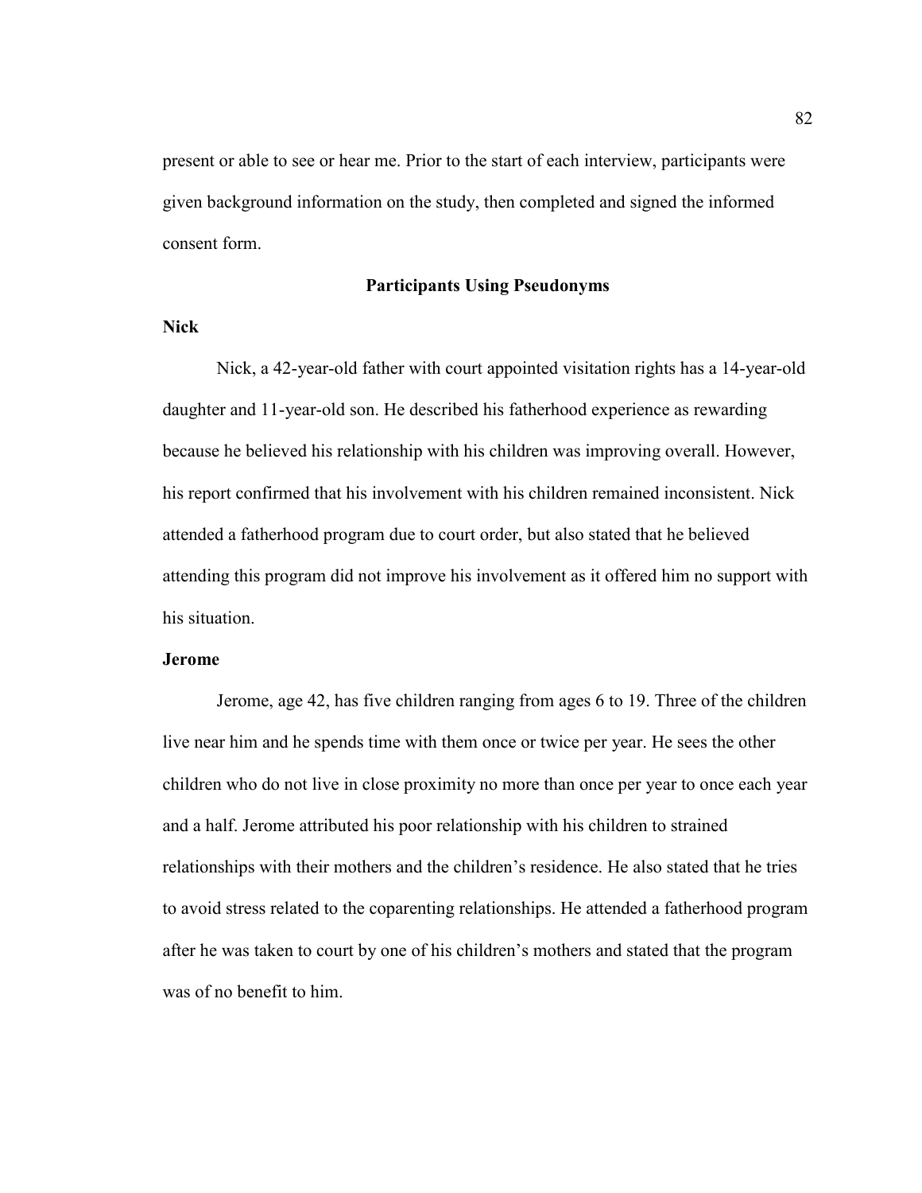present or able to see or hear me. Prior to the start of each interview, participants were given background information on the study, then completed and signed the informed consent form.

## Participants Using Pseudonyms

### Nick

Nick, a 42-year-old father with court appointed visitation rights has a 14-year-old daughter and 11-year-old son. He described his fatherhood experience as rewarding because he believed his relationship with his children was improving overall. However, his report confirmed that his involvement with his children remained inconsistent. Nick attended a fatherhood program due to court order, but also stated that he believed attending this program did not improve his involvement as it offered him no support with his situation.

### Jerome

Jerome, age 42, has five children ranging from ages 6 to 19. Three of the children live near him and he spends time with them once or twice per year. He sees the other children who do not live in close proximity no more than once per year to once each year and a half. Jerome attributed his poor relationship with his children to strained relationships with their mothers and the children's residence. He also stated that he tries to avoid stress related to the coparenting relationships. He attended a fatherhood program after he was taken to court by one of his children's mothers and stated that the program was of no benefit to him.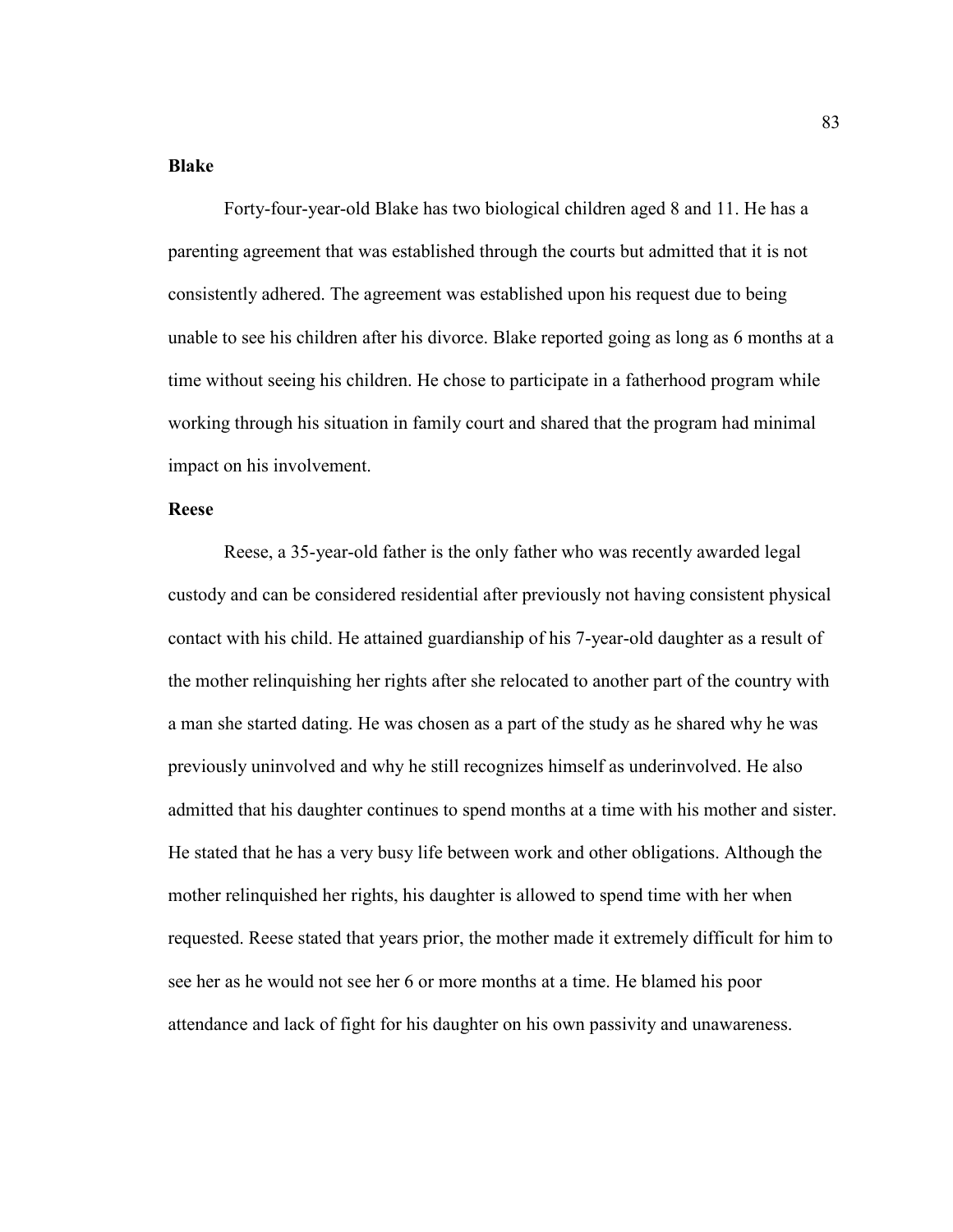### Blake

Forty-four-year-old Blake has two biological children aged 8 and 11. He has a parenting agreement that was established through the courts but admitted that it is not consistently adhered. The agreement was established upon his request due to being unable to see his children after his divorce. Blake reported going as long as 6 months at a time without seeing his children. He chose to participate in a fatherhood program while working through his situation in family court and shared that the program had minimal impact on his involvement.

### Reese

Reese, a 35-year-old father is the only father who was recently awarded legal custody and can be considered residential after previously not having consistent physical contact with his child. He attained guardianship of his 7-year-old daughter as a result of the mother relinquishing her rights after she relocated to another part of the country with a man she started dating. He was chosen as a part of the study as he shared why he was previously uninvolved and why he still recognizes himself as underinvolved. He also admitted that his daughter continues to spend months at a time with his mother and sister. He stated that he has a very busy life between work and other obligations. Although the mother relinquished her rights, his daughter is allowed to spend time with her when requested. Reese stated that years prior, the mother made it extremely difficult for him to see her as he would not see her 6 or more months at a time. He blamed his poor attendance and lack of fight for his daughter on his own passivity and unawareness.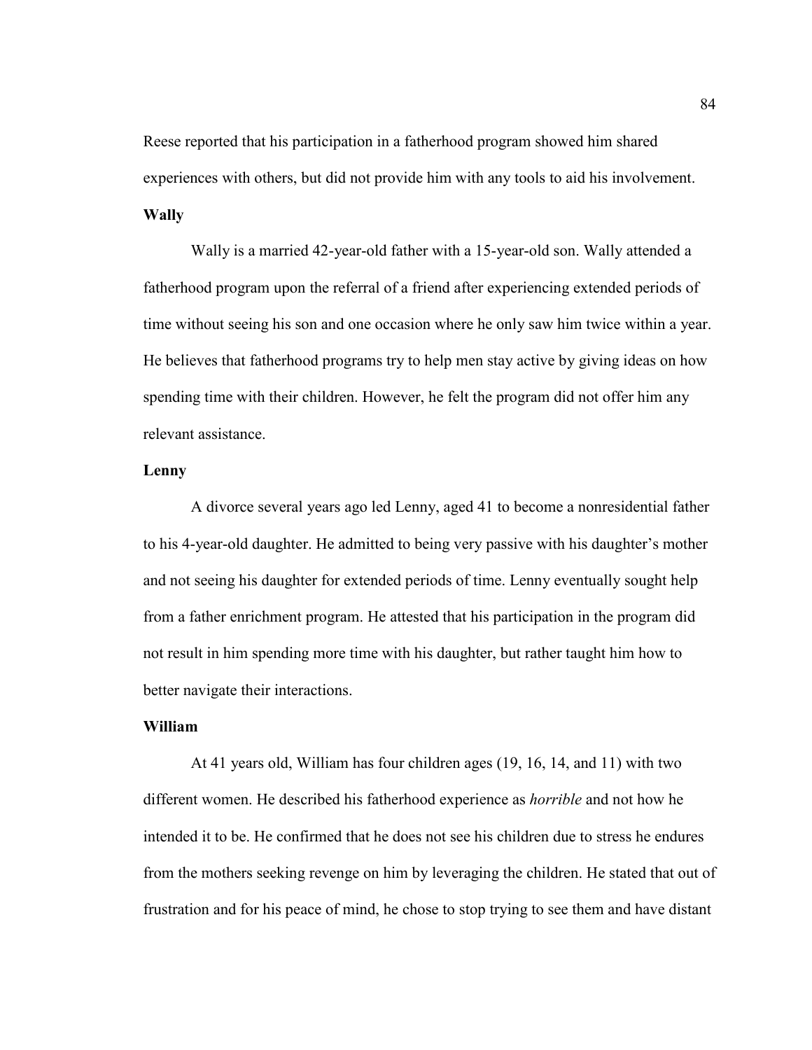Reese reported that his participation in a fatherhood program showed him shared experiences with others, but did not provide him with any tools to aid his involvement.

### Wally

Wally is a married 42-year-old father with a 15-year-old son. Wally attended a fatherhood program upon the referral of a friend after experiencing extended periods of time without seeing his son and one occasion where he only saw him twice within a year. He believes that fatherhood programs try to help men stay active by giving ideas on how spending time with their children. However, he felt the program did not offer him any relevant assistance.

### Lenny

A divorce several years ago led Lenny, aged 41 to become a nonresidential father to his 4-year-old daughter. He admitted to being very passive with his daughter's mother and not seeing his daughter for extended periods of time. Lenny eventually sought help from a father enrichment program. He attested that his participation in the program did not result in him spending more time with his daughter, but rather taught him how to better navigate their interactions.

### William

At 41 years old, William has four children ages (19, 16, 14, and 11) with two different women. He described his fatherhood experience as *horrible* and not how he intended it to be. He confirmed that he does not see his children due to stress he endures from the mothers seeking revenge on him by leveraging the children. He stated that out of frustration and for his peace of mind, he chose to stop trying to see them and have distant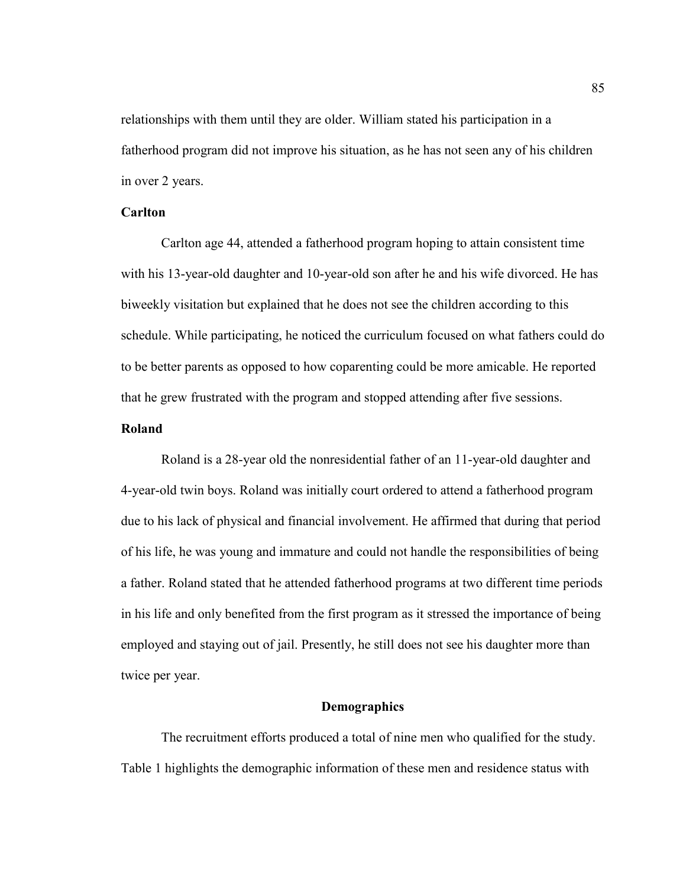relationships with them until they are older. William stated his participation in a fatherhood program did not improve his situation, as he has not seen any of his children in over 2 years.

### Carlton

Carlton age 44, attended a fatherhood program hoping to attain consistent time with his 13-year-old daughter and 10-year-old son after he and his wife divorced. He has biweekly visitation but explained that he does not see the children according to this schedule. While participating, he noticed the curriculum focused on what fathers could do to be better parents as opposed to how coparenting could be more amicable. He reported that he grew frustrated with the program and stopped attending after five sessions.

### Roland

Roland is a 28-year old the nonresidential father of an 11-year-old daughter and 4-year-old twin boys. Roland was initially court ordered to attend a fatherhood program due to his lack of physical and financial involvement. He affirmed that during that period of his life, he was young and immature and could not handle the responsibilities of being a father. Roland stated that he attended fatherhood programs at two different time periods in his life and only benefited from the first program as it stressed the importance of being employed and staying out of jail. Presently, he still does not see his daughter more than twice per year.

## Demographics

The recruitment efforts produced a total of nine men who qualified for the study. Table 1 highlights the demographic information of these men and residence status with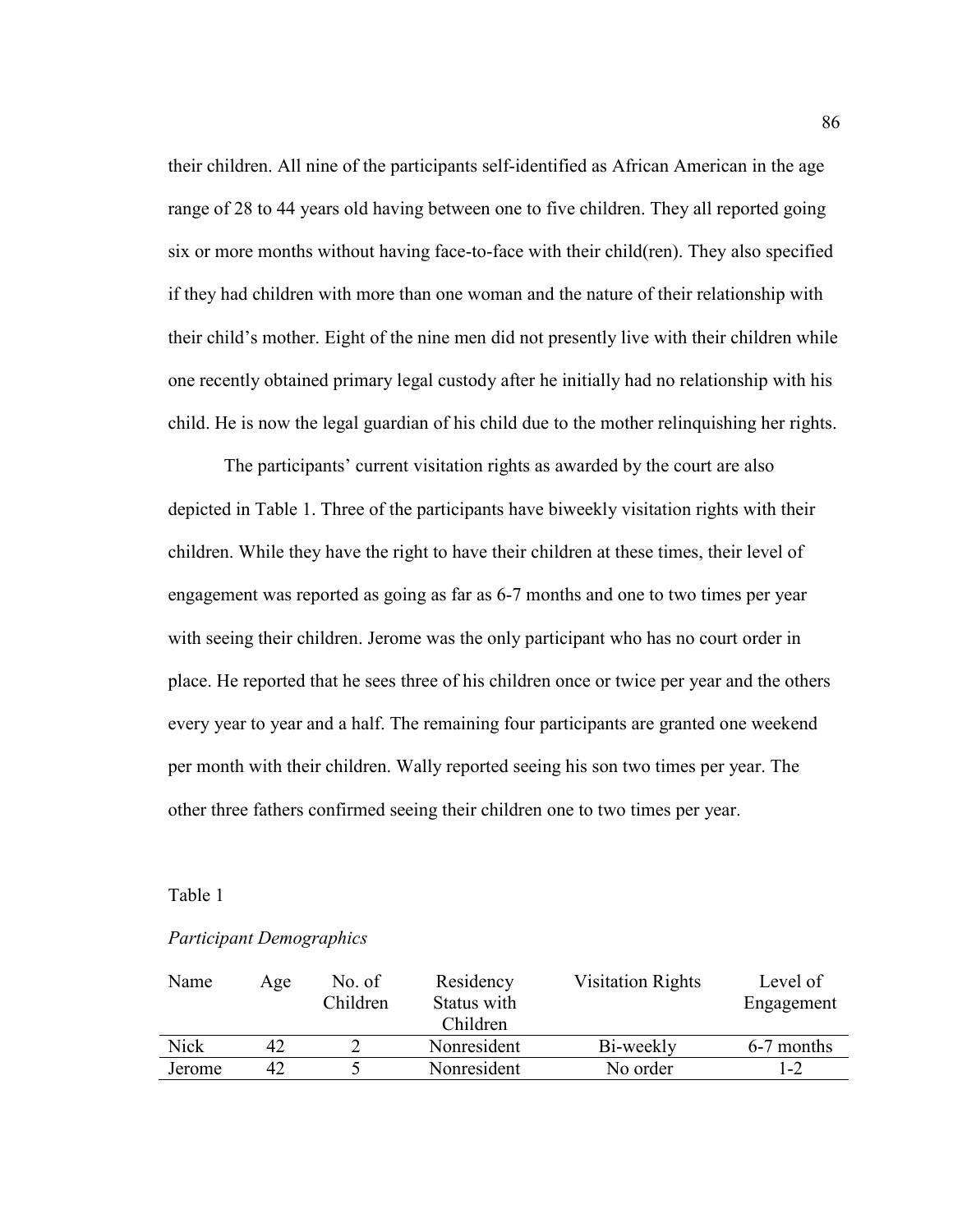their children. All nine of the participants self-identified as African American in the age range of 28 to 44 years old having between one to five children. They all reported going six or more months without having face-to-face with their child(ren). They also specified if they had children with more than one woman and the nature of their relationship with their child's mother. Eight of the nine men did not presently live with their children while one recently obtained primary legal custody after he initially had no relationship with his child. He is now the legal guardian of his child due to the mother relinquishing her rights.

The participants' current visitation rights as awarded by the court are also depicted in Table 1. Three of the participants have biweekly visitation rights with their children. While they have the right to have their children at these times, their level of engagement was reported as going as far as 6-7 months and one to two times per year with seeing their children. Jerome was the only participant who has no court order in place. He reported that he sees three of his children once or twice per year and the others every year to year and a half. The remaining four participants are granted one weekend per month with their children. Wally reported seeing his son two times per year. The other three fathers confirmed seeing their children one to two times per year.

Table 1

*Participant Demographics*

| Name | Age | No. of Children | Residency Status with Children | Visitation Rights | Level of Engagement |
|---|---|---|---|---|---|
| Nick | 42 | 2 | Nonresident | Bi-weekly | 6-7 months |
| Jerome | 42 | 5 | Nonresident | No order | 1-2 |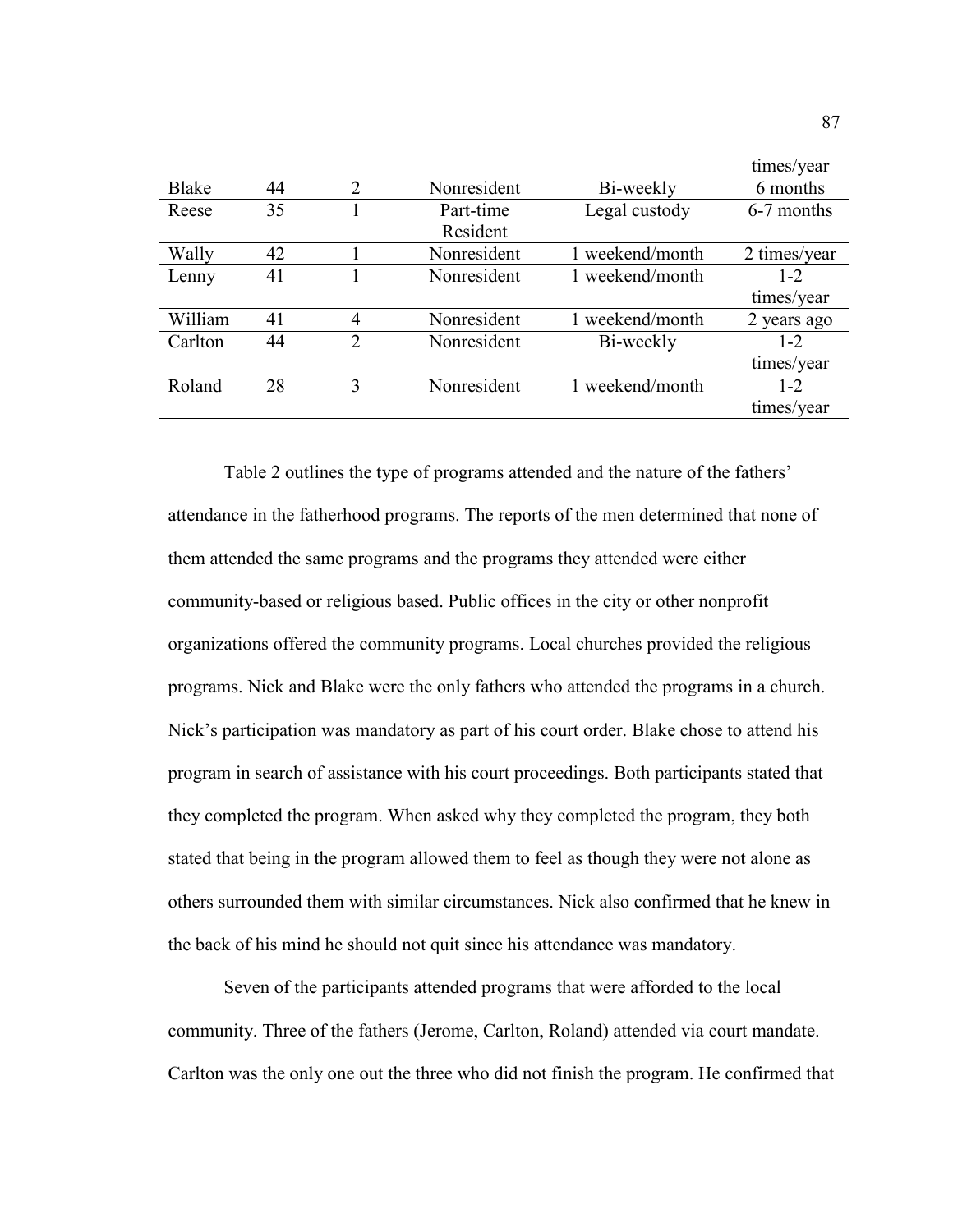| | | | | | |
|---|---|---|---|---|---|
| | | | | | times/year |
| Blake | 44 | 2 | Nonresident | Bi-weekly | 6 months |
| Reese | 35 | 1 | Part-time Resident | Legal custody | 6-7 months |
| Wally | 42 | 1 | Nonresident | 1 weekend/month | 2 times/year |
| Lenny | 41 | 1 | Nonresident | 1 weekend/month | 1-2 times/year |
| William | 41 | 4 | Nonresident | 1 weekend/month | 2 years ago |
| Carlton | 44 | 2 | Nonresident | Bi-weekly | 1-2 times/year |
| Roland | 28 | 3 | Nonresident | 1 weekend/month | 1-2 times/year |

Table 2 outlines the type of programs attended and the nature of the fathers' attendance in the fatherhood programs. The reports of the men determined that none of them attended the same programs and the programs they attended were either community-based or religious based. Public offices in the city or other nonprofit organizations offered the community programs. Local churches provided the religious programs. Nick and Blake were the only fathers who attended the programs in a church. Nick's participation was mandatory as part of his court order. Blake chose to attend his program in search of assistance with his court proceedings. Both participants stated that they completed the program. When asked why they completed the program, they both stated that being in the program allowed them to feel as though they were not alone as others surrounded them with similar circumstances. Nick also confirmed that he knew in the back of his mind he should not quit since his attendance was mandatory.

Seven of the participants attended programs that were afforded to the local community. Three of the fathers (Jerome, Carlton, Roland) attended via court mandate. Carlton was the only one out the three who did not finish the program. He confirmed that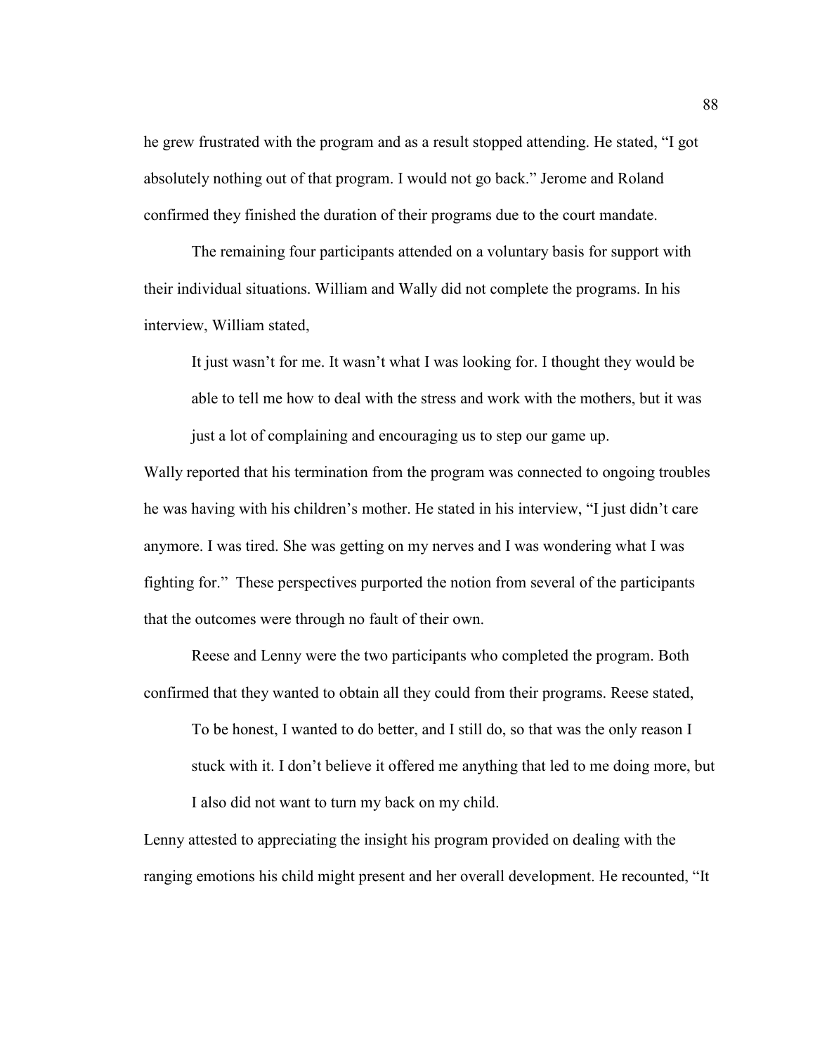he grew frustrated with the program and as a result stopped attending. He stated, "I got absolutely nothing out of that program. I would not go back." Jerome and Roland confirmed they finished the duration of their programs due to the court mandate.

The remaining four participants attended on a voluntary basis for support with their individual situations. William and Wally did not complete the programs. In his interview, William stated,

> It just wasn't for me. It wasn't what I was looking for. I thought they would be able to tell me how to deal with the stress and work with the mothers, but it was just a lot of complaining and encouraging us to step our game up.

Wally reported that his termination from the program was connected to ongoing troubles he was having with his children's mother. He stated in his interview, "I just didn't care anymore. I was tired. She was getting on my nerves and I was wondering what I was fighting for." These perspectives purported the notion from several of the participants that the outcomes were through no fault of their own.

Reese and Lenny were the two participants who completed the program. Both confirmed that they wanted to obtain all they could from their programs. Reese stated,

> To be honest, I wanted to do better, and I still do, so that was the only reason I stuck with it. I don't believe it offered me anything that led to me doing more, but I also did not want to turn my back on my child.

Lenny attested to appreciating the insight his program provided on dealing with the ranging emotions his child might present and her overall development. He recounted, "It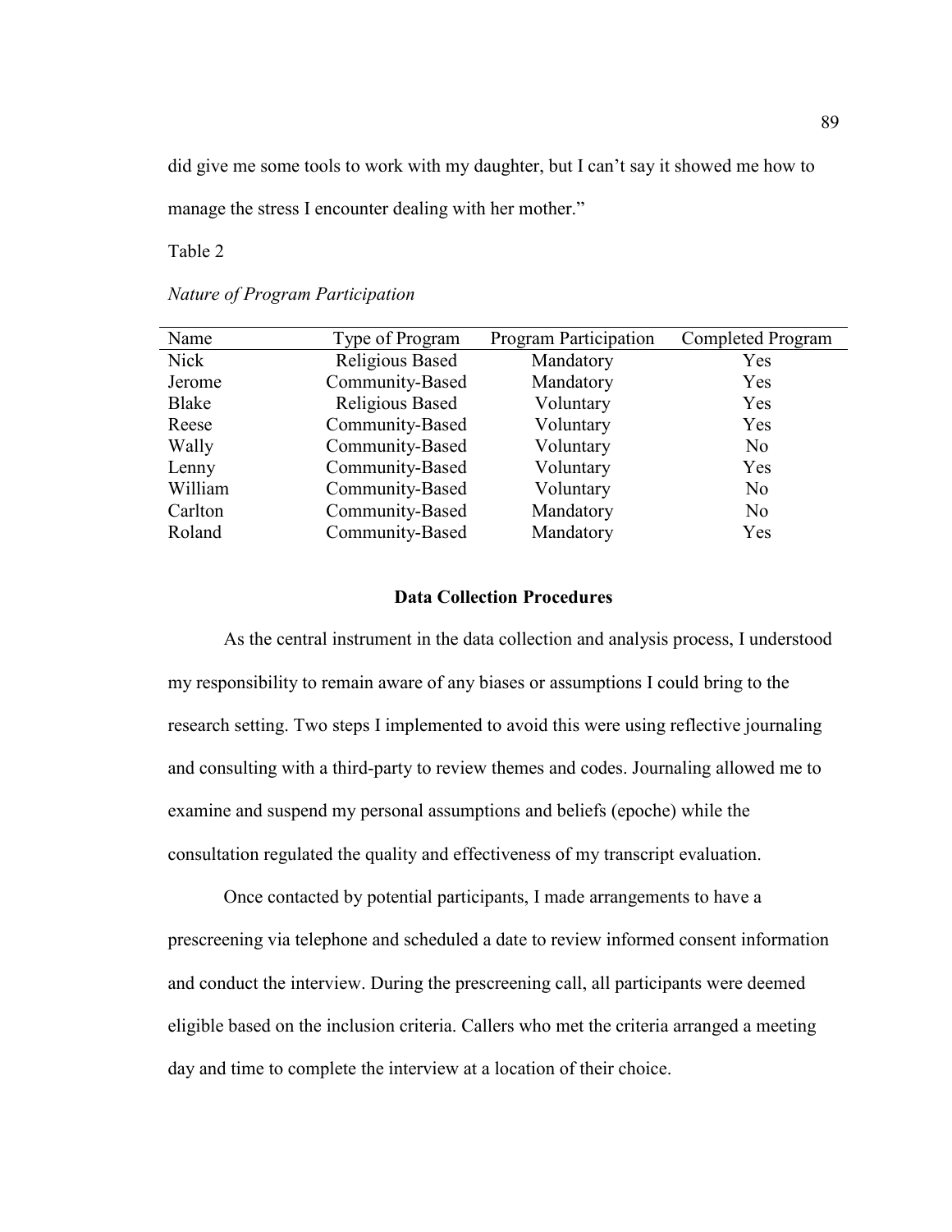did give me some tools to work with my daughter, but I can't say it showed me how to manage the stress I encounter dealing with her mother."

Table 2

*Nature of Program Participation*

| Name | Type of Program | Program Participation | Completed Program |
|---|---|---|---|
| Nick | Religious Based | Mandatory | Yes |
| Jerome | Community-Based | Mandatory | Yes |
| Blake | Religious Based | Voluntary | Yes |
| Reese | Community-Based | Voluntary | Yes |
| Wally | Community-Based | Voluntary | No |
| Lenny | Community-Based | Voluntary | Yes |
| William | Community-Based | Voluntary | No |
| Carlton | Community-Based | Mandatory | No |
| Roland | Community-Based | Mandatory | Yes |

## Data Collection Procedures

As the central instrument in the data collection and analysis process, I understood my responsibility to remain aware of any biases or assumptions I could bring to the research setting. Two steps I implemented to avoid this were using reflective journaling and consulting with a third-party to review themes and codes. Journaling allowed me to examine and suspend my personal assumptions and beliefs (epoche) while the consultation regulated the quality and effectiveness of my transcript evaluation.

Once contacted by potential participants, I made arrangements to have a prescreening via telephone and scheduled a date to review informed consent information and conduct the interview. During the prescreening call, all participants were deemed eligible based on the inclusion criteria. Callers who met the criteria arranged a meeting day and time to complete the interview at a location of their choice.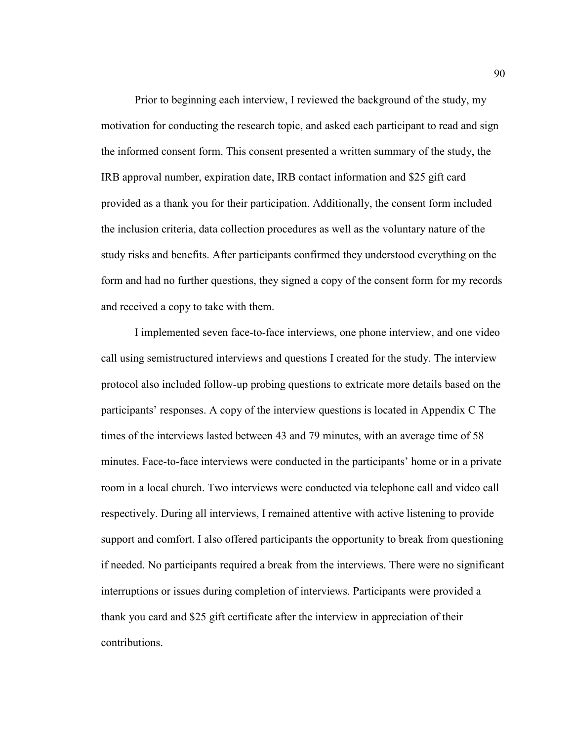Prior to beginning each interview, I reviewed the background of the study, my motivation for conducting the research topic, and asked each participant to read and sign the informed consent form. This consent presented a written summary of the study, the IRB approval number, expiration date, IRB contact information and $25 gift card provided as a thank you for their participation. Additionally, the consent form included the inclusion criteria, data collection procedures as well as the voluntary nature of the study risks and benefits. After participants confirmed they understood everything on the form and had no further questions, they signed a copy of the consent form for my records and received a copy to take with them.

I implemented seven face-to-face interviews, one phone interview, and one video call using semistructured interviews and questions I created for the study. The interview protocol also included follow-up probing questions to extricate more details based on the participants' responses. A copy of the interview questions is located in Appendix C The times of the interviews lasted between 43 and 79 minutes, with an average time of 58 minutes. Face-to-face interviews were conducted in the participants' home or in a private room in a local church. Two interviews were conducted via telephone call and video call respectively. During all interviews, I remained attentive with active listening to provide support and comfort. I also offered participants the opportunity to break from questioning if needed. No participants required a break from the interviews. There were no significant interruptions or issues during completion of interviews. Participants were provided a thank you card and $25 gift certificate after the interview in appreciation of their contributions.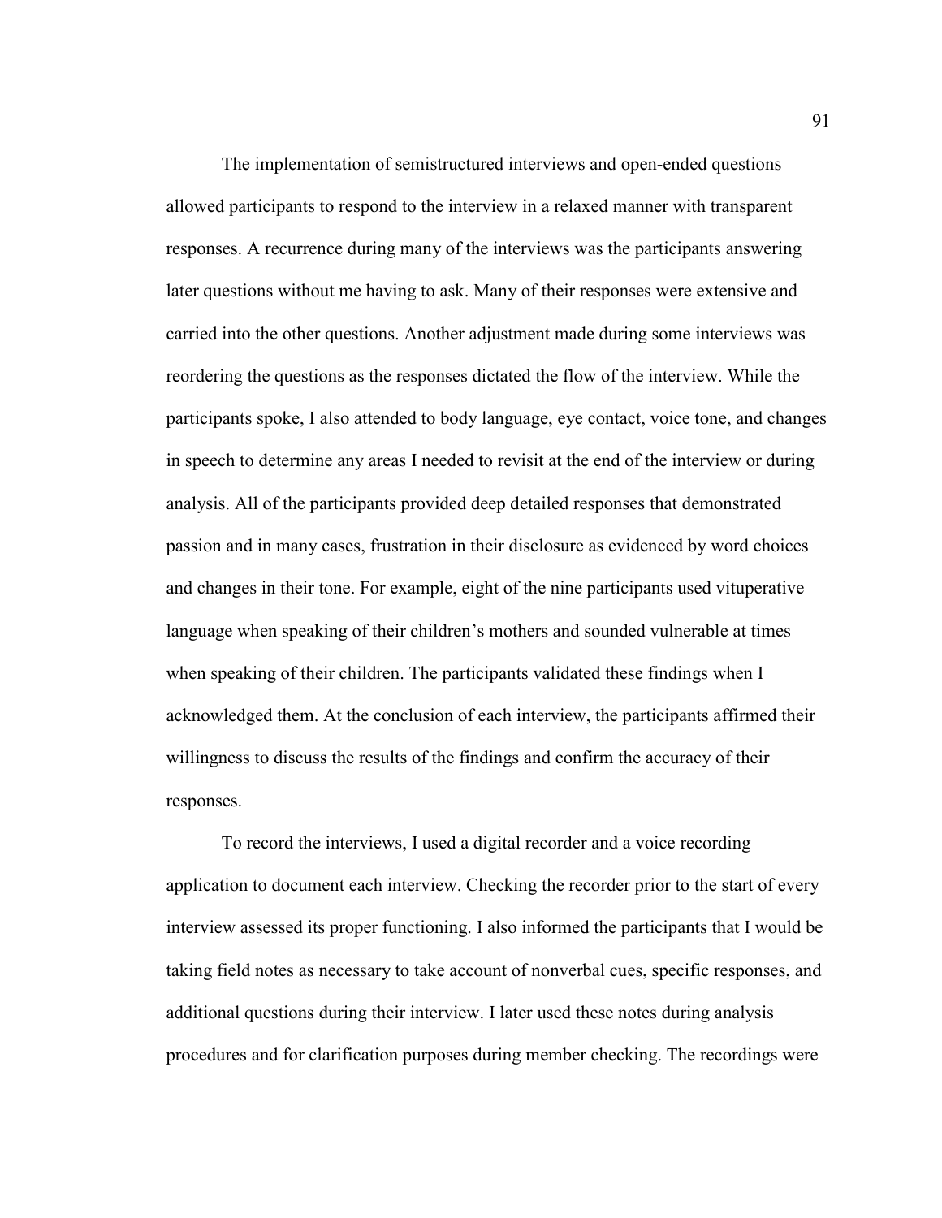The implementation of semistructured interviews and open-ended questions allowed participants to respond to the interview in a relaxed manner with transparent responses. A recurrence during many of the interviews was the participants answering later questions without me having to ask. Many of their responses were extensive and carried into the other questions. Another adjustment made during some interviews was reordering the questions as the responses dictated the flow of the interview. While the participants spoke, I also attended to body language, eye contact, voice tone, and changes in speech to determine any areas I needed to revisit at the end of the interview or during analysis. All of the participants provided deep detailed responses that demonstrated passion and in many cases, frustration in their disclosure as evidenced by word choices and changes in their tone. For example, eight of the nine participants used vituperative language when speaking of their children's mothers and sounded vulnerable at times when speaking of their children. The participants validated these findings when I acknowledged them. At the conclusion of each interview, the participants affirmed their willingness to discuss the results of the findings and confirm the accuracy of their responses.

To record the interviews, I used a digital recorder and a voice recording application to document each interview. Checking the recorder prior to the start of every interview assessed its proper functioning. I also informed the participants that I would be taking field notes as necessary to take account of nonverbal cues, specific responses, and additional questions during their interview. I later used these notes during analysis procedures and for clarification purposes during member checking. The recordings were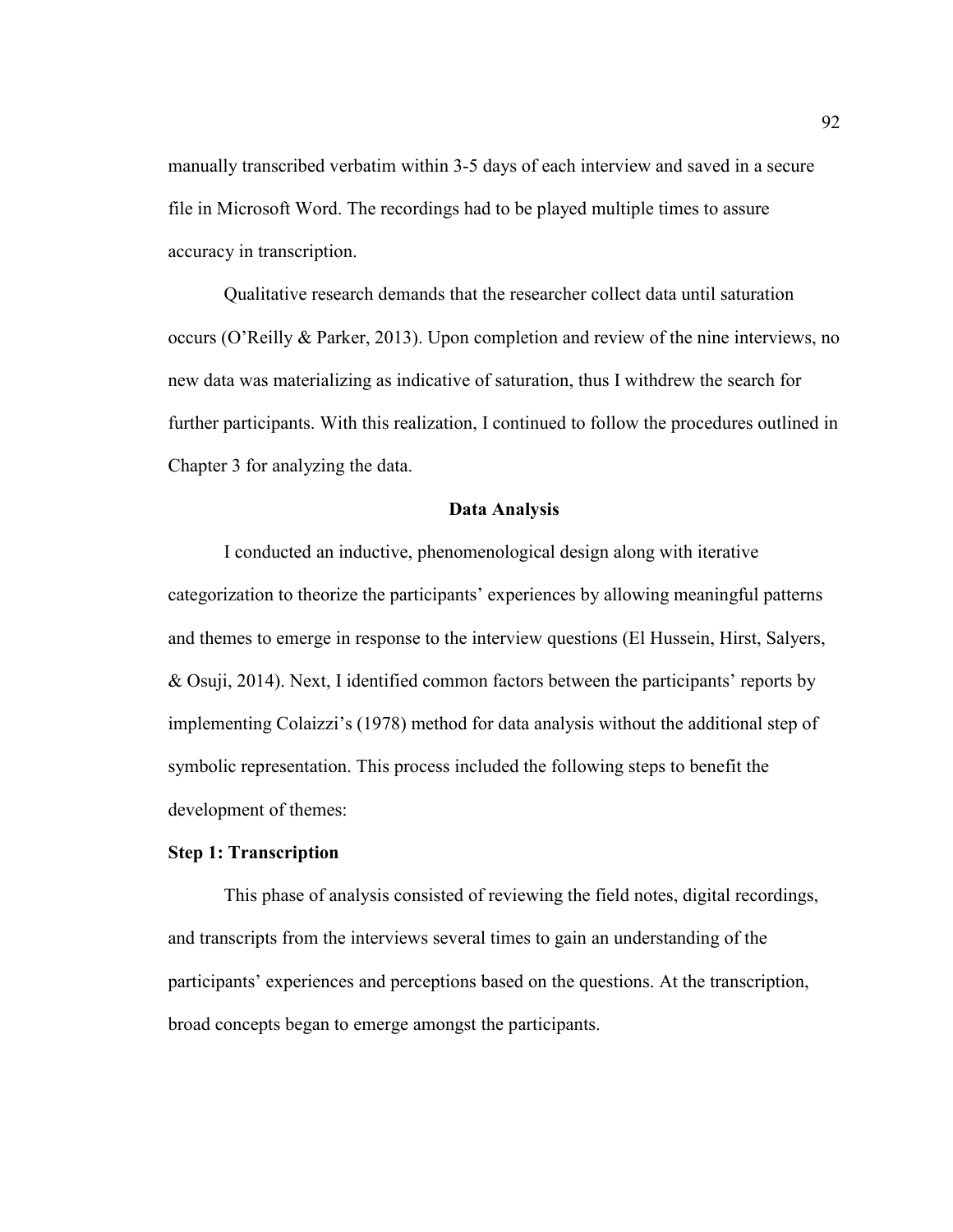manually transcribed verbatim within 3-5 days of each interview and saved in a secure file in Microsoft Word. The recordings had to be played multiple times to assure accuracy in transcription.

Qualitative research demands that the researcher collect data until saturation occurs (O'Reilly & Parker, 2013). Upon completion and review of the nine interviews, no new data was materializing as indicative of saturation, thus I withdrew the search for further participants. With this realization, I continued to follow the procedures outlined in Chapter 3 for analyzing the data.

## Data Analysis

I conducted an inductive, phenomenological design along with iterative categorization to theorize the participants' experiences by allowing meaningful patterns and themes to emerge in response to the interview questions (El Hussein, Hirst, Salyers, & Osuji, 2014). Next, I identified common factors between the participants' reports by implementing Colaizzi's (1978) method for data analysis without the additional step of symbolic representation. This process included the following steps to benefit the development of themes:

### Step 1: Transcription

This phase of analysis consisted of reviewing the field notes, digital recordings, and transcripts from the interviews several times to gain an understanding of the participants' experiences and perceptions based on the questions. At the transcription, broad concepts began to emerge amongst the participants.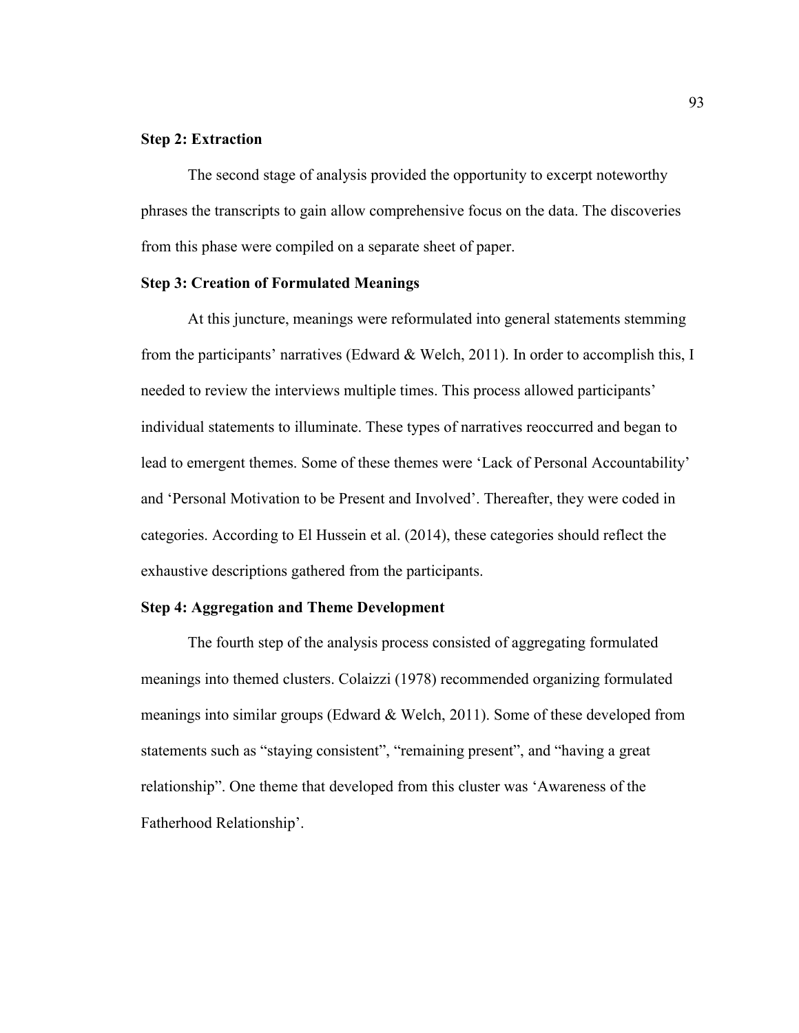**Step 2: Extraction**

The second stage of analysis provided the opportunity to excerpt noteworthy phrases the transcripts to gain allow comprehensive focus on the data. The discoveries from this phase were compiled on a separate sheet of paper.

**Step 3: Creation of Formulated Meanings**

At this juncture, meanings were reformulated into general statements stemming from the participants' narratives (Edward & Welch, 2011). In order to accomplish this, I needed to review the interviews multiple times. This process allowed participants' individual statements to illuminate. These types of narratives reoccurred and began to lead to emergent themes. Some of these themes were 'Lack of Personal Accountability' and 'Personal Motivation to be Present and Involved'. Thereafter, they were coded in categories. According to El Hussein et al. (2014), these categories should reflect the exhaustive descriptions gathered from the participants.

**Step 4: Aggregation and Theme Development**

The fourth step of the analysis process consisted of aggregating formulated meanings into themed clusters. Colaizzi (1978) recommended organizing formulated meanings into similar groups (Edward & Welch, 2011). Some of these developed from statements such as "staying consistent", "remaining present", and "having a great relationship". One theme that developed from this cluster was 'Awareness of the Fatherhood Relationship'.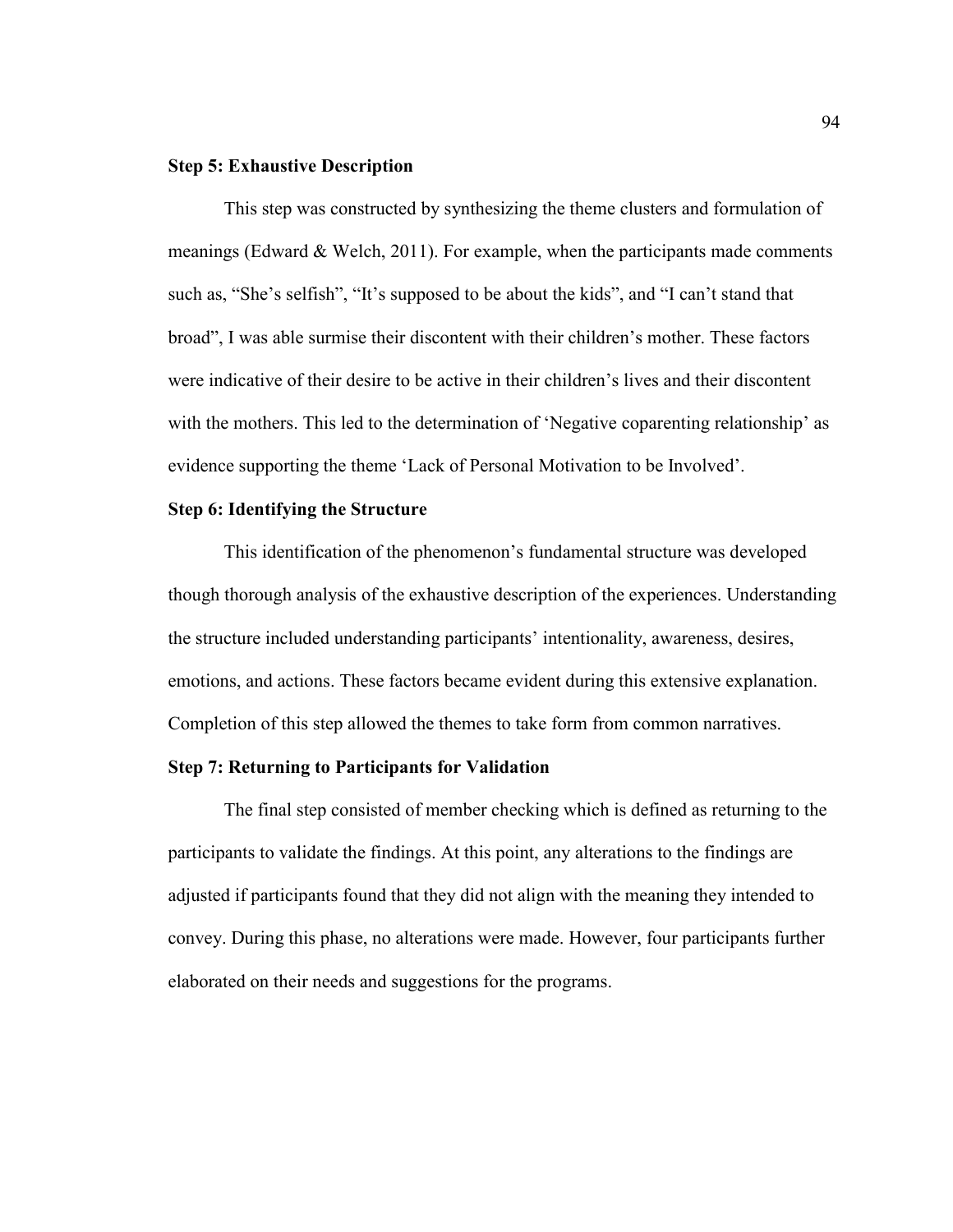**Step 5: Exhaustive Description**

This step was constructed by synthesizing the theme clusters and formulation of meanings (Edward & Welch, 2011). For example, when the participants made comments such as, "She's selfish", "It's supposed to be about the kids", and "I can't stand that broad", I was able surmise their discontent with their children's mother. These factors were indicative of their desire to be active in their children's lives and their discontent with the mothers. This led to the determination of 'Negative coparenting relationship' as evidence supporting the theme 'Lack of Personal Motivation to be Involved'.

**Step 6: Identifying the Structure**

This identification of the phenomenon's fundamental structure was developed though thorough analysis of the exhaustive description of the experiences. Understanding the structure included understanding participants' intentionality, awareness, desires, emotions, and actions. These factors became evident during this extensive explanation. Completion of this step allowed the themes to take form from common narratives.

**Step 7: Returning to Participants for Validation**

The final step consisted of member checking which is defined as returning to the participants to validate the findings. At this point, any alterations to the findings are adjusted if participants found that they did not align with the meaning they intended to convey. During this phase, no alterations were made. However, four participants further elaborated on their needs and suggestions for the programs.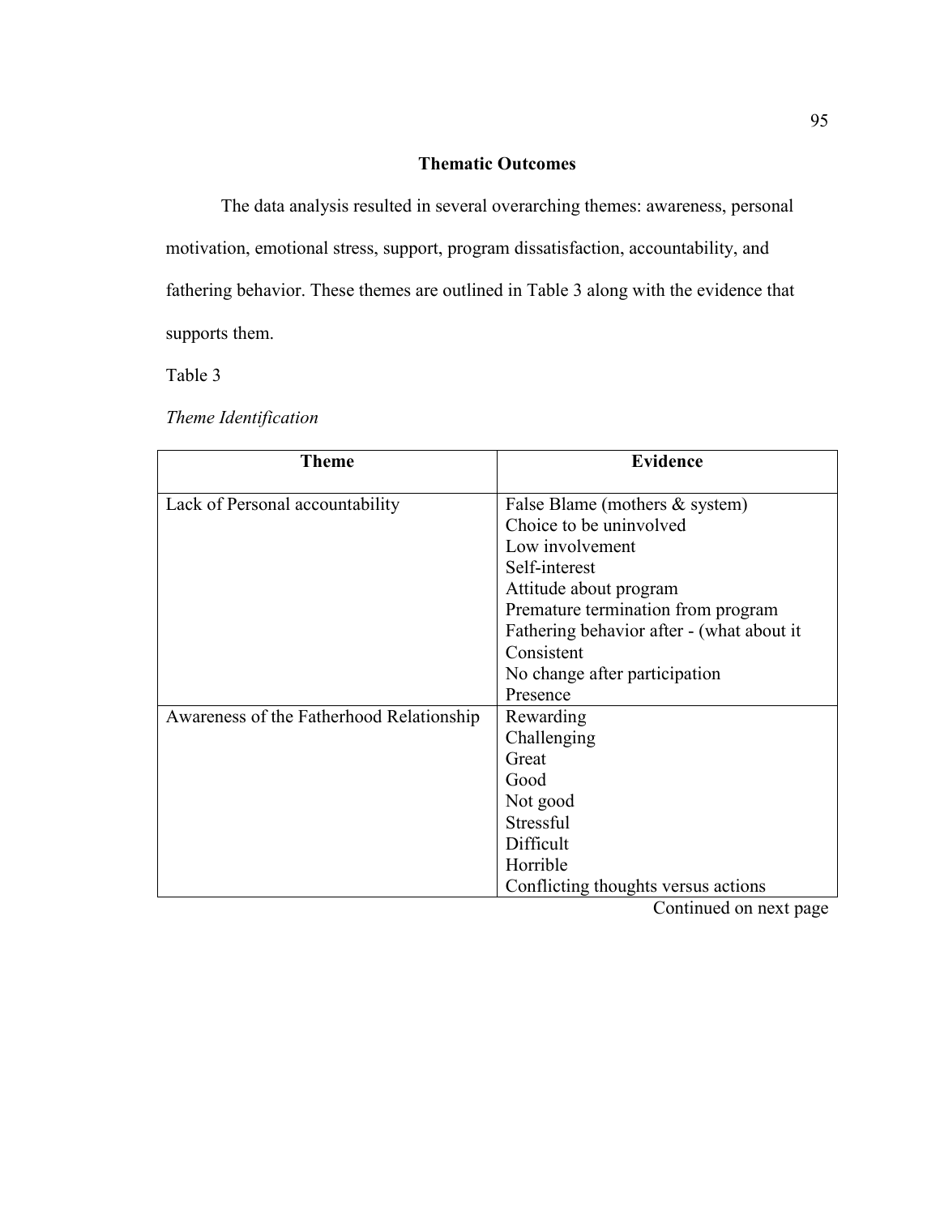## Thematic Outcomes

The data analysis resulted in several overarching themes: awareness, personal motivation, emotional stress, support, program dissatisfaction, accountability, and fathering behavior. These themes are outlined in Table 3 along with the evidence that supports them.

Table 3

*Theme Identification*

| Theme | Evidence |
|---|---|
| Lack of Personal accountability | False Blame (mothers & system)<br>Choice to be uninvolved<br>Low involvement<br>Self-interest<br>Attitude about program<br>Premature termination from program<br>Fathering behavior after - (what about it<br>Consistent<br>No change after participation<br>Presence |
| Awareness of the Fatherhood Relationship | Rewarding<br>Challenging<br>Great<br>Good<br>Not good<br>Stressful<br>Difficult<br>Horrible<br>Conflicting thoughts versus actions |

Continued on next page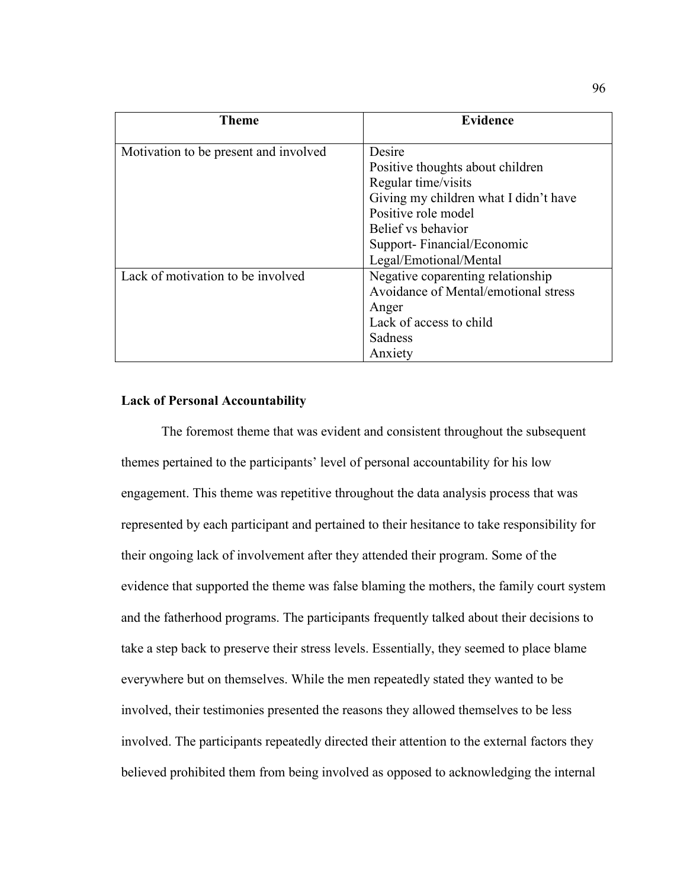| Theme | Evidence |
|---|---|
| Motivation to be present and involved | Desire<br>Positive thoughts about children<br>Regular time/visits<br>Giving my children what I didn't have<br>Positive role model<br>Belief vs behavior<br>Support- Financial/Economic<br>Legal/Emotional/Mental |
| Lack of motivation to be involved | Negative coparenting relationship<br>Avoidance of Mental/emotional stress<br>Anger<br>Lack of access to child<br>Sadness<br>Anxiety |

**Lack of Personal Accountability**

The foremost theme that was evident and consistent throughout the subsequent themes pertained to the participants' level of personal accountability for his low engagement. This theme was repetitive throughout the data analysis process that was represented by each participant and pertained to their hesitance to take responsibility for their ongoing lack of involvement after they attended their program. Some of the evidence that supported the theme was false blaming the mothers, the family court system and the fatherhood programs. The participants frequently talked about their decisions to take a step back to preserve their stress levels. Essentially, they seemed to place blame everywhere but on themselves. While the men repeatedly stated they wanted to be involved, their testimonies presented the reasons they allowed themselves to be less involved. The participants repeatedly directed their attention to the external factors they believed prohibited them from being involved as opposed to acknowledging the internal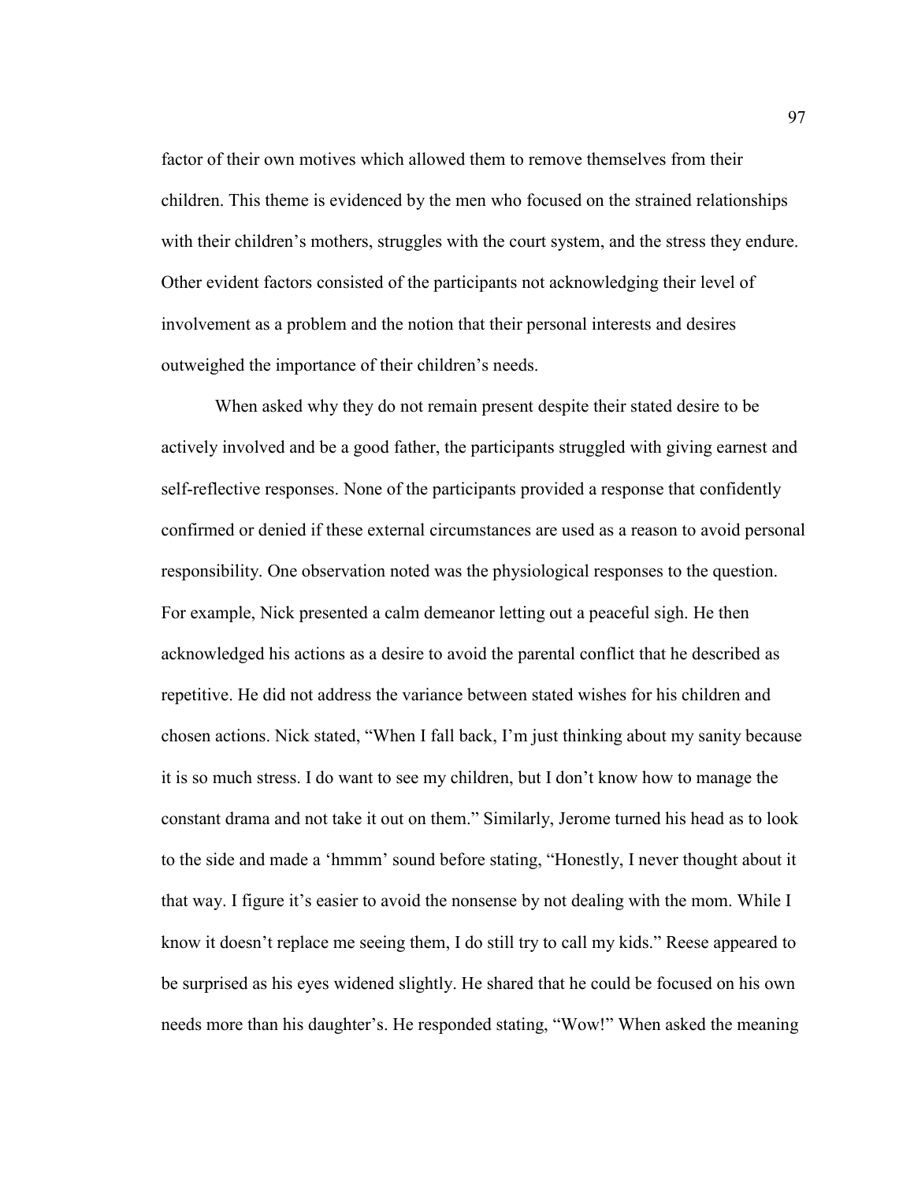factor of their own motives which allowed them to remove themselves from their children. This theme is evidenced by the men who focused on the strained relationships with their children's mothers, struggles with the court system, and the stress they endure. Other evident factors consisted of the participants not acknowledging their level of involvement as a problem and the notion that their personal interests and desires outweighed the importance of their children's needs.

When asked why they do not remain present despite their stated desire to be actively involved and be a good father, the participants struggled with giving earnest and self-reflective responses. None of the participants provided a response that confidently confirmed or denied if these external circumstances are used as a reason to avoid personal responsibility. One observation noted was the physiological responses to the question. For example, Nick presented a calm demeanor letting out a peaceful sigh. He then acknowledged his actions as a desire to avoid the parental conflict that he described as repetitive. He did not address the variance between stated wishes for his children and chosen actions. Nick stated, "When I fall back, I'm just thinking about my sanity because it is so much stress. I do want to see my children, but I don't know how to manage the constant drama and not take it out on them." Similarly, Jerome turned his head as to look to the side and made a 'hmmm' sound before stating, "Honestly, I never thought about it that way. I figure it's easier to avoid the nonsense by not dealing with the mom. While I know it doesn't replace me seeing them, I do still try to call my kids." Reese appeared to be surprised as his eyes widened slightly. He shared that he could be focused on his own needs more than his daughter's. He responded stating, "Wow!" When asked the meaning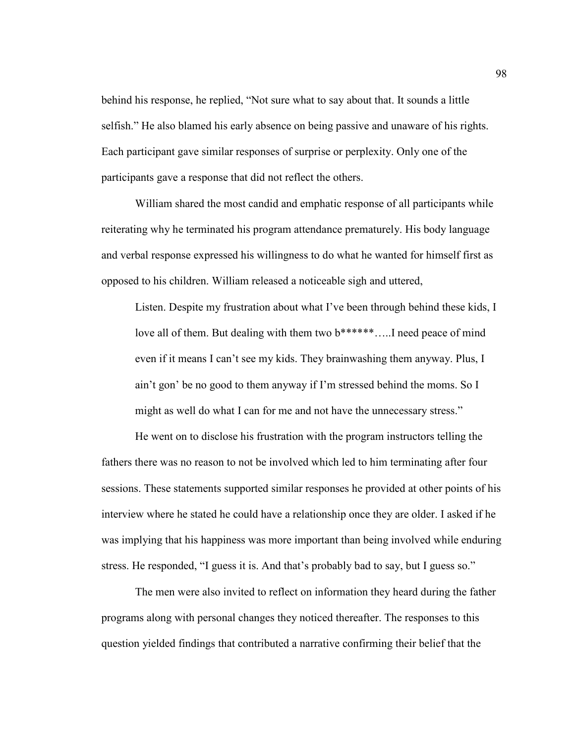behind his response, he replied, “Not sure what to say about that. It sounds a little selfish.” He also blamed his early absence on being passive and unaware of his rights. Each participant gave similar responses of surprise or perplexity. Only one of the participants gave a response that did not reflect the others.

William shared the most candid and emphatic response of all participants while reiterating why he terminated his program attendance prematurely. His body language and verbal response expressed his willingness to do what he wanted for himself first as opposed to his children. William released a noticeable sigh and uttered,

> Listen. Despite my frustration about what I’ve been through behind these kids, I love all of them. But dealing with them two b******…..I need peace of mind even if it means I can’t see my kids. They brainwashing them anyway. Plus, I ain’t gon’ be no good to them anyway if I’m stressed behind the moms. So I might as well do what I can for me and not have the unnecessary stress.”

He went on to disclose his frustration with the program instructors telling the fathers there was no reason to not be involved which led to him terminating after four sessions. These statements supported similar responses he provided at other points of his interview where he stated he could have a relationship once they are older. I asked if he was implying that his happiness was more important than being involved while enduring stress. He responded, “I guess it is. And that’s probably bad to say, but I guess so.”

The men were also invited to reflect on information they heard during the father programs along with personal changes they noticed thereafter. The responses to this question yielded findings that contributed a narrative confirming their belief that the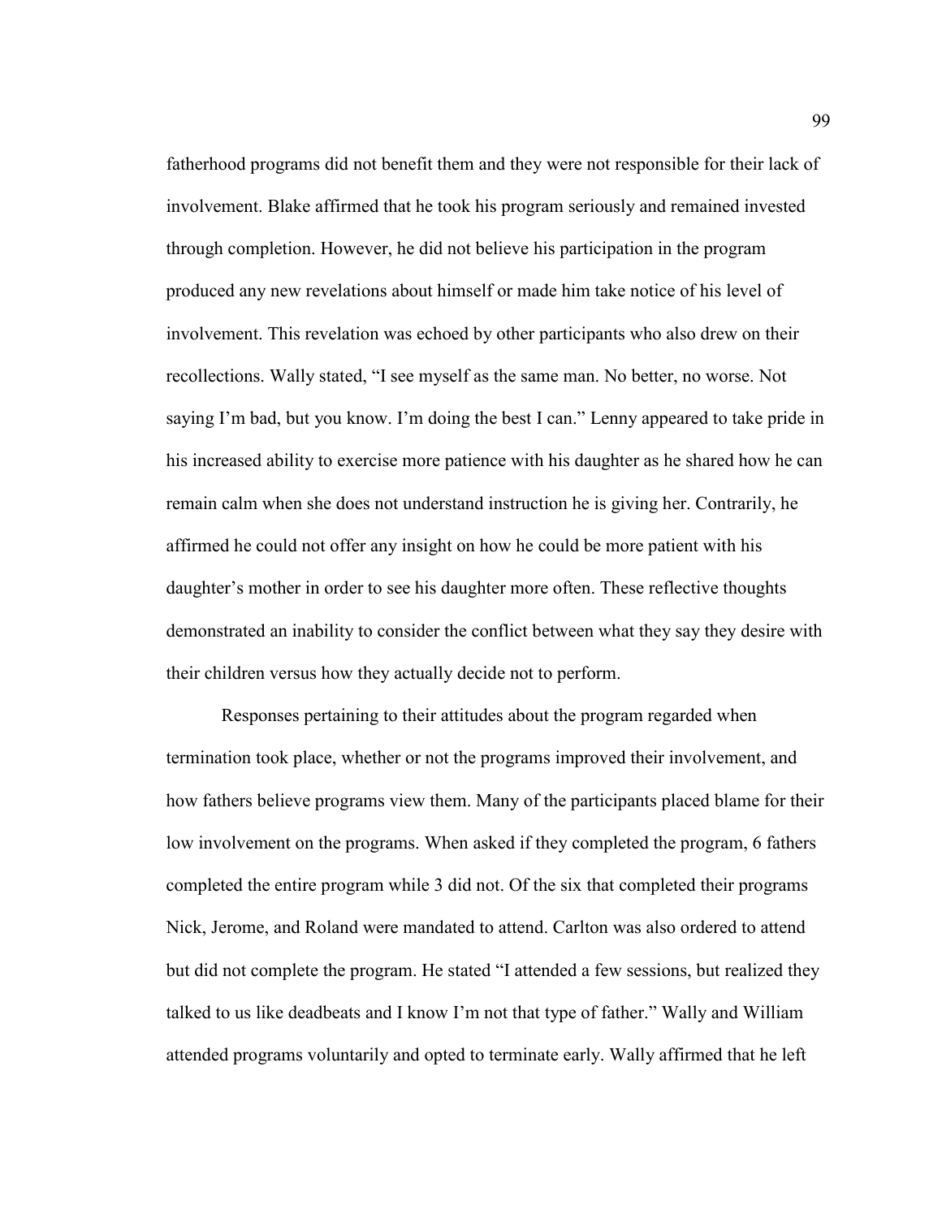fatherhood programs did not benefit them and they were not responsible for their lack of involvement. Blake affirmed that he took his program seriously and remained invested through completion. However, he did not believe his participation in the program produced any new revelations about himself or made him take notice of his level of involvement. This revelation was echoed by other participants who also drew on their recollections. Wally stated, "I see myself as the same man. No better, no worse. Not saying I'm bad, but you know. I'm doing the best I can." Lenny appeared to take pride in his increased ability to exercise more patience with his daughter as he shared how he can remain calm when she does not understand instruction he is giving her. Contrarily, he affirmed he could not offer any insight on how he could be more patient with his daughter's mother in order to see his daughter more often. These reflective thoughts demonstrated an inability to consider the conflict between what they say they desire with their children versus how they actually decide not to perform.

Responses pertaining to their attitudes about the program regarded when termination took place, whether or not the programs improved their involvement, and how fathers believe programs view them. Many of the participants placed blame for their low involvement on the programs. When asked if they completed the program, 6 fathers completed the entire program while 3 did not. Of the six that completed their programs Nick, Jerome, and Roland were mandated to attend. Carlton was also ordered to attend but did not complete the program. He stated "I attended a few sessions, but realized they talked to us like deadbeats and I know I'm not that type of father." Wally and William attended programs voluntarily and opted to terminate early. Wally affirmed that he left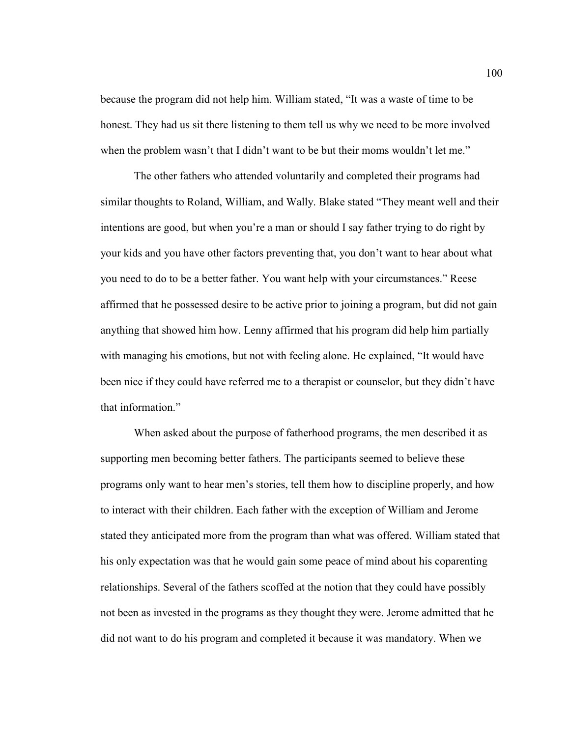because the program did not help him. William stated, "It was a waste of time to be honest. They had us sit there listening to them tell us why we need to be more involved when the problem wasn't that I didn't want to be but their moms wouldn't let me."

The other fathers who attended voluntarily and completed their programs had similar thoughts to Roland, William, and Wally. Blake stated "They meant well and their intentions are good, but when you're a man or should I say father trying to do right by your kids and you have other factors preventing that, you don't want to hear about what you need to do to be a better father. You want help with your circumstances." Reese affirmed that he possessed desire to be active prior to joining a program, but did not gain anything that showed him how. Lenny affirmed that his program did help him partially with managing his emotions, but not with feeling alone. He explained, "It would have been nice if they could have referred me to a therapist or counselor, but they didn't have that information."

When asked about the purpose of fatherhood programs, the men described it as supporting men becoming better fathers. The participants seemed to believe these programs only want to hear men's stories, tell them how to discipline properly, and how to interact with their children. Each father with the exception of William and Jerome stated they anticipated more from the program than what was offered. William stated that his only expectation was that he would gain some peace of mind about his coparenting relationships. Several of the fathers scoffed at the notion that they could have possibly not been as invested in the programs as they thought they were. Jerome admitted that he did not want to do his program and completed it because it was mandatory. When we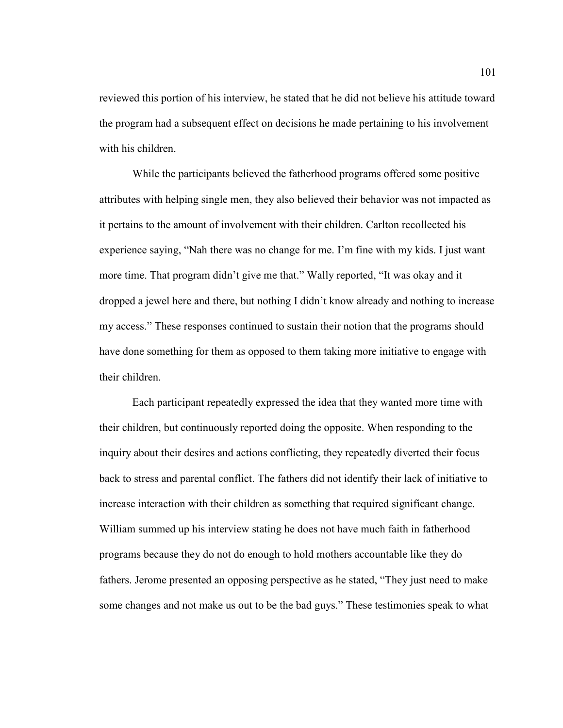reviewed this portion of his interview, he stated that he did not believe his attitude toward the program had a subsequent effect on decisions he made pertaining to his involvement with his children.

While the participants believed the fatherhood programs offered some positive attributes with helping single men, they also believed their behavior was not impacted as it pertains to the amount of involvement with their children. Carlton recollected his experience saying, "Nah there was no change for me. I'm fine with my kids. I just want more time. That program didn't give me that." Wally reported, "It was okay and it dropped a jewel here and there, but nothing I didn't know already and nothing to increase my access." These responses continued to sustain their notion that the programs should have done something for them as opposed to them taking more initiative to engage with their children.

Each participant repeatedly expressed the idea that they wanted more time with their children, but continuously reported doing the opposite. When responding to the inquiry about their desires and actions conflicting, they repeatedly diverted their focus back to stress and parental conflict. The fathers did not identify their lack of initiative to increase interaction with their children as something that required significant change. William summed up his interview stating he does not have much faith in fatherhood programs because they do not do enough to hold mothers accountable like they do fathers. Jerome presented an opposing perspective as he stated, "They just need to make some changes and not make us out to be the bad guys." These testimonies speak to what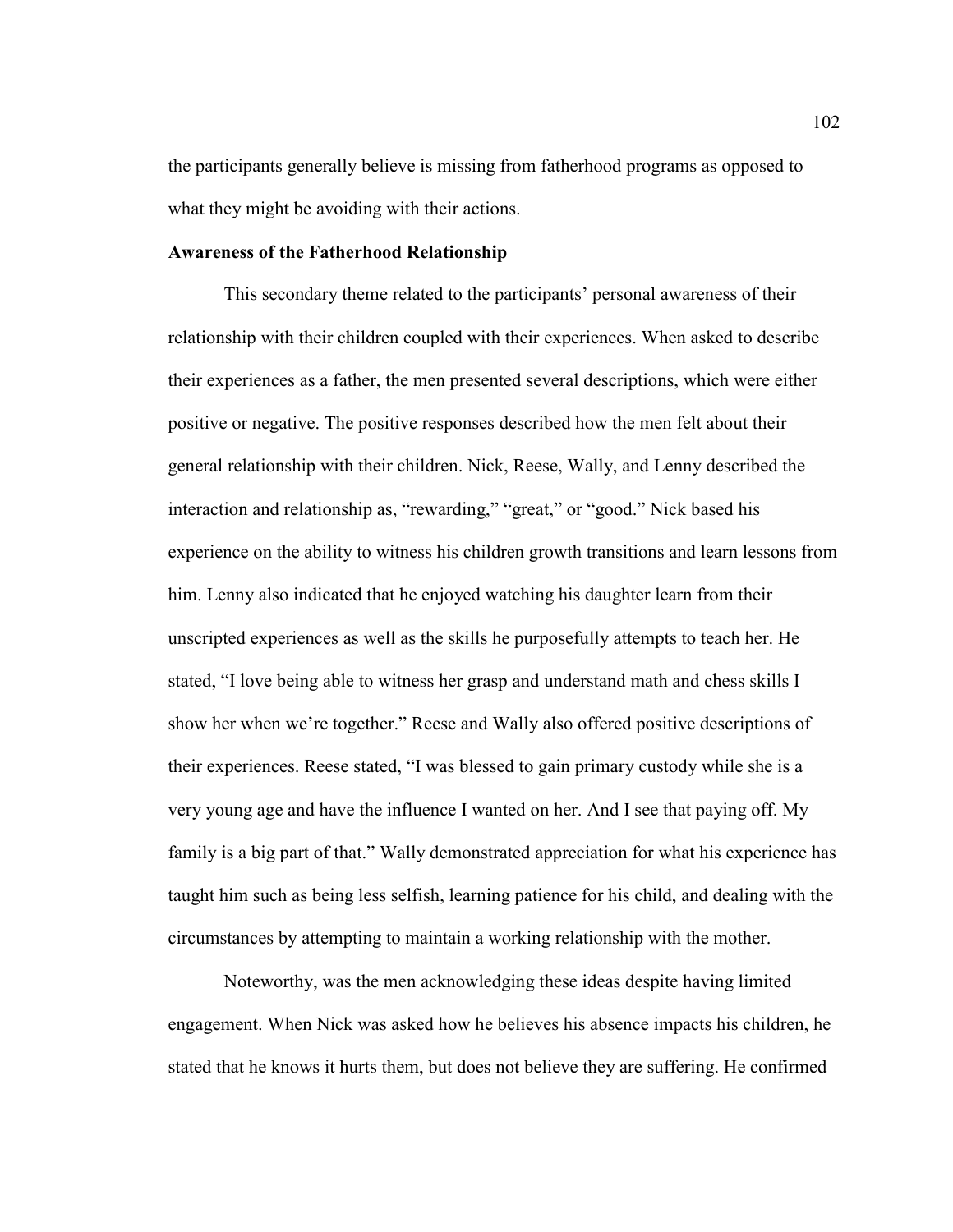the participants generally believe is missing from fatherhood programs as opposed to what they might be avoiding with their actions.

**Awareness of the Fatherhood Relationship**

This secondary theme related to the participants' personal awareness of their relationship with their children coupled with their experiences. When asked to describe their experiences as a father, the men presented several descriptions, which were either positive or negative. The positive responses described how the men felt about their general relationship with their children. Nick, Reese, Wally, and Lenny described the interaction and relationship as, "rewarding," "great," or "good." Nick based his experience on the ability to witness his children growth transitions and learn lessons from him. Lenny also indicated that he enjoyed watching his daughter learn from their unscripted experiences as well as the skills he purposefully attempts to teach her. He stated, "I love being able to witness her grasp and understand math and chess skills I show her when we're together." Reese and Wally also offered positive descriptions of their experiences. Reese stated, "I was blessed to gain primary custody while she is a very young age and have the influence I wanted on her. And I see that paying off. My family is a big part of that." Wally demonstrated appreciation for what his experience has taught him such as being less selfish, learning patience for his child, and dealing with the circumstances by attempting to maintain a working relationship with the mother.

Noteworthy, was the men acknowledging these ideas despite having limited engagement. When Nick was asked how he believes his absence impacts his children, he stated that he knows it hurts them, but does not believe they are suffering. He confirmed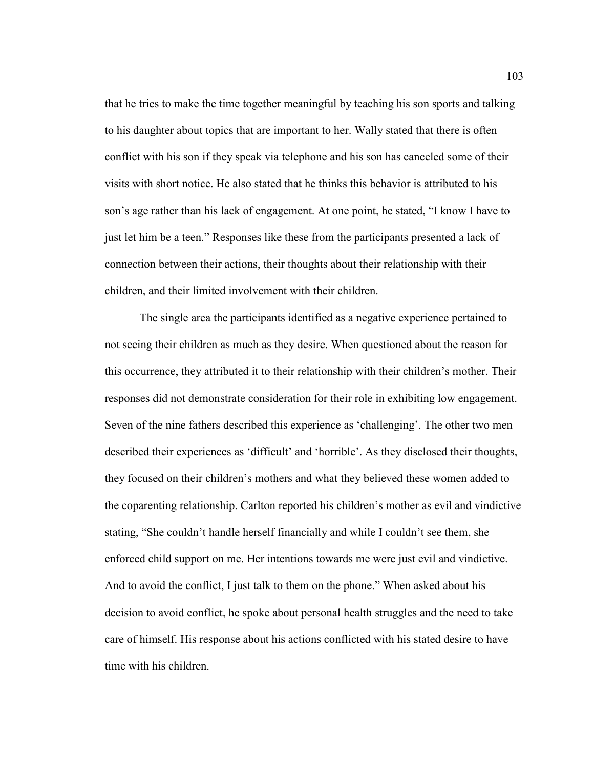that he tries to make the time together meaningful by teaching his son sports and talking to his daughter about topics that are important to her. Wally stated that there is often conflict with his son if they speak via telephone and his son has canceled some of their visits with short notice. He also stated that he thinks this behavior is attributed to his son's age rather than his lack of engagement. At one point, he stated, "I know I have to just let him be a teen." Responses like these from the participants presented a lack of connection between their actions, their thoughts about their relationship with their children, and their limited involvement with their children.

The single area the participants identified as a negative experience pertained to not seeing their children as much as they desire. When questioned about the reason for this occurrence, they attributed it to their relationship with their children's mother. Their responses did not demonstrate consideration for their role in exhibiting low engagement. Seven of the nine fathers described this experience as 'challenging'. The other two men described their experiences as 'difficult' and 'horrible'. As they disclosed their thoughts, they focused on their children's mothers and what they believed these women added to the coparenting relationship. Carlton reported his children's mother as evil and vindictive stating, "She couldn't handle herself financially and while I couldn't see them, she enforced child support on me. Her intentions towards me were just evil and vindictive. And to avoid the conflict, I just talk to them on the phone." When asked about his decision to avoid conflict, he spoke about personal health struggles and the need to take care of himself. His response about his actions conflicted with his stated desire to have time with his children.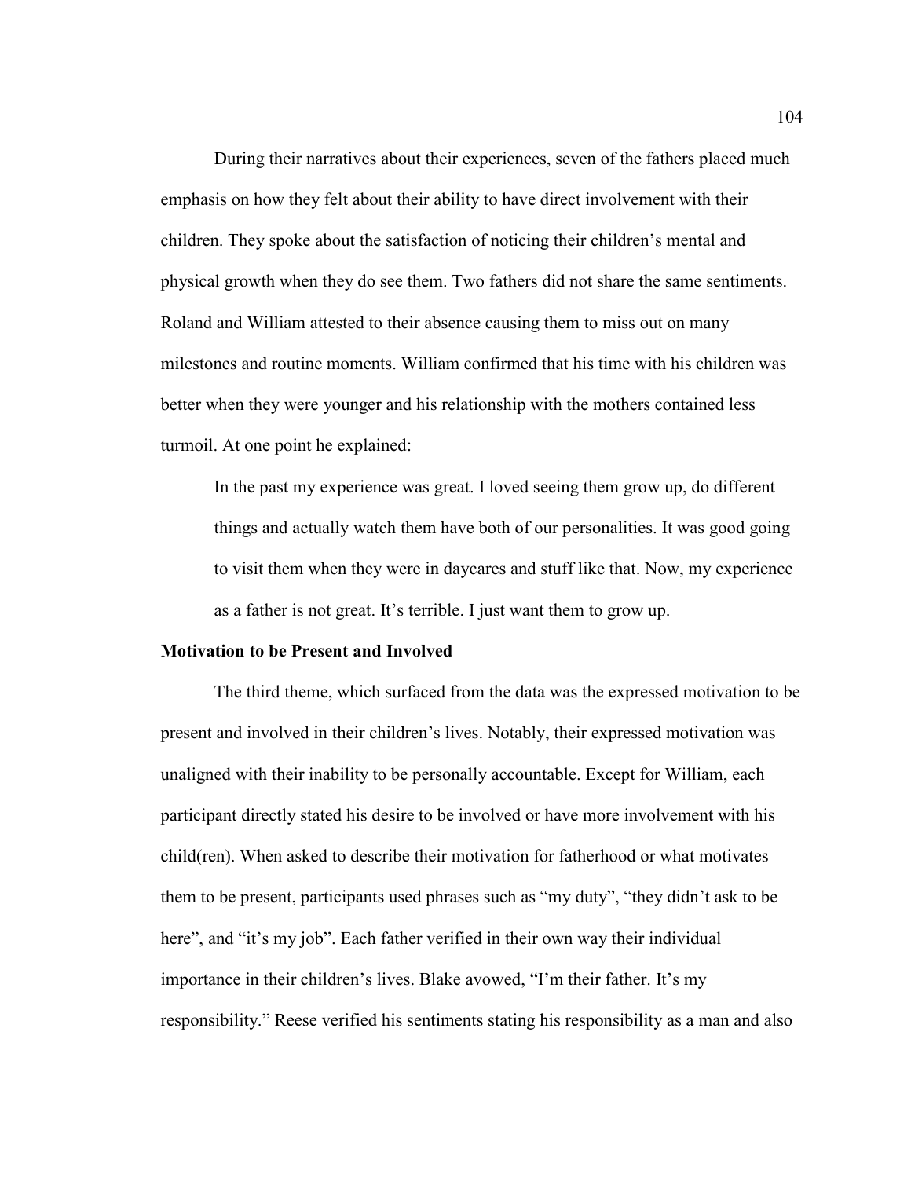During their narratives about their experiences, seven of the fathers placed much emphasis on how they felt about their ability to have direct involvement with their children. They spoke about the satisfaction of noticing their children's mental and physical growth when they do see them. Two fathers did not share the same sentiments. Roland and William attested to their absence causing them to miss out on many milestones and routine moments. William confirmed that his time with his children was better when they were younger and his relationship with the mothers contained less turmoil. At one point he explained:

> In the past my experience was great. I loved seeing them grow up, do different things and actually watch them have both of our personalities. It was good going to visit them when they were in daycares and stuff like that. Now, my experience as a father is not great. It's terrible. I just want them to grow up.

**Motivation to be Present and Involved**

The third theme, which surfaced from the data was the expressed motivation to be present and involved in their children's lives. Notably, their expressed motivation was unaligned with their inability to be personally accountable. Except for William, each participant directly stated his desire to be involved or have more involvement with his child(ren). When asked to describe their motivation for fatherhood or what motivates them to be present, participants used phrases such as "my duty", "they didn't ask to be here", and "it's my job". Each father verified in their own way their individual importance in their children's lives. Blake avowed, "I'm their father. It's my responsibility." Reese verified his sentiments stating his responsibility as a man and also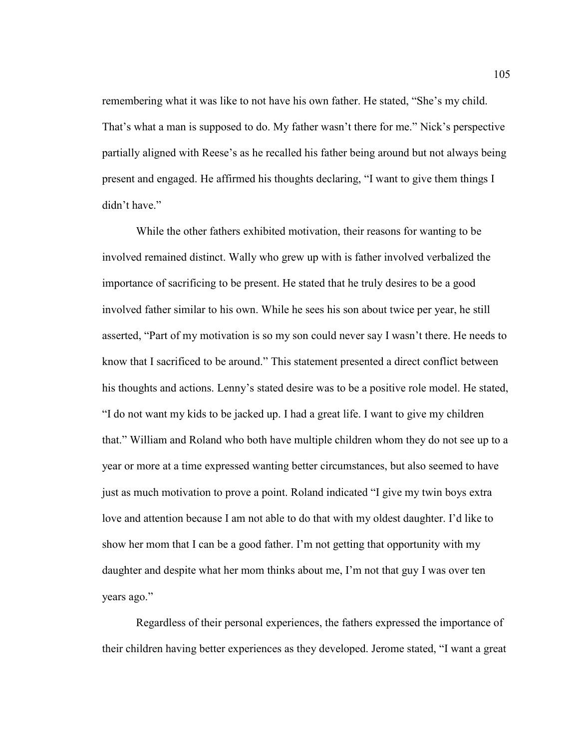remembering what it was like to not have his own father. He stated, "She's my child. That's what a man is supposed to do. My father wasn't there for me." Nick's perspective partially aligned with Reese's as he recalled his father being around but not always being present and engaged. He affirmed his thoughts declaring, "I want to give them things I didn't have."

While the other fathers exhibited motivation, their reasons for wanting to be involved remained distinct. Wally who grew up with is father involved verbalized the importance of sacrificing to be present. He stated that he truly desires to be a good involved father similar to his own. While he sees his son about twice per year, he still asserted, "Part of my motivation is so my son could never say I wasn't there. He needs to know that I sacrificed to be around." This statement presented a direct conflict between his thoughts and actions. Lenny's stated desire was to be a positive role model. He stated, "I do not want my kids to be jacked up. I had a great life. I want to give my children that." William and Roland who both have multiple children whom they do not see up to a year or more at a time expressed wanting better circumstances, but also seemed to have just as much motivation to prove a point. Roland indicated "I give my twin boys extra love and attention because I am not able to do that with my oldest daughter. I'd like to show her mom that I can be a good father. I'm not getting that opportunity with my daughter and despite what her mom thinks about me, I'm not that guy I was over ten years ago."

Regardless of their personal experiences, the fathers expressed the importance of their children having better experiences as they developed. Jerome stated, "I want a great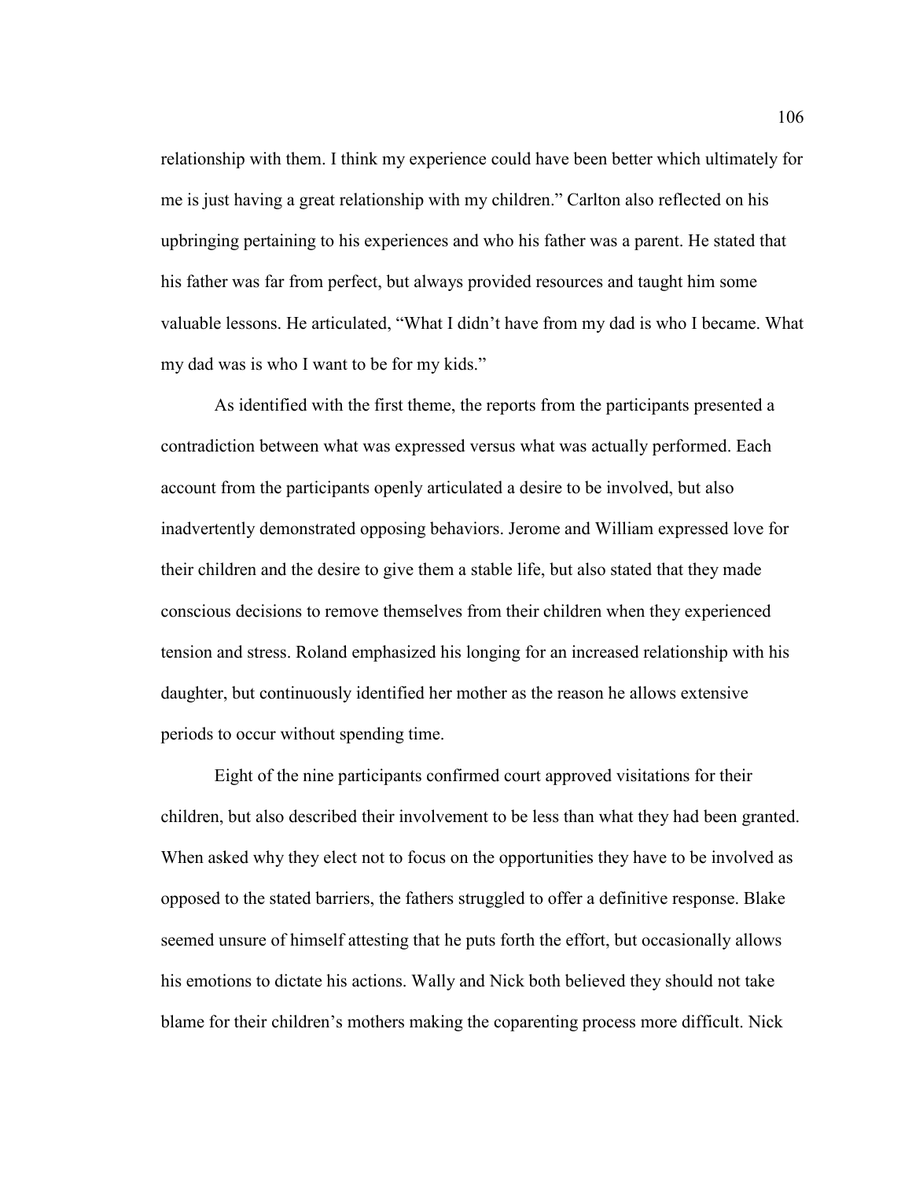relationship with them. I think my experience could have been better which ultimately for me is just having a great relationship with my children." Carlton also reflected on his upbringing pertaining to his experiences and who his father was a parent. He stated that his father was far from perfect, but always provided resources and taught him some valuable lessons. He articulated, "What I didn't have from my dad is who I became. What my dad was is who I want to be for my kids."

As identified with the first theme, the reports from the participants presented a contradiction between what was expressed versus what was actually performed. Each account from the participants openly articulated a desire to be involved, but also inadvertently demonstrated opposing behaviors. Jerome and William expressed love for their children and the desire to give them a stable life, but also stated that they made conscious decisions to remove themselves from their children when they experienced tension and stress. Roland emphasized his longing for an increased relationship with his daughter, but continuously identified her mother as the reason he allows extensive periods to occur without spending time.

Eight of the nine participants confirmed court approved visitations for their children, but also described their involvement to be less than what they had been granted. When asked why they elect not to focus on the opportunities they have to be involved as opposed to the stated barriers, the fathers struggled to offer a definitive response. Blake seemed unsure of himself attesting that he puts forth the effort, but occasionally allows his emotions to dictate his actions. Wally and Nick both believed they should not take blame for their children's mothers making the coparenting process more difficult. Nick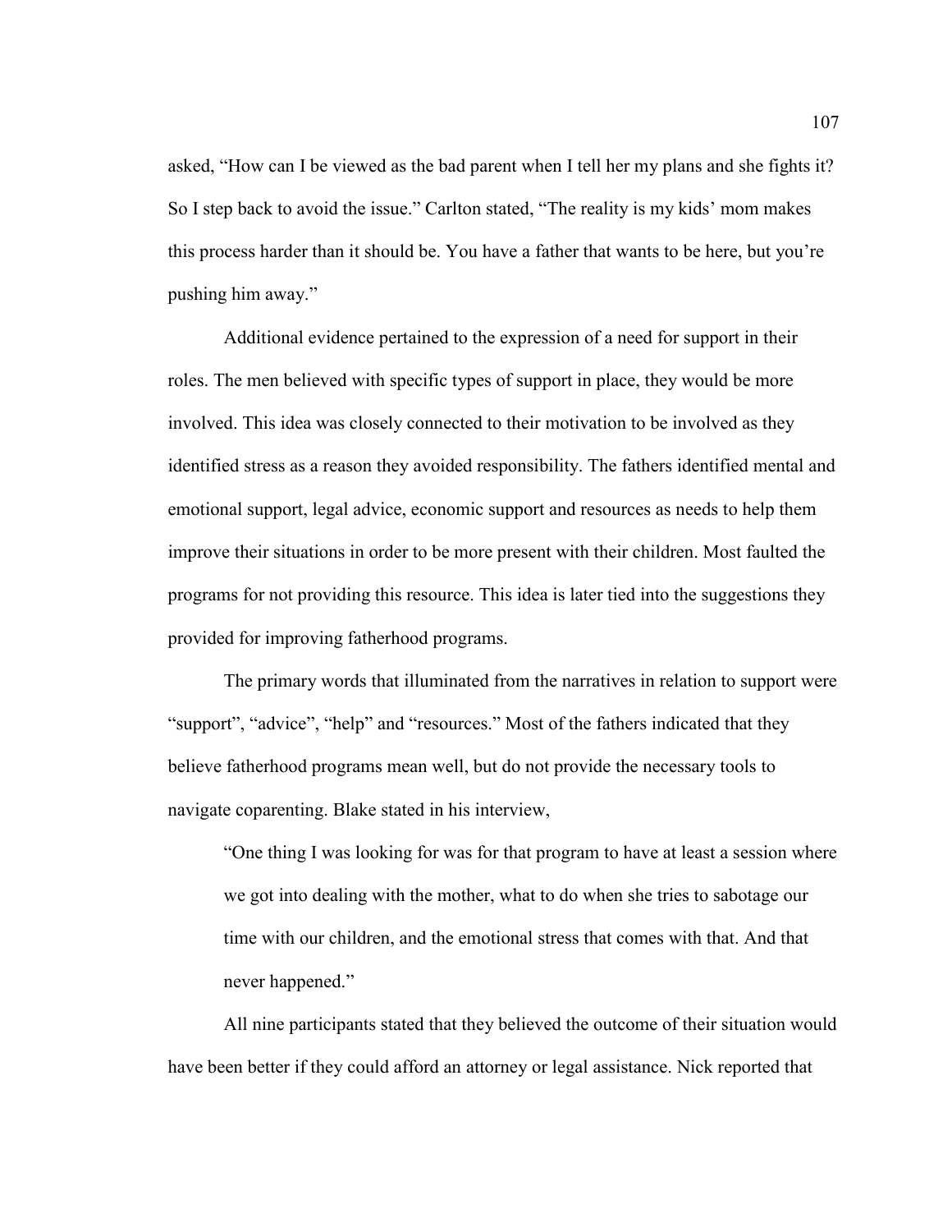asked, "How can I be viewed as the bad parent when I tell her my plans and she fights it? So I step back to avoid the issue." Carlton stated, "The reality is my kids' mom makes this process harder than it should be. You have a father that wants to be here, but you're pushing him away."

Additional evidence pertained to the expression of a need for support in their roles. The men believed with specific types of support in place, they would be more involved. This idea was closely connected to their motivation to be involved as they identified stress as a reason they avoided responsibility. The fathers identified mental and emotional support, legal advice, economic support and resources as needs to help them improve their situations in order to be more present with their children. Most faulted the programs for not providing this resource. This idea is later tied into the suggestions they provided for improving fatherhood programs.

The primary words that illuminated from the narratives in relation to support were "support", "advice", "help" and "resources." Most of the fathers indicated that they believe fatherhood programs mean well, but do not provide the necessary tools to navigate coparenting. Blake stated in his interview,

> "One thing I was looking for was for that program to have at least a session where we got into dealing with the mother, what to do when she tries to sabotage our time with our children, and the emotional stress that comes with that. And that never happened."

All nine participants stated that they believed the outcome of their situation would have been better if they could afford an attorney or legal assistance. Nick reported that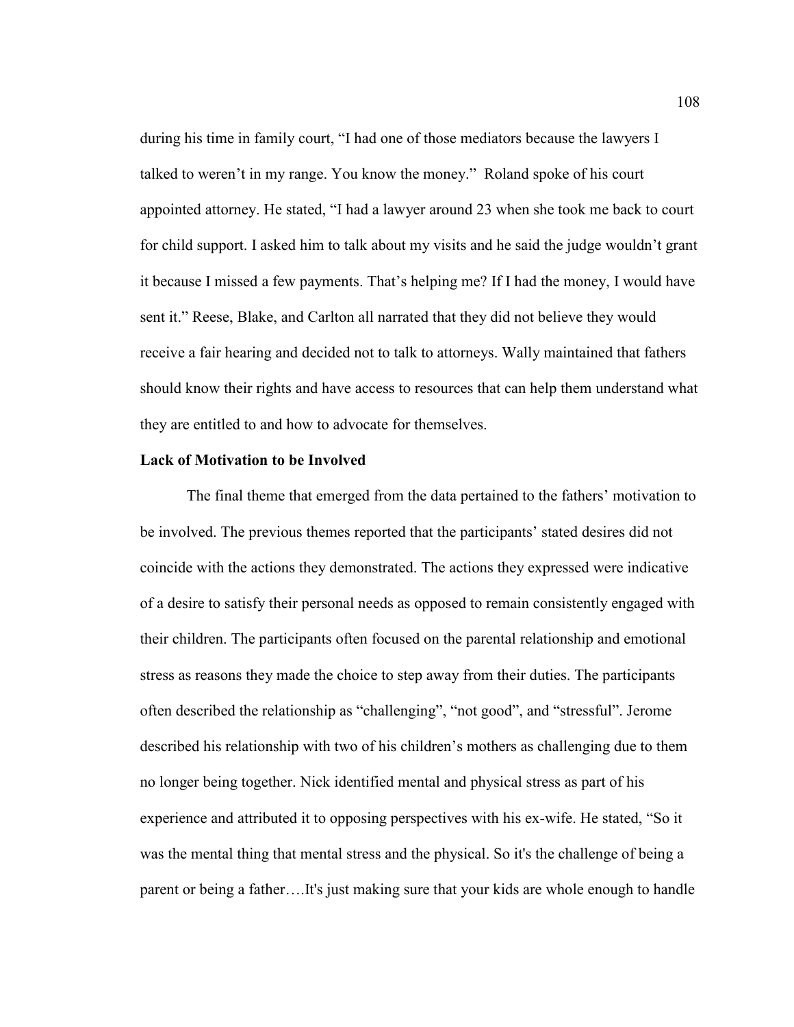during his time in family court, “I had one of those mediators because the lawyers I talked to weren’t in my range. You know the money.” Roland spoke of his court appointed attorney. He stated, “I had a lawyer around 23 when she took me back to court for child support. I asked him to talk about my visits and he said the judge wouldn’t grant it because I missed a few payments. That’s helping me? If I had the money, I would have sent it.” Reese, Blake, and Carlton all narrated that they did not believe they would receive a fair hearing and decided not to talk to attorneys. Wally maintained that fathers should know their rights and have access to resources that can help them understand what they are entitled to and how to advocate for themselves.

**Lack of Motivation to be Involved**

The final theme that emerged from the data pertained to the fathers’ motivation to be involved. The previous themes reported that the participants’ stated desires did not coincide with the actions they demonstrated. The actions they expressed were indicative of a desire to satisfy their personal needs as opposed to remain consistently engaged with their children. The participants often focused on the parental relationship and emotional stress as reasons they made the choice to step away from their duties. The participants often described the relationship as “challenging”, “not good”, and “stressful”. Jerome described his relationship with two of his children’s mothers as challenging due to them no longer being together. Nick identified mental and physical stress as part of his experience and attributed it to opposing perspectives with his ex-wife. He stated, “So it was the mental thing that mental stress and the physical. So it's the challenge of being a parent or being a father….It's just making sure that your kids are whole enough to handle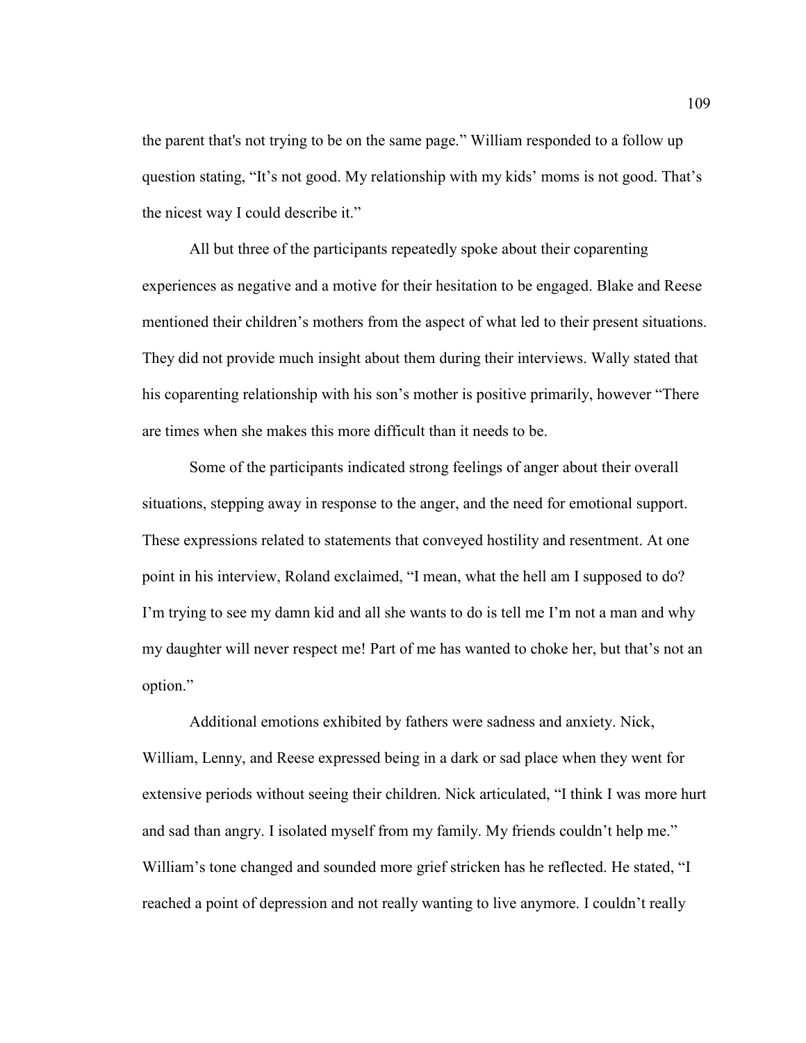the parent that's not trying to be on the same page." William responded to a follow up question stating, "It's not good. My relationship with my kids' moms is not good. That's the nicest way I could describe it."

All but three of the participants repeatedly spoke about their coparenting experiences as negative and a motive for their hesitation to be engaged. Blake and Reese mentioned their children's mothers from the aspect of what led to their present situations. They did not provide much insight about them during their interviews. Wally stated that his coparenting relationship with his son's mother is positive primarily, however "There are times when she makes this more difficult than it needs to be.

Some of the participants indicated strong feelings of anger about their overall situations, stepping away in response to the anger, and the need for emotional support. These expressions related to statements that conveyed hostility and resentment. At one point in his interview, Roland exclaimed, "I mean, what the hell am I supposed to do? I'm trying to see my damn kid and all she wants to do is tell me I'm not a man and why my daughter will never respect me! Part of me has wanted to choke her, but that's not an option."

Additional emotions exhibited by fathers were sadness and anxiety. Nick, William, Lenny, and Reese expressed being in a dark or sad place when they went for extensive periods without seeing their children. Nick articulated, "I think I was more hurt and sad than angry. I isolated myself from my family. My friends couldn't help me." William's tone changed and sounded more grief stricken has he reflected. He stated, "I reached a point of depression and not really wanting to live anymore. I couldn't really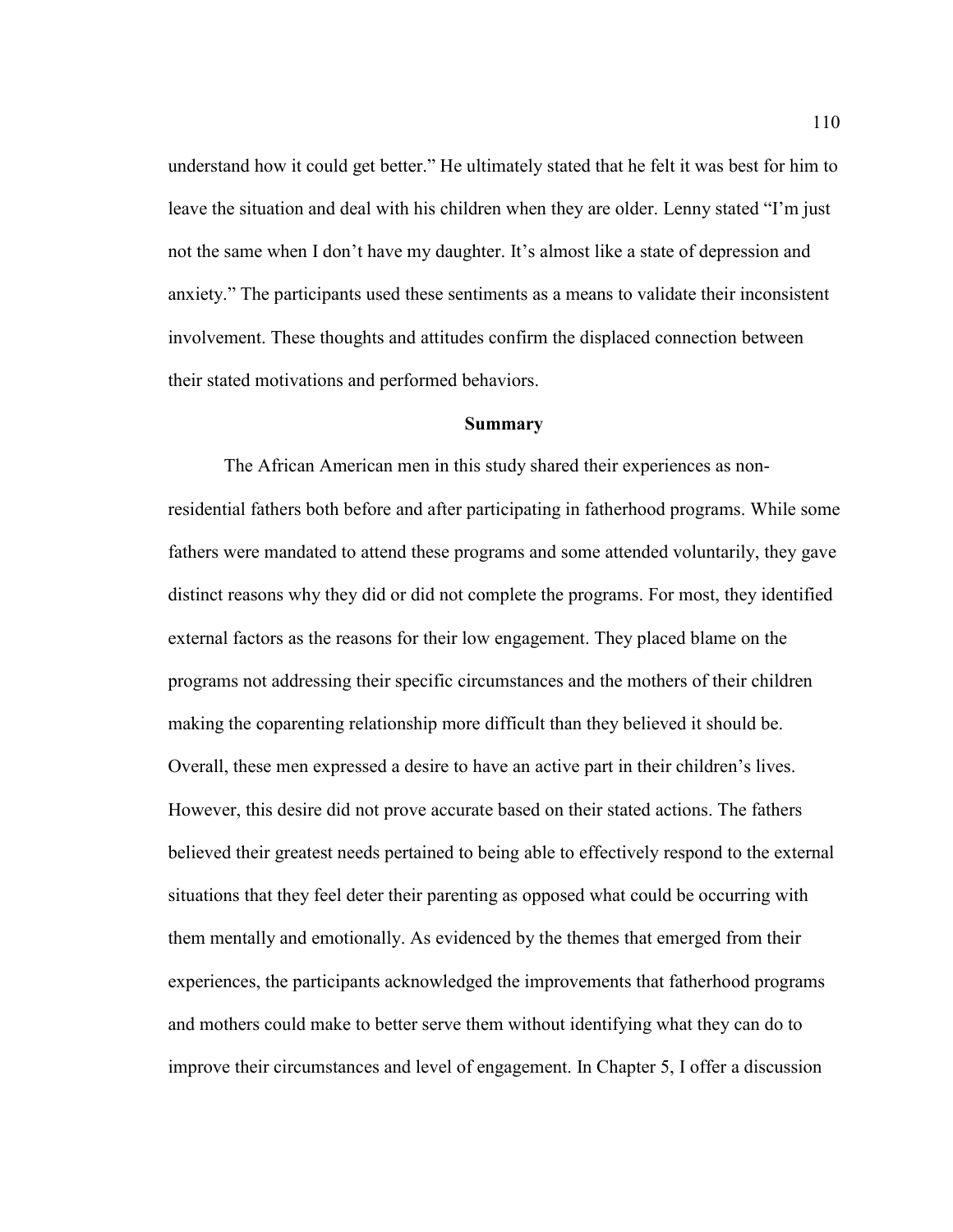understand how it could get better." He ultimately stated that he felt it was best for him to leave the situation and deal with his children when they are older. Lenny stated "I'm just not the same when I don't have my daughter. It's almost like a state of depression and anxiety." The participants used these sentiments as a means to validate their inconsistent involvement. These thoughts and attitudes confirm the displaced connection between their stated motivations and performed behaviors.

## Summary

The African American men in this study shared their experiences as non-residential fathers both before and after participating in fatherhood programs. While some fathers were mandated to attend these programs and some attended voluntarily, they gave distinct reasons why they did or did not complete the programs. For most, they identified external factors as the reasons for their low engagement. They placed blame on the programs not addressing their specific circumstances and the mothers of their children making the coparenting relationship more difficult than they believed it should be. Overall, these men expressed a desire to have an active part in their children's lives. However, this desire did not prove accurate based on their stated actions. The fathers believed their greatest needs pertained to being able to effectively respond to the external situations that they feel deter their parenting as opposed what could be occurring with them mentally and emotionally. As evidenced by the themes that emerged from their experiences, the participants acknowledged the improvements that fatherhood programs and mothers could make to better serve them without identifying what they can do to improve their circumstances and level of engagement. In Chapter 5, I offer a discussion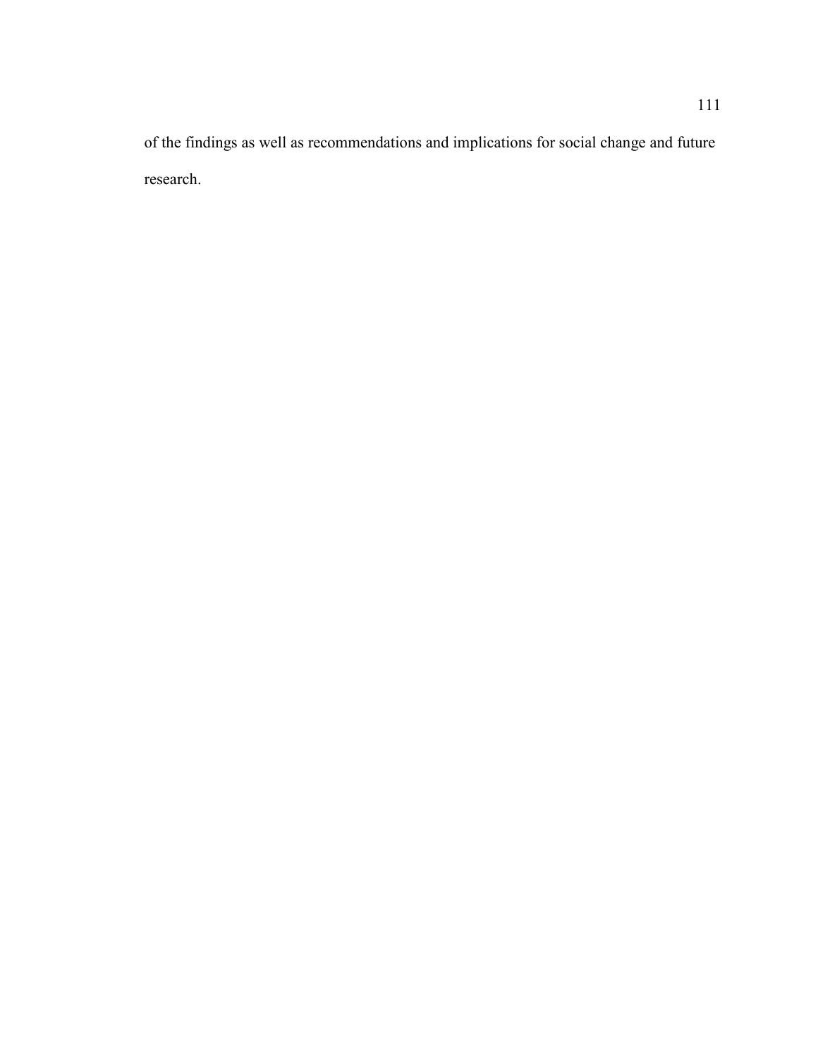of the findings as well as recommendations and implications for social change and future research.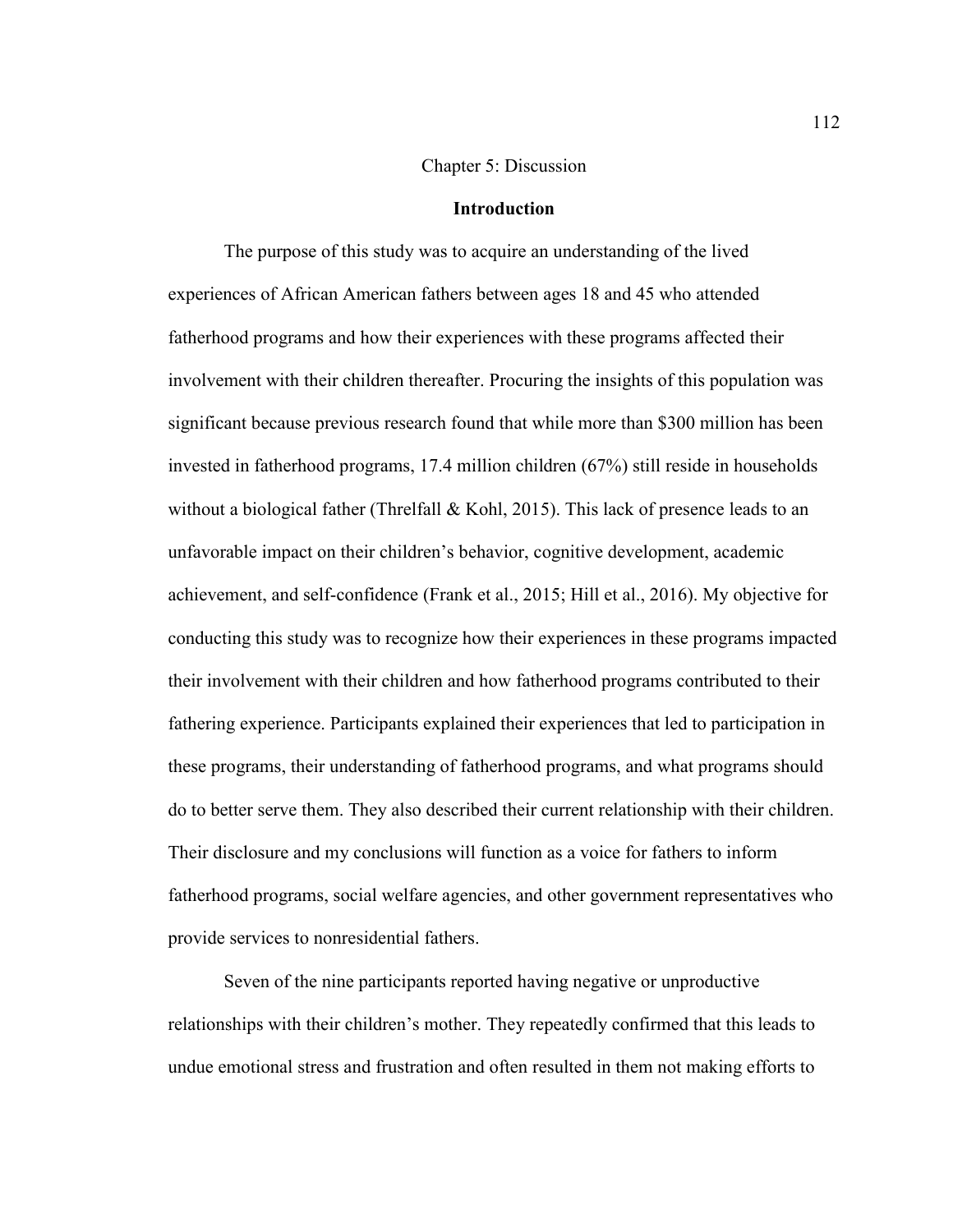# Chapter 5: Discussion

## Introduction

The purpose of this study was to acquire an understanding of the lived experiences of African American fathers between ages 18 and 45 who attended fatherhood programs and how their experiences with these programs affected their involvement with their children thereafter. Procuring the insights of this population was significant because previous research found that while more than $300 million has been invested in fatherhood programs, 17.4 million children (67%) still reside in households without a biological father (Threlfall & Kohl, 2015). This lack of presence leads to an unfavorable impact on their children's behavior, cognitive development, academic achievement, and self-confidence (Frank et al., 2015; Hill et al., 2016). My objective for conducting this study was to recognize how their experiences in these programs impacted their involvement with their children and how fatherhood programs contributed to their fathering experience. Participants explained their experiences that led to participation in these programs, their understanding of fatherhood programs, and what programs should do to better serve them. They also described their current relationship with their children. Their disclosure and my conclusions will function as a voice for fathers to inform fatherhood programs, social welfare agencies, and other government representatives who provide services to nonresidential fathers.

Seven of the nine participants reported having negative or unproductive relationships with their children's mother. They repeatedly confirmed that this leads to undue emotional stress and frustration and often resulted in them not making efforts to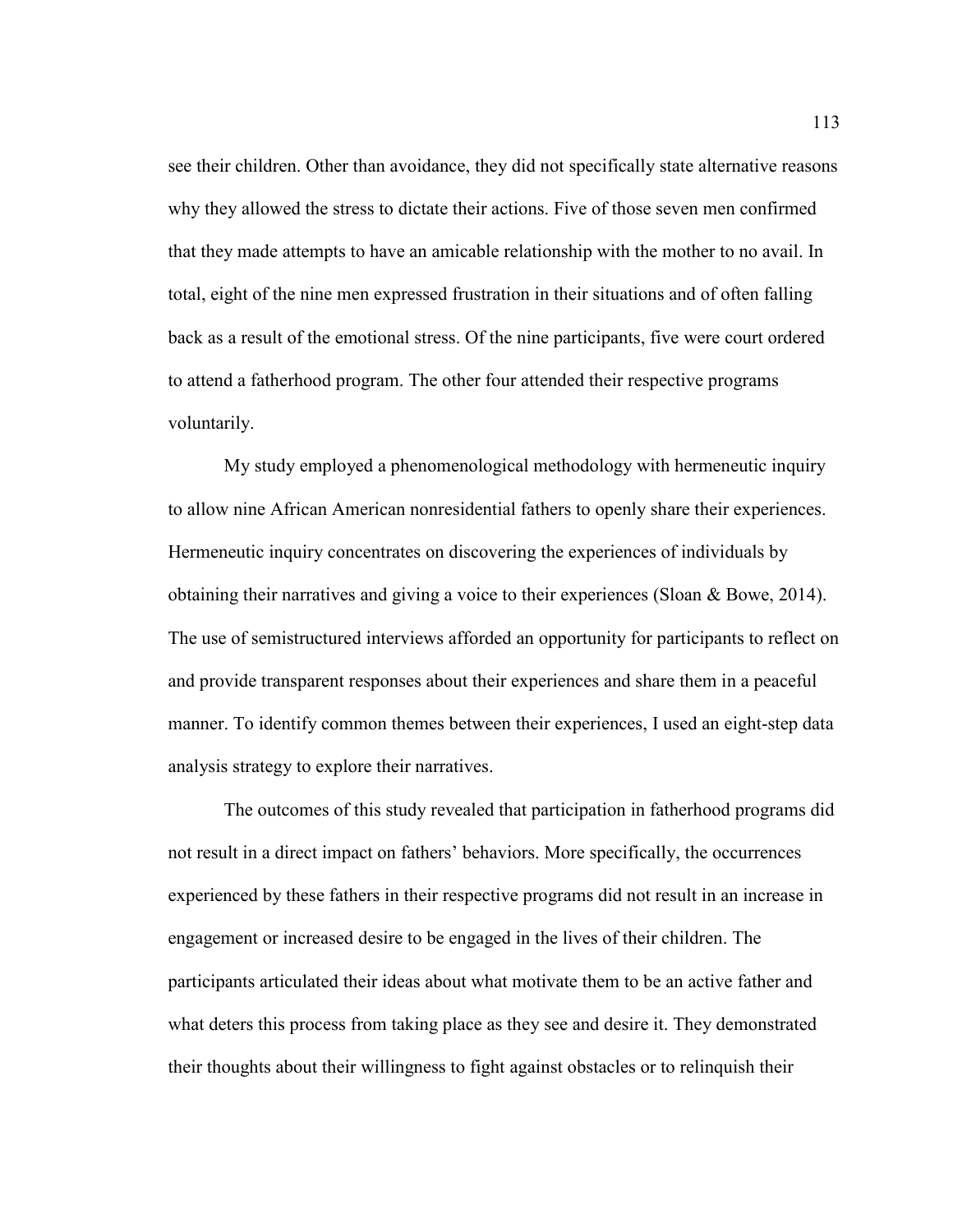see their children. Other than avoidance, they did not specifically state alternative reasons why they allowed the stress to dictate their actions. Five of those seven men confirmed that they made attempts to have an amicable relationship with the mother to no avail. In total, eight of the nine men expressed frustration in their situations and of often falling back as a result of the emotional stress. Of the nine participants, five were court ordered to attend a fatherhood program. The other four attended their respective programs voluntarily.

My study employed a phenomenological methodology with hermeneutic inquiry to allow nine African American nonresidential fathers to openly share their experiences. Hermeneutic inquiry concentrates on discovering the experiences of individuals by obtaining their narratives and giving a voice to their experiences (Sloan & Bowe, 2014). The use of semistructured interviews afforded an opportunity for participants to reflect on and provide transparent responses about their experiences and share them in a peaceful manner. To identify common themes between their experiences, I used an eight-step data analysis strategy to explore their narratives.

The outcomes of this study revealed that participation in fatherhood programs did not result in a direct impact on fathers' behaviors. More specifically, the occurrences experienced by these fathers in their respective programs did not result in an increase in engagement or increased desire to be engaged in the lives of their children. The participants articulated their ideas about what motivate them to be an active father and what deters this process from taking place as they see and desire it. They demonstrated their thoughts about their willingness to fight against obstacles or to relinquish their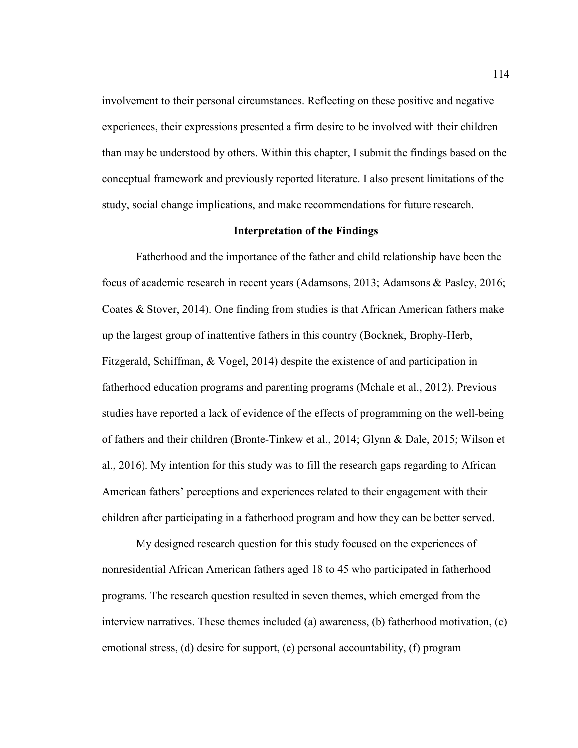involvement to their personal circumstances. Reflecting on these positive and negative experiences, their expressions presented a firm desire to be involved with their children than may be understood by others. Within this chapter, I submit the findings based on the conceptual framework and previously reported literature. I also present limitations of the study, social change implications, and make recommendations for future research.

## Interpretation of the Findings

Fatherhood and the importance of the father and child relationship have been the focus of academic research in recent years (Adamsons, 2013; Adamsons & Pasley, 2016; Coates & Stover, 2014). One finding from studies is that African American fathers make up the largest group of inattentive fathers in this country (Bocknek, Brophy-Herb, Fitzgerald, Schiffman, & Vogel, 2014) despite the existence of and participation in fatherhood education programs and parenting programs (Mchale et al., 2012). Previous studies have reported a lack of evidence of the effects of programming on the well-being of fathers and their children (Bronte-Tinkew et al., 2014; Glynn & Dale, 2015; Wilson et al., 2016). My intention for this study was to fill the research gaps regarding to African American fathers' perceptions and experiences related to their engagement with their children after participating in a fatherhood program and how they can be better served.

My designed research question for this study focused on the experiences of nonresidential African American fathers aged 18 to 45 who participated in fatherhood programs. The research question resulted in seven themes, which emerged from the interview narratives. These themes included (a) awareness, (b) fatherhood motivation, (c) emotional stress, (d) desire for support, (e) personal accountability, (f) program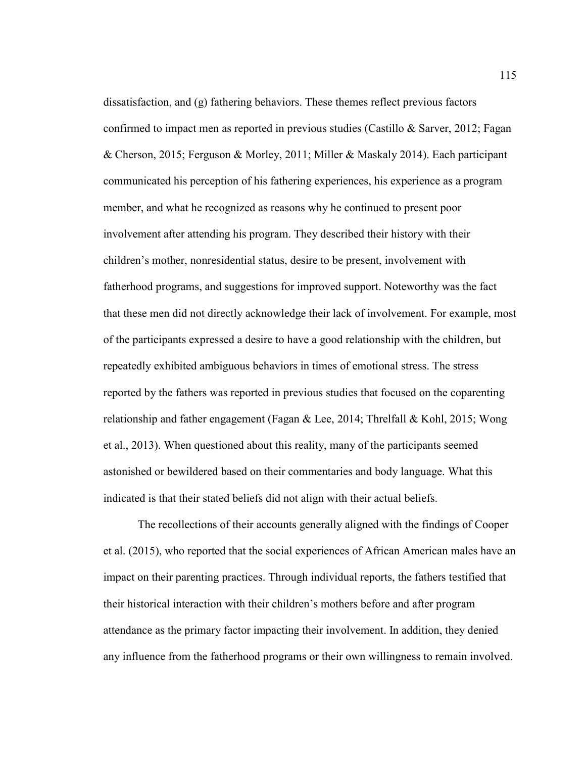dissatisfaction, and (g) fathering behaviors. These themes reflect previous factors confirmed to impact men as reported in previous studies (Castillo & Sarver, 2012; Fagan & Cherson, 2015; Ferguson & Morley, 2011; Miller & Maskaly 2014). Each participant communicated his perception of his fathering experiences, his experience as a program member, and what he recognized as reasons why he continued to present poor involvement after attending his program. They described their history with their children's mother, nonresidential status, desire to be present, involvement with fatherhood programs, and suggestions for improved support. Noteworthy was the fact that these men did not directly acknowledge their lack of involvement. For example, most of the participants expressed a desire to have a good relationship with the children, but repeatedly exhibited ambiguous behaviors in times of emotional stress. The stress reported by the fathers was reported in previous studies that focused on the coparenting relationship and father engagement (Fagan & Lee, 2014; Threlfall & Kohl, 2015; Wong et al., 2013). When questioned about this reality, many of the participants seemed astonished or bewildered based on their commentaries and body language. What this indicated is that their stated beliefs did not align with their actual beliefs.

The recollections of their accounts generally aligned with the findings of Cooper et al. (2015), who reported that the social experiences of African American males have an impact on their parenting practices. Through individual reports, the fathers testified that their historical interaction with their children's mothers before and after program attendance as the primary factor impacting their involvement. In addition, they denied any influence from the fatherhood programs or their own willingness to remain involved.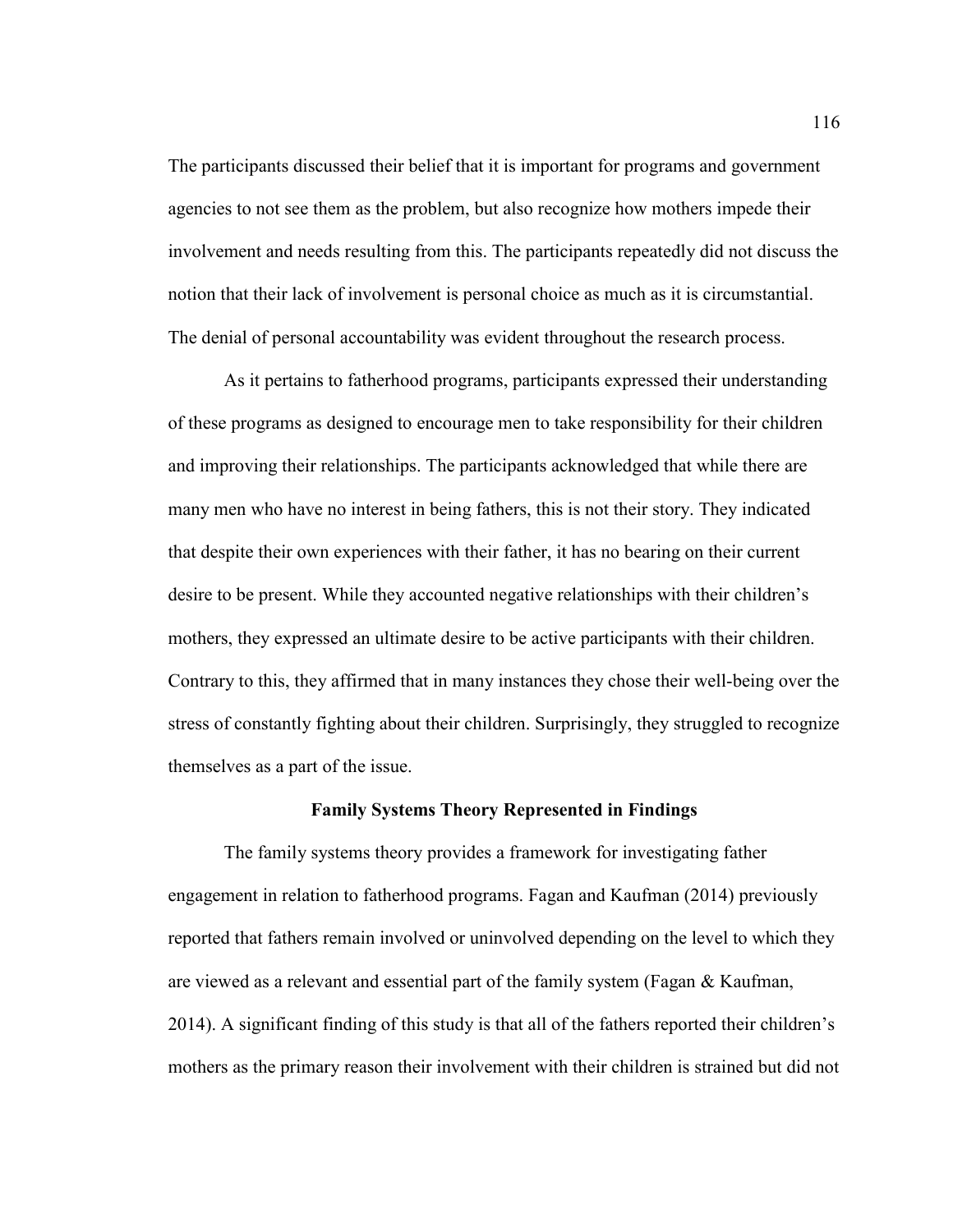The participants discussed their belief that it is important for programs and government agencies to not see them as the problem, but also recognize how mothers impede their involvement and needs resulting from this. The participants repeatedly did not discuss the notion that their lack of involvement is personal choice as much as it is circumstantial. The denial of personal accountability was evident throughout the research process.

As it pertains to fatherhood programs, participants expressed their understanding of these programs as designed to encourage men to take responsibility for their children and improving their relationships. The participants acknowledged that while there are many men who have no interest in being fathers, this is not their story. They indicated that despite their own experiences with their father, it has no bearing on their current desire to be present. While they accounted negative relationships with their children's mothers, they expressed an ultimate desire to be active participants with their children. Contrary to this, they affirmed that in many instances they chose their well-being over the stress of constantly fighting about their children. Surprisingly, they struggled to recognize themselves as a part of the issue.

## Family Systems Theory Represented in Findings

The family systems theory provides a framework for investigating father engagement in relation to fatherhood programs. Fagan and Kaufman (2014) previously reported that fathers remain involved or uninvolved depending on the level to which they are viewed as a relevant and essential part of the family system (Fagan & Kaufman, 2014). A significant finding of this study is that all of the fathers reported their children's mothers as the primary reason their involvement with their children is strained but did not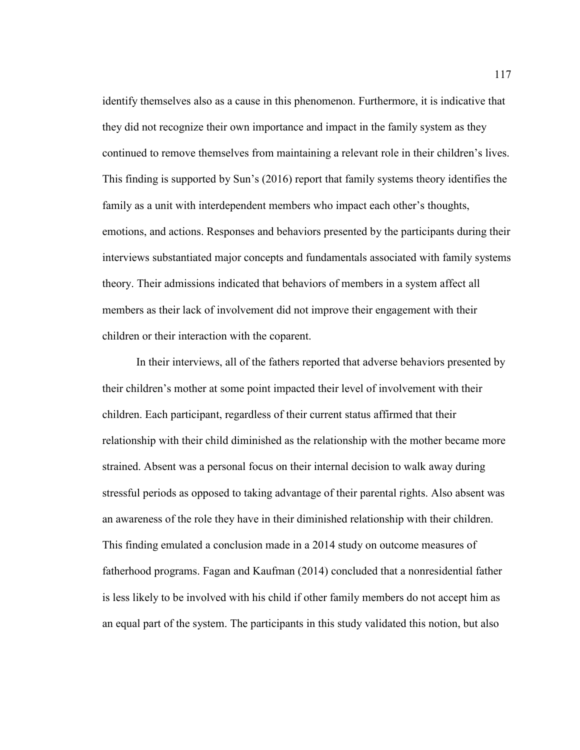identify themselves also as a cause in this phenomenon. Furthermore, it is indicative that they did not recognize their own importance and impact in the family system as they continued to remove themselves from maintaining a relevant role in their children's lives. This finding is supported by Sun's (2016) report that family systems theory identifies the family as a unit with interdependent members who impact each other's thoughts, emotions, and actions. Responses and behaviors presented by the participants during their interviews substantiated major concepts and fundamentals associated with family systems theory. Their admissions indicated that behaviors of members in a system affect all members as their lack of involvement did not improve their engagement with their children or their interaction with the coparent.

In their interviews, all of the fathers reported that adverse behaviors presented by their children's mother at some point impacted their level of involvement with their children. Each participant, regardless of their current status affirmed that their relationship with their child diminished as the relationship with the mother became more strained. Absent was a personal focus on their internal decision to walk away during stressful periods as opposed to taking advantage of their parental rights. Also absent was an awareness of the role they have in their diminished relationship with their children. This finding emulated a conclusion made in a 2014 study on outcome measures of fatherhood programs. Fagan and Kaufman (2014) concluded that a nonresidential father is less likely to be involved with his child if other family members do not accept him as an equal part of the system. The participants in this study validated this notion, but also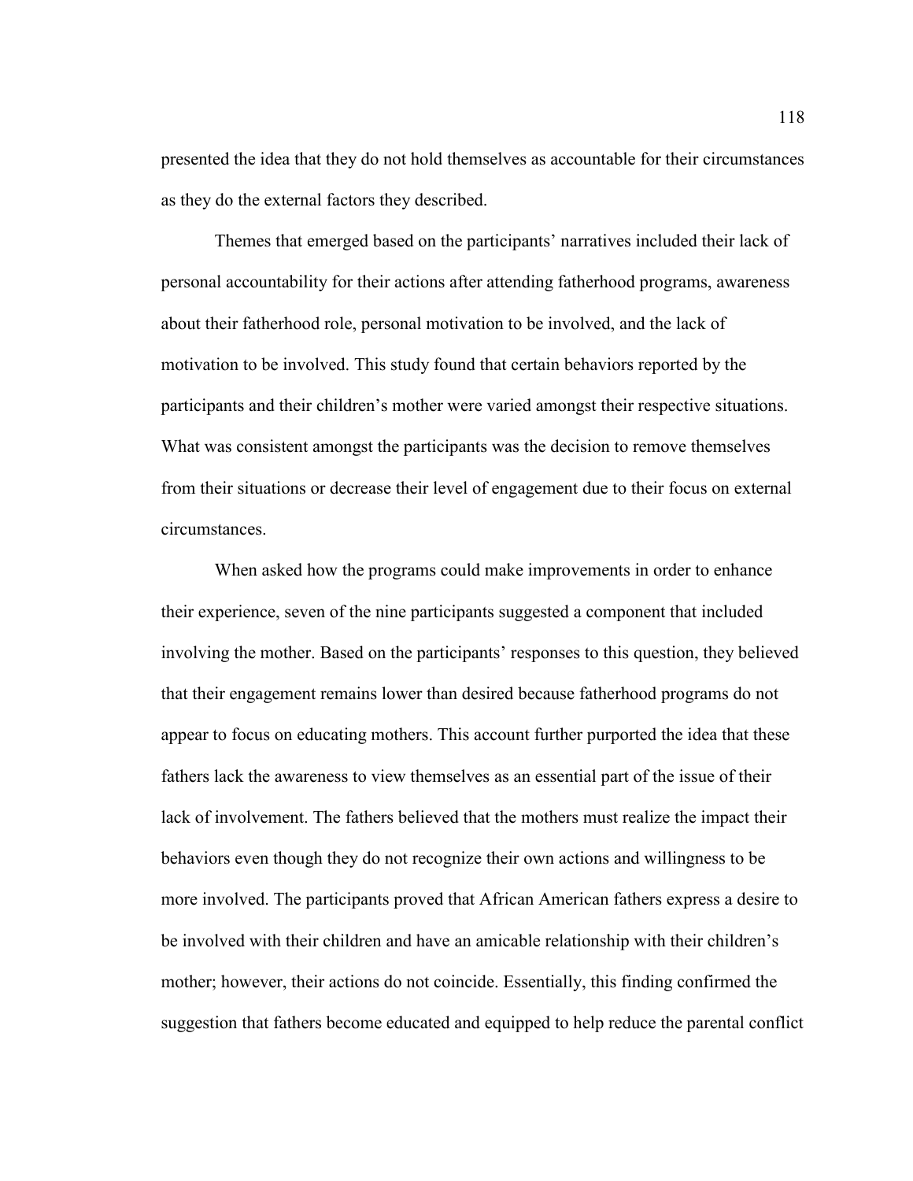presented the idea that they do not hold themselves as accountable for their circumstances as they do the external factors they described.

Themes that emerged based on the participants' narratives included their lack of personal accountability for their actions after attending fatherhood programs, awareness about their fatherhood role, personal motivation to be involved, and the lack of motivation to be involved. This study found that certain behaviors reported by the participants and their children's mother were varied amongst their respective situations. What was consistent amongst the participants was the decision to remove themselves from their situations or decrease their level of engagement due to their focus on external circumstances.

When asked how the programs could make improvements in order to enhance their experience, seven of the nine participants suggested a component that included involving the mother. Based on the participants' responses to this question, they believed that their engagement remains lower than desired because fatherhood programs do not appear to focus on educating mothers. This account further purported the idea that these fathers lack the awareness to view themselves as an essential part of the issue of their lack of involvement. The fathers believed that the mothers must realize the impact their behaviors even though they do not recognize their own actions and willingness to be more involved. The participants proved that African American fathers express a desire to be involved with their children and have an amicable relationship with their children's mother; however, their actions do not coincide. Essentially, this finding confirmed the suggestion that fathers become educated and equipped to help reduce the parental conflict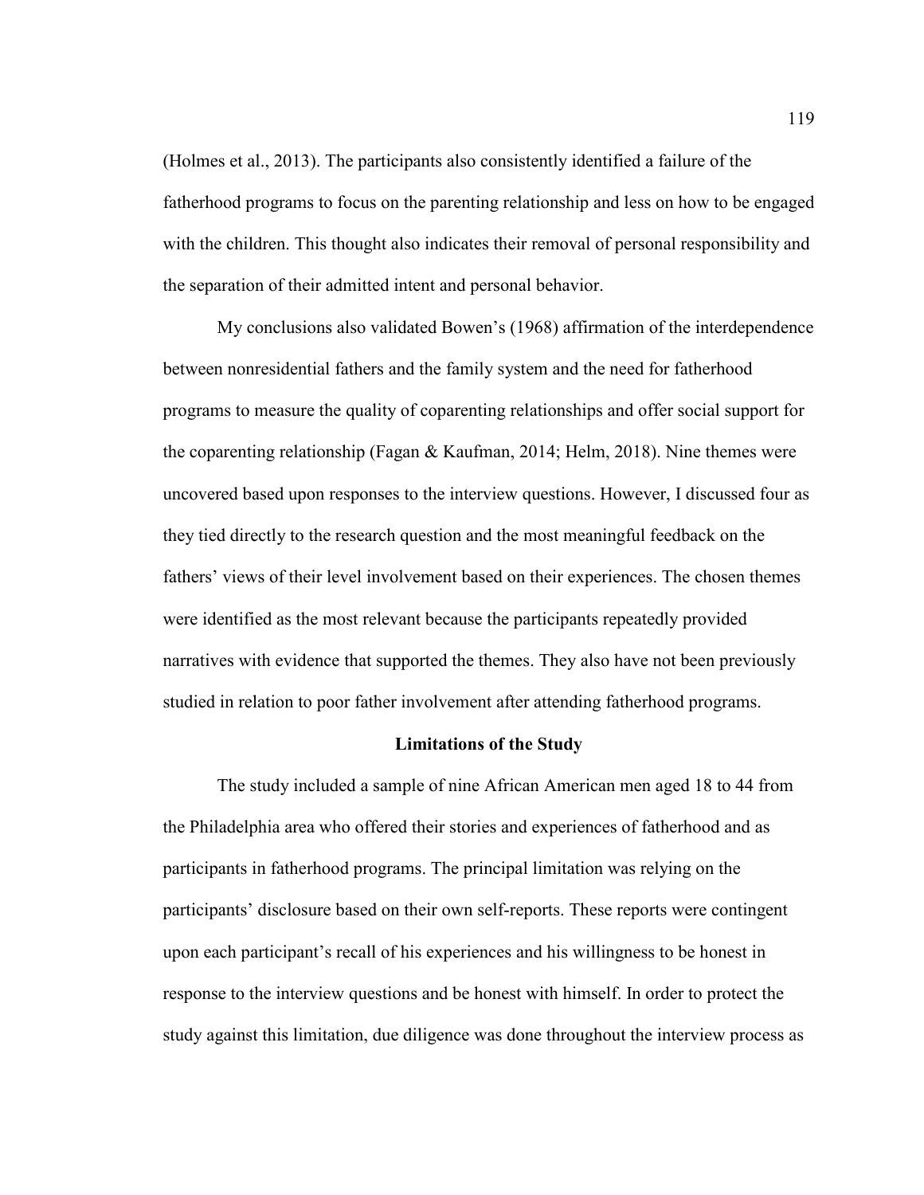(Holmes et al., 2013). The participants also consistently identified a failure of the fatherhood programs to focus on the parenting relationship and less on how to be engaged with the children. This thought also indicates their removal of personal responsibility and the separation of their admitted intent and personal behavior.

My conclusions also validated Bowen's (1968) affirmation of the interdependence between nonresidential fathers and the family system and the need for fatherhood programs to measure the quality of coparenting relationships and offer social support for the coparenting relationship (Fagan & Kaufman, 2014; Helm, 2018). Nine themes were uncovered based upon responses to the interview questions. However, I discussed four as they tied directly to the research question and the most meaningful feedback on the fathers' views of their level involvement based on their experiences. The chosen themes were identified as the most relevant because the participants repeatedly provided narratives with evidence that supported the themes. They also have not been previously studied in relation to poor father involvement after attending fatherhood programs.

## Limitations of the Study

The study included a sample of nine African American men aged 18 to 44 from the Philadelphia area who offered their stories and experiences of fatherhood and as participants in fatherhood programs. The principal limitation was relying on the participants' disclosure based on their own self-reports. These reports were contingent upon each participant's recall of his experiences and his willingness to be honest in response to the interview questions and be honest with himself. In order to protect the study against this limitation, due diligence was done throughout the interview process as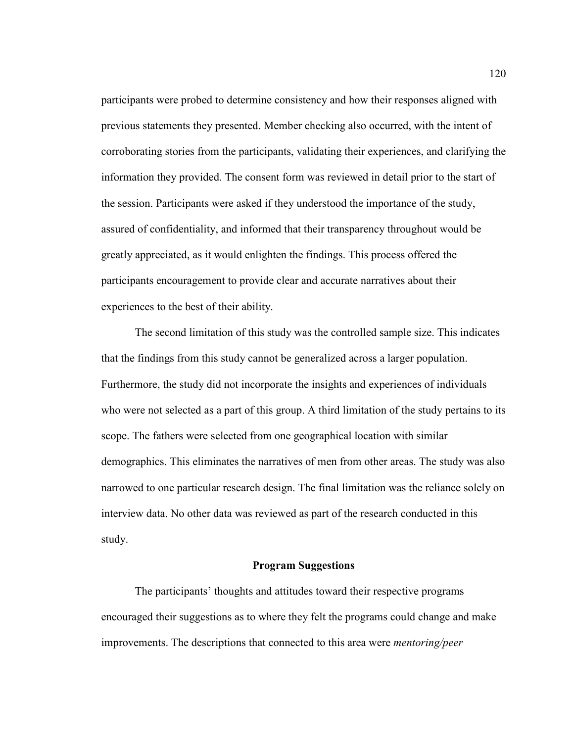participants were probed to determine consistency and how their responses aligned with previous statements they presented. Member checking also occurred, with the intent of corroborating stories from the participants, validating their experiences, and clarifying the information they provided. The consent form was reviewed in detail prior to the start of the session. Participants were asked if they understood the importance of the study, assured of confidentiality, and informed that their transparency throughout would be greatly appreciated, as it would enlighten the findings. This process offered the participants encouragement to provide clear and accurate narratives about their experiences to the best of their ability.

The second limitation of this study was the controlled sample size. This indicates that the findings from this study cannot be generalized across a larger population. Furthermore, the study did not incorporate the insights and experiences of individuals who were not selected as a part of this group. A third limitation of the study pertains to its scope. The fathers were selected from one geographical location with similar demographics. This eliminates the narratives of men from other areas. The study was also narrowed to one particular research design. The final limitation was the reliance solely on interview data. No other data was reviewed as part of the research conducted in this study.

## Program Suggestions

The participants' thoughts and attitudes toward their respective programs encouraged their suggestions as to where they felt the programs could change and make improvements. The descriptions that connected to this area were *mentoring/peer*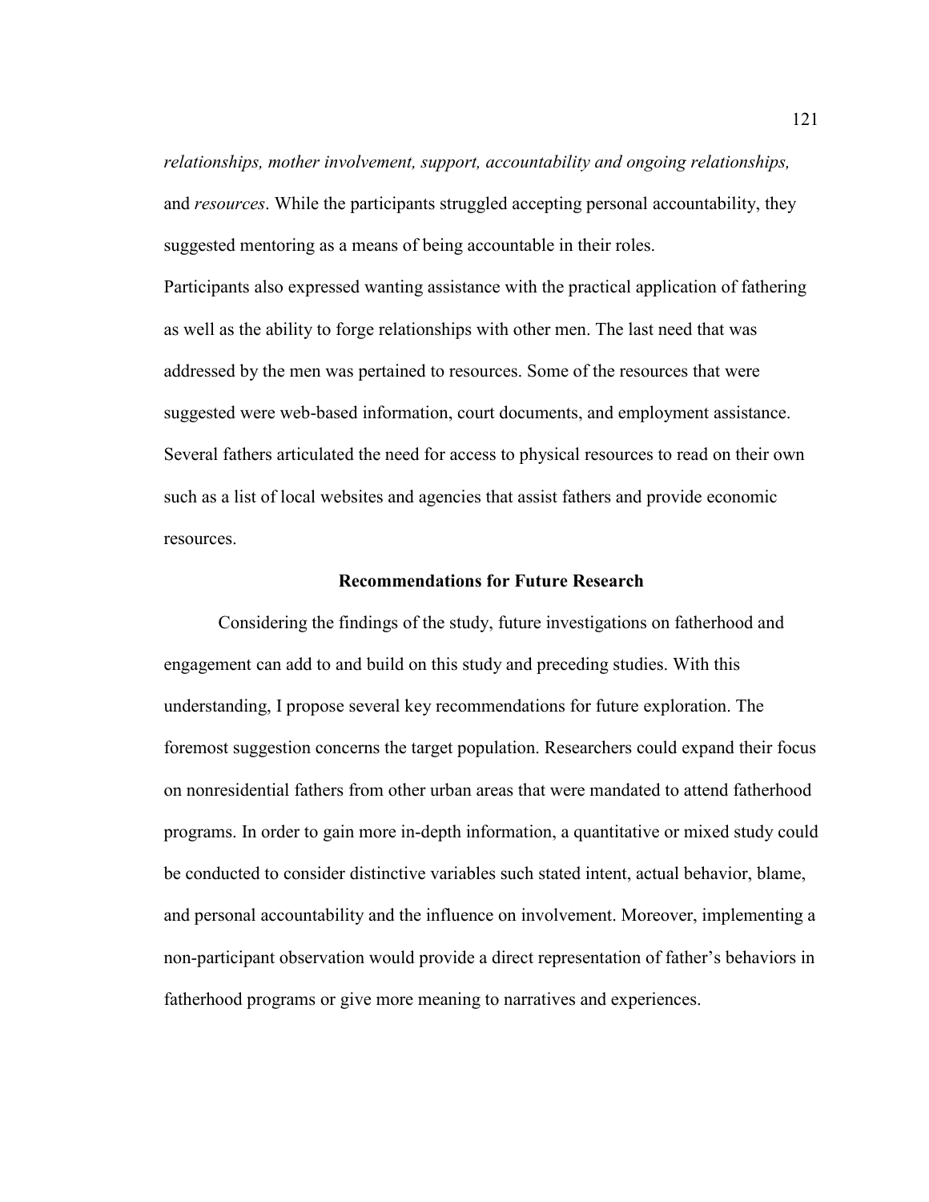*relationships, mother involvement, support, accountability and ongoing relationships,* and *resources*. While the participants struggled accepting personal accountability, they suggested mentoring as a means of being accountable in their roles.

Participants also expressed wanting assistance with the practical application of fathering as well as the ability to forge relationships with other men. The last need that was addressed by the men was pertained to resources. Some of the resources that were suggested were web-based information, court documents, and employment assistance. Several fathers articulated the need for access to physical resources to read on their own such as a list of local websites and agencies that assist fathers and provide economic resources.

## Recommendations for Future Research

Considering the findings of the study, future investigations on fatherhood and engagement can add to and build on this study and preceding studies. With this understanding, I propose several key recommendations for future exploration. The foremost suggestion concerns the target population. Researchers could expand their focus on nonresidential fathers from other urban areas that were mandated to attend fatherhood programs. In order to gain more in-depth information, a quantitative or mixed study could be conducted to consider distinctive variables such stated intent, actual behavior, blame, and personal accountability and the influence on involvement. Moreover, implementing a non-participant observation would provide a direct representation of father's behaviors in fatherhood programs or give more meaning to narratives and experiences.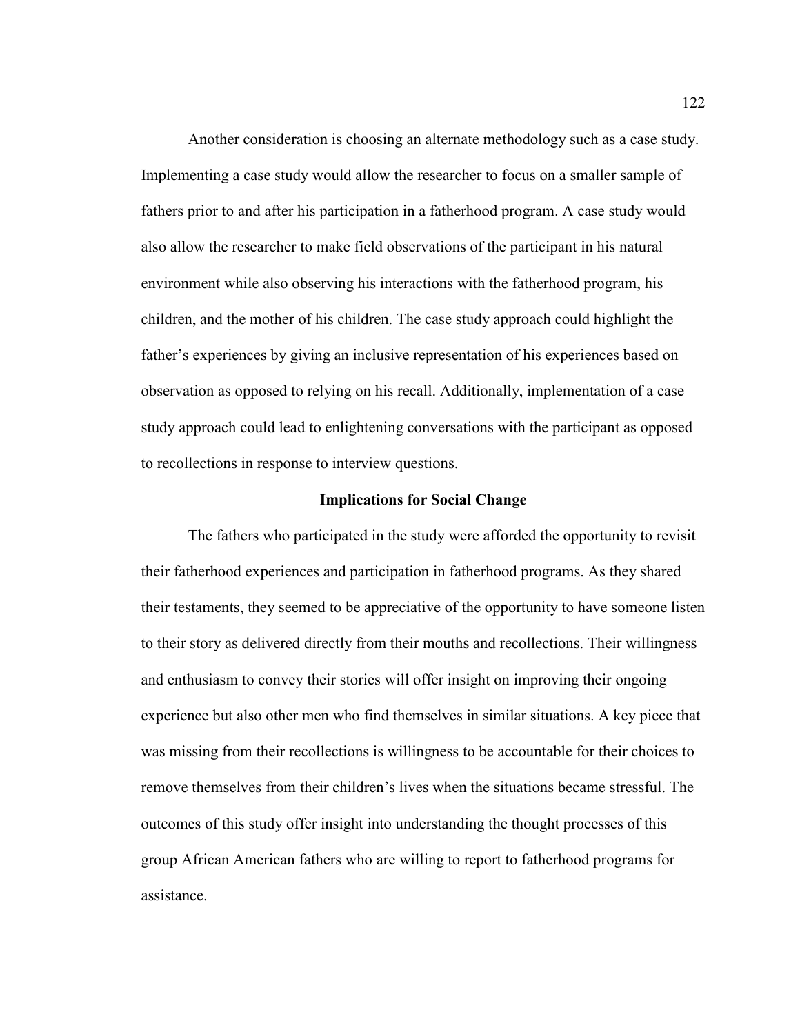Another consideration is choosing an alternate methodology such as a case study. Implementing a case study would allow the researcher to focus on a smaller sample of fathers prior to and after his participation in a fatherhood program. A case study would also allow the researcher to make field observations of the participant in his natural environment while also observing his interactions with the fatherhood program, his children, and the mother of his children. The case study approach could highlight the father's experiences by giving an inclusive representation of his experiences based on observation as opposed to relying on his recall. Additionally, implementation of a case study approach could lead to enlightening conversations with the participant as opposed to recollections in response to interview questions.

## Implications for Social Change

The fathers who participated in the study were afforded the opportunity to revisit their fatherhood experiences and participation in fatherhood programs. As they shared their testaments, they seemed to be appreciative of the opportunity to have someone listen to their story as delivered directly from their mouths and recollections. Their willingness and enthusiasm to convey their stories will offer insight on improving their ongoing experience but also other men who find themselves in similar situations. A key piece that was missing from their recollections is willingness to be accountable for their choices to remove themselves from their children's lives when the situations became stressful. The outcomes of this study offer insight into understanding the thought processes of this group African American fathers who are willing to report to fatherhood programs for assistance.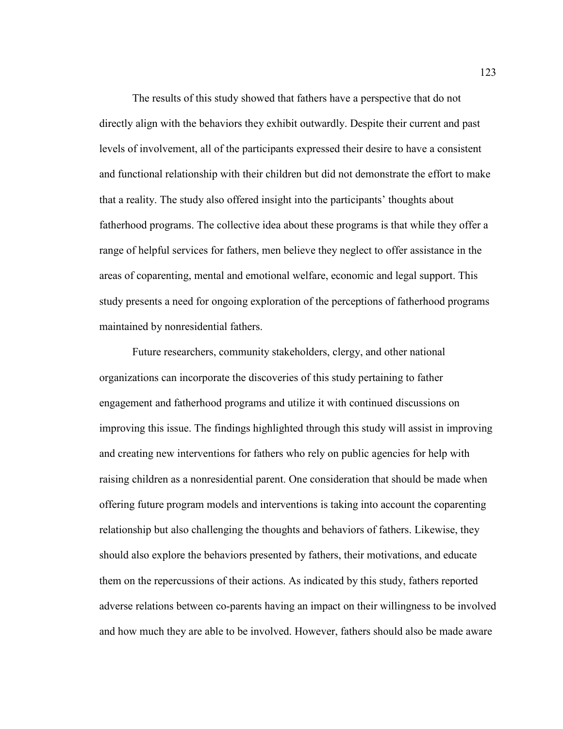The results of this study showed that fathers have a perspective that do not directly align with the behaviors they exhibit outwardly. Despite their current and past levels of involvement, all of the participants expressed their desire to have a consistent and functional relationship with their children but did not demonstrate the effort to make that a reality. The study also offered insight into the participants' thoughts about fatherhood programs. The collective idea about these programs is that while they offer a range of helpful services for fathers, men believe they neglect to offer assistance in the areas of coparenting, mental and emotional welfare, economic and legal support. This study presents a need for ongoing exploration of the perceptions of fatherhood programs maintained by nonresidential fathers.

Future researchers, community stakeholders, clergy, and other national organizations can incorporate the discoveries of this study pertaining to father engagement and fatherhood programs and utilize it with continued discussions on improving this issue. The findings highlighted through this study will assist in improving and creating new interventions for fathers who rely on public agencies for help with raising children as a nonresidential parent. One consideration that should be made when offering future program models and interventions is taking into account the coparenting relationship but also challenging the thoughts and behaviors of fathers. Likewise, they should also explore the behaviors presented by fathers, their motivations, and educate them on the repercussions of their actions. As indicated by this study, fathers reported adverse relations between co-parents having an impact on their willingness to be involved and how much they are able to be involved. However, fathers should also be made aware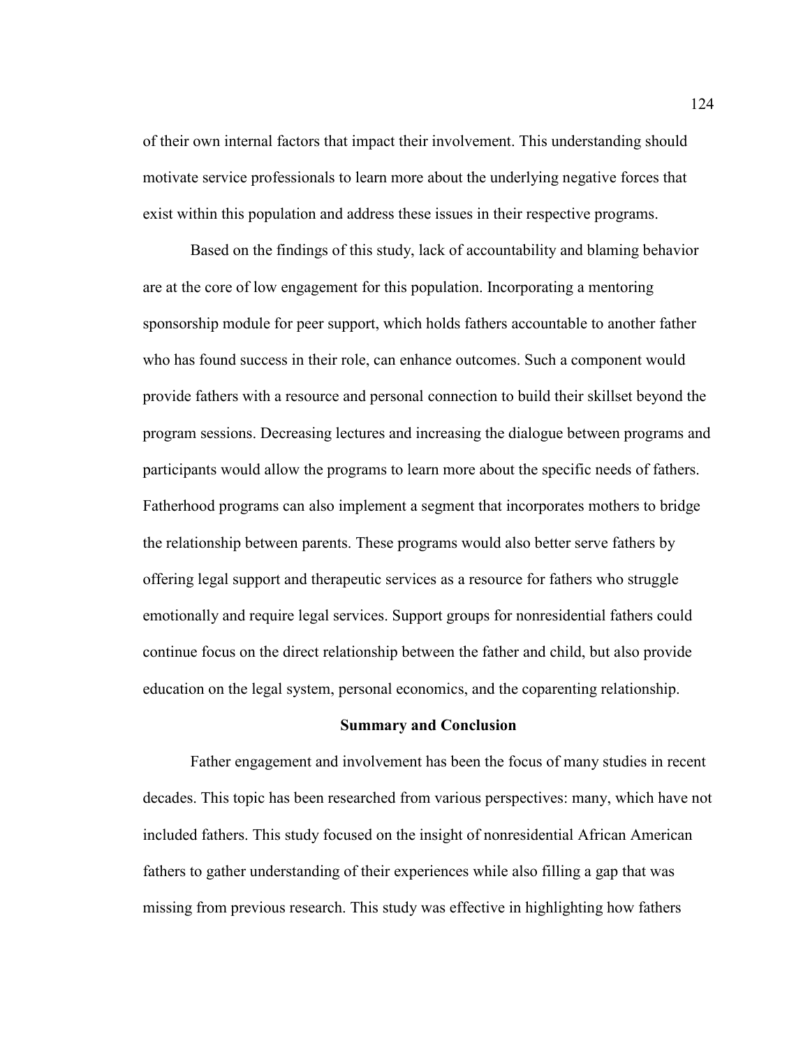of their own internal factors that impact their involvement. This understanding should motivate service professionals to learn more about the underlying negative forces that exist within this population and address these issues in their respective programs.

Based on the findings of this study, lack of accountability and blaming behavior are at the core of low engagement for this population. Incorporating a mentoring sponsorship module for peer support, which holds fathers accountable to another father who has found success in their role, can enhance outcomes. Such a component would provide fathers with a resource and personal connection to build their skillset beyond the program sessions. Decreasing lectures and increasing the dialogue between programs and participants would allow the programs to learn more about the specific needs of fathers. Fatherhood programs can also implement a segment that incorporates mothers to bridge the relationship between parents. These programs would also better serve fathers by offering legal support and therapeutic services as a resource for fathers who struggle emotionally and require legal services. Support groups for nonresidential fathers could continue focus on the direct relationship between the father and child, but also provide education on the legal system, personal economics, and the coparenting relationship.

## Summary and Conclusion

Father engagement and involvement has been the focus of many studies in recent decades. This topic has been researched from various perspectives: many, which have not included fathers. This study focused on the insight of nonresidential African American fathers to gather understanding of their experiences while also filling a gap that was missing from previous research. This study was effective in highlighting how fathers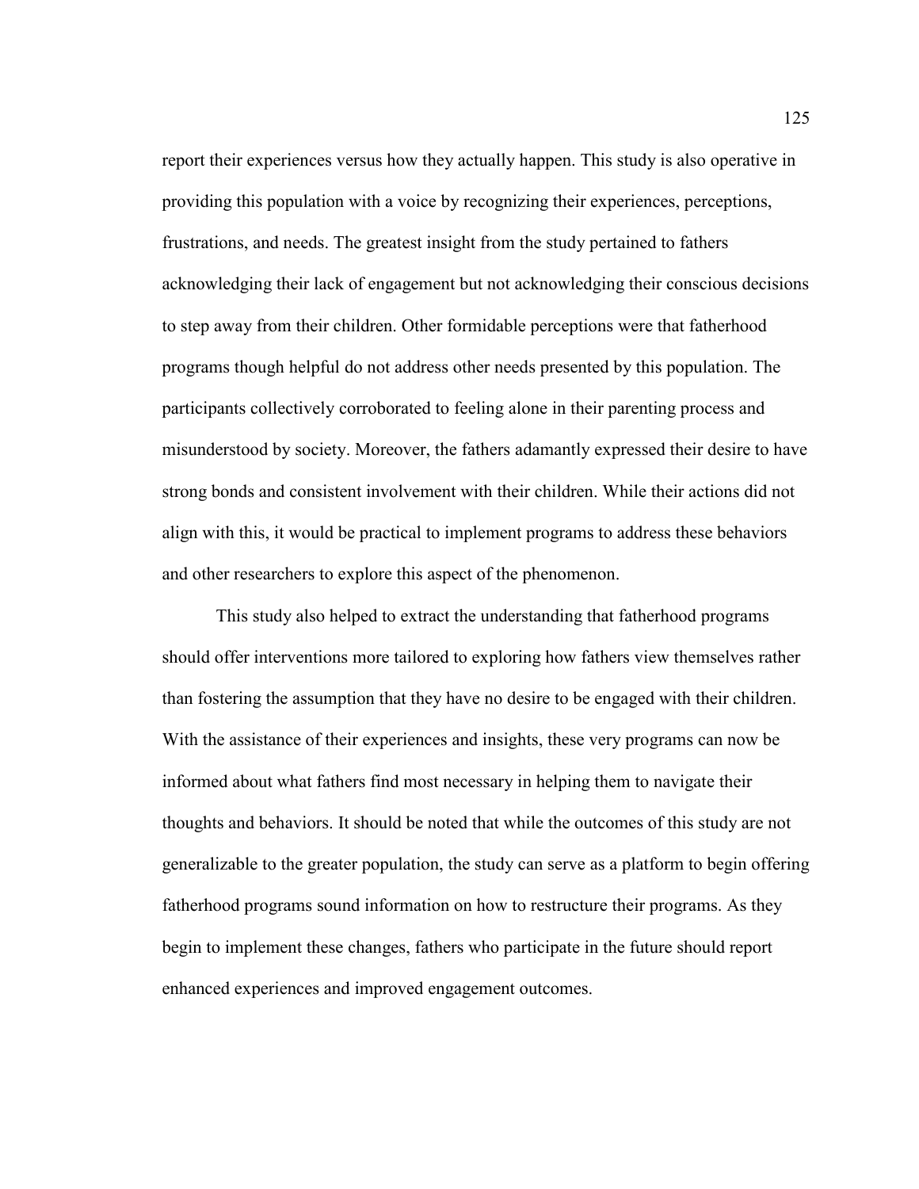report their experiences versus how they actually happen. This study is also operative in providing this population with a voice by recognizing their experiences, perceptions, frustrations, and needs. The greatest insight from the study pertained to fathers acknowledging their lack of engagement but not acknowledging their conscious decisions to step away from their children. Other formidable perceptions were that fatherhood programs though helpful do not address other needs presented by this population. The participants collectively corroborated to feeling alone in their parenting process and misunderstood by society. Moreover, the fathers adamantly expressed their desire to have strong bonds and consistent involvement with their children. While their actions did not align with this, it would be practical to implement programs to address these behaviors and other researchers to explore this aspect of the phenomenon.

This study also helped to extract the understanding that fatherhood programs should offer interventions more tailored to exploring how fathers view themselves rather than fostering the assumption that they have no desire to be engaged with their children. With the assistance of their experiences and insights, these very programs can now be informed about what fathers find most necessary in helping them to navigate their thoughts and behaviors. It should be noted that while the outcomes of this study are not generalizable to the greater population, the study can serve as a platform to begin offering fatherhood programs sound information on how to restructure their programs. As they begin to implement these changes, fathers who participate in the future should report enhanced experiences and improved engagement outcomes.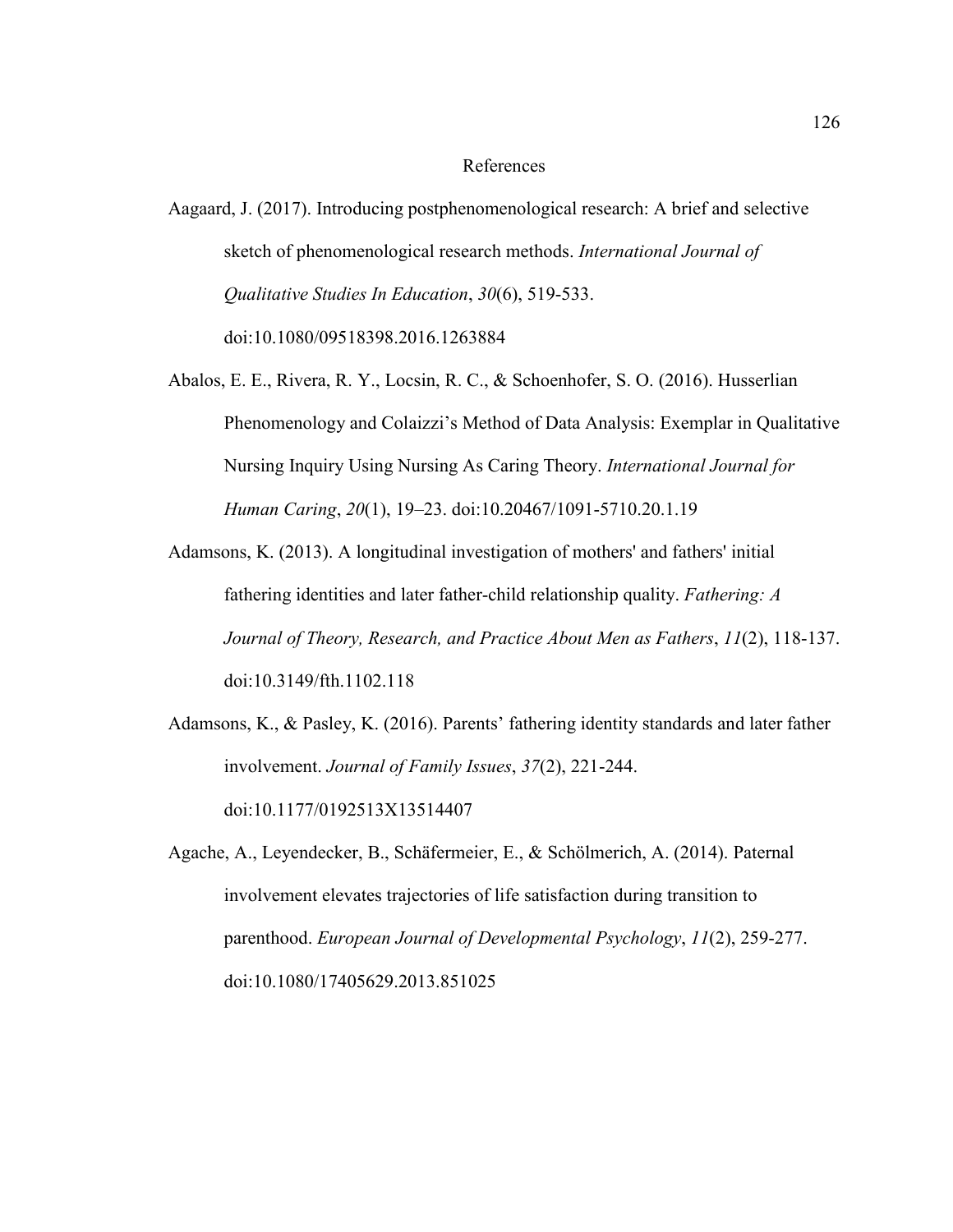# References

Aagaard, J. (2017). Introducing postphenomenological research: A brief and selective sketch of phenomenological research methods. *International Journal of Qualitative Studies In Education*, *30*(6), 519-533. doi:10.1080/09518398.2016.1263884

Abalos, E. E., Rivera, R. Y., Locsin, R. C., & Schoenhofer, S. O. (2016). Husserlian Phenomenology and Colaizzi's Method of Data Analysis: Exemplar in Qualitative Nursing Inquiry Using Nursing As Caring Theory. *International Journal for Human Caring*, *20*(1), 19–23. doi:10.20467/1091-5710.20.1.19

Adamsons, K. (2013). A longitudinal investigation of mothers' and fathers' initial fathering identities and later father-child relationship quality. *Fathering: A Journal of Theory, Research, and Practice About Men as Fathers*, *11*(2), 118-137. doi:10.3149/fth.1102.118

Adamsons, K., & Pasley, K. (2016). Parents' fathering identity standards and later father involvement. *Journal of Family Issues*, *37*(2), 221-244. doi:10.1177/0192513X13514407

Agache, A., Leyendecker, B., Schäfermeier, E., & Schölmerich, A. (2014). Paternal involvement elevates trajectories of life satisfaction during transition to parenthood. *European Journal of Developmental Psychology*, *11*(2), 259-277. doi:10.1080/17405629.2013.851025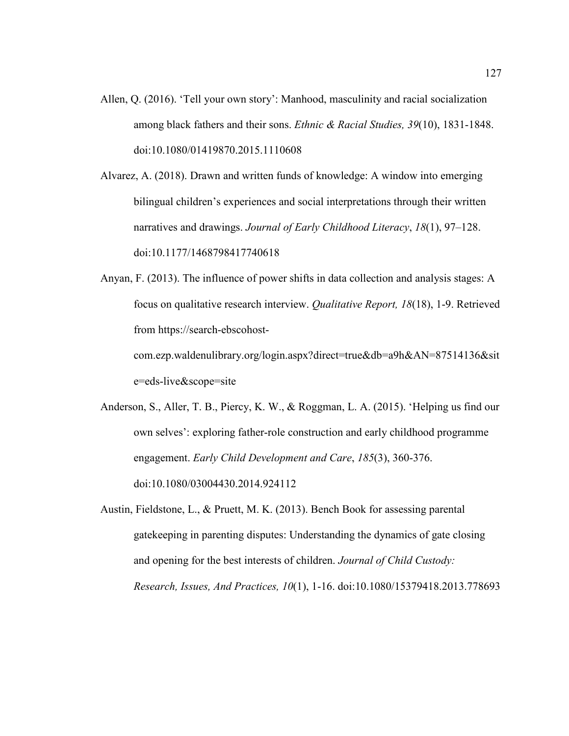Allen, Q. (2016). ‘Tell your own story’: Manhood, masculinity and racial socialization among black fathers and their sons. *Ethnic & Racial Studies, 39*(10), 1831-1848. doi:10.1080/01419870.2015.1110608

Alvarez, A. (2018). Drawn and written funds of knowledge: A window into emerging bilingual children’s experiences and social interpretations through their written narratives and drawings. *Journal of Early Childhood Literacy*, *18*(1), 97–128. doi:10.1177/1468798417740618

Anyan, F. (2013). The influence of power shifts in data collection and analysis stages: A focus on qualitative research interview. *Qualitative Report, 18*(18), 1-9. Retrieved from https://search-ebscohost-com.ezp.waldenulibrary.org/login.aspx?direct=true&db=a9h&AN=87514136&site=eds-live&scope=site

Anderson, S., Aller, T. B., Piercy, K. W., & Roggman, L. A. (2015). ‘Helping us find our own selves’: exploring father-role construction and early childhood programme engagement. *Early Child Development and Care*, *185*(3), 360-376. doi:10.1080/03004430.2014.924112

Austin, Fieldstone, L., & Pruett, M. K. (2013). Bench Book for assessing parental gatekeeping in parenting disputes: Understanding the dynamics of gate closing and opening for the best interests of children. *Journal of Child Custody: Research, Issues, And Practices, 10*(1), 1-16. doi:10.1080/15379418.2013.778693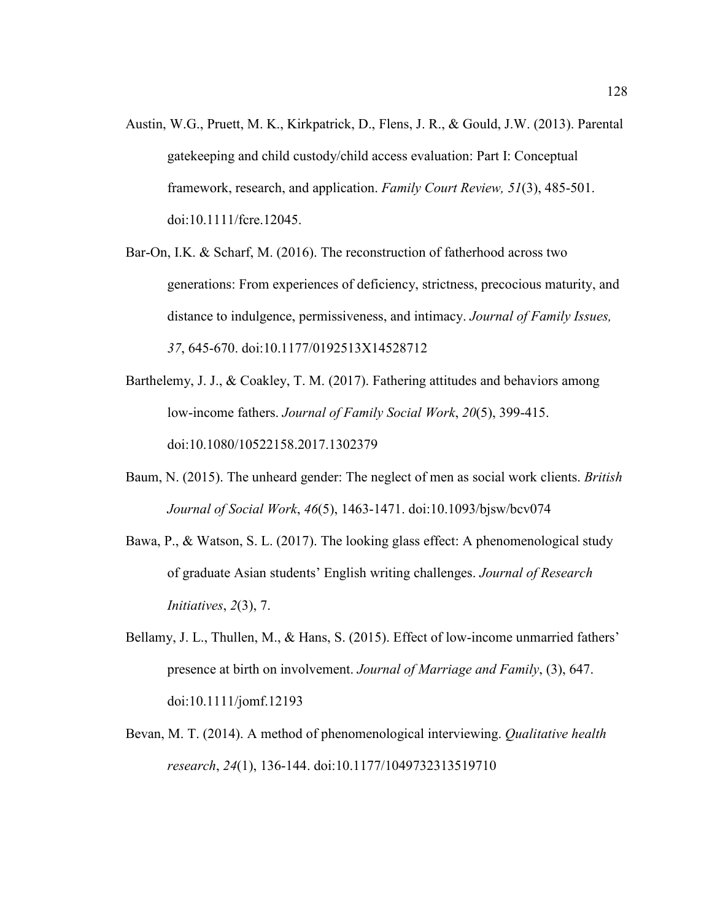Austin, W.G., Pruett, M. K., Kirkpatrick, D., Flens, J. R., & Gould, J.W. (2013). Parental gatekeeping and child custody/child access evaluation: Part I: Conceptual framework, research, and application. *Family Court Review, 51*(3), 485-501. doi:10.1111/fcre.12045.

Bar-On, I.K. & Scharf, M. (2016). The reconstruction of fatherhood across two generations: From experiences of deficiency, strictness, precocious maturity, and distance to indulgence, permissiveness, and intimacy. *Journal of Family Issues, 37*, 645-670. doi:10.1177/0192513X14528712

Barthelemy, J. J., & Coakley, T. M. (2017). Fathering attitudes and behaviors among low-income fathers. *Journal of Family Social Work*, *20*(5), 399-415. doi:10.1080/10522158.2017.1302379

Baum, N. (2015). The unheard gender: The neglect of men as social work clients. *British Journal of Social Work*, *46*(5), 1463-1471. doi:10.1093/bjsw/bcv074

Bawa, P., & Watson, S. L. (2017). The looking glass effect: A phenomenological study of graduate Asian students' English writing challenges. *Journal of Research Initiatives*, *2*(3), 7.

Bellamy, J. L., Thullen, M., & Hans, S. (2015). Effect of low-income unmarried fathers' presence at birth on involvement. *Journal of Marriage and Family*, (3), 647. doi:10.1111/jomf.12193

Bevan, M. T. (2014). A method of phenomenological interviewing. *Qualitative health research*, *24*(1), 136-144. doi:10.1177/1049732313519710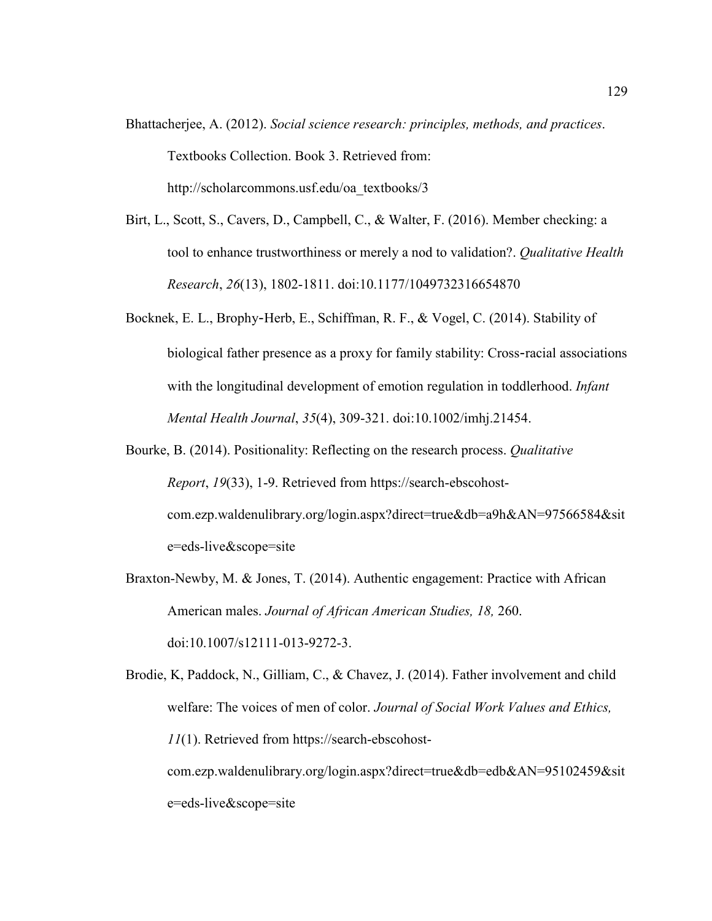Bhattacherjee, A. (2012). *Social science research: principles, methods, and practices*. Textbooks Collection. Book 3. Retrieved from: http://scholarcommons.usf.edu/oa_textbooks/3

Birt, L., Scott, S., Cavers, D., Campbell, C., & Walter, F. (2016). Member checking: a tool to enhance trustworthiness or merely a nod to validation?. *Qualitative Health Research*, *26*(13), 1802-1811. doi:10.1177/1049732316654870

Bocknek, E. L., Brophy-Herb, E., Schiffman, R. F., & Vogel, C. (2014). Stability of biological father presence as a proxy for family stability: Cross-racial associations with the longitudinal development of emotion regulation in toddlerhood. *Infant Mental Health Journal*, *35*(4), 309-321. doi:10.1002/imhj.21454.

Bourke, B. (2014). Positionality: Reflecting on the research process. *Qualitative Report*, *19*(33), 1-9. Retrieved from https://search-ebscohost-com.ezp.waldenulibrary.org/login.aspx?direct=true&db=a9h&AN=97566584&site=eds-live&scope=site

Braxton-Newby, M. & Jones, T. (2014). Authentic engagement: Practice with African American males. *Journal of African American Studies, 18,* 260. doi:10.1007/s12111-013-9272-3.

Brodie, K, Paddock, N., Gilliam, C., & Chavez, J. (2014). Father involvement and child welfare: The voices of men of color. *Journal of Social Work Values and Ethics, 11*(1). Retrieved from https://search-ebscohost-com.ezp.waldenulibrary.org/login.aspx?direct=true&db=edb&AN=95102459&site=eds-live&scope=site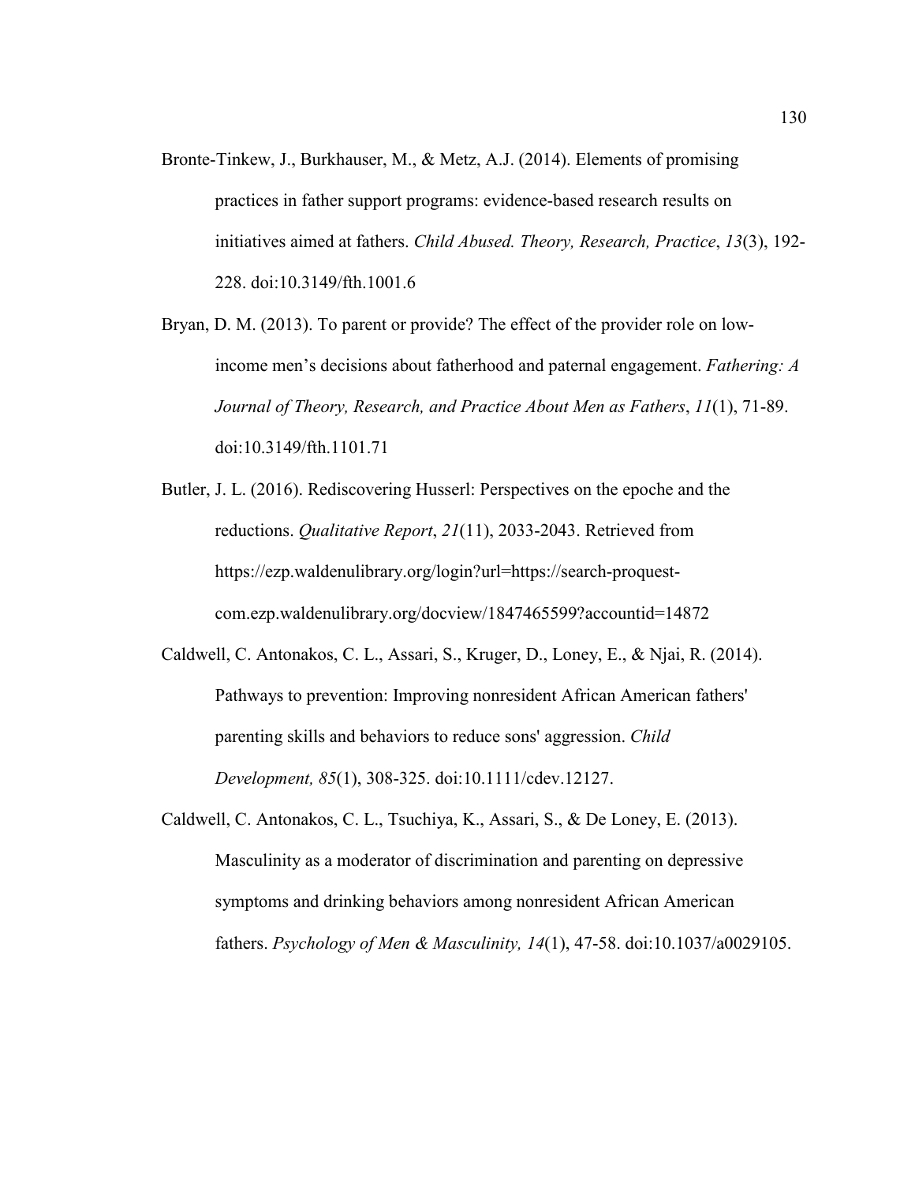Bronte-Tinkew, J., Burkhauser, M., & Metz, A.J. (2014). Elements of promising practices in father support programs: evidence-based research results on initiatives aimed at fathers. *Child Abused. Theory, Research, Practice*, *13*(3), 192-228. doi:10.3149/fth.1001.6

Bryan, D. M. (2013). To parent or provide? The effect of the provider role on low-income men's decisions about fatherhood and paternal engagement. *Fathering: A Journal of Theory, Research, and Practice About Men as Fathers*, *11*(1), 71-89. doi:10.3149/fth.1101.71

Butler, J. L. (2016). Rediscovering Husserl: Perspectives on the epoche and the reductions. *Qualitative Report*, *21*(11), 2033-2043. Retrieved from https://ezp.waldenulibrary.org/login?url=https://search-proquest-com.ezp.waldenulibrary.org/docview/1847465599?accountid=14872

Caldwell, C. Antonakos, C. L., Assari, S., Kruger, D., Loney, E., & Njai, R. (2014). Pathways to prevention: Improving nonresident African American fathers' parenting skills and behaviors to reduce sons' aggression. *Child Development, 85*(1), 308-325. doi:10.1111/cdev.12127.

Caldwell, C. Antonakos, C. L., Tsuchiya, K., Assari, S., & De Loney, E. (2013). Masculinity as a moderator of discrimination and parenting on depressive symptoms and drinking behaviors among nonresident African American fathers. *Psychology of Men & Masculinity, 14*(1), 47-58. doi:10.1037/a0029105.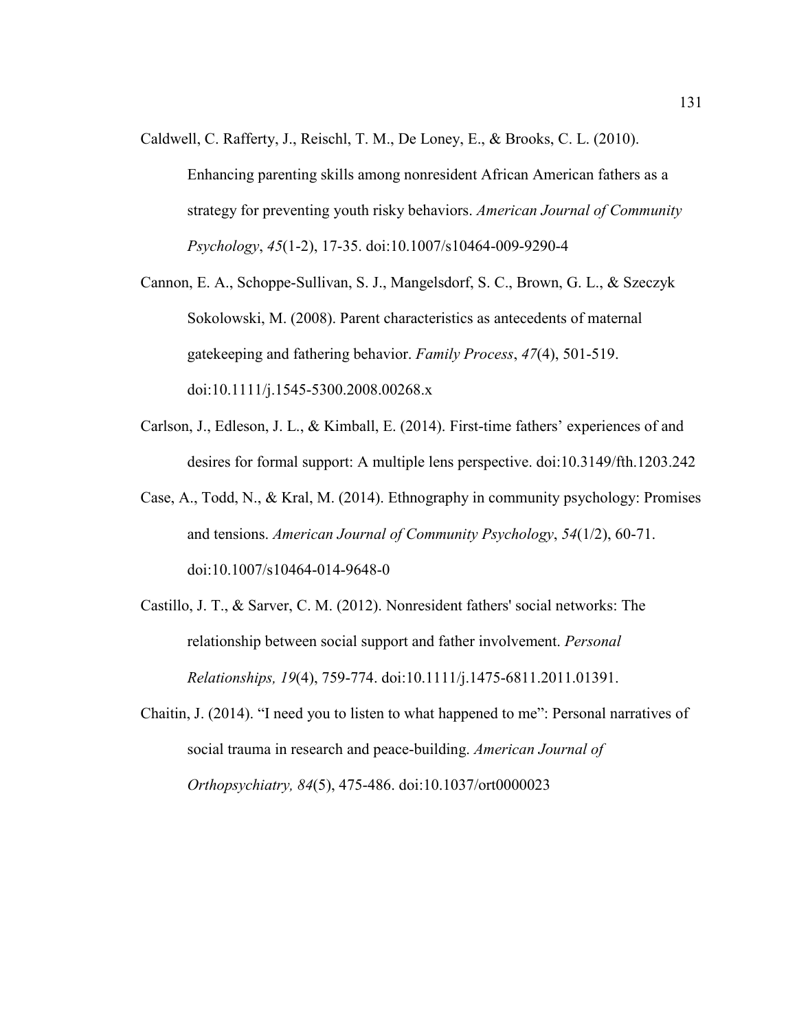Caldwell, C. Rafferty, J., Reischl, T. M., De Loney, E., & Brooks, C. L. (2010). Enhancing parenting skills among nonresident African American fathers as a strategy for preventing youth risky behaviors. *American Journal of Community Psychology*, *45*(1-2), 17-35. doi:10.1007/s10464-009-9290-4

Cannon, E. A., Schoppe-Sullivan, S. J., Mangelsdorf, S. C., Brown, G. L., & Szeczyk Sokolowski, M. (2008). Parent characteristics as antecedents of maternal gatekeeping and fathering behavior. *Family Process*, *47*(4), 501-519. doi:10.1111/j.1545-5300.2008.00268.x

Carlson, J., Edleson, J. L., & Kimball, E. (2014). First-time fathers' experiences of and desires for formal support: A multiple lens perspective. doi:10.3149/fth.1203.242

Case, A., Todd, N., & Kral, M. (2014). Ethnography in community psychology: Promises and tensions. *American Journal of Community Psychology*, *54*(1/2), 60-71. doi:10.1007/s10464-014-9648-0

Castillo, J. T., & Sarver, C. M. (2012). Nonresident fathers' social networks: The relationship between social support and father involvement. *Personal Relationships, 19*(4), 759-774. doi:10.1111/j.1475-6811.2011.01391.

Chaitin, J. (2014). "I need you to listen to what happened to me": Personal narratives of social trauma in research and peace-building. *American Journal of Orthopsychiatry, 84*(5), 475-486. doi:10.1037/ort0000023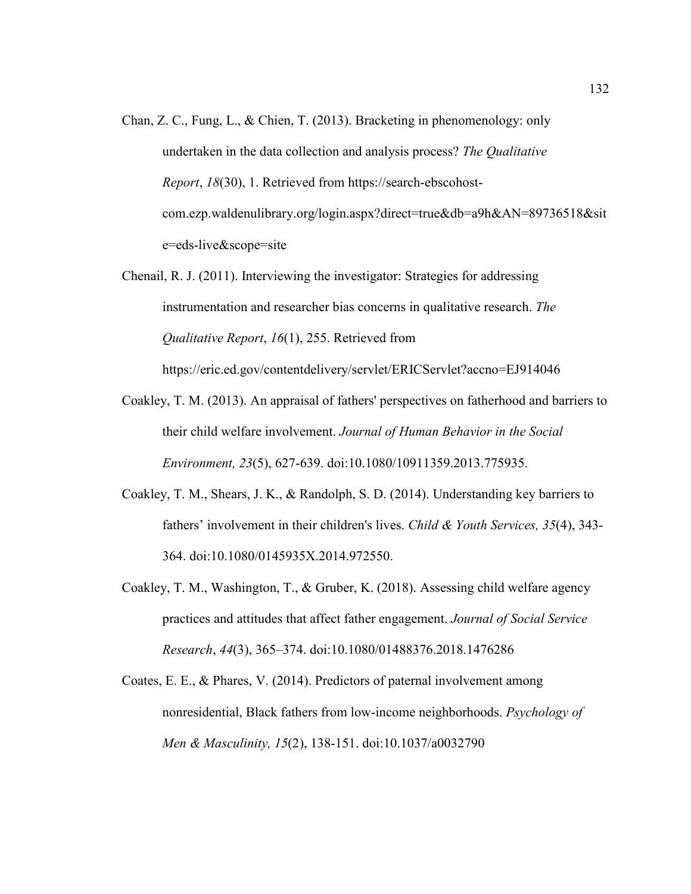Chan, Z. C., Fung, L., & Chien, T. (2013). Bracketing in phenomenology: only undertaken in the data collection and analysis process? *The Qualitative Report*, *18*(30), 1. Retrieved from https://search-ebscohost-com.ezp.waldenulibrary.org/login.aspx?direct=true&db=a9h&AN=89736518&site=eds-live&scope=site

Chenail, R. J. (2011). Interviewing the investigator: Strategies for addressing instrumentation and researcher bias concerns in qualitative research. *The Qualitative Report*, *16*(1), 255. Retrieved from https://eric.ed.gov/contentdelivery/servlet/ERICServlet?accno=EJ914046

Coakley, T. M. (2013). An appraisal of fathers' perspectives on fatherhood and barriers to their child welfare involvement. *Journal of Human Behavior in the Social Environment, 23*(5), 627-639. doi:10.1080/10911359.2013.775935.

Coakley, T. M., Shears, J. K., & Randolph, S. D. (2014). Understanding key barriers to fathers' involvement in their children's lives. *Child & Youth Services, 35*(4), 343-364. doi:10.1080/0145935X.2014.972550.

Coakley, T. M., Washington, T., & Gruber, K. (2018). Assessing child welfare agency practices and attitudes that affect father engagement. *Journal of Social Service Research*, *44*(3), 365–374. doi:10.1080/01488376.2018.1476286

Coates, E. E., & Phares, V. (2014). Predictors of paternal involvement among nonresidential, Black fathers from low-income neighborhoods. *Psychology of Men & Masculinity, 15*(2), 138-151. doi:10.1037/a0032790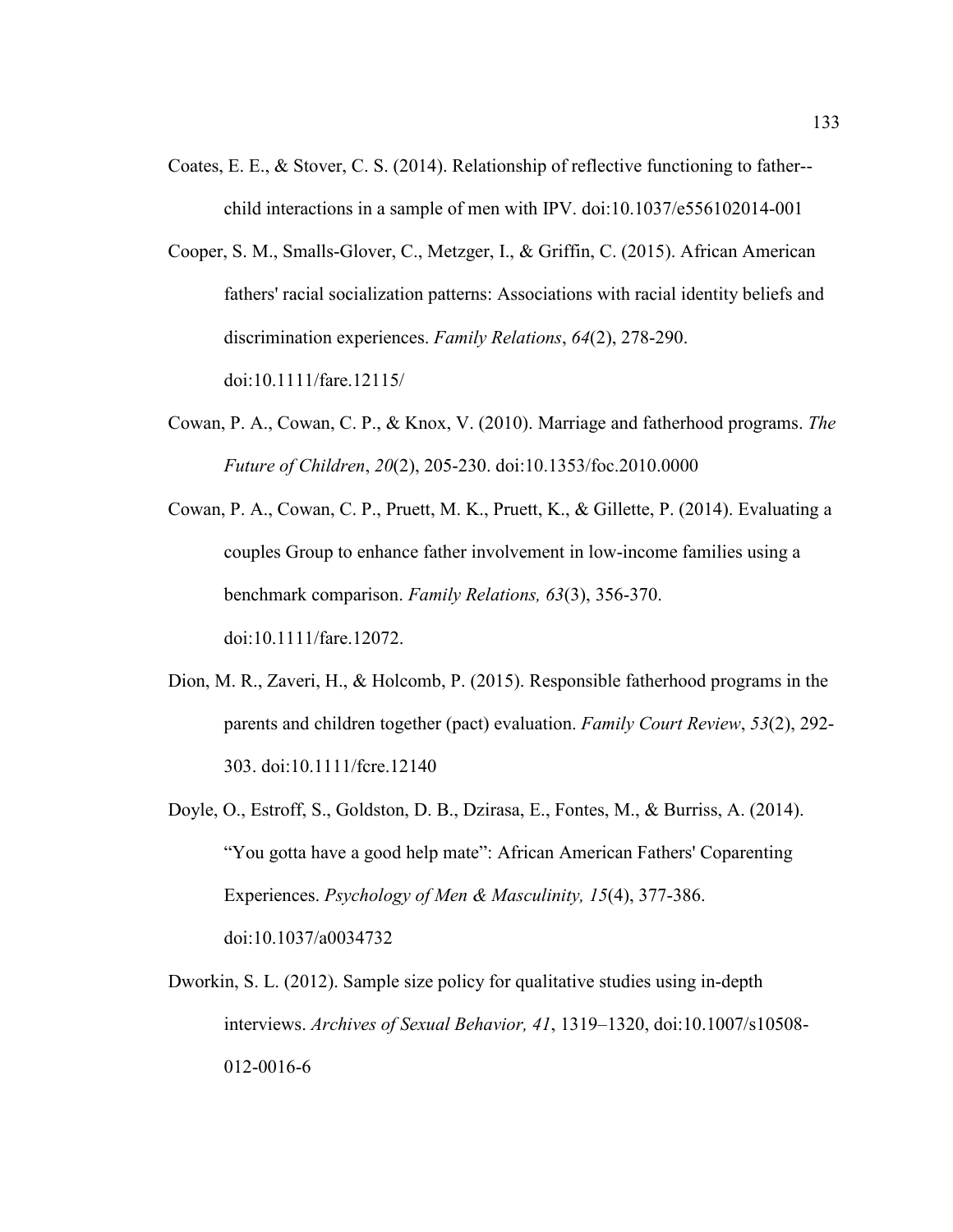Coates, E. E., & Stover, C. S. (2014). Relationship of reflective functioning to father--child interactions in a sample of men with IPV. doi:10.1037/e556102014-001

Cooper, S. M., Smalls-Glover, C., Metzger, I., & Griffin, C. (2015). African American fathers' racial socialization patterns: Associations with racial identity beliefs and discrimination experiences. *Family Relations*, *64*(2), 278-290. doi:10.1111/fare.12115/

Cowan, P. A., Cowan, C. P., & Knox, V. (2010). Marriage and fatherhood programs. *The Future of Children*, *20*(2), 205-230. doi:10.1353/foc.2010.0000

Cowan, P. A., Cowan, C. P., Pruett, M. K., Pruett, K., & Gillette, P. (2014). Evaluating a couples Group to enhance father involvement in low-income families using a benchmark comparison. *Family Relations, 63*(3), 356-370. doi:10.1111/fare.12072.

Dion, M. R., Zaveri, H., & Holcomb, P. (2015). Responsible fatherhood programs in the parents and children together (pact) evaluation. *Family Court Review*, *53*(2), 292-303. doi:10.1111/fcre.12140

Doyle, O., Estroff, S., Goldston, D. B., Dzirasa, E., Fontes, M., & Burriss, A. (2014). "You gotta have a good help mate": African American Fathers' Coparenting Experiences. *Psychology of Men & Masculinity, 15*(4), 377-386. doi:10.1037/a0034732

Dworkin, S. L. (2012). Sample size policy for qualitative studies using in-depth interviews. *Archives of Sexual Behavior, 41*, 1319–1320, doi:10.1007/s10508-012-0016-6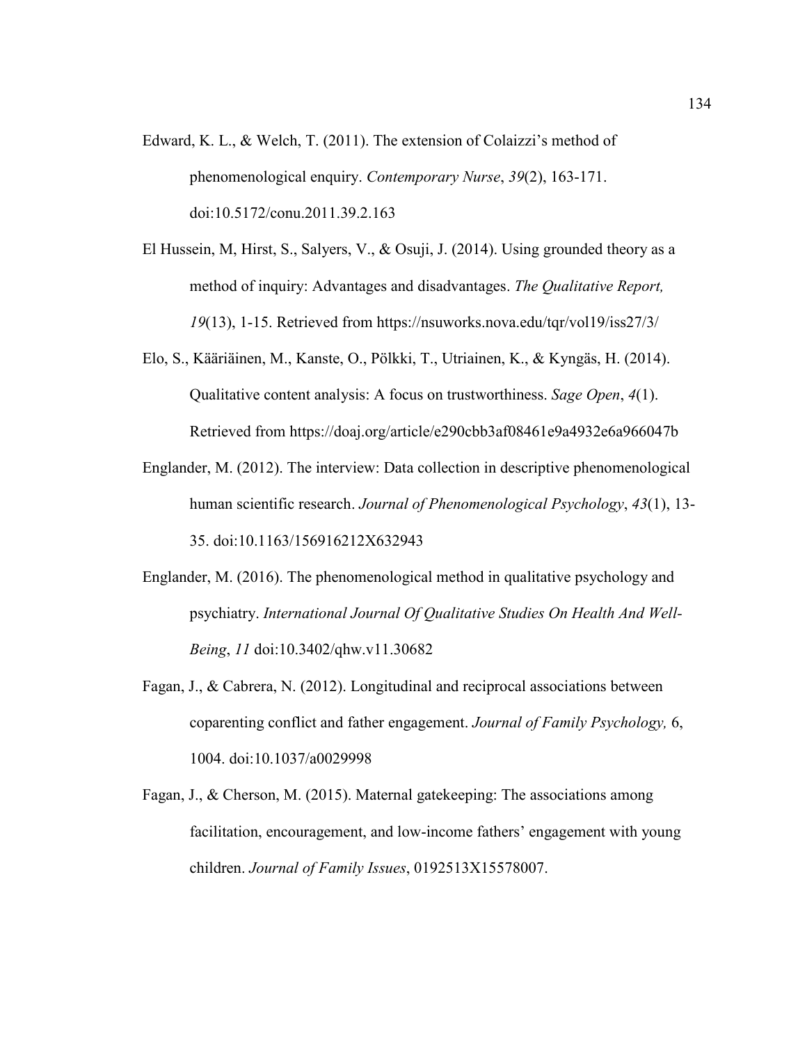Edward, K. L., & Welch, T. (2011). The extension of Colaizzi's method of phenomenological enquiry. *Contemporary Nurse*, *39*(2), 163-171. doi:10.5172/conu.2011.39.2.163

El Hussein, M, Hirst, S., Salyers, V., & Osuji, J. (2014). Using grounded theory as a method of inquiry: Advantages and disadvantages. *The Qualitative Report, 19*(13), 1-15. Retrieved from https://nsuworks.nova.edu/tqr/vol19/iss27/3/

Elo, S., Kääriäinen, M., Kanste, O., Pölkki, T., Utriainen, K., & Kyngäs, H. (2014). Qualitative content analysis: A focus on trustworthiness. *Sage Open*, *4*(1). Retrieved from https://doaj.org/article/e290cbb3af08461e9a4932e6a966047b

Englander, M. (2012). The interview: Data collection in descriptive phenomenological human scientific research. *Journal of Phenomenological Psychology*, *43*(1), 13-35. doi:10.1163/156916212X632943

Englander, M. (2016). The phenomenological method in qualitative psychology and psychiatry. *International Journal Of Qualitative Studies On Health And Well-Being*, *11* doi:10.3402/qhw.v11.30682

Fagan, J., & Cabrera, N. (2012). Longitudinal and reciprocal associations between coparenting conflict and father engagement. *Journal of Family Psychology,* 6, 1004. doi:10.1037/a0029998

Fagan, J., & Cherson, M. (2015). Maternal gatekeeping: The associations among facilitation, encouragement, and low-income fathers' engagement with young children. *Journal of Family Issues*, 0192513X15578007.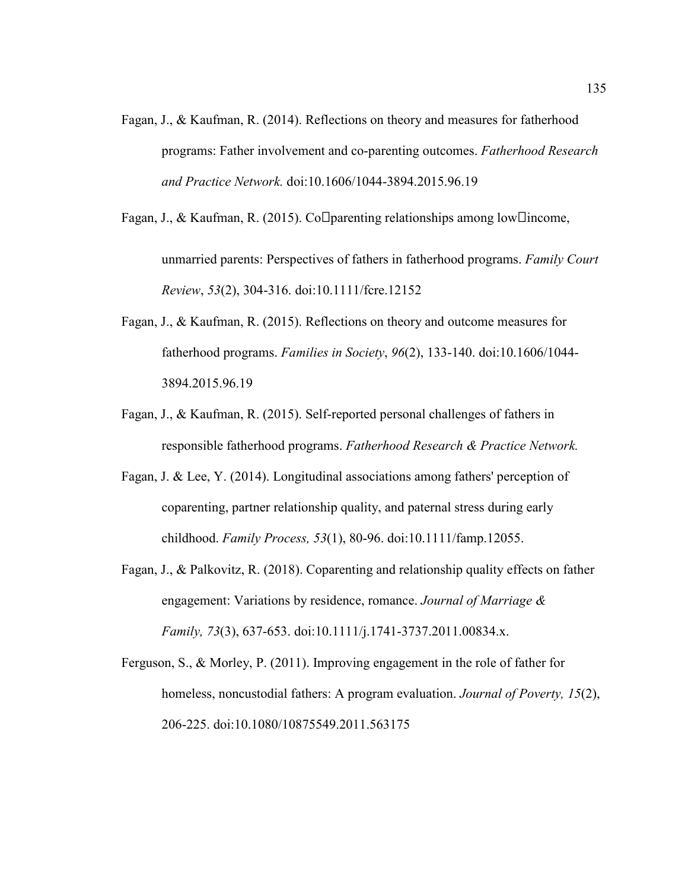Fagan, J., & Kaufman, R. (2014). Reflections on theory and measures for fatherhood programs: Father involvement and co-parenting outcomes. *Fatherhood Research and Practice Network.* doi:10.1606/1044-3894.2015.96.19

Fagan, J., & Kaufman, R. (2015). Co‐parenting relationships among low‐income, unmarried parents: Perspectives of fathers in fatherhood programs. *Family Court Review*, *53*(2), 304-316. doi:10.1111/fcre.12152

Fagan, J., & Kaufman, R. (2015). Reflections on theory and outcome measures for fatherhood programs. *Families in Society*, *96*(2), 133-140. doi:10.1606/1044-3894.2015.96.19

Fagan, J., & Kaufman, R. (2015). Self-reported personal challenges of fathers in responsible fatherhood programs. *Fatherhood Research & Practice Network.*

Fagan, J. & Lee, Y. (2014). Longitudinal associations among fathers' perception of coparenting, partner relationship quality, and paternal stress during early childhood. *Family Process, 53*(1), 80-96. doi:10.1111/famp.12055.

Fagan, J., & Palkovitz, R. (2018). Coparenting and relationship quality effects on father engagement: Variations by residence, romance. *Journal of Marriage & Family, 73*(3), 637-653. doi:10.1111/j.1741-3737.2011.00834.x.

Ferguson, S., & Morley, P. (2011). Improving engagement in the role of father for homeless, noncustodial fathers: A program evaluation. *Journal of Poverty, 15*(2), 206-225. doi:10.1080/10875549.2011.563175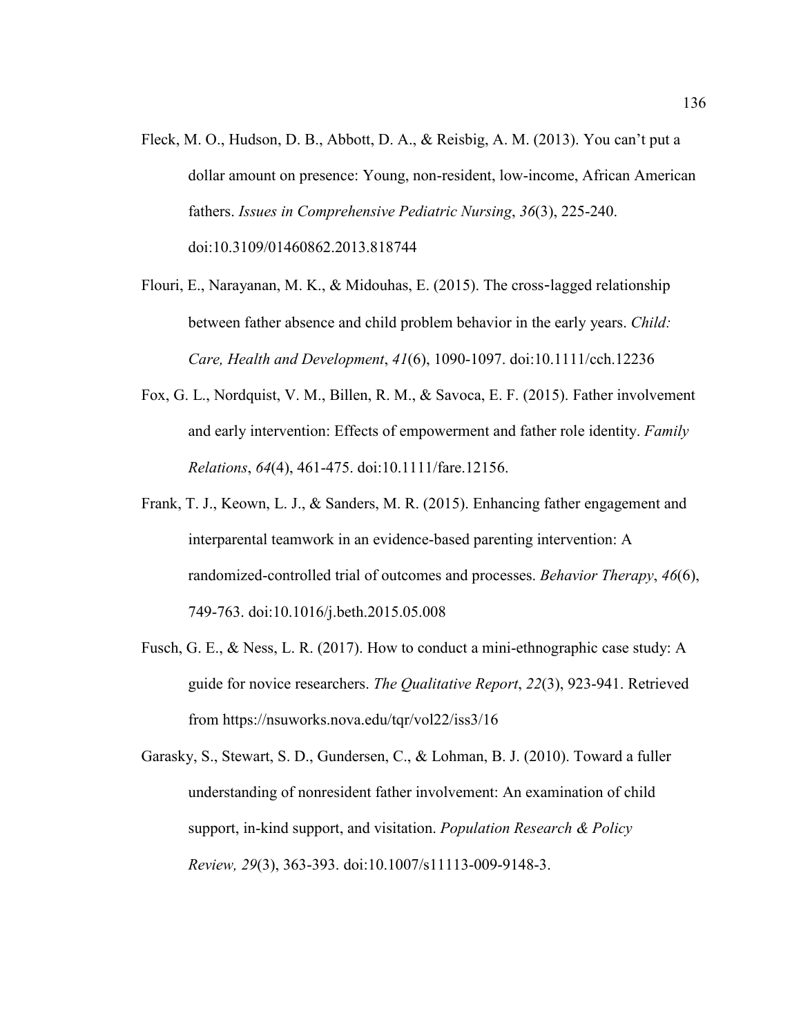Fleck, M. O., Hudson, D. B., Abbott, D. A., & Reisbig, A. M. (2013). You can't put a dollar amount on presence: Young, non-resident, low-income, African American fathers. *Issues in Comprehensive Pediatric Nursing*, *36*(3), 225-240. doi:10.3109/01460862.2013.818744

Flouri, E., Narayanan, M. K., & Midouhas, E. (2015). The cross-lagged relationship between father absence and child problem behavior in the early years. *Child: Care, Health and Development*, *41*(6), 1090-1097. doi:10.1111/cch.12236

Fox, G. L., Nordquist, V. M., Billen, R. M., & Savoca, E. F. (2015). Father involvement and early intervention: Effects of empowerment and father role identity. *Family Relations*, *64*(4), 461-475. doi:10.1111/fare.12156.

Frank, T. J., Keown, L. J., & Sanders, M. R. (2015). Enhancing father engagement and interparental teamwork in an evidence-based parenting intervention: A randomized-controlled trial of outcomes and processes. *Behavior Therapy*, *46*(6), 749-763. doi:10.1016/j.beth.2015.05.008

Fusch, G. E., & Ness, L. R. (2017). How to conduct a mini-ethnographic case study: A guide for novice researchers. *The Qualitative Report*, *22*(3), 923-941. Retrieved from https://nsuworks.nova.edu/tqr/vol22/iss3/16

Garasky, S., Stewart, S. D., Gundersen, C., & Lohman, B. J. (2010). Toward a fuller understanding of nonresident father involvement: An examination of child support, in-kind support, and visitation. *Population Research & Policy Review, 29*(3), 363-393. doi:10.1007/s11113-009-9148-3.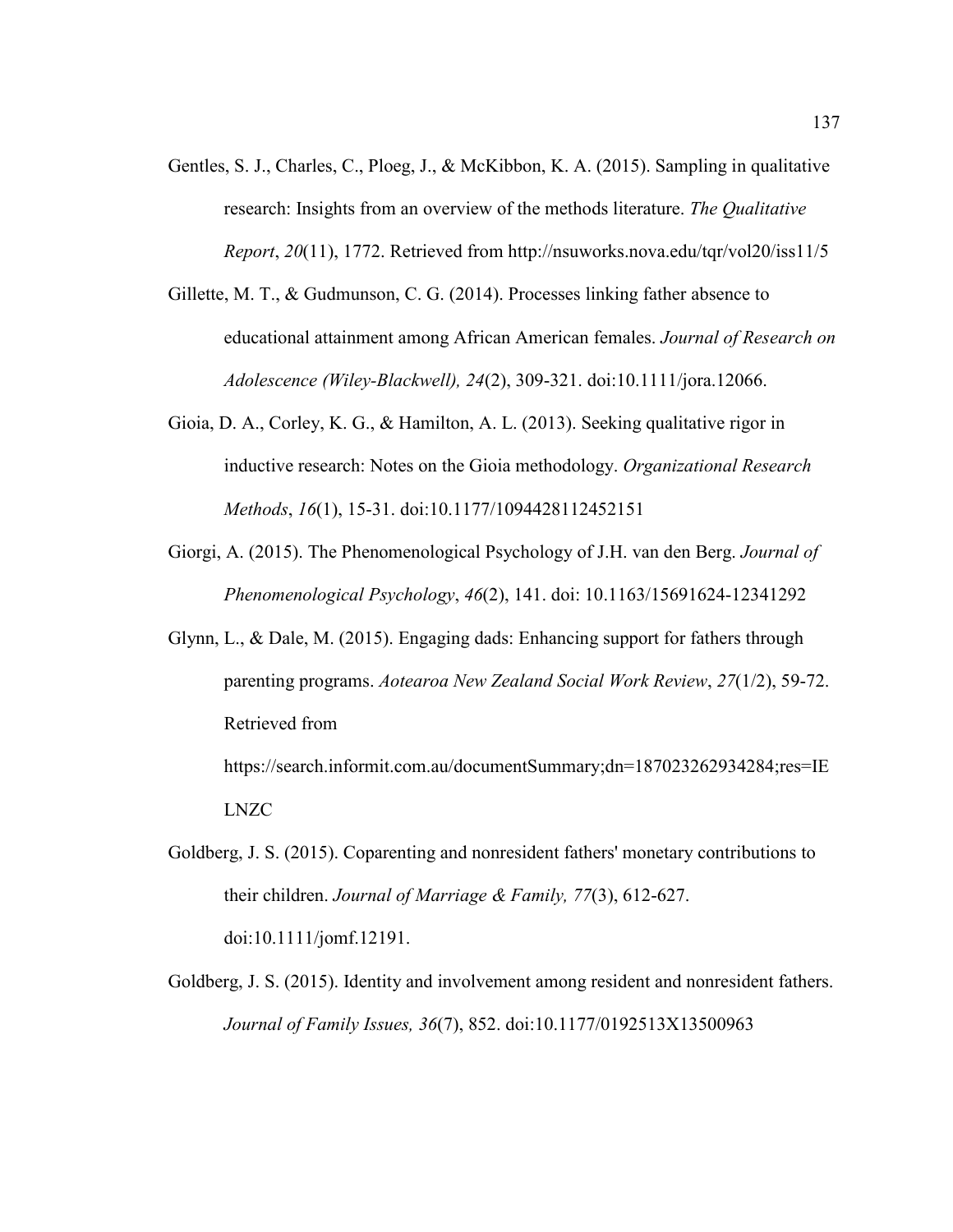Gentles, S. J., Charles, C., Ploeg, J., & McKibbon, K. A. (2015). Sampling in qualitative research: Insights from an overview of the methods literature. *The Qualitative Report*, *20*(11), 1772. Retrieved from http://nsuworks.nova.edu/tqr/vol20/iss11/5

Gillette, M. T., & Gudmunson, C. G. (2014). Processes linking father absence to educational attainment among African American females. *Journal of Research on Adolescence (Wiley-Blackwell), 24*(2), 309-321. doi:10.1111/jora.12066.

Gioia, D. A., Corley, K. G., & Hamilton, A. L. (2013). Seeking qualitative rigor in inductive research: Notes on the Gioia methodology. *Organizational Research Methods*, *16*(1), 15-31. doi:10.1177/1094428112452151

Giorgi, A. (2015). The Phenomenological Psychology of J.H. van den Berg. *Journal of Phenomenological Psychology*, *46*(2), 141. doi: 10.1163/15691624-12341292

Glynn, L., & Dale, M. (2015). Engaging dads: Enhancing support for fathers through parenting programs. *Aotearoa New Zealand Social Work Review*, *27*(1/2), 59-72. Retrieved from https://search.informit.com.au/documentSummary;dn=187023262934284;res=IELNZC

Goldberg, J. S. (2015). Coparenting and nonresident fathers' monetary contributions to their children. *Journal of Marriage & Family, 77*(3), 612-627. doi:10.1111/jomf.12191.

Goldberg, J. S. (2015). Identity and involvement among resident and nonresident fathers. *Journal of Family Issues, 36*(7), 852. doi:10.1177/0192513X13500963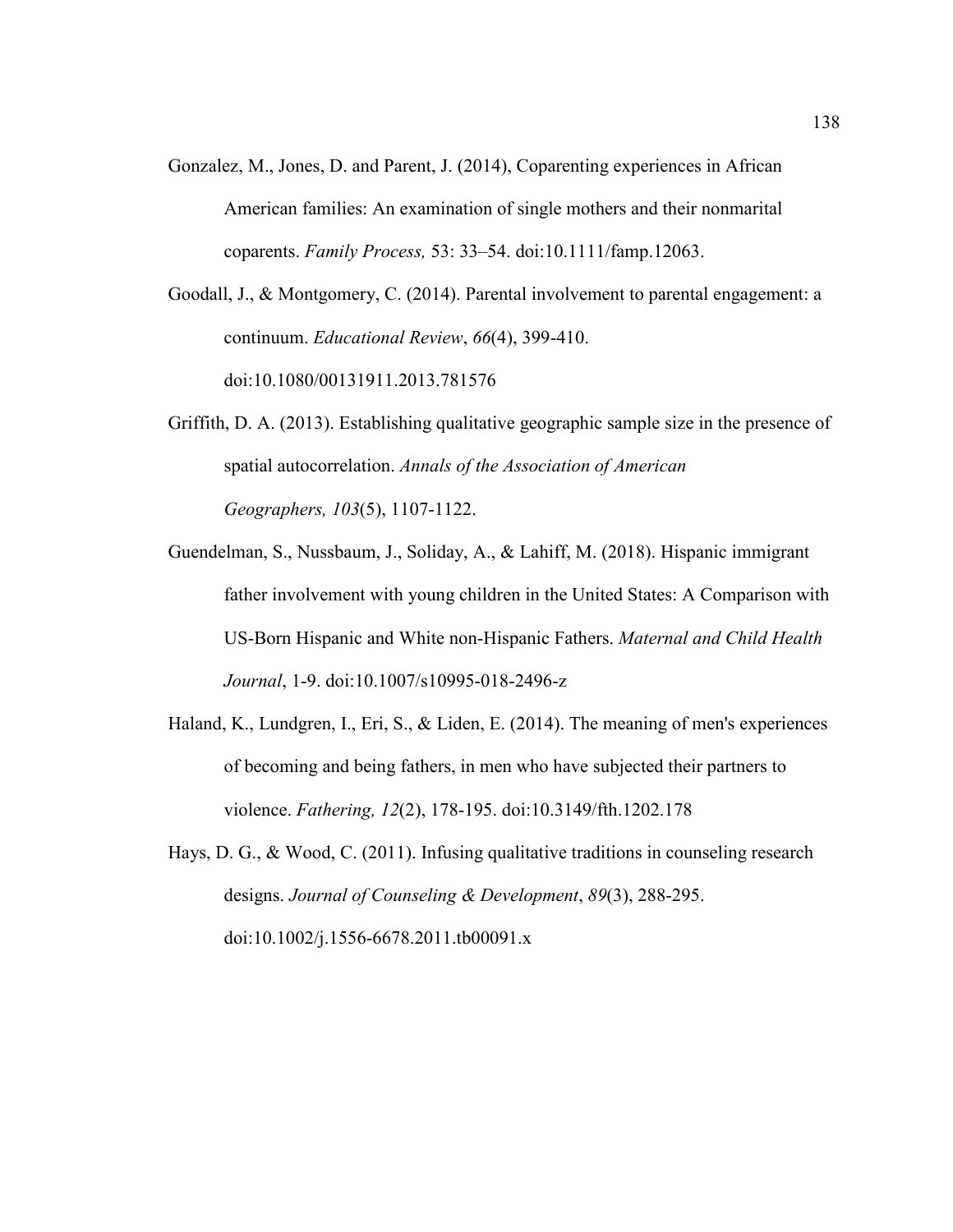Gonzalez, M., Jones, D. and Parent, J. (2014), Coparenting experiences in African American families: An examination of single mothers and their nonmarital coparents. *Family Process,* 53: 33–54. doi:10.1111/famp.12063.

Goodall, J., & Montgomery, C. (2014). Parental involvement to parental engagement: a continuum. *Educational Review*, *66*(4), 399-410. doi:10.1080/00131911.2013.781576

Griffith, D. A. (2013). Establishing qualitative geographic sample size in the presence of spatial autocorrelation. *Annals of the Association of American Geographers, 103*(5), 1107-1122.

Guendelman, S., Nussbaum, J., Soliday, A., & Lahiff, M. (2018). Hispanic immigrant father involvement with young children in the United States: A Comparison with US-Born Hispanic and White non-Hispanic Fathers. *Maternal and Child Health Journal*, 1-9. doi:10.1007/s10995-018-2496-z

Haland, K., Lundgren, I., Eri, S., & Liden, E. (2014). The meaning of men's experiences of becoming and being fathers, in men who have subjected their partners to violence. *Fathering, 12*(2), 178-195. doi:10.3149/fth.1202.178

Hays, D. G., & Wood, C. (2011). Infusing qualitative traditions in counseling research designs. *Journal of Counseling & Development*, *89*(3), 288-295. doi:10.1002/j.1556-6678.2011.tb00091.x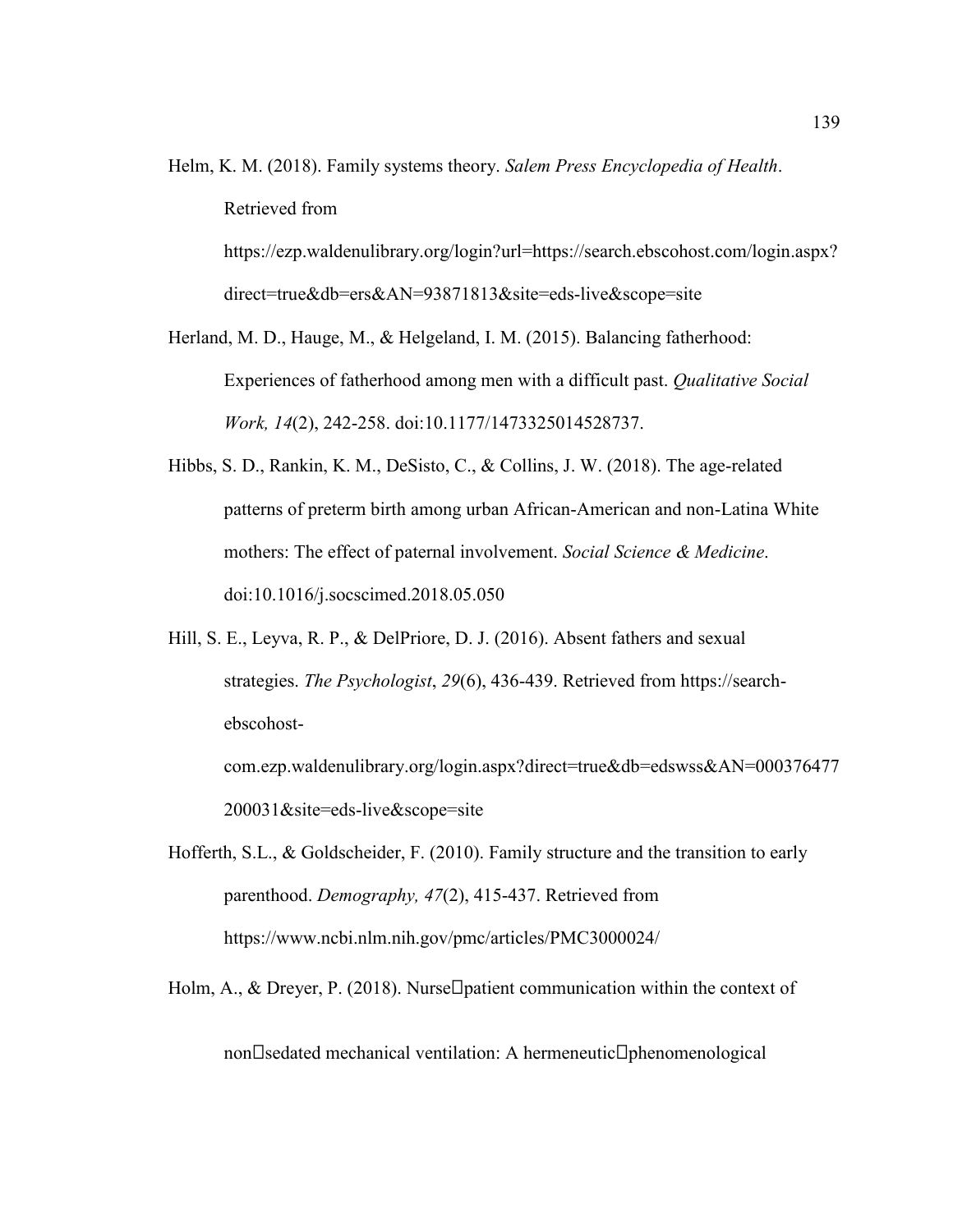Helm, K. M. (2018). Family systems theory. *Salem Press Encyclopedia of Health*. Retrieved from https://ezp.waldenulibrary.org/login?url=https://search.ebscohost.com/login.aspx?direct=true&db=ers&AN=93871813&site=eds-live&scope=site

Herland, M. D., Hauge, M., & Helgeland, I. M. (2015). Balancing fatherhood: Experiences of fatherhood among men with a difficult past. *Qualitative Social Work, 14*(2), 242-258. doi:10.1177/1473325014528737.

Hibbs, S. D., Rankin, K. M., DeSisto, C., & Collins, J. W. (2018). The age-related patterns of preterm birth among urban African-American and non-Latina White mothers: The effect of paternal involvement. *Social Science & Medicine*. doi:10.1016/j.socscimed.2018.05.050

Hill, S. E., Leyva, R. P., & DelPriore, D. J. (2016). Absent fathers and sexual strategies. *The Psychologist*, *29*(6), 436-439. Retrieved from https://search-ebscohost-com.ezp.waldenulibrary.org/login.aspx?direct=true&db=edswss&AN=000376477200031&site=eds-live&scope=site

Hofferth, S.L., & Goldscheider, F. (2010). Family structure and the transition to early parenthood. *Demography, 47*(2), 415-437. Retrieved from https://www.ncbi.nlm.nih.gov/pmc/articles/PMC3000024/

Holm, A., & Dreyer, P. (2018). Nurse□patient communication within the context of non□sedated mechanical ventilation: A hermeneutic□phenomenological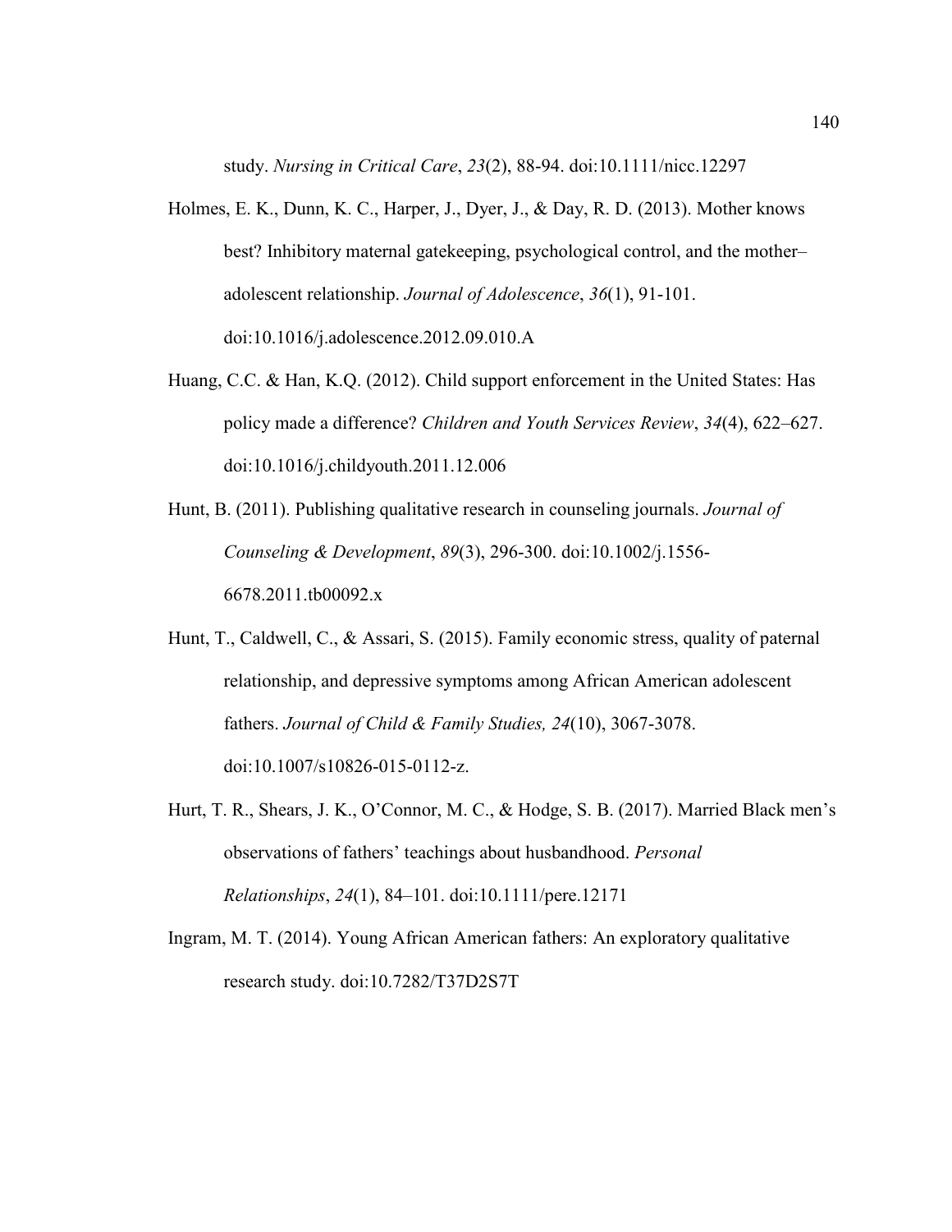study. *Nursing in Critical Care*, *23*(2), 88-94. doi:10.1111/nicc.12297

Holmes, E. K., Dunn, K. C., Harper, J., Dyer, J., & Day, R. D. (2013). Mother knows best? Inhibitory maternal gatekeeping, psychological control, and the mother–adolescent relationship. *Journal of Adolescence*, *36*(1), 91-101. doi:10.1016/j.adolescence.2012.09.010.A

Huang, C.C. & Han, K.Q. (2012). Child support enforcement in the United States: Has policy made a difference? *Children and Youth Services Review*, *34*(4), 622–627. doi:10.1016/j.childyouth.2011.12.006

Hunt, B. (2011). Publishing qualitative research in counseling journals. *Journal of Counseling & Development*, *89*(3), 296-300. doi:10.1002/j.1556-6678.2011.tb00092.x

Hunt, T., Caldwell, C., & Assari, S. (2015). Family economic stress, quality of paternal relationship, and depressive symptoms among African American adolescent fathers. *Journal of Child & Family Studies, 24*(10), 3067-3078. doi:10.1007/s10826-015-0112-z.

Hurt, T. R., Shears, J. K., O'Connor, M. C., & Hodge, S. B. (2017). Married Black men's observations of fathers' teachings about husbandhood. *Personal Relationships*, *24*(1), 84–101. doi:10.1111/pere.12171

Ingram, M. T. (2014). Young African American fathers: An exploratory qualitative research study. doi:10.7282/T37D2S7T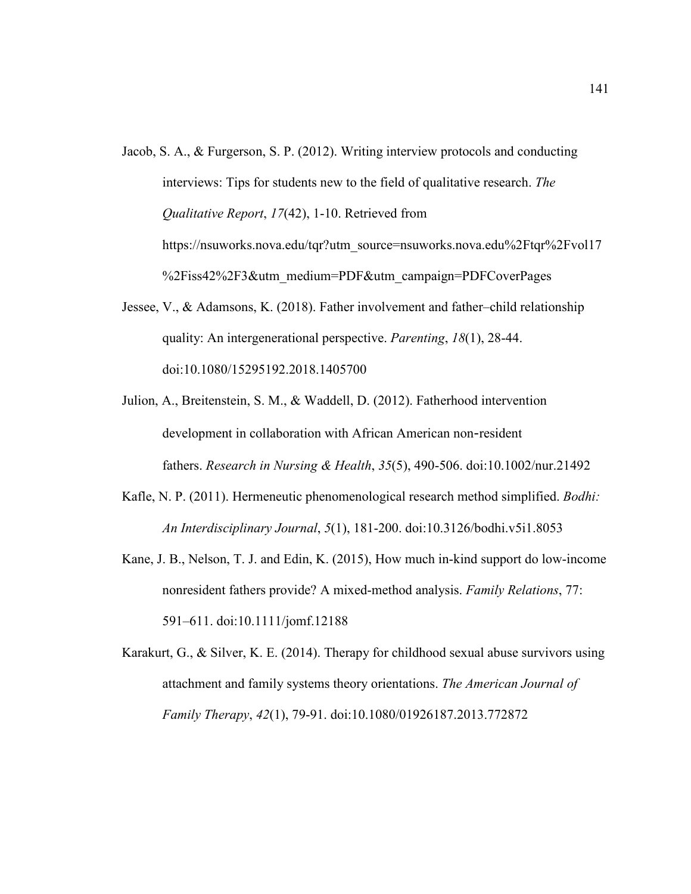Jacob, S. A., & Furgerson, S. P. (2012). Writing interview protocols and conducting interviews: Tips for students new to the field of qualitative research. *The Qualitative Report*, *17*(42), 1-10. Retrieved from https://nsuworks.nova.edu/tqr?utm_source=nsuworks.nova.edu%2Ftqr%2Fvol17%2Fiss42%2F3&utm_medium=PDF&utm_campaign=PDFCoverPages

Jessee, V., & Adamsons, K. (2018). Father involvement and father–child relationship quality: An intergenerational perspective. *Parenting*, *18*(1), 28-44. doi:10.1080/15295192.2018.1405700

Julion, A., Breitenstein, S. M., & Waddell, D. (2012). Fatherhood intervention development in collaboration with African American non‐resident fathers. *Research in Nursing & Health*, *35*(5), 490-506. doi:10.1002/nur.21492

Kafle, N. P. (2011). Hermeneutic phenomenological research method simplified. *Bodhi: An Interdisciplinary Journal*, *5*(1), 181-200. doi:10.3126/bodhi.v5i1.8053

Kane, J. B., Nelson, T. J. and Edin, K. (2015), How much in-kind support do low-income nonresident fathers provide? A mixed-method analysis. *Family Relations*, 77: 591–611. doi:10.1111/jomf.12188

Karakurt, G., & Silver, K. E. (2014). Therapy for childhood sexual abuse survivors using attachment and family systems theory orientations. *The American Journal of Family Therapy*, *42*(1), 79-91. doi:10.1080/01926187.2013.772872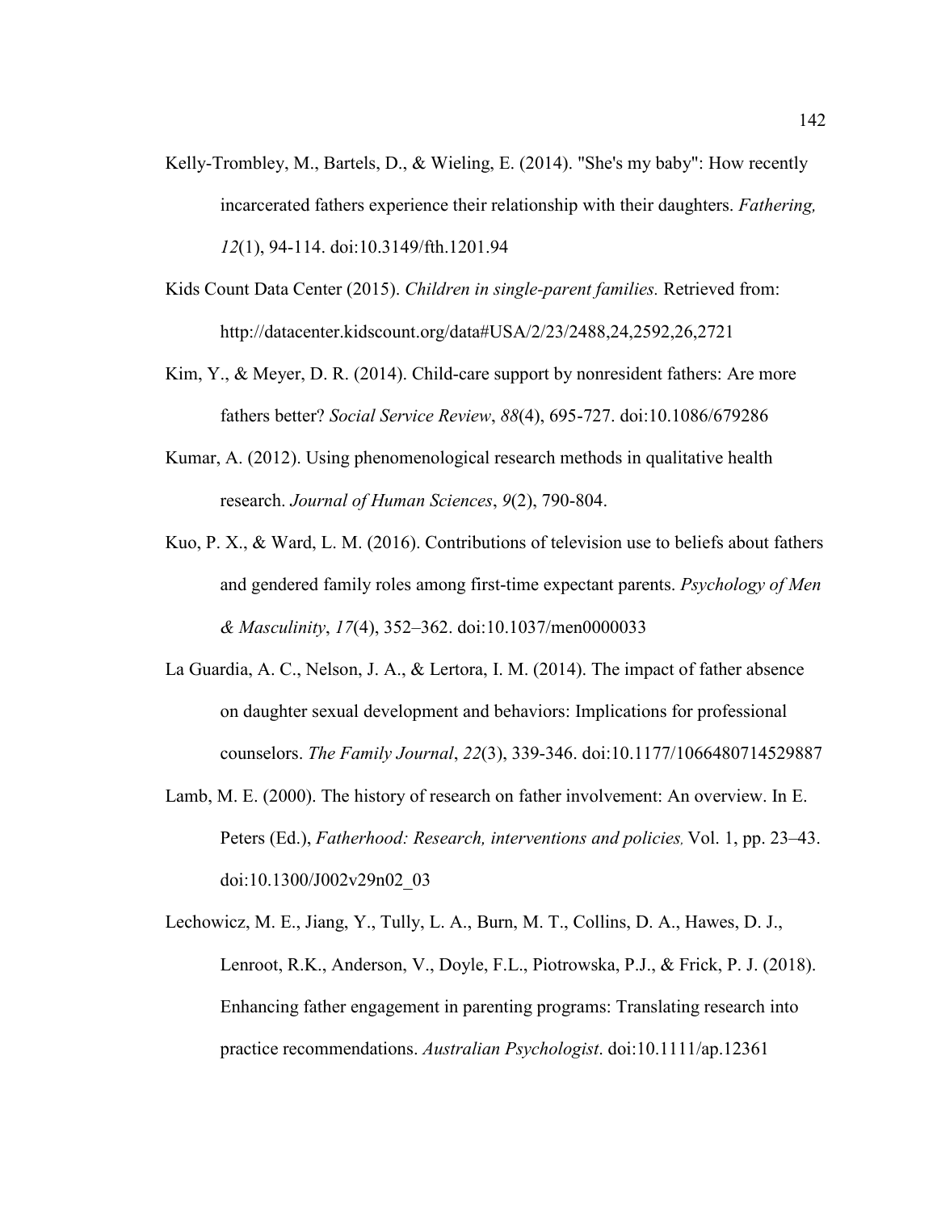Kelly-Trombley, M., Bartels, D., & Wieling, E. (2014). "She's my baby": How recently incarcerated fathers experience their relationship with their daughters. *Fathering, 12*(1), 94-114. doi:10.3149/fth.1201.94

Kids Count Data Center (2015). *Children in single-parent families.* Retrieved from: http://datacenter.kidscount.org/data#USA/2/23/2488,24,2592,26,2721

Kim, Y., & Meyer, D. R. (2014). Child-care support by nonresident fathers: Are more fathers better? *Social Service Review*, *88*(4), 695-727. doi:10.1086/679286

Kumar, A. (2012). Using phenomenological research methods in qualitative health research. *Journal of Human Sciences*, *9*(2), 790-804.

Kuo, P. X., & Ward, L. M. (2016). Contributions of television use to beliefs about fathers and gendered family roles among first-time expectant parents. *Psychology of Men & Masculinity*, *17*(4), 352–362. doi:10.1037/men0000033

La Guardia, A. C., Nelson, J. A., & Lertora, I. M. (2014). The impact of father absence on daughter sexual development and behaviors: Implications for professional counselors. *The Family Journal*, *22*(3), 339-346. doi:10.1177/1066480714529887

Lamb, M. E. (2000). The history of research on father involvement: An overview. In E. Peters (Ed.), *Fatherhood: Research, interventions and policies,* Vol. 1, pp. 23–43. doi:10.1300/J002v29n02_03

Lechowicz, M. E., Jiang, Y., Tully, L. A., Burn, M. T., Collins, D. A., Hawes, D. J., Lenroot, R.K., Anderson, V., Doyle, F.L., Piotrowska, P.J., & Frick, P. J. (2018). Enhancing father engagement in parenting programs: Translating research into practice recommendations. *Australian Psychologist*. doi:10.1111/ap.12361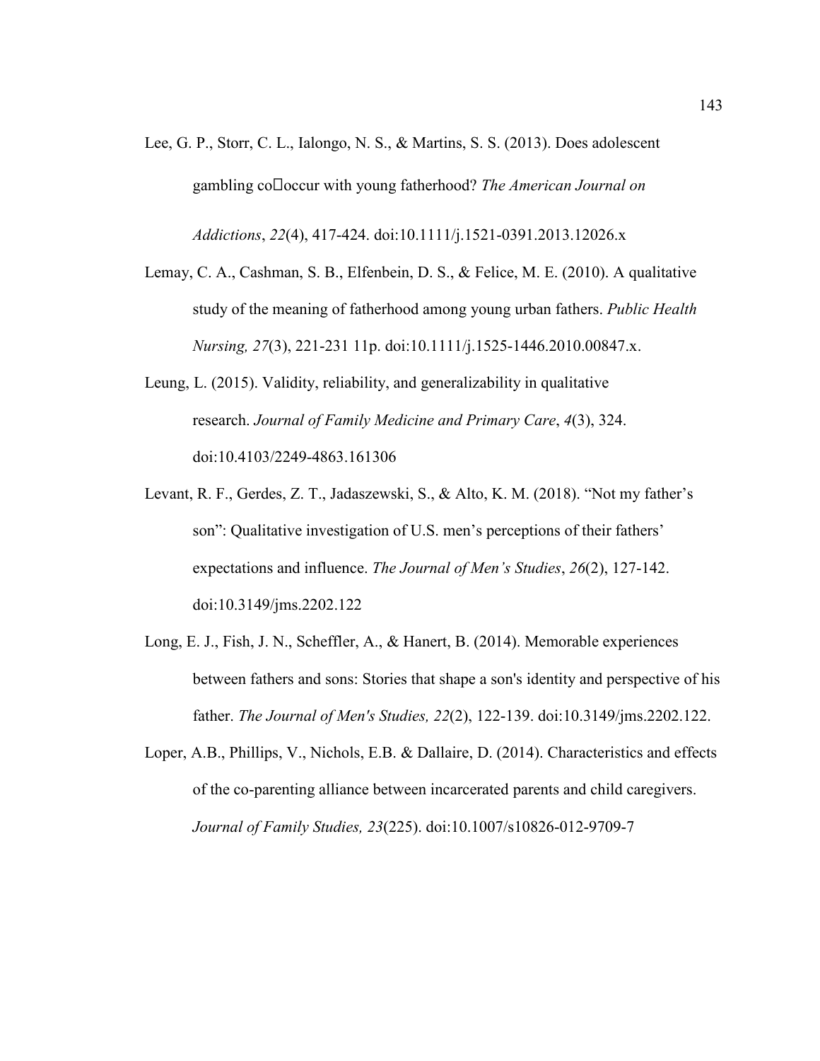Lee, G. P., Storr, C. L., Ialongo, N. S., & Martins, S. S. (2013). Does adolescent gambling co‐occur with young fatherhood? *The American Journal on Addictions*, *22*(4), 417-424. doi:10.1111/j.1521-0391.2013.12026.x

Lemay, C. A., Cashman, S. B., Elfenbein, D. S., & Felice, M. E. (2010). A qualitative study of the meaning of fatherhood among young urban fathers. *Public Health Nursing, 27*(3), 221-231 11p. doi:10.1111/j.1525-1446.2010.00847.x.

Leung, L. (2015). Validity, reliability, and generalizability in qualitative research. *Journal of Family Medicine and Primary Care*, *4*(3), 324. doi:10.4103/2249-4863.161306

Levant, R. F., Gerdes, Z. T., Jadaszewski, S., & Alto, K. M. (2018). "Not my father's son": Qualitative investigation of U.S. men's perceptions of their fathers' expectations and influence. *The Journal of Men's Studies*, *26*(2), 127-142. doi:10.3149/jms.2202.122

Long, E. J., Fish, J. N., Scheffler, A., & Hanert, B. (2014). Memorable experiences between fathers and sons: Stories that shape a son's identity and perspective of his father. *The Journal of Men's Studies, 22*(2), 122-139. doi:10.3149/jms.2202.122.

Loper, A.B., Phillips, V., Nichols, E.B. & Dallaire, D. (2014). Characteristics and effects of the co-parenting alliance between incarcerated parents and child caregivers. *Journal of Family Studies, 23*(225). doi:10.1007/s10826-012-9709-7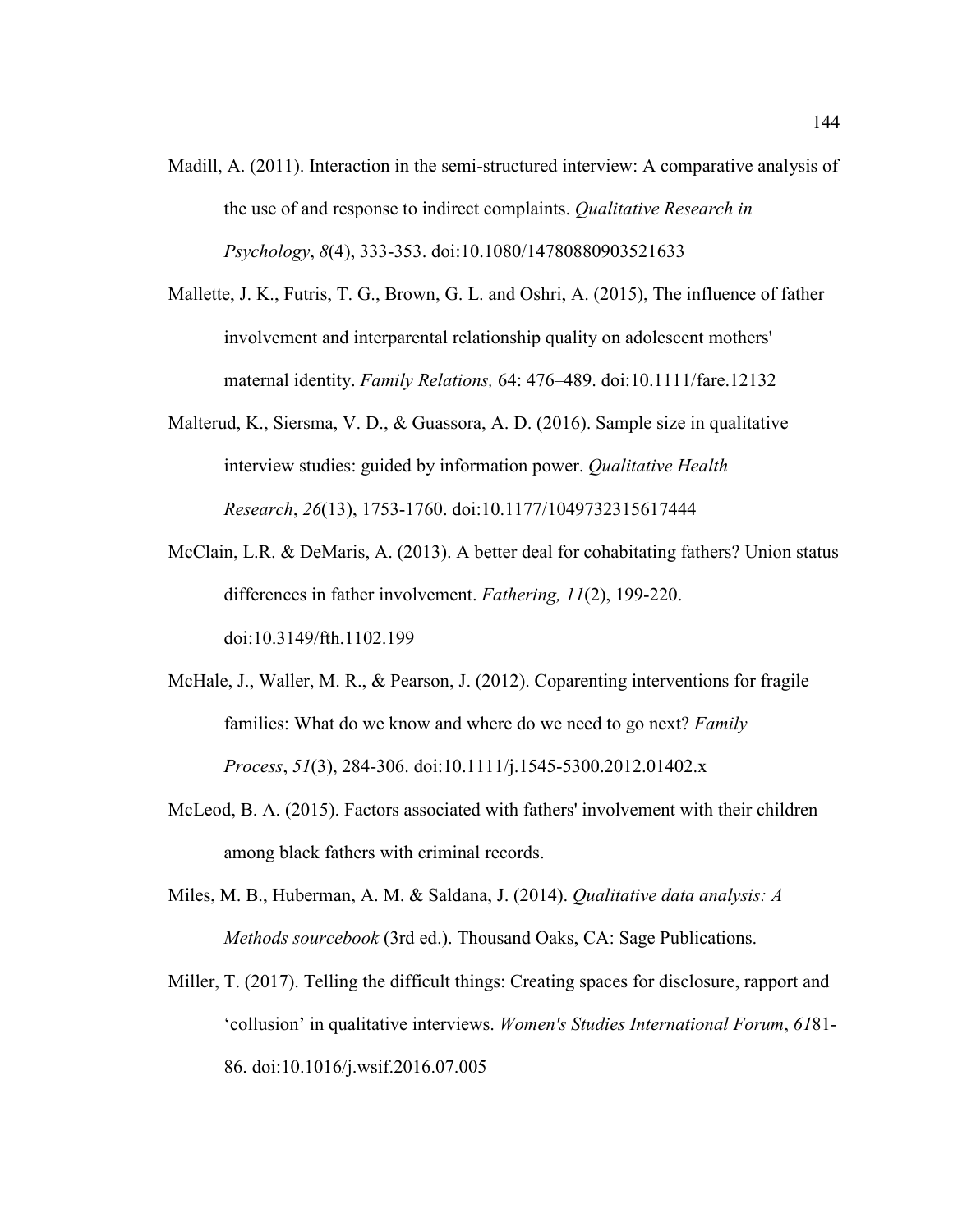Madill, A. (2011). Interaction in the semi-structured interview: A comparative analysis of the use of and response to indirect complaints. *Qualitative Research in Psychology*, *8*(4), 333-353. doi:10.1080/14780880903521633

Mallette, J. K., Futris, T. G., Brown, G. L. and Oshri, A. (2015), The influence of father involvement and interparental relationship quality on adolescent mothers' maternal identity. *Family Relations,* 64: 476–489. doi:10.1111/fare.12132

Malterud, K., Siersma, V. D., & Guassora, A. D. (2016). Sample size in qualitative interview studies: guided by information power. *Qualitative Health Research*, *26*(13), 1753-1760. doi:10.1177/1049732315617444

McClain, L.R. & DeMaris, A. (2013). A better deal for cohabitating fathers? Union status differences in father involvement. *Fathering, 11*(2), 199-220. doi:10.3149/fth.1102.199

McHale, J., Waller, M. R., & Pearson, J. (2012). Coparenting interventions for fragile families: What do we know and where do we need to go next? *Family Process*, *51*(3), 284-306. doi:10.1111/j.1545-5300.2012.01402.x

McLeod, B. A. (2015). Factors associated with fathers' involvement with their children among black fathers with criminal records.

Miles, M. B., Huberman, A. M. & Saldana, J. (2014). *Qualitative data analysis: A Methods sourcebook* (3rd ed.). Thousand Oaks, CA: Sage Publications.

Miller, T. (2017). Telling the difficult things: Creating spaces for disclosure, rapport and 'collusion' in qualitative interviews. *Women's Studies International Forum*, *61*81-86. doi:10.1016/j.wsif.2016.07.005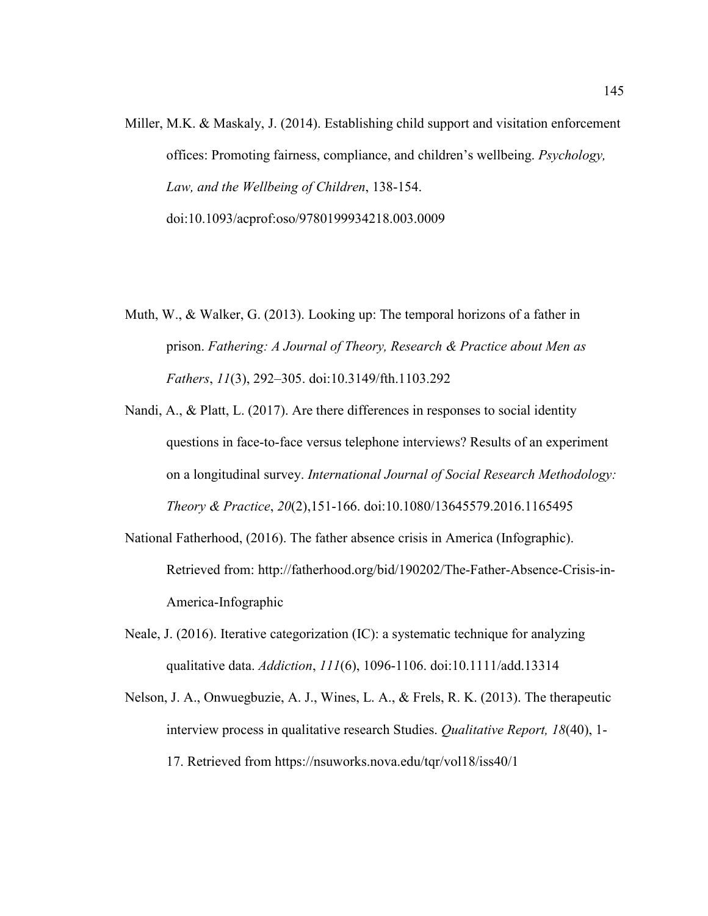Miller, M.K. & Maskaly, J. (2014). Establishing child support and visitation enforcement offices: Promoting fairness, compliance, and children's wellbeing. *Psychology, Law, and the Wellbeing of Children*, 138-154. doi:10.1093/acprof:oso/9780199934218.003.0009

Muth, W., & Walker, G. (2013). Looking up: The temporal horizons of a father in prison. *Fathering: A Journal of Theory, Research & Practice about Men as Fathers*, *11*(3), 292–305. doi:10.3149/fth.1103.292

Nandi, A., & Platt, L. (2017). Are there differences in responses to social identity questions in face-to-face versus telephone interviews? Results of an experiment on a longitudinal survey. *International Journal of Social Research Methodology: Theory & Practice*, *20*(2),151-166. doi:10.1080/13645579.2016.1165495

National Fatherhood, (2016). The father absence crisis in America (Infographic). Retrieved from: http://fatherhood.org/bid/190202/The-Father-Absence-Crisis-in-America-Infographic

Neale, J. (2016). Iterative categorization (IC): a systematic technique for analyzing qualitative data. *Addiction*, *111*(6), 1096-1106. doi:10.1111/add.13314

Nelson, J. A., Onwuegbuzie, A. J., Wines, L. A., & Frels, R. K. (2013). The therapeutic interview process in qualitative research Studies. *Qualitative Report, 18*(40), 1-17. Retrieved from https://nsuworks.nova.edu/tqr/vol18/iss40/1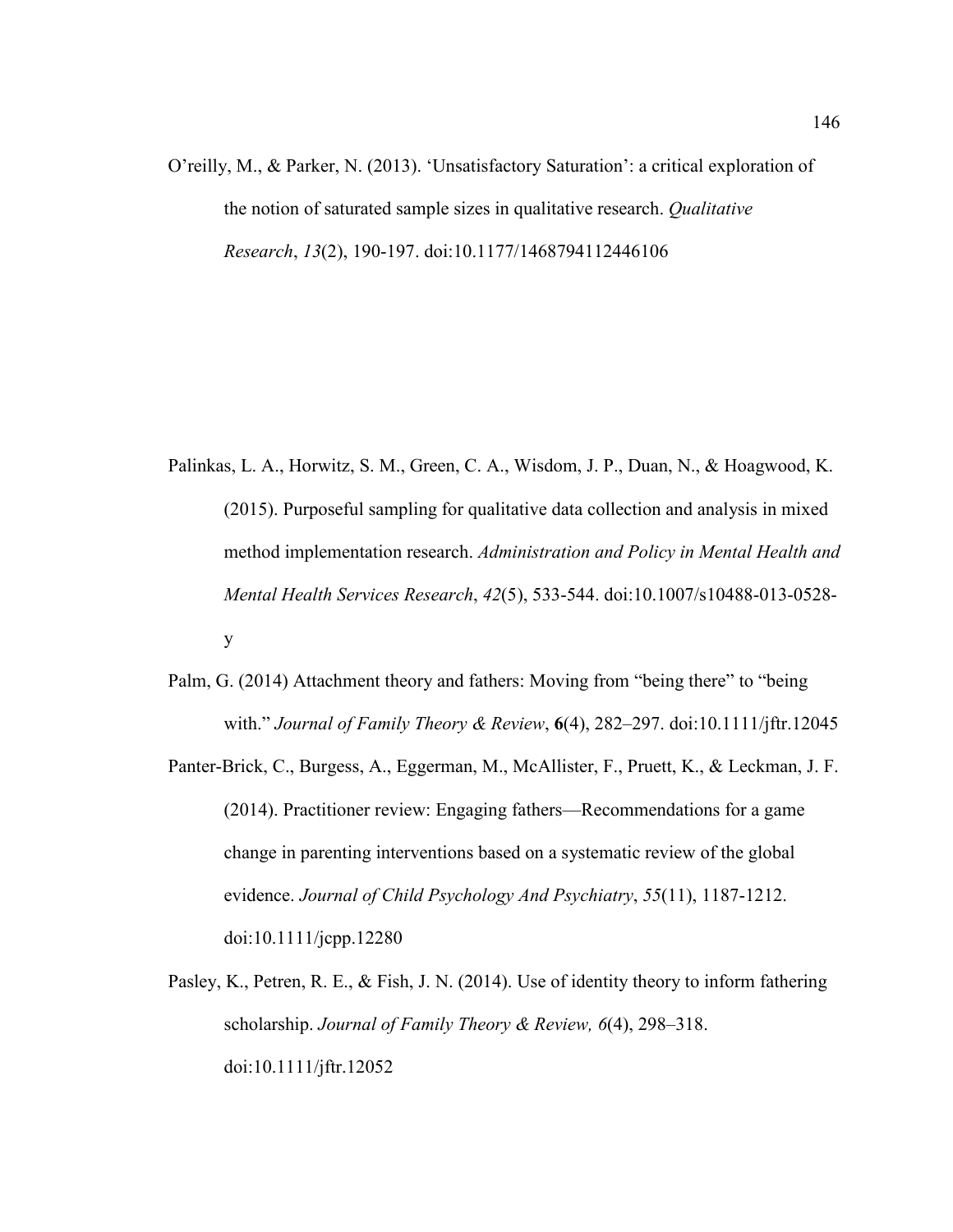O'reilly, M., & Parker, N. (2013). 'Unsatisfactory Saturation': a critical exploration of the notion of saturated sample sizes in qualitative research. *Qualitative Research*, *13*(2), 190-197. doi:10.1177/1468794112446106

Palinkas, L. A., Horwitz, S. M., Green, C. A., Wisdom, J. P., Duan, N., & Hoagwood, K. (2015). Purposeful sampling for qualitative data collection and analysis in mixed method implementation research. *Administration and Policy in Mental Health and Mental Health Services Research*, *42*(5), 533-544. doi:10.1007/s10488-013-0528-y

Palm, G. (2014) Attachment theory and fathers: Moving from "being there" to "being with." *Journal of Family Theory & Review*, **6**(4), 282–297. doi:10.1111/jftr.12045

Panter-Brick, C., Burgess, A., Eggerman, M., McAllister, F., Pruett, K., & Leckman, J. F. (2014). Practitioner review: Engaging fathers—Recommendations for a game change in parenting interventions based on a systematic review of the global evidence. *Journal of Child Psychology And Psychiatry*, *55*(11), 1187-1212. doi:10.1111/jcpp.12280

Pasley, K., Petren, R. E., & Fish, J. N. (2014). Use of identity theory to inform fathering scholarship. *Journal of Family Theory & Review, 6*(4), 298–318. doi:10.1111/jftr.12052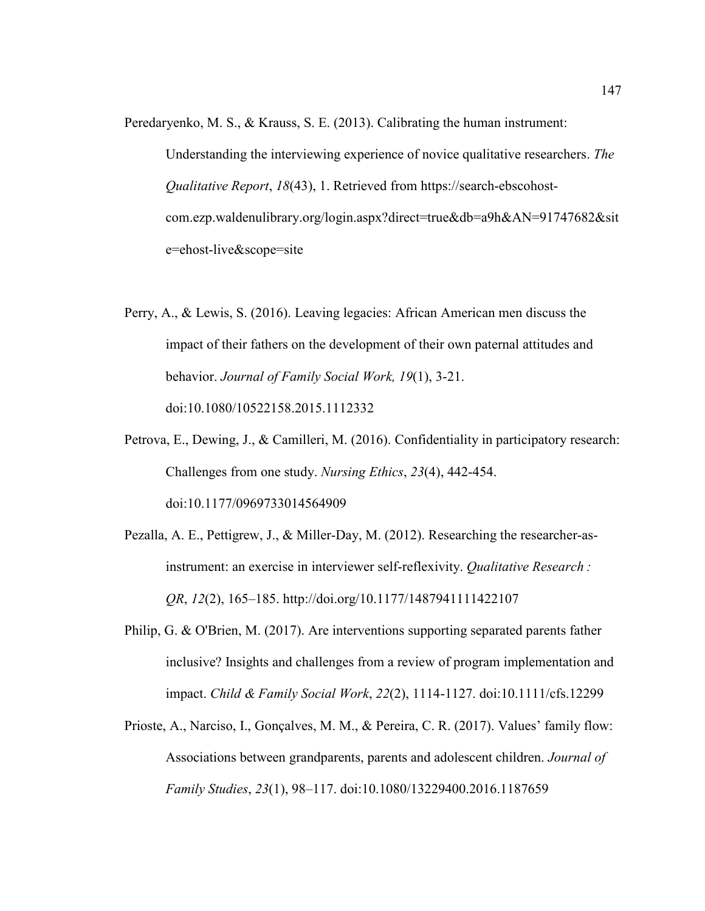Peredaryenko, M. S., & Krauss, S. E. (2013). Calibrating the human instrument: Understanding the interviewing experience of novice qualitative researchers. *The Qualitative Report*, *18*(43), 1. Retrieved from https://search-ebscohost-com.ezp.waldenulibrary.org/login.aspx?direct=true&db=a9h&AN=91747682&site=ehost-live&scope=site

Perry, A., & Lewis, S. (2016). Leaving legacies: African American men discuss the impact of their fathers on the development of their own paternal attitudes and behavior. *Journal of Family Social Work, 19*(1), 3-21. doi:10.1080/10522158.2015.1112332

Petrova, E., Dewing, J., & Camilleri, M. (2016). Confidentiality in participatory research: Challenges from one study. *Nursing Ethics*, *23*(4), 442-454. doi:10.1177/0969733014564909

Pezalla, A. E., Pettigrew, J., & Miller-Day, M. (2012). Researching the researcher-as-instrument: an exercise in interviewer self-reflexivity. *Qualitative Research : QR*, *12*(2), 165–185. http://doi.org/10.1177/1487941111422107

Philip, G. & O'Brien, M. (2017). Are interventions supporting separated parents father inclusive? Insights and challenges from a review of program implementation and impact. *Child & Family Social Work*, *22*(2), 1114-1127. doi:10.1111/cfs.12299

Prioste, A., Narciso, I., Gonçalves, M. M., & Pereira, C. R. (2017). Values' family flow: Associations between grandparents, parents and adolescent children. *Journal of Family Studies*, *23*(1), 98–117. doi:10.1080/13229400.2016.1187659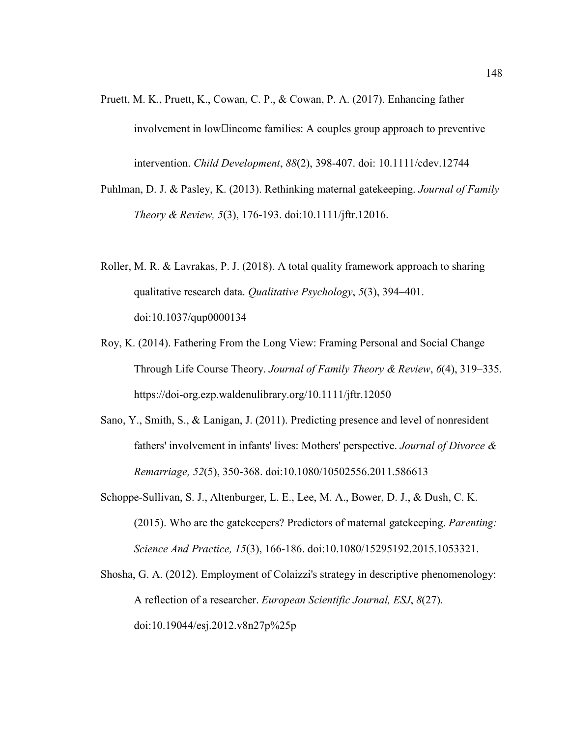Pruett, M. K., Pruett, K., Cowan, C. P., & Cowan, P. A. (2017). Enhancing father involvement in low income families: A couples group approach to preventive intervention. *Child Development*, *88*(2), 398-407. doi: 10.1111/cdev.12744

Puhlman, D. J. & Pasley, K. (2013). Rethinking maternal gatekeeping. *Journal of Family Theory & Review, 5*(3), 176-193. doi:10.1111/jftr.12016.

Roller, M. R. & Lavrakas, P. J. (2018). A total quality framework approach to sharing qualitative research data. *Qualitative Psychology*, *5*(3), 394–401. doi:10.1037/qup0000134

Roy, K. (2014). Fathering From the Long View: Framing Personal and Social Change Through Life Course Theory. *Journal of Family Theory & Review*, *6*(4), 319–335. https://doi-org.ezp.waldenulibrary.org/10.1111/jftr.12050

Sano, Y., Smith, S., & Lanigan, J. (2011). Predicting presence and level of nonresident fathers' involvement in infants' lives: Mothers' perspective. *Journal of Divorce & Remarriage, 52*(5), 350-368. doi:10.1080/10502556.2011.586613

Schoppe-Sullivan, S. J., Altenburger, L. E., Lee, M. A., Bower, D. J., & Dush, C. K. (2015). Who are the gatekeepers? Predictors of maternal gatekeeping. *Parenting: Science And Practice, 15*(3), 166-186. doi:10.1080/15295192.2015.1053321.

Shosha, G. A. (2012). Employment of Colaizzi's strategy in descriptive phenomenology: A reflection of a researcher. *European Scientific Journal, ESJ*, *8*(27). doi:10.19044/esj.2012.v8n27p%25p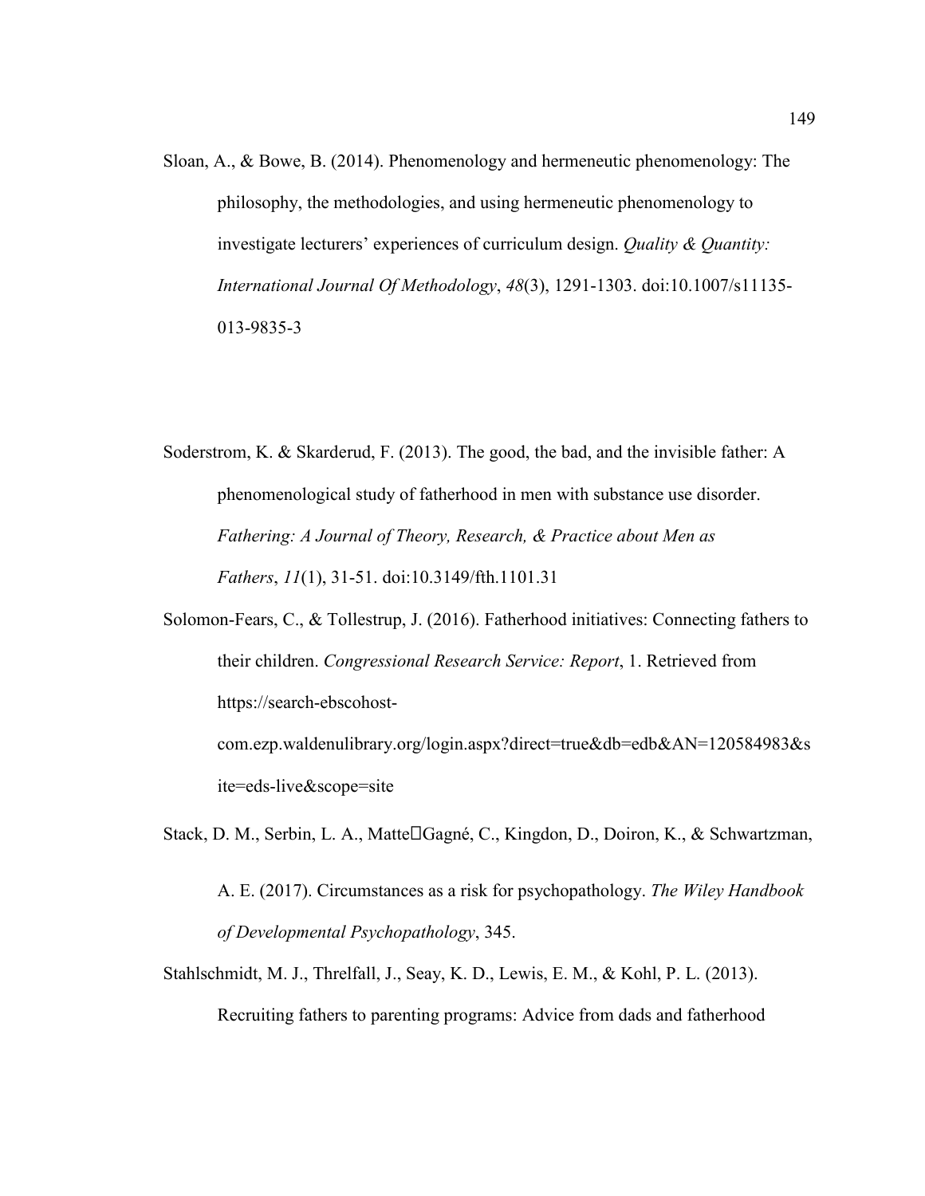Sloan, A., & Bowe, B. (2014). Phenomenology and hermeneutic phenomenology: The philosophy, the methodologies, and using hermeneutic phenomenology to investigate lecturers' experiences of curriculum design. *Quality & Quantity: International Journal Of Methodology*, *48*(3), 1291-1303. doi:10.1007/s11135-013-9835-3

Soderstrom, K. & Skarderud, F. (2013). The good, the bad, and the invisible father: A phenomenological study of fatherhood in men with substance use disorder. *Fathering: A Journal of Theory, Research, & Practice about Men as Fathers*, *11*(1), 31-51. doi:10.3149/fth.1101.31

Solomon-Fears, C., & Tollestrup, J. (2016). Fatherhood initiatives: Connecting fathers to their children. *Congressional Research Service: Report*, 1. Retrieved from https://search-ebscohost-com.ezp.waldenulibrary.org/login.aspx?direct=true&db=edb&AN=120584983&site=eds-live&scope=site

Stack, D. M., Serbin, L. A., Matte‐Gagné, C., Kingdon, D., Doiron, K., & Schwartzman, A. E. (2017). Circumstances as a risk for psychopathology. *The Wiley Handbook of Developmental Psychopathology*, 345.

Stahlschmidt, M. J., Threlfall, J., Seay, K. D., Lewis, E. M., & Kohl, P. L. (2013). Recruiting fathers to parenting programs: Advice from dads and fatherhood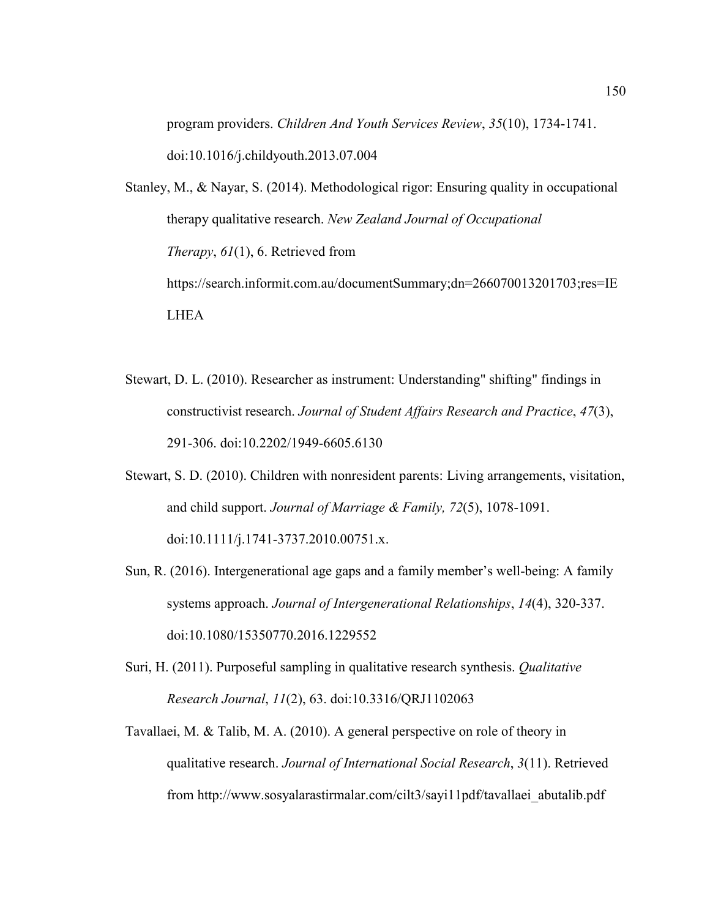program providers. *Children And Youth Services Review*, *35*(10), 1734-1741. doi:10.1016/j.childyouth.2013.07.004

Stanley, M., & Nayar, S. (2014). Methodological rigor: Ensuring quality in occupational therapy qualitative research. *New Zealand Journal of Occupational Therapy*, *61*(1), 6. Retrieved from https://search.informit.com.au/documentSummary;dn=266070013201703;res=IELHEA

Stewart, D. L. (2010). Researcher as instrument: Understanding" shifting" findings in constructivist research. *Journal of Student Affairs Research and Practice*, *47*(3), 291-306. doi:10.2202/1949-6605.6130

Stewart, S. D. (2010). Children with nonresident parents: Living arrangements, visitation, and child support. *Journal of Marriage & Family, 72*(5), 1078-1091. doi:10.1111/j.1741-3737.2010.00751.x.

Sun, R. (2016). Intergenerational age gaps and a family member's well-being: A family systems approach. *Journal of Intergenerational Relationships*, *14*(4), 320-337. doi:10.1080/15350770.2016.1229552

Suri, H. (2011). Purposeful sampling in qualitative research synthesis. *Qualitative Research Journal*, *11*(2), 63. doi:10.3316/QRJ1102063

Tavallaei, M. & Talib, M. A. (2010). A general perspective on role of theory in qualitative research. *Journal of International Social Research*, *3*(11). Retrieved from http://www.sosyalarastirmalar.com/cilt3/sayi11pdf/tavallaei_abutalib.pdf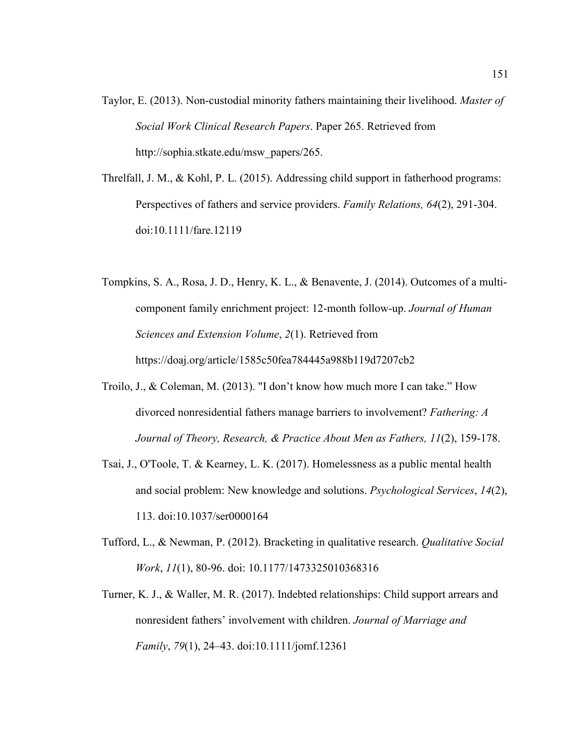Taylor, E. (2013). Non-custodial minority fathers maintaining their livelihood. *Master of Social Work Clinical Research Papers*. Paper 265. Retrieved from http://sophia.stkate.edu/msw_papers/265.

Threlfall, J. M., & Kohl, P. L. (2015). Addressing child support in fatherhood programs: Perspectives of fathers and service providers. *Family Relations, 64*(2), 291-304. doi:10.1111/fare.12119

Tompkins, S. A., Rosa, J. D., Henry, K. L., & Benavente, J. (2014). Outcomes of a multi-component family enrichment project: 12-month follow-up. *Journal of Human Sciences and Extension Volume*, *2*(1). Retrieved from https://doaj.org/article/1585c50fea784445a988b119d7207cb2

Troilo, J., & Coleman, M. (2013). "I don't know how much more I can take." How divorced nonresidential fathers manage barriers to involvement? *Fathering: A Journal of Theory, Research, & Practice About Men as Fathers, 11*(2), 159-178.

Tsai, J., O'Toole, T. & Kearney, L. K. (2017). Homelessness as a public mental health and social problem: New knowledge and solutions. *Psychological Services*, *14*(2), 113. doi:10.1037/ser0000164

Tufford, L., & Newman, P. (2012). Bracketing in qualitative research. *Qualitative Social Work*, *11*(1), 80-96. doi: 10.1177/1473325010368316

Turner, K. J., & Waller, M. R. (2017). Indebted relationships: Child support arrears and nonresident fathers' involvement with children. *Journal of Marriage and Family*, *79*(1), 24–43. doi:10.1111/jomf.12361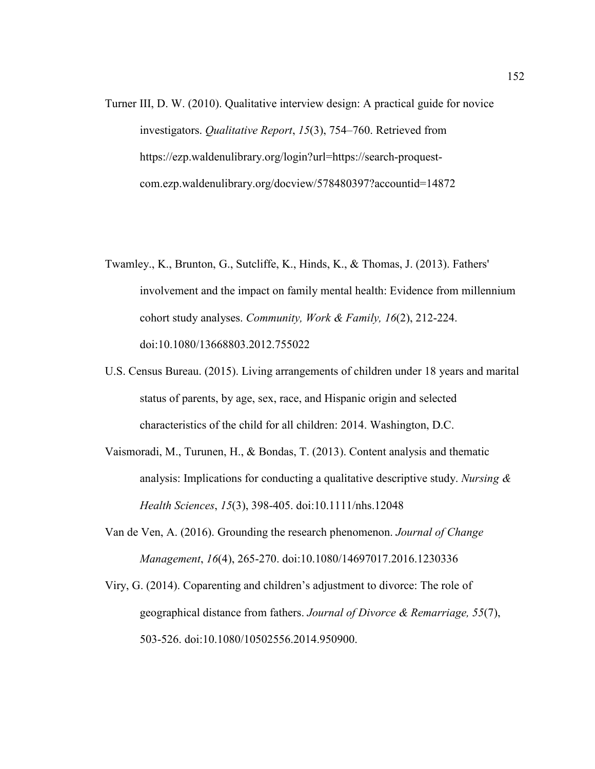Turner III, D. W. (2010). Qualitative interview design: A practical guide for novice investigators. *Qualitative Report*, *15*(3), 754–760. Retrieved from https://ezp.waldenulibrary.org/login?url=https://search-proquest-com.ezp.waldenulibrary.org/docview/578480397?accountid=14872

Twamley., K., Brunton, G., Sutcliffe, K., Hinds, K., & Thomas, J. (2013). Fathers' involvement and the impact on family mental health: Evidence from millennium cohort study analyses. *Community, Work & Family, 16*(2), 212-224. doi:10.1080/13668803.2012.755022

U.S. Census Bureau. (2015). Living arrangements of children under 18 years and marital status of parents, by age, sex, race, and Hispanic origin and selected characteristics of the child for all children: 2014. Washington, D.C.

Vaismoradi, M., Turunen, H., & Bondas, T. (2013). Content analysis and thematic analysis: Implications for conducting a qualitative descriptive study. *Nursing & Health Sciences*, *15*(3), 398-405. doi:10.1111/nhs.12048

Van de Ven, A. (2016). Grounding the research phenomenon. *Journal of Change Management*, *16*(4), 265-270. doi:10.1080/14697017.2016.1230336

Viry, G. (2014). Coparenting and children's adjustment to divorce: The role of geographical distance from fathers. *Journal of Divorce & Remarriage, 55*(7), 503-526. doi:10.1080/10502556.2014.950900.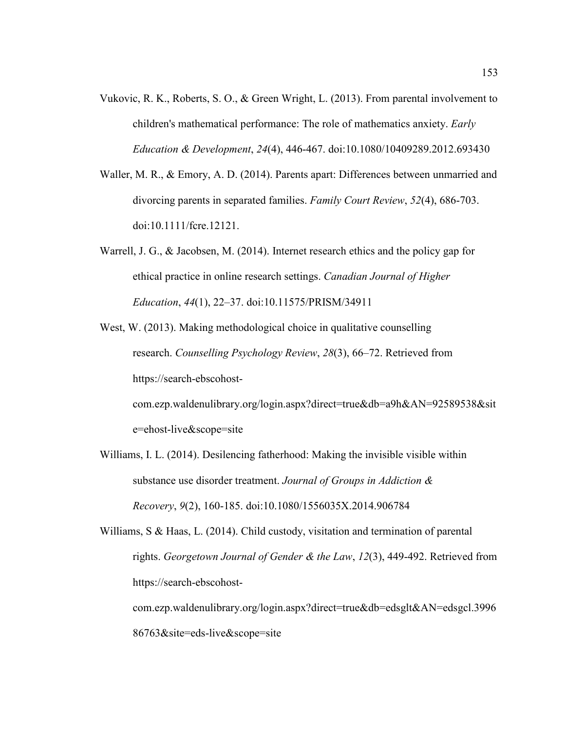Vukovic, R. K., Roberts, S. O., & Green Wright, L. (2013). From parental involvement to children's mathematical performance: The role of mathematics anxiety. *Early Education & Development*, *24*(4), 446-467. doi:10.1080/10409289.2012.693430

Waller, M. R., & Emory, A. D. (2014). Parents apart: Differences between unmarried and divorcing parents in separated families. *Family Court Review*, *52*(4), 686-703. doi:10.1111/fcre.12121.

Warrell, J. G., & Jacobsen, M. (2014). Internet research ethics and the policy gap for ethical practice in online research settings. *Canadian Journal of Higher Education*, *44*(1), 22–37. doi:10.11575/PRISM/34911

West, W. (2013). Making methodological choice in qualitative counselling research. *Counselling Psychology Review*, *28*(3), 66–72. Retrieved from https://search-ebscohost-com.ezp.waldenulibrary.org/login.aspx?direct=true&db=a9h&AN=92589538&site=ehost-live&scope=site

Williams, I. L. (2014). Desilencing fatherhood: Making the invisible visible within substance use disorder treatment. *Journal of Groups in Addiction & Recovery*, *9*(2), 160-185. doi:10.1080/1556035X.2014.906784

Williams, S & Haas, L. (2014). Child custody, visitation and termination of parental rights. *Georgetown Journal of Gender & the Law*, *12*(3), 449-492. Retrieved from https://search-ebscohost-com.ezp.waldenulibrary.org/login.aspx?direct=true&db=edsglt&AN=edsgcl.399686763&site=eds-live&scope=site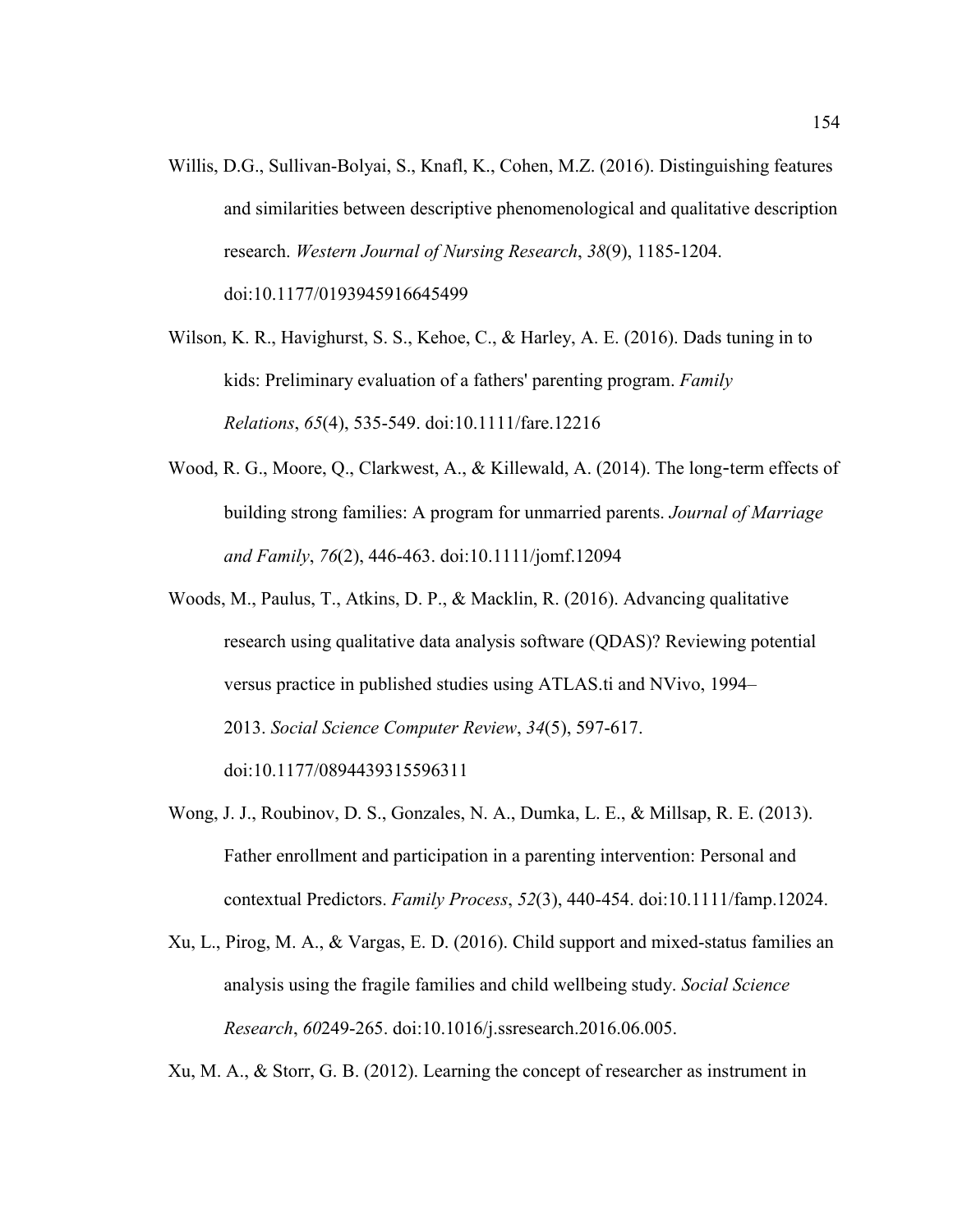Willis, D.G., Sullivan-Bolyai, S., Knafl, K., Cohen, M.Z. (2016). Distinguishing features and similarities between descriptive phenomenological and qualitative description research. *Western Journal of Nursing Research*, *38*(9), 1185-1204. doi:10.1177/0193945916645499

Wilson, K. R., Havighurst, S. S., Kehoe, C., & Harley, A. E. (2016). Dads tuning in to kids: Preliminary evaluation of a fathers' parenting program. *Family Relations*, *65*(4), 535-549. doi:10.1111/fare.12216

Wood, R. G., Moore, Q., Clarkwest, A., & Killewald, A. (2014). The long‐term effects of building strong families: A program for unmarried parents. *Journal of Marriage and Family*, *76*(2), 446-463. doi:10.1111/jomf.12094

Woods, M., Paulus, T., Atkins, D. P., & Macklin, R. (2016). Advancing qualitative research using qualitative data analysis software (QDAS)? Reviewing potential versus practice in published studies using ATLAS.ti and NVivo, 1994–2013. *Social Science Computer Review*, *34*(5), 597-617. doi:10.1177/0894439315596311

Wong, J. J., Roubinov, D. S., Gonzales, N. A., Dumka, L. E., & Millsap, R. E. (2013). Father enrollment and participation in a parenting intervention: Personal and contextual Predictors. *Family Process*, *52*(3), 440-454. doi:10.1111/famp.12024.

Xu, L., Pirog, M. A., & Vargas, E. D. (2016). Child support and mixed-status families an analysis using the fragile families and child wellbeing study. *Social Science Research*, *60*249-265. doi:10.1016/j.ssresearch.2016.06.005.

Xu, M. A., & Storr, G. B. (2012). Learning the concept of researcher as instrument in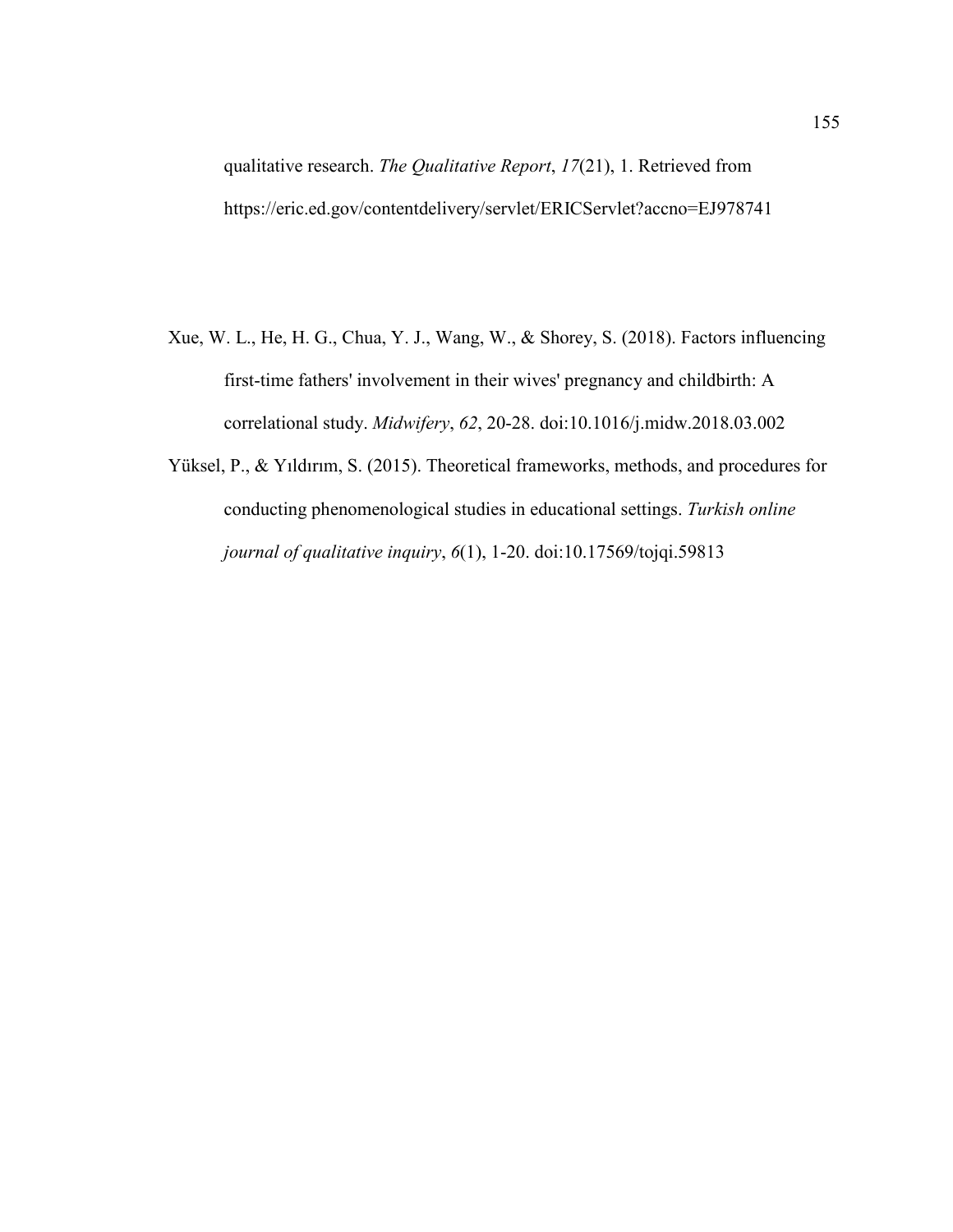qualitative research. *The Qualitative Report*, *17*(21), 1. Retrieved from https://eric.ed.gov/contentdelivery/servlet/ERICServlet?accno=EJ978741

Xue, W. L., He, H. G., Chua, Y. J., Wang, W., & Shorey, S. (2018). Factors influencing first-time fathers' involvement in their wives' pregnancy and childbirth: A correlational study. *Midwifery*, *62*, 20-28. doi:10.1016/j.midw.2018.03.002

Yüksel, P., & Yıldırım, S. (2015). Theoretical frameworks, methods, and procedures for conducting phenomenological studies in educational settings. *Turkish online journal of qualitative inquiry*, *6*(1), 1-20. doi:10.17569/tojqi.59813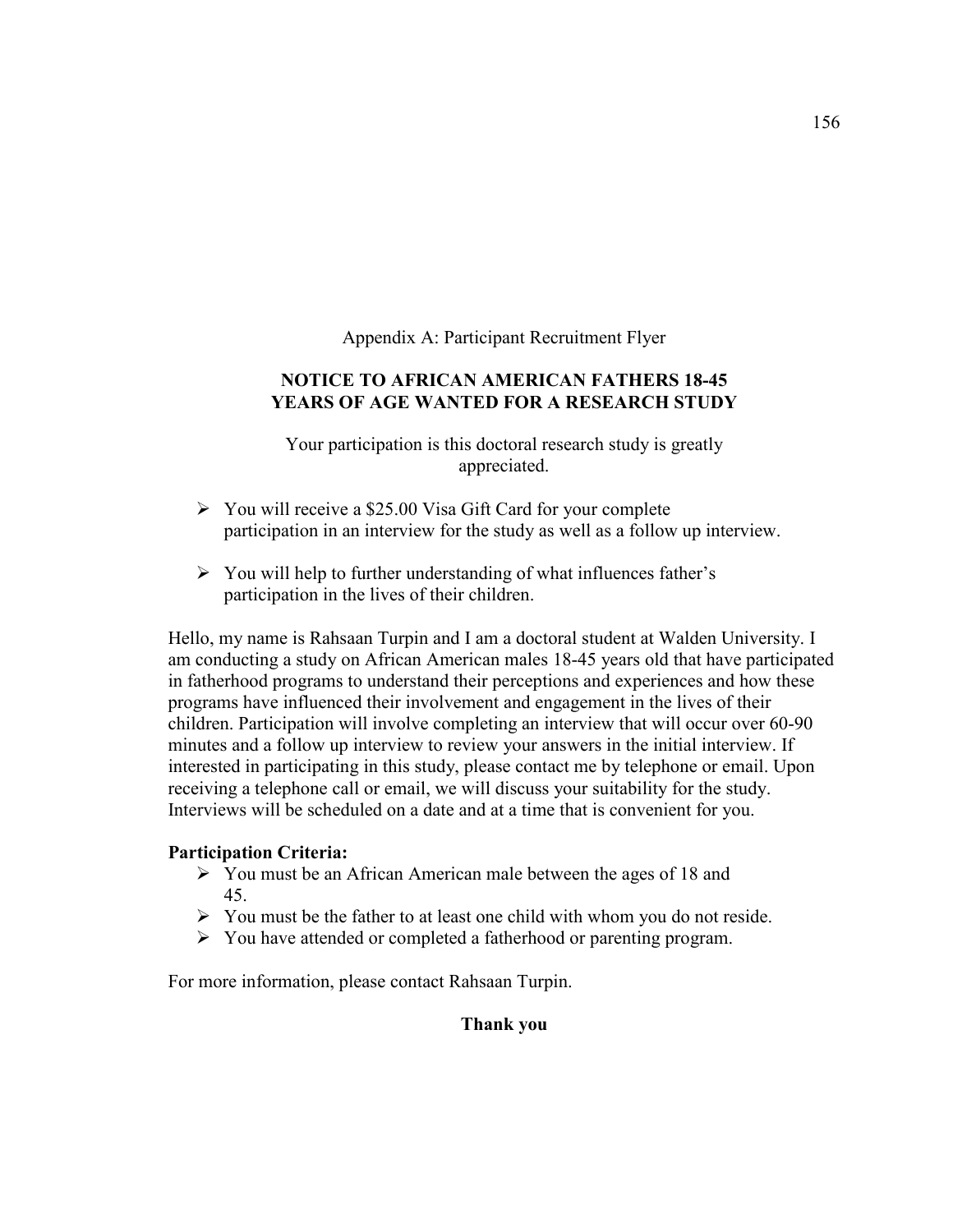## Appendix A: Participant Recruitment Flyer

**NOTICE TO AFRICAN AMERICAN FATHERS 18-45 YEARS OF AGE WANTED FOR A RESEARCH STUDY**

Your participation is this doctoral research study is greatly appreciated.

- You will receive a $25.00 Visa Gift Card for your complete participation in an interview for the study as well as a follow up interview.
- You will help to further understanding of what influences father's participation in the lives of their children.

Hello, my name is Rahsaan Turpin and I am a doctoral student at Walden University. I am conducting a study on African American males 18-45 years old that have participated in fatherhood programs to understand their perceptions and experiences and how these programs have influenced their involvement and engagement in the lives of their children. Participation will involve completing an interview that will occur over 60-90 minutes and a follow up interview to review your answers in the initial interview. If interested in participating in this study, please contact me by telephone or email. Upon receiving a telephone call or email, we will discuss your suitability for the study. Interviews will be scheduled on a date and at a time that is convenient for you.

**Participation Criteria:**

- You must be an African American male between the ages of 18 and 45.
- You must be the father to at least one child with whom you do not reside.
- You have attended or completed a fatherhood or parenting program.

For more information, please contact Rahsaan Turpin.

**Thank you**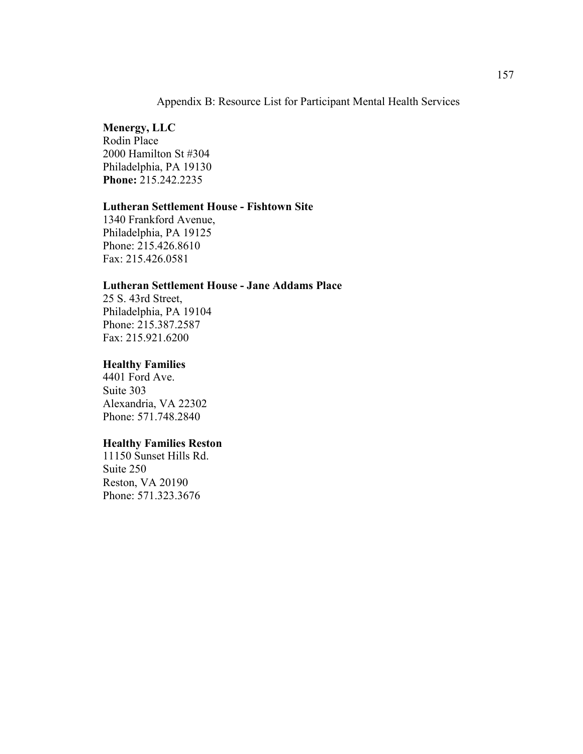# Appendix B: Resource List for Participant Mental Health Services

**Menergy, LLC**
Rodin Place
2000 Hamilton St #304
Philadelphia, PA 19130
**Phone:** 215.242.2235

**Lutheran Settlement House - Fishtown Site**
1340 Frankford Avenue,
Philadelphia, PA 19125
Phone: 215.426.8610
Fax: 215.426.0581

**Lutheran Settlement House - Jane Addams Place**
25 S. 43rd Street,
Philadelphia, PA 19104
Phone: 215.387.2587
Fax: 215.921.6200

**Healthy Families**
4401 Ford Ave.
Suite 303
Alexandria, VA 22302
Phone: 571.748.2840

**Healthy Families Reston**
11150 Sunset Hills Rd.
Suite 250
Reston, VA 20190
Phone: 571.323.3676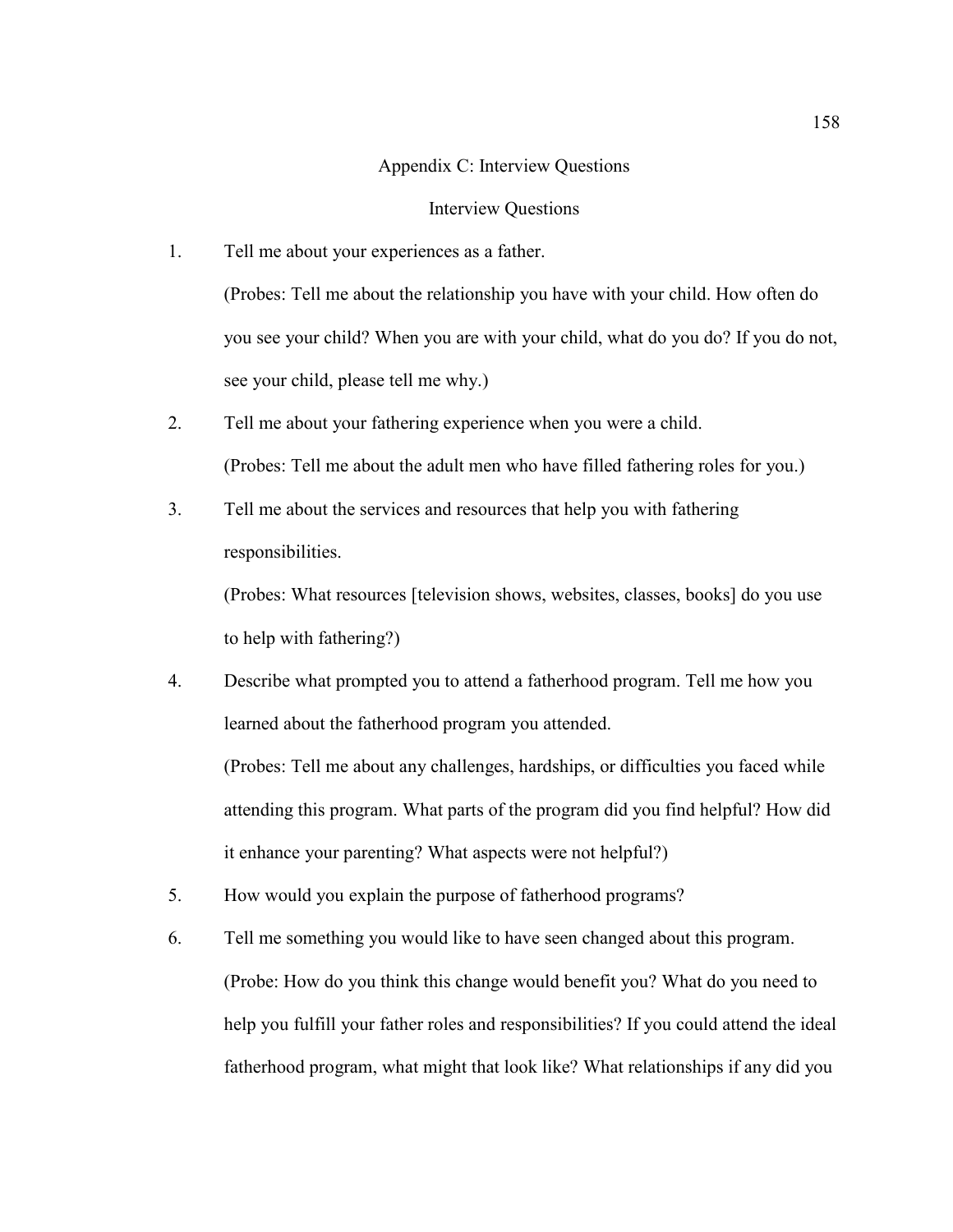# Appendix C: Interview Questions

## Interview Questions

1. Tell me about your experiences as a father.

   (Probes: Tell me about the relationship you have with your child. How often do you see your child? When you are with your child, what do you do? If you do not, see your child, please tell me why.)

2. Tell me about your fathering experience when you were a child.

   (Probes: Tell me about the adult men who have filled fathering roles for you.)

3. Tell me about the services and resources that help you with fathering responsibilities.

   (Probes: What resources [television shows, websites, classes, books] do you use to help with fathering?)

4. Describe what prompted you to attend a fatherhood program. Tell me how you learned about the fatherhood program you attended.

   (Probes: Tell me about any challenges, hardships, or difficulties you faced while attending this program. What parts of the program did you find helpful? How did it enhance your parenting? What aspects were not helpful?)

5. How would you explain the purpose of fatherhood programs?

6. Tell me something you would like to have seen changed about this program.

   (Probe: How do you think this change would benefit you? What do you need to help you fulfill your father roles and responsibilities? If you could attend the ideal fatherhood program, what might that look like? What relationships if any did you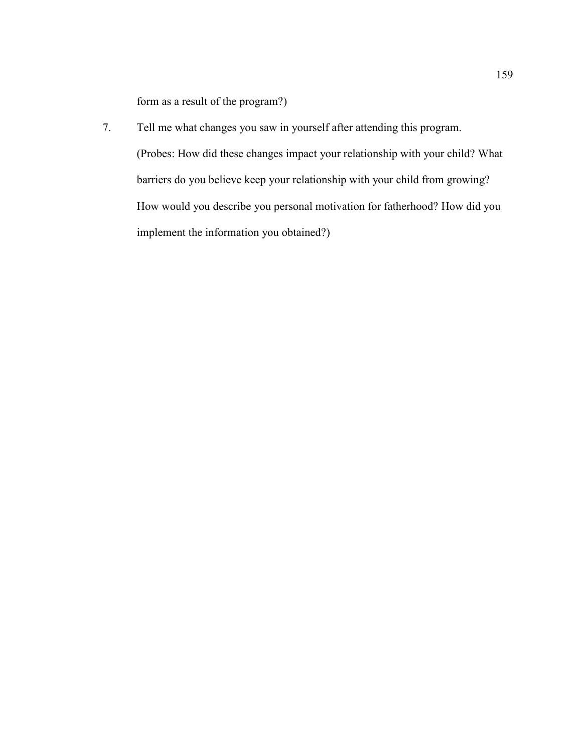form as a result of the program?)

7. Tell me what changes you saw in yourself after attending this program. (Probes: How did these changes impact your relationship with your child? What barriers do you believe keep your relationship with your child from growing? How would you describe you personal motivation for fatherhood? How did you implement the information you obtained?)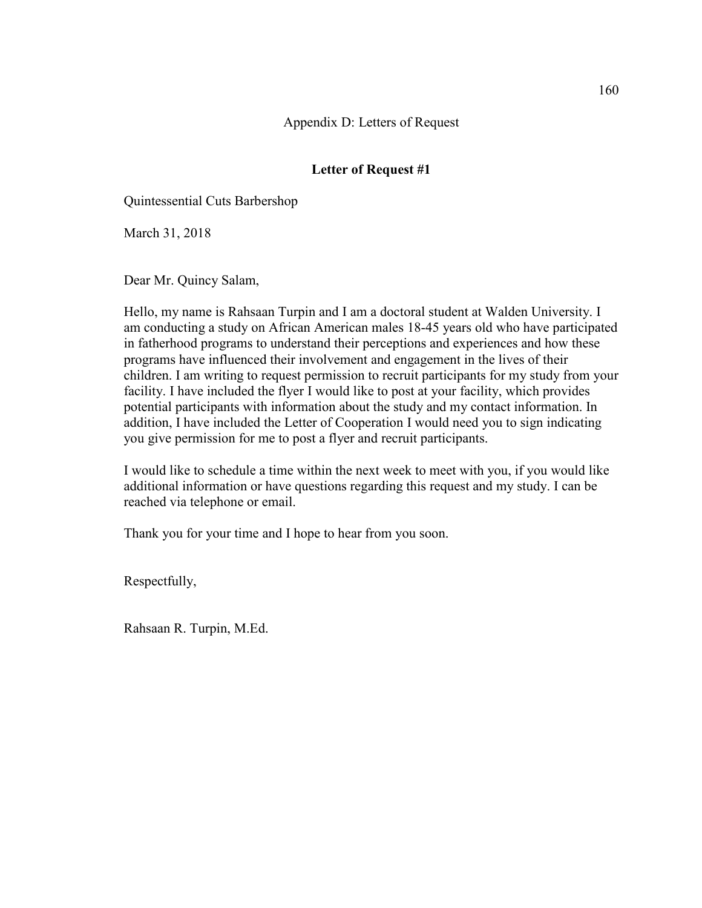# Appendix D: Letters of Request

## Letter of Request #1

Quintessential Cuts Barbershop

March 31, 2018

Dear Mr. Quincy Salam,

Hello, my name is Rahsaan Turpin and I am a doctoral student at Walden University. I am conducting a study on African American males 18-45 years old who have participated in fatherhood programs to understand their perceptions and experiences and how these programs have influenced their involvement and engagement in the lives of their children. I am writing to request permission to recruit participants for my study from your facility. I have included the flyer I would like to post at your facility, which provides potential participants with information about the study and my contact information. In addition, I have included the Letter of Cooperation I would need you to sign indicating you give permission for me to post a flyer and recruit participants.

I would like to schedule a time within the next week to meet with you, if you would like additional information or have questions regarding this request and my study. I can be reached via telephone or email.

Thank you for your time and I hope to hear from you soon.

Respectfully,

Rahsaan R. Turpin, M.Ed.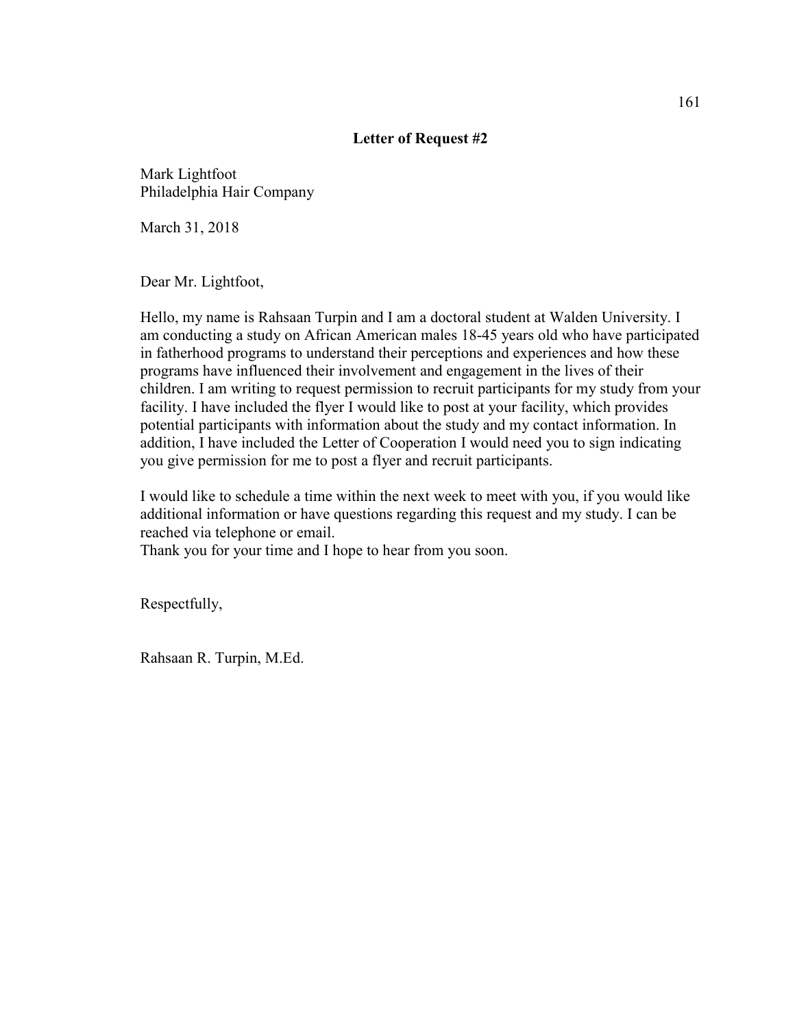**Letter of Request #2**

Mark Lightfoot
Philadelphia Hair Company

March 31, 2018

Dear Mr. Lightfoot,

Hello, my name is Rahsaan Turpin and I am a doctoral student at Walden University. I am conducting a study on African American males 18-45 years old who have participated in fatherhood programs to understand their perceptions and experiences and how these programs have influenced their involvement and engagement in the lives of their children. I am writing to request permission to recruit participants for my study from your facility. I have included the flyer I would like to post at your facility, which provides potential participants with information about the study and my contact information. In addition, I have included the Letter of Cooperation I would need you to sign indicating you give permission for me to post a flyer and recruit participants.

I would like to schedule a time within the next week to meet with you, if you would like additional information or have questions regarding this request and my study. I can be reached via telephone or email.
Thank you for your time and I hope to hear from you soon.

Respectfully,

Rahsaan R. Turpin, M.Ed.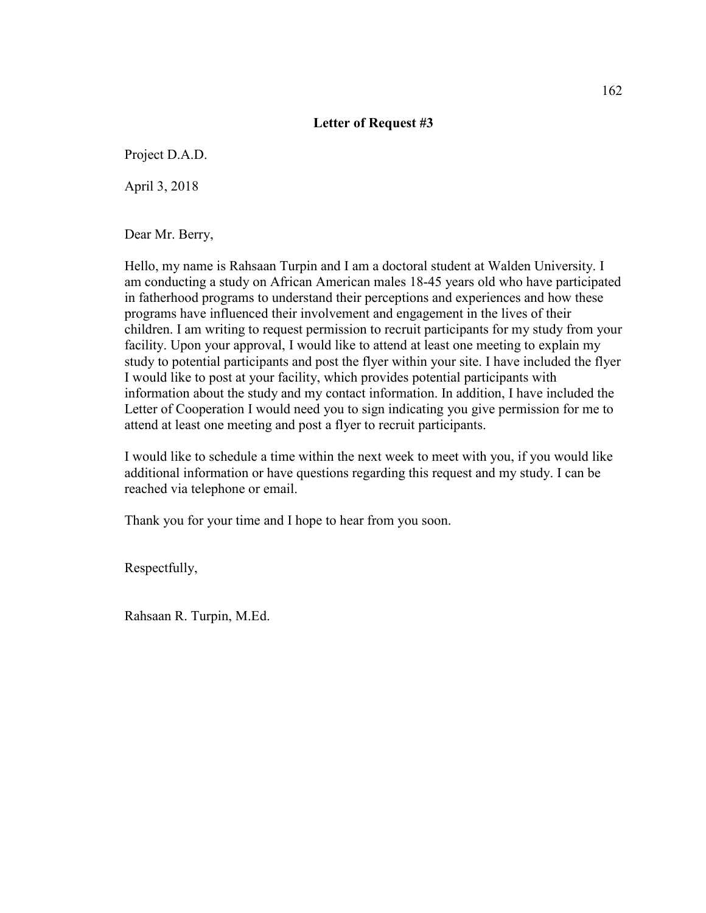**Letter of Request #3**

Project D.A.D.

April 3, 2018

Dear Mr. Berry,

Hello, my name is Rahsaan Turpin and I am a doctoral student at Walden University. I am conducting a study on African American males 18-45 years old who have participated in fatherhood programs to understand their perceptions and experiences and how these programs have influenced their involvement and engagement in the lives of their children. I am writing to request permission to recruit participants for my study from your facility. Upon your approval, I would like to attend at least one meeting to explain my study to potential participants and post the flyer within your site. I have included the flyer I would like to post at your facility, which provides potential participants with information about the study and my contact information. In addition, I have included the Letter of Cooperation I would need you to sign indicating you give permission for me to attend at least one meeting and post a flyer to recruit participants.

I would like to schedule a time within the next week to meet with you, if you would like additional information or have questions regarding this request and my study. I can be reached via telephone or email.

Thank you for your time and I hope to hear from you soon.

Respectfully,

Rahsaan R. Turpin, M.Ed.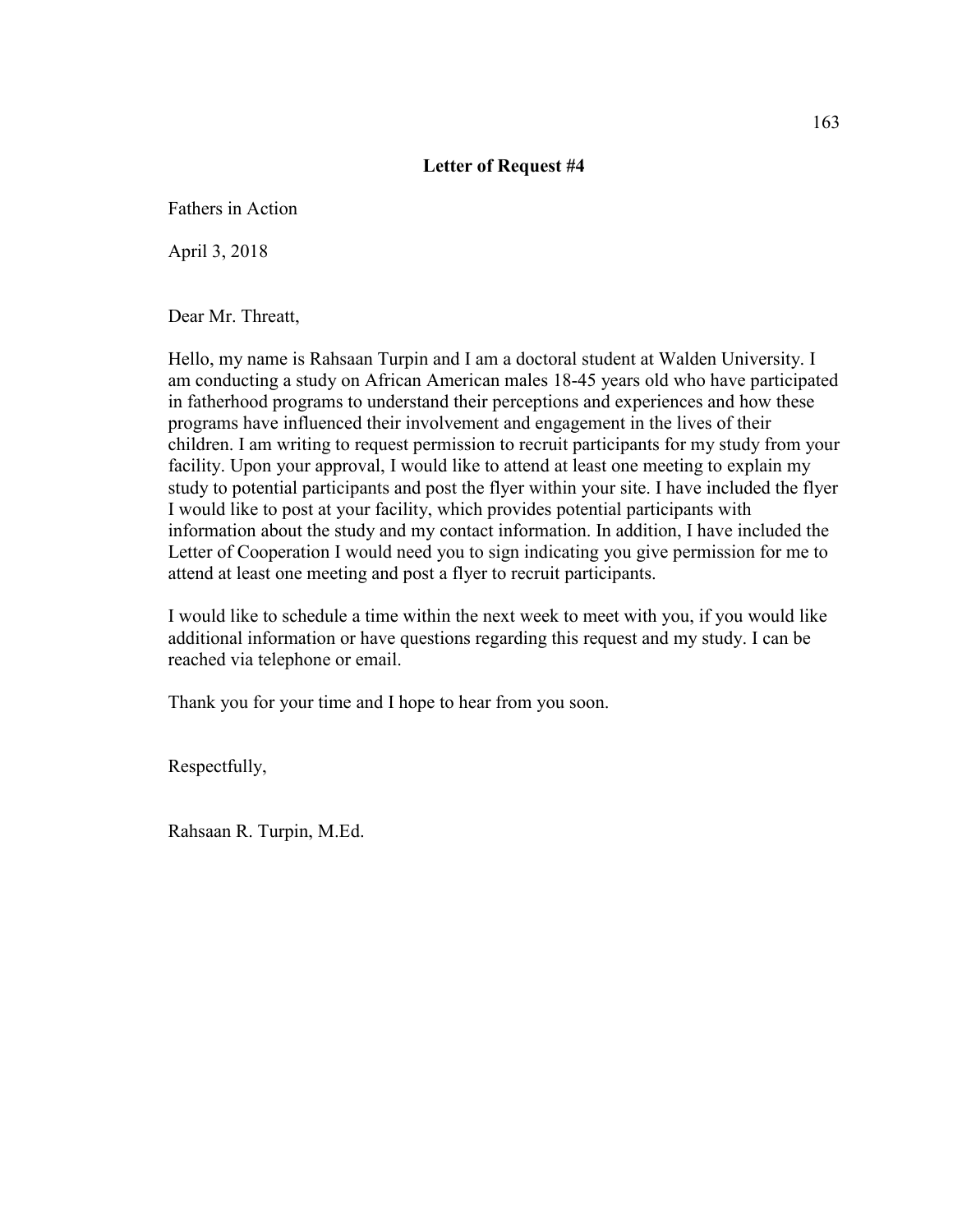**Letter of Request #4**

Fathers in Action

April 3, 2018

Dear Mr. Threatt,

Hello, my name is Rahsaan Turpin and I am a doctoral student at Walden University. I am conducting a study on African American males 18-45 years old who have participated in fatherhood programs to understand their perceptions and experiences and how these programs have influenced their involvement and engagement in the lives of their children. I am writing to request permission to recruit participants for my study from your facility. Upon your approval, I would like to attend at least one meeting to explain my study to potential participants and post the flyer within your site. I have included the flyer I would like to post at your facility, which provides potential participants with information about the study and my contact information. In addition, I have included the Letter of Cooperation I would need you to sign indicating you give permission for me to attend at least one meeting and post a flyer to recruit participants.

I would like to schedule a time within the next week to meet with you, if you would like additional information or have questions regarding this request and my study. I can be reached via telephone or email.

Thank you for your time and I hope to hear from you soon.

Respectfully,

Rahsaan R. Turpin, M.Ed.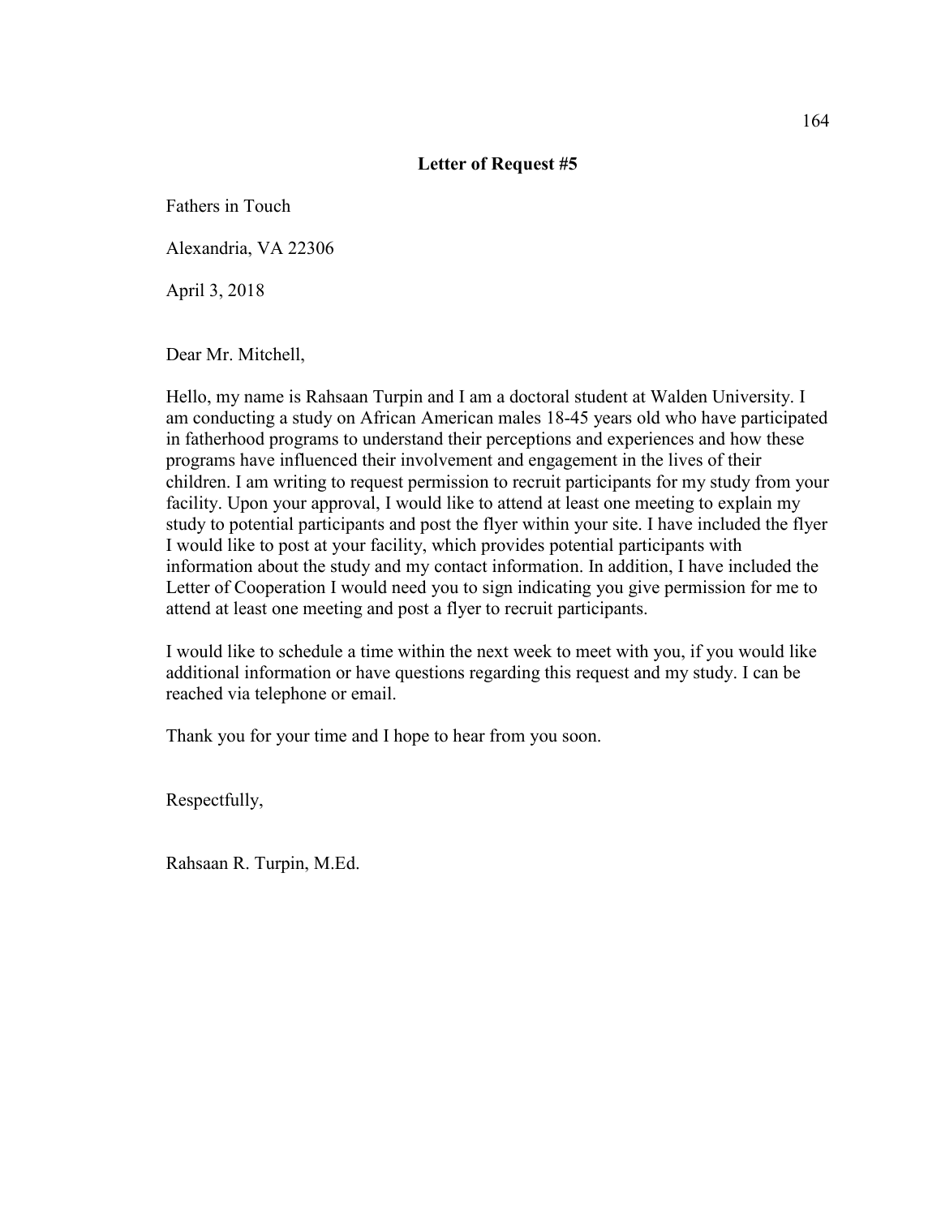**Letter of Request #5**

Fathers in Touch

Alexandria, VA 22306

April 3, 2018

Dear Mr. Mitchell,

Hello, my name is Rahsaan Turpin and I am a doctoral student at Walden University. I am conducting a study on African American males 18-45 years old who have participated in fatherhood programs to understand their perceptions and experiences and how these programs have influenced their involvement and engagement in the lives of their children. I am writing to request permission to recruit participants for my study from your facility. Upon your approval, I would like to attend at least one meeting to explain my study to potential participants and post the flyer within your site. I have included the flyer I would like to post at your facility, which provides potential participants with information about the study and my contact information. In addition, I have included the Letter of Cooperation I would need you to sign indicating you give permission for me to attend at least one meeting and post a flyer to recruit participants.

I would like to schedule a time within the next week to meet with you, if you would like additional information or have questions regarding this request and my study. I can be reached via telephone or email.

Thank you for your time and I hope to hear from you soon.

Respectfully,

Rahsaan R. Turpin, M.Ed.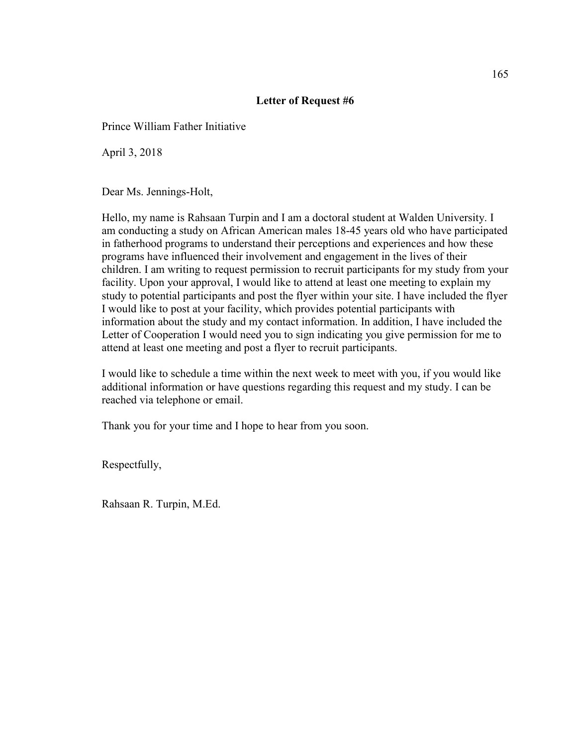**Letter of Request #6**

Prince William Father Initiative

April 3, 2018

Dear Ms. Jennings-Holt,

Hello, my name is Rahsaan Turpin and I am a doctoral student at Walden University. I am conducting a study on African American males 18-45 years old who have participated in fatherhood programs to understand their perceptions and experiences and how these programs have influenced their involvement and engagement in the lives of their children. I am writing to request permission to recruit participants for my study from your facility. Upon your approval, I would like to attend at least one meeting to explain my study to potential participants and post the flyer within your site. I have included the flyer I would like to post at your facility, which provides potential participants with information about the study and my contact information. In addition, I have included the Letter of Cooperation I would need you to sign indicating you give permission for me to attend at least one meeting and post a flyer to recruit participants.

I would like to schedule a time within the next week to meet with you, if you would like additional information or have questions regarding this request and my study. I can be reached via telephone or email.

Thank you for your time and I hope to hear from you soon.

Respectfully,

Rahsaan R. Turpin, M.Ed.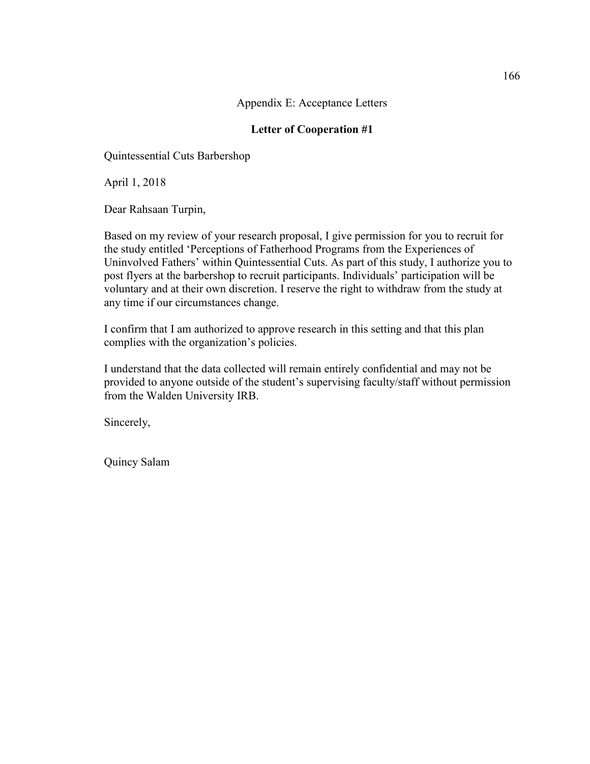# Appendix E: Acceptance Letters

## Letter of Cooperation #1

Quintessential Cuts Barbershop

April 1, 2018

Dear Rahsaan Turpin,

Based on my review of your research proposal, I give permission for you to recruit for the study entitled 'Perceptions of Fatherhood Programs from the Experiences of Uninvolved Fathers' within Quintessential Cuts. As part of this study, I authorize you to post flyers at the barbershop to recruit participants. Individuals' participation will be voluntary and at their own discretion. I reserve the right to withdraw from the study at any time if our circumstances change.

I confirm that I am authorized to approve research in this setting and that this plan complies with the organization's policies.

I understand that the data collected will remain entirely confidential and may not be provided to anyone outside of the student's supervising faculty/staff without permission from the Walden University IRB.

Sincerely,

Quincy Salam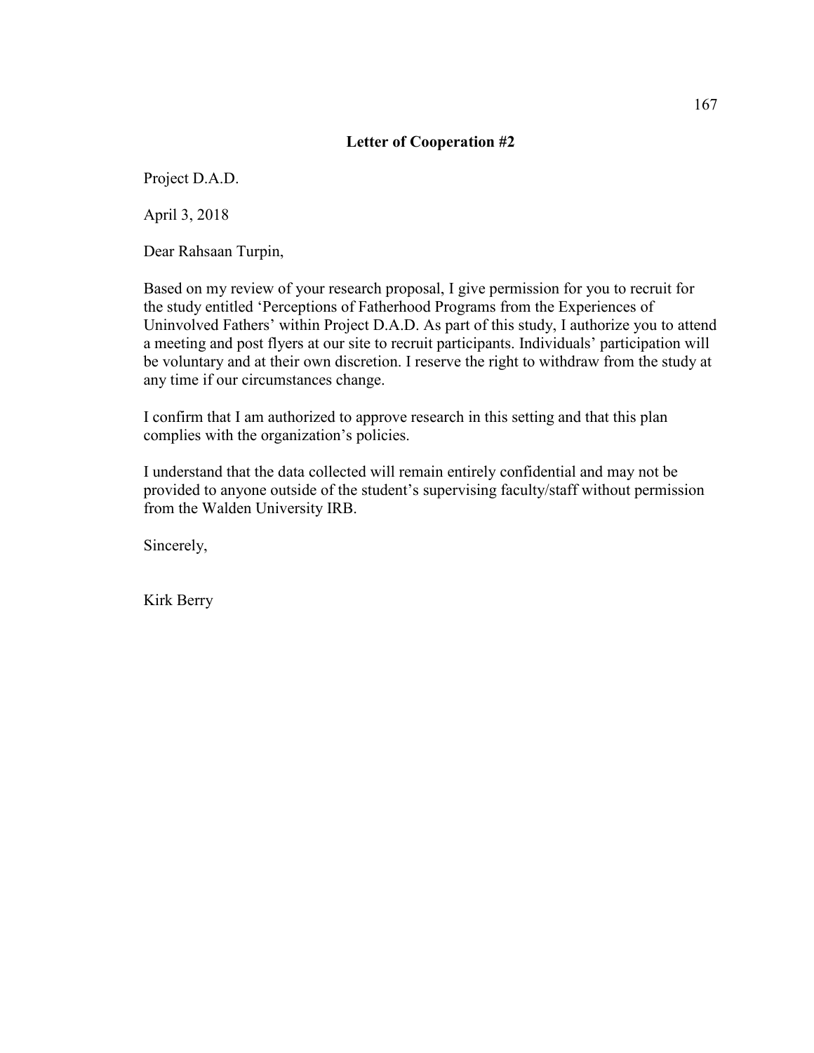## Letter of Cooperation #2

Project D.A.D.

April 3, 2018

Dear Rahsaan Turpin,

Based on my review of your research proposal, I give permission for you to recruit for the study entitled 'Perceptions of Fatherhood Programs from the Experiences of Uninvolved Fathers' within Project D.A.D. As part of this study, I authorize you to attend a meeting and post flyers at our site to recruit participants. Individuals' participation will be voluntary and at their own discretion. I reserve the right to withdraw from the study at any time if our circumstances change.

I confirm that I am authorized to approve research in this setting and that this plan complies with the organization's policies.

I understand that the data collected will remain entirely confidential and may not be provided to anyone outside of the student's supervising faculty/staff without permission from the Walden University IRB.

Sincerely,

Kirk Berry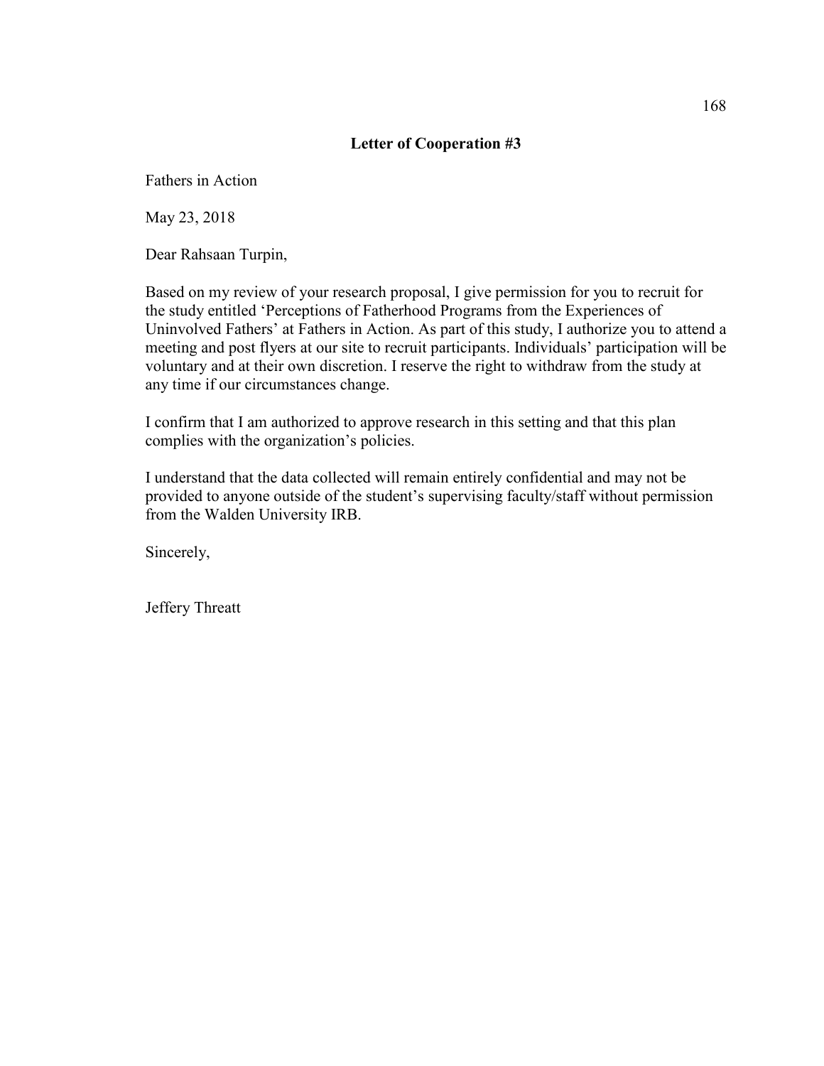## Letter of Cooperation #3

Fathers in Action

May 23, 2018

Dear Rahsaan Turpin,

Based on my review of your research proposal, I give permission for you to recruit for the study entitled 'Perceptions of Fatherhood Programs from the Experiences of Uninvolved Fathers' at Fathers in Action. As part of this study, I authorize you to attend a meeting and post flyers at our site to recruit participants. Individuals' participation will be voluntary and at their own discretion. I reserve the right to withdraw from the study at any time if our circumstances change.

I confirm that I am authorized to approve research in this setting and that this plan complies with the organization's policies.

I understand that the data collected will remain entirely confidential and may not be provided to anyone outside of the student's supervising faculty/staff without permission from the Walden University IRB.

Sincerely,

Jeffery Threatt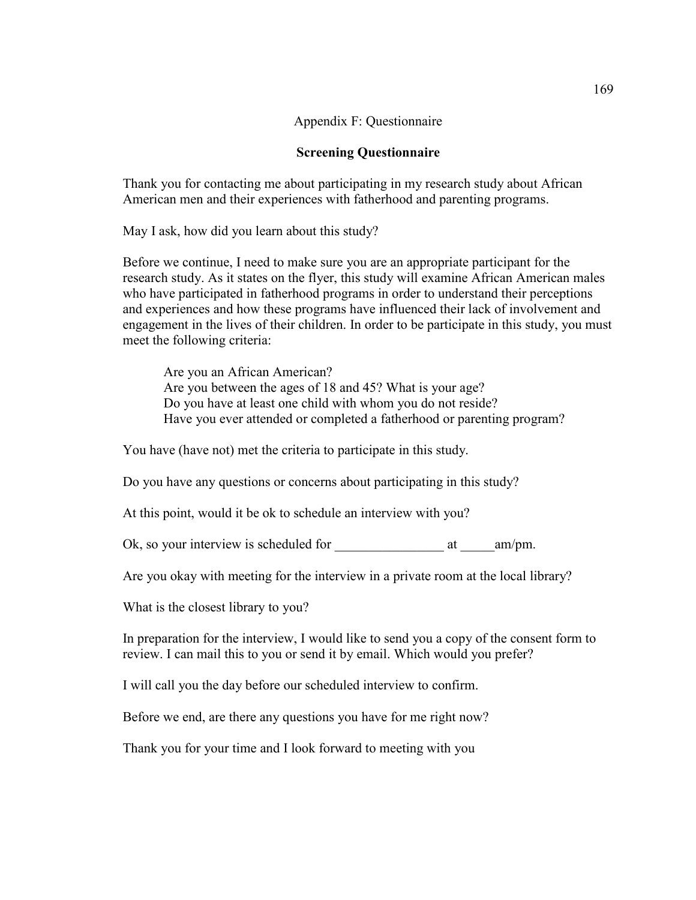Appendix F: Questionnaire

**Screening Questionnaire**

Thank you for contacting me about participating in my research study about African American men and their experiences with fatherhood and parenting programs.

May I ask, how did you learn about this study?

Before we continue, I need to make sure you are an appropriate participant for the research study. As it states on the flyer, this study will examine African American males who have participated in fatherhood programs in order to understand their perceptions and experiences and how these programs have influenced their lack of involvement and engagement in the lives of their children. In order to be participate in this study, you must meet the following criteria:

> Are you an African American?
> Are you between the ages of 18 and 45? What is your age?
> Do you have at least one child with whom you do not reside?
> Have you ever attended or completed a fatherhood or parenting program?

You have (have not) met the criteria to participate in this study.

Do you have any questions or concerns about participating in this study?

At this point, would it be ok to schedule an interview with you?

Ok, so your interview is scheduled for ________________ at _____am/pm.

Are you okay with meeting for the interview in a private room at the local library?

What is the closest library to you?

In preparation for the interview, I would like to send you a copy of the consent form to review. I can mail this to you or send it by email. Which would you prefer?

I will call you the day before our scheduled interview to confirm.

Before we end, are there any questions you have for me right now?

Thank you for your time and I look forward to meeting with you